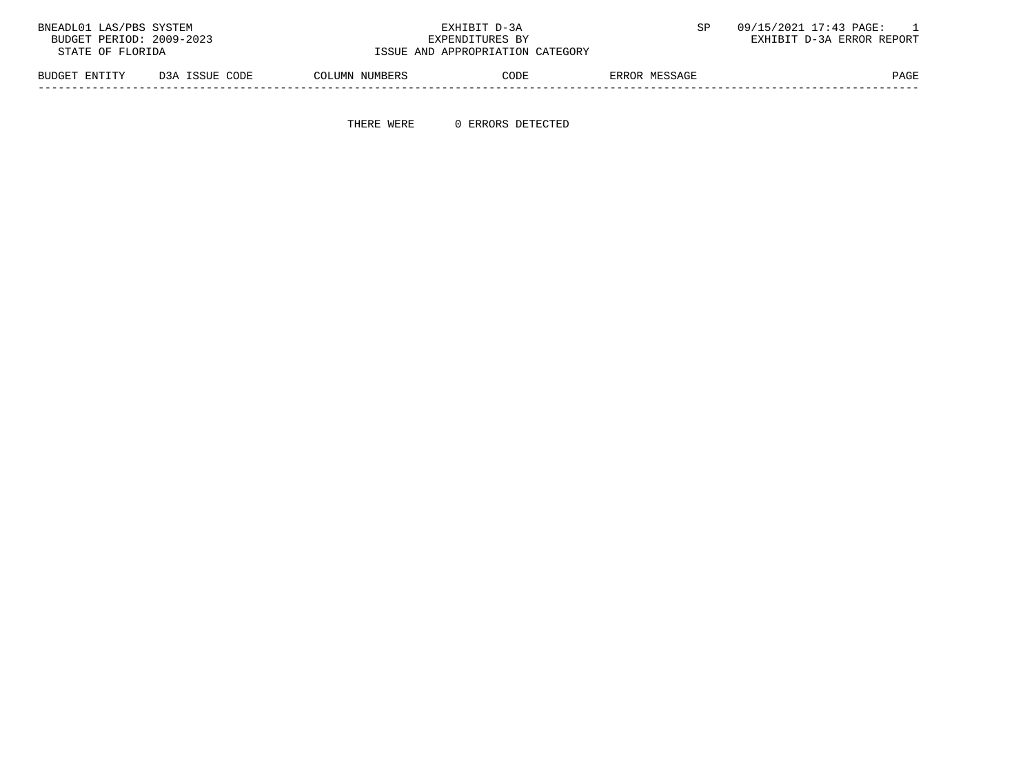BNEADL01 LAS/PBS SYSTEM

BUDGET PERIOD: 2009-2023

STATE OF FLORIDA

EXHIBIT D-3A

EXPENDITURES BY

ISSUE AND APPROPRIATION CATEGORY

SP 09/15/2021 17:43 PAGE: 1

EXHIBIT D-3A ERROR REPORT

| BUDGET ENTITY | D3A ISSUE CODE | COLUMN NUMBERS | CODE | ERROR MESSAGE | PAGE |
|---|---|---|---|---|---|

THERE WERE 0 ERRORS DETECTED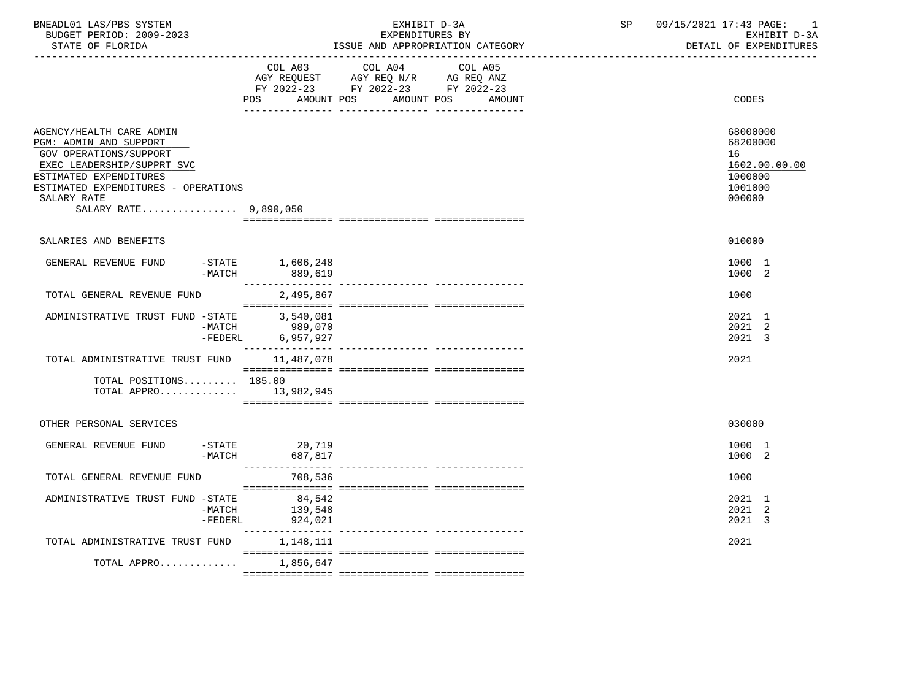BNEADL01 LAS/PBS SYSTEM — EXHIBIT D-3A — EXPENDITURES BY ISSUE AND APPROPRIATION CATEGORY

BUDGET PERIOD: 2009-2023 — STATE OF FLORIDA — SP 09/15/2021 17:43 — EXHIBIT D-3A — DETAIL OF EXPENDITURES

| | COL A03 AGY REQUEST FY 2022-23 POS AMOUNT | COL A04 AGY REQ N/R FY 2022-23 POS AMOUNT | COL A05 AG REQ ANZ FY 2022-23 POS AMOUNT | CODES |
|---|---|---|---|---|
| AGENCY/HEALTH CARE ADMIN | | | | 68000000 |
| PGM: ADMIN AND SUPPORT | | | | 68200000 |
| GOV OPERATIONS/SUPPORT | | | | 16 |
| EXEC LEADERSHIP/SUPPRT SVC | | | | 1602.00.00.00 |
| ESTIMATED EXPENDITURES | | | | 1000000 |
| ESTIMATED EXPENDITURES - OPERATIONS | | | | 1001000 |
| SALARY RATE | | | | 000000 |
| SALARY RATE................ 9,890,050 | | | | |
| SALARIES AND BENEFITS | | | | 010000 |
| GENERAL REVENUE FUND -STATE | 1,606,248 | | | 1000 1 |
| -MATCH | 889,619 | | | 1000 2 |
| TOTAL GENERAL REVENUE FUND | 2,495,867 | | | 1000 |
| ADMINISTRATIVE TRUST FUND -STATE | 3,540,081 | | | 2021 1 |
| -MATCH | 989,070 | | | 2021 2 |
| -FEDERL | 6,957,927 | | | 2021 3 |
| TOTAL ADMINISTRATIVE TRUST FUND | 11,487,078 | | | 2021 |
| TOTAL POSITIONS......... | 185.00 | | | |
| TOTAL APPRO............. | 13,982,945 | | | |
| OTHER PERSONAL SERVICES | | | | 030000 |
| GENERAL REVENUE FUND -STATE | 20,719 | | | 1000 1 |
| -MATCH | 687,817 | | | 1000 2 |
| TOTAL GENERAL REVENUE FUND | 708,536 | | | 1000 |
| ADMINISTRATIVE TRUST FUND -STATE | 84,542 | | | 2021 1 |
| -MATCH | 139,548 | | | 2021 2 |
| -FEDERL | 924,021 | | | 2021 3 |
| TOTAL ADMINISTRATIVE TRUST FUND | 1,148,111 | | | 2021 |
| TOTAL APPRO............. | 1,856,647 | | | |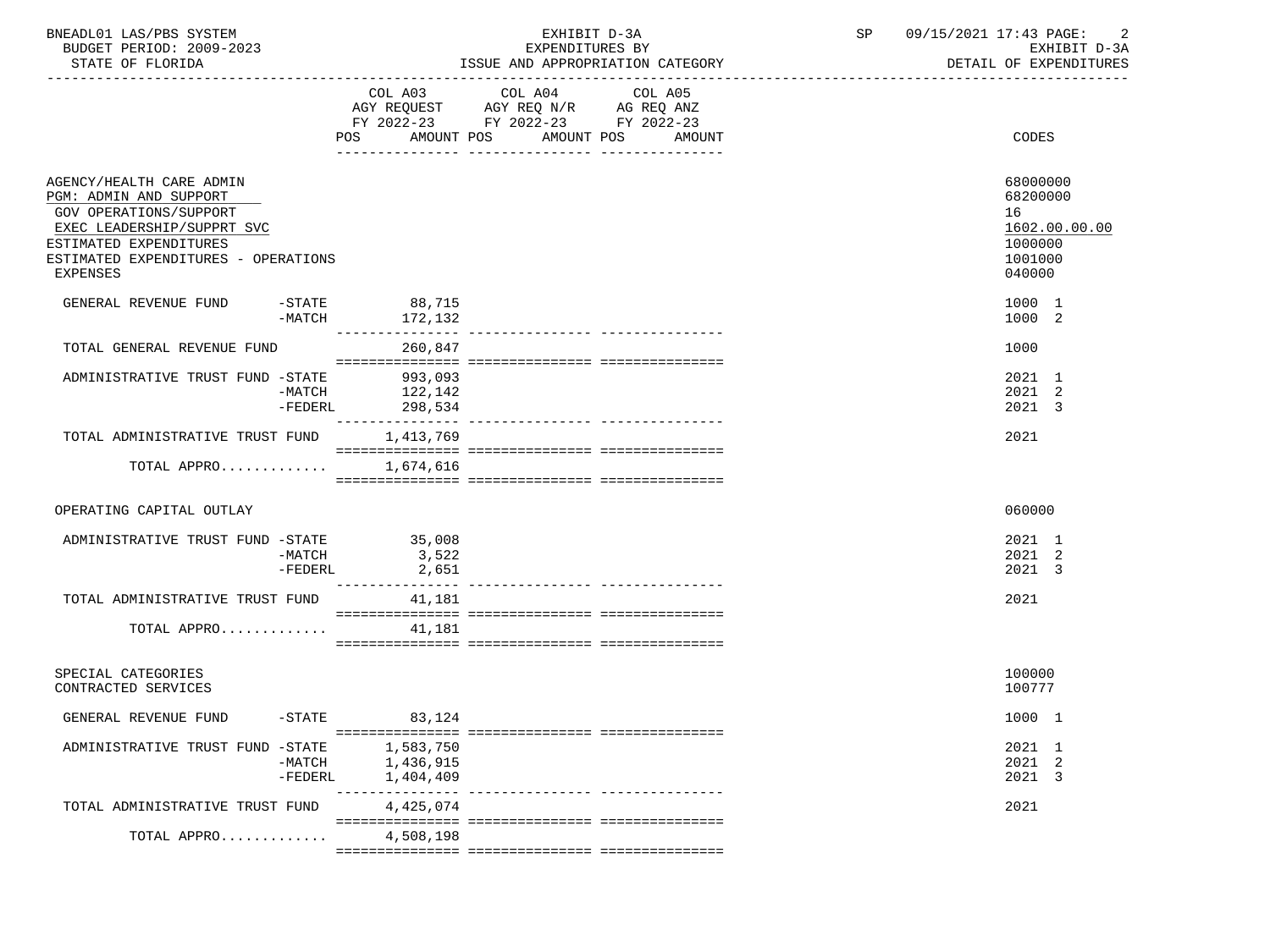BNEADL01 LAS/PBS SYSTEM | BUDGET PERIOD: 2009-2023 | STATE OF FLORIDA

EXHIBIT D-3A
EXPENDITURES BY
ISSUE AND APPROPRIATION CATEGORY

SP 09/15/2021 17:43 | EXHIBIT D-3A | DETAIL OF EXPENDITURES

| | COL A03 AGY REQUEST FY 2022-23 POS AMOUNT | COL A04 AGY REQ N/R FY 2022-23 POS AMOUNT | COL A05 AG REQ ANZ FY 2022-23 POS AMOUNT | CODES |
|---|---|---|---|---|
| AGENCY/HEALTH CARE ADMIN | | | | 68000000 |
| PGM: ADMIN AND SUPPORT | | | | 68200000 |
| GOV OPERATIONS/SUPPORT | | | | 16 |
| EXEC LEADERSHIP/SUPPRT SVC | | | | 1602.00.00.00 |
| ESTIMATED EXPENDITURES | | | | 1000000 |
| ESTIMATED EXPENDITURES - OPERATIONS | | | | 1001000 |
| EXPENSES | | | | 040000 |
| GENERAL REVENUE FUND -STATE | 88,715 | | | 1000 1 |
| -MATCH | 172,132 | | | 1000 2 |
| TOTAL GENERAL REVENUE FUND | 260,847 | | | 1000 |
| ADMINISTRATIVE TRUST FUND -STATE | 993,093 | | | 2021 1 |
| -MATCH | 122,142 | | | 2021 2 |
| -FEDERL | 298,534 | | | 2021 3 |
| TOTAL ADMINISTRATIVE TRUST FUND | 1,413,769 | | | 2021 |
| TOTAL APPRO............ | 1,674,616 | | | |
| OPERATING CAPITAL OUTLAY | | | | 060000 |
| ADMINISTRATIVE TRUST FUND -STATE | 35,008 | | | 2021 1 |
| -MATCH | 3,522 | | | 2021 2 |
| -FEDERL | 2,651 | | | 2021 3 |
| TOTAL ADMINISTRATIVE TRUST FUND | 41,181 | | | 2021 |
| TOTAL APPRO............ | 41,181 | | | |
| SPECIAL CATEGORIES | | | | 100000 |
| CONTRACTED SERVICES | | | | 100777 |
| GENERAL REVENUE FUND -STATE | 83,124 | | | 1000 1 |
| ADMINISTRATIVE TRUST FUND -STATE | 1,583,750 | | | 2021 1 |
| -MATCH | 1,436,915 | | | 2021 2 |
| -FEDERL | 1,404,409 | | | 2021 3 |
| TOTAL ADMINISTRATIVE TRUST FUND | 4,425,074 | | | 2021 |
| TOTAL APPRO............ | 4,508,198 | | | |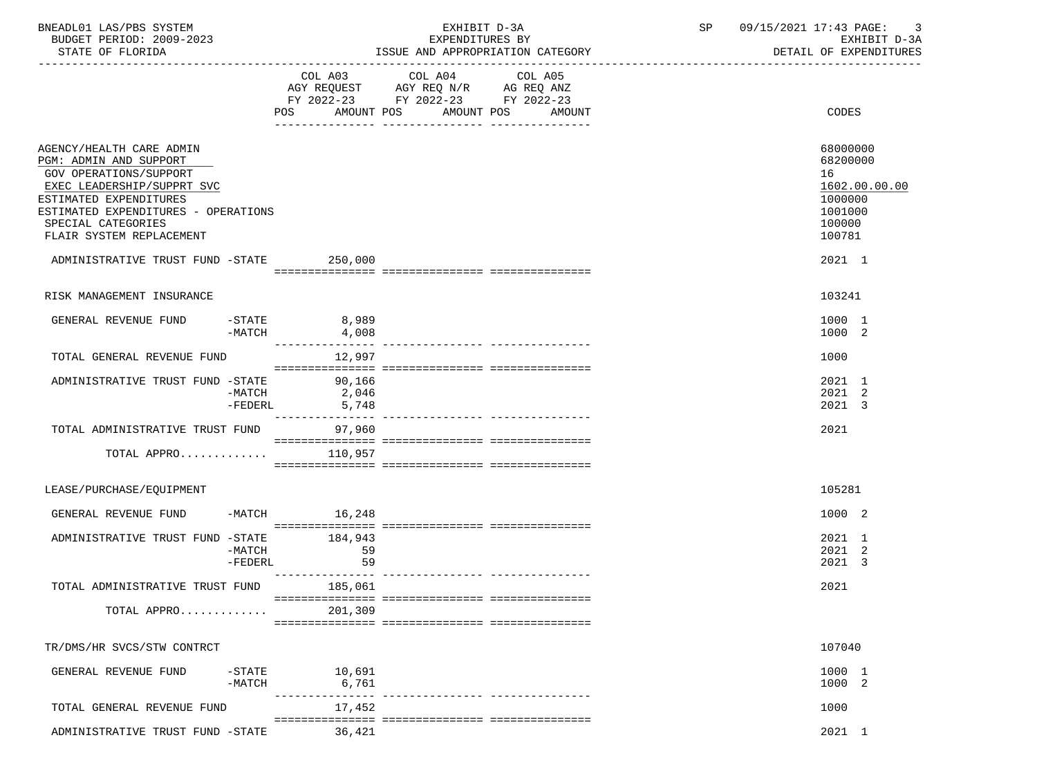BNEADL01 LAS/PBS SYSTEM — EXHIBIT D-3A — EXPENDITURES BY ISSUE AND APPROPRIATION CATEGORY
BUDGET PERIOD: 2009-2023 — STATE OF FLORIDA — DETAIL OF EXPENDITURES

| | COL A03 AGY REQUEST FY 2022-23 POS AMOUNT | COL A04 AGY REQ N/R FY 2022-23 POS AMOUNT | COL A05 AG REQ ANZ FY 2022-23 POS AMOUNT | CODES |
|---|---|---|---|---|
| AGENCY/HEALTH CARE ADMIN | | | | 68000000 |
| PGM: ADMIN AND SUPPORT | | | | 68200000 |
| GOV OPERATIONS/SUPPORT | | | | 16 |
| EXEC LEADERSHIP/SUPPRT SVC | | | | 1602.00.00.00 |
| ESTIMATED EXPENDITURES | | | | 1000000 |
| ESTIMATED EXPENDITURES - OPERATIONS | | | | 1001000 |
| SPECIAL CATEGORIES | | | | 100000 |
| FLAIR SYSTEM REPLACEMENT | | | | 100781 |
| ADMINISTRATIVE TRUST FUND -STATE | 250,000 | | | 2021 1 |
| RISK MANAGEMENT INSURANCE | | | | 103241 |
| GENERAL REVENUE FUND -STATE | 8,989 | | | 1000 1 |
| -MATCH | 4,008 | | | 1000 2 |
| TOTAL GENERAL REVENUE FUND | 12,997 | | | 1000 |
| ADMINISTRATIVE TRUST FUND -STATE | 90,166 | | | 2021 1 |
| -MATCH | 2,046 | | | 2021 2 |
| -FEDERL | 5,748 | | | 2021 3 |
| TOTAL ADMINISTRATIVE TRUST FUND | 97,960 | | | 2021 |
| TOTAL APPRO............ | 110,957 | | | |
| LEASE/PURCHASE/EQUIPMENT | | | | 105281 |
| GENERAL REVENUE FUND -MATCH | 16,248 | | | 1000 2 |
| ADMINISTRATIVE TRUST FUND -STATE | 184,943 | | | 2021 1 |
| -MATCH | 59 | | | 2021 2 |
| -FEDERL | 59 | | | 2021 3 |
| TOTAL ADMINISTRATIVE TRUST FUND | 185,061 | | | 2021 |
| TOTAL APPRO............ | 201,309 | | | |
| TR/DMS/HR SVCS/STW CONTRCT | | | | 107040 |
| GENERAL REVENUE FUND -STATE | 10,691 | | | 1000 1 |
| -MATCH | 6,761 | | | 1000 2 |
| TOTAL GENERAL REVENUE FUND | 17,452 | | | 1000 |
| ADMINISTRATIVE TRUST FUND -STATE | 36,421 | | | 2021 1 |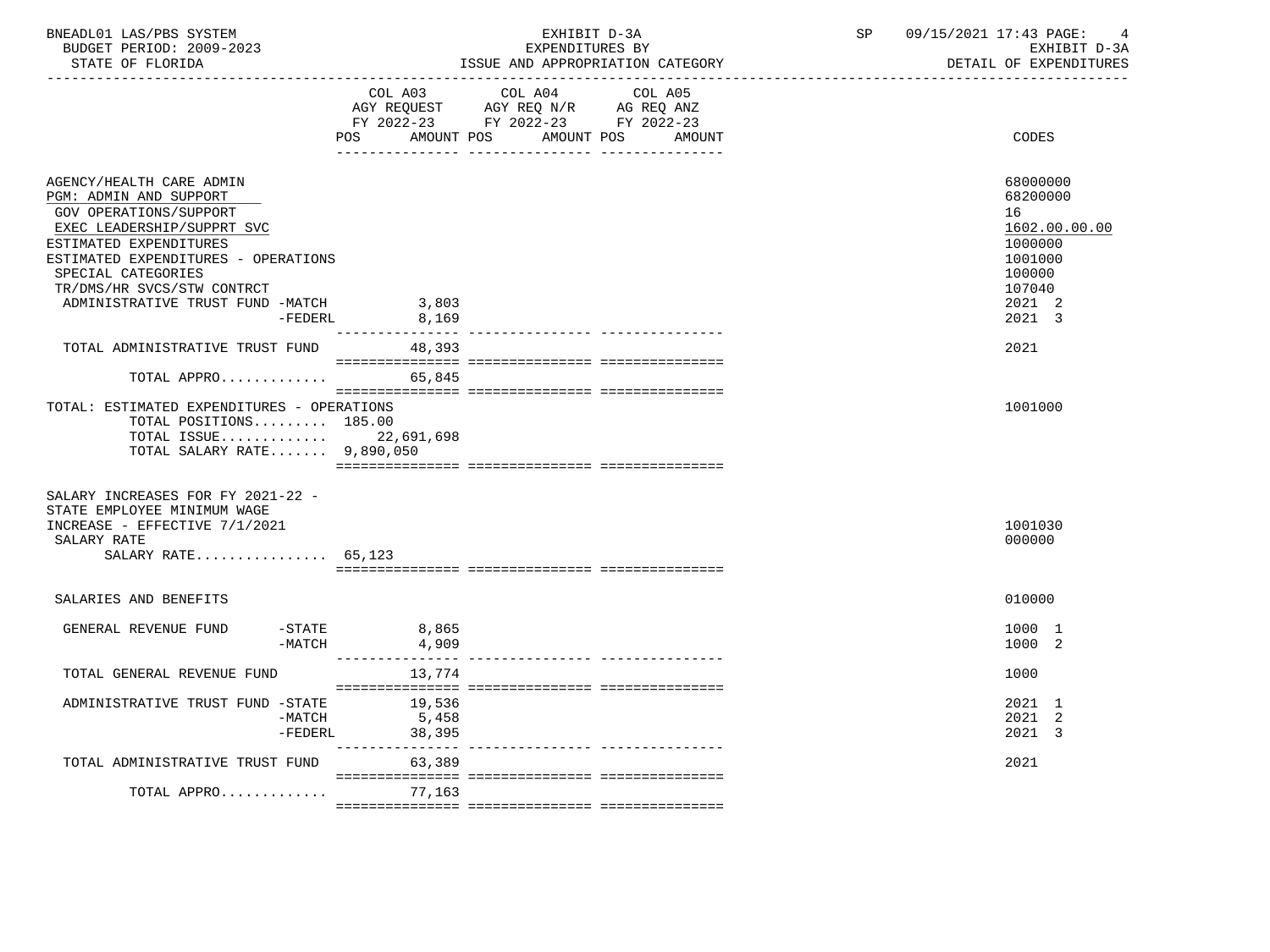BNEADL01 LAS/PBS SYSTEM | EXHIBIT D-3A | SP 09/15/2021 17:43 PAGE: 4
BUDGET PERIOD: 2009-2023 | EXPENDITURES BY | EXHIBIT D-3A
STATE OF FLORIDA | ISSUE AND APPROPRIATION CATEGORY | DETAIL OF EXPENDITURES

| | COL A03 AGY REQUEST FY 2022-23 POS AMOUNT | COL A04 AGY REQ N/R FY 2022-23 POS AMOUNT | COL A05 AG REQ ANZ FY 2022-23 POS AMOUNT | CODES |
|---|---|---|---|---|
| AGENCY/HEALTH CARE ADMIN | | | | 68000000 |
| PGM: ADMIN AND SUPPORT | | | | 68200000 |
| GOV OPERATIONS/SUPPORT | | | | 16 |
| EXEC LEADERSHIP/SUPPRT SVC | | | | 1602.00.00.00 |
| ESTIMATED EXPENDITURES | | | | 1000000 |
| ESTIMATED EXPENDITURES - OPERATIONS | | | | 1001000 |
| SPECIAL CATEGORIES | | | | 100000 |
| TR/DMS/HR SVCS/STW CONTRCT | | | | 107040 |
| ADMINISTRATIVE TRUST FUND -MATCH | 3,803 | | | 2021 2 |
| -FEDERL | 8,169 | | | 2021 3 |
| TOTAL ADMINISTRATIVE TRUST FUND | 48,393 | | | 2021 |
| TOTAL APPRO............. | 65,845 | | | |
| TOTAL: ESTIMATED EXPENDITURES - OPERATIONS | | | | 1001000 |
| TOTAL POSITIONS......... 185.00 | | | | |
| TOTAL ISSUE............. | 22,691,698 | | | |
| TOTAL SALARY RATE....... 9,890,050 | | | | |
| SALARY INCREASES FOR FY 2021-22 - STATE EMPLOYEE MINIMUM WAGE INCREASE - EFFECTIVE 7/1/2021 | | | | 1001030 |
| SALARY RATE | | | | 000000 |
| SALARY RATE................ 65,123 | | | | |
| SALARIES AND BENEFITS | | | | 010000 |
| GENERAL REVENUE FUND -STATE | 8,865 | | | 1000 1 |
| -MATCH | 4,909 | | | 1000 2 |
| TOTAL GENERAL REVENUE FUND | 13,774 | | | 1000 |
| ADMINISTRATIVE TRUST FUND -STATE | 19,536 | | | 2021 1 |
| -MATCH | 5,458 | | | 2021 2 |
| -FEDERL | 38,395 | | | 2021 3 |
| TOTAL ADMINISTRATIVE TRUST FUND | 63,389 | | | 2021 |
| TOTAL APPRO............. | 77,163 | | | |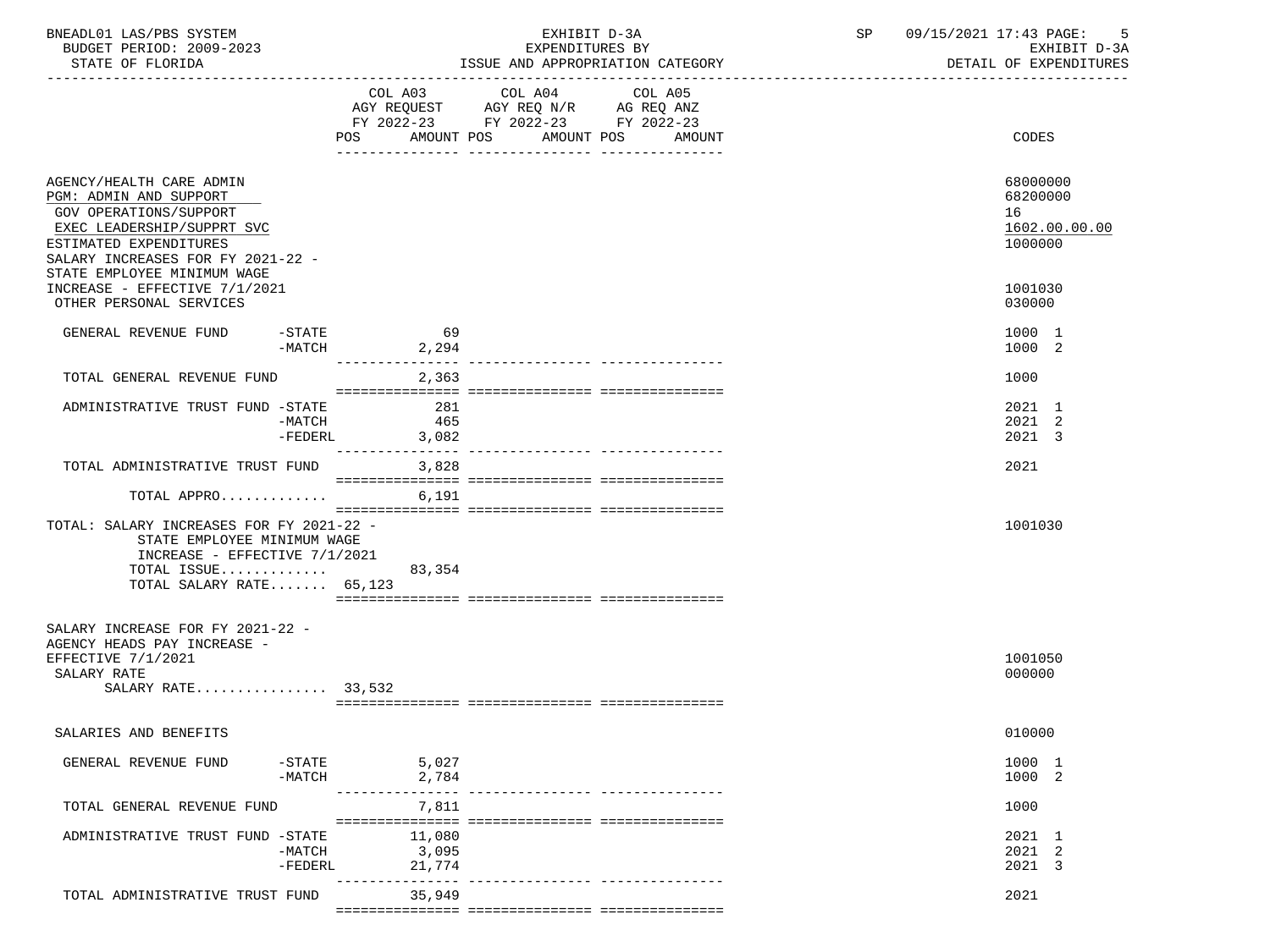BNEADL01 LAS/PBS SYSTEM — EXHIBIT D-3A — EXPENDITURES BY ISSUE AND APPROPRIATION CATEGORY — SP 09/15/2021 17:43 PAGE: 5

BUDGET PERIOD: 2009-2023 — STATE OF FLORIDA — EXHIBIT D-3A DETAIL OF EXPENDITURES

| | COL A03 AGY REQUEST FY 2022-23 POS AMOUNT | COL A04 AGY REQ N/R FY 2022-23 POS AMOUNT | COL A05 AG REQ ANZ FY 2022-23 POS AMOUNT | CODES |
|---|---|---|---|---|
| AGENCY/HEALTH CARE ADMIN | | | | 68000000 |
| PGM: ADMIN AND SUPPORT | | | | 68200000 |
| GOV OPERATIONS/SUPPORT | | | | 16 |
| EXEC LEADERSHIP/SUPPRT SVC | | | | 1602.00.00.00 |
| ESTIMATED EXPENDITURES | | | | 1000000 |
| SALARY INCREASES FOR FY 2021-22 - STATE EMPLOYEE MINIMUM WAGE INCREASE - EFFECTIVE 7/1/2021 | | | | 1001030 |
| OTHER PERSONAL SERVICES | | | | 030000 |
| GENERAL REVENUE FUND -STATE | 69 | | | 1000 1 |
| -MATCH | 2,294 | | | 1000 2 |
| TOTAL GENERAL REVENUE FUND | 2,363 | | | 1000 |
| ADMINISTRATIVE TRUST FUND -STATE | 281 | | | 2021 1 |
| -MATCH | 465 | | | 2021 2 |
| -FEDERL | 3,082 | | | 2021 3 |
| TOTAL ADMINISTRATIVE TRUST FUND | 3,828 | | | 2021 |
| TOTAL APPRO............ | 6,191 | | | |
| TOTAL: SALARY INCREASES FOR FY 2021-22 - STATE EMPLOYEE MINIMUM WAGE INCREASE - EFFECTIVE 7/1/2021 | | | | 1001030 |
| TOTAL ISSUE............ | 83,354 | | | |
| TOTAL SALARY RATE....... 65,123 | | | | |
| SALARY INCREASE FOR FY 2021-22 - AGENCY HEADS PAY INCREASE - EFFECTIVE 7/1/2021 | | | | 1001050 |
| SALARY RATE | | | | 000000 |
| SALARY RATE................ 33,532 | | | | |
| SALARIES AND BENEFITS | | | | 010000 |
| GENERAL REVENUE FUND -STATE | 5,027 | | | 1000 1 |
| -MATCH | 2,784 | | | 1000 2 |
| TOTAL GENERAL REVENUE FUND | 7,811 | | | 1000 |
| ADMINISTRATIVE TRUST FUND -STATE | 11,080 | | | 2021 1 |
| -MATCH | 3,095 | | | 2021 2 |
| -FEDERL | 21,774 | | | 2021 3 |
| TOTAL ADMINISTRATIVE TRUST FUND | 35,949 | | | 2021 |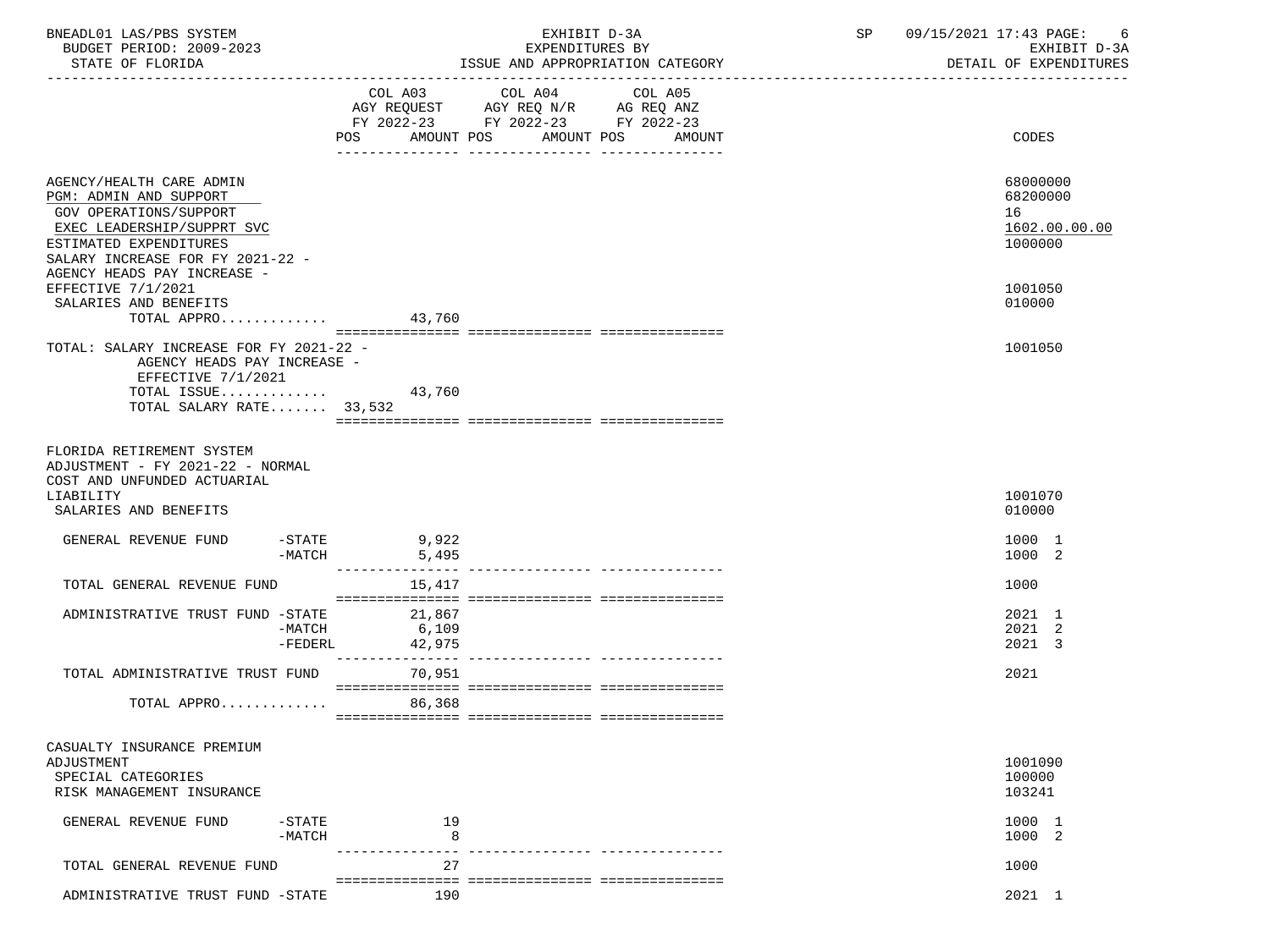| | COL A03 AGY REQUEST FY 2022-23 POS | AMOUNT | COL A04 AGY REQ N/R FY 2022-23 POS | AMOUNT | COL A05 AG REQ ANZ FY 2022-23 POS | AMOUNT | CODES |
|---|---|---|---|---|---|---|---|
| AGENCY/HEALTH CARE ADMIN | | | | | | | 68000000 |
| PGM: ADMIN AND SUPPORT | | | | | | | 68200000 |
| GOV OPERATIONS/SUPPORT | | | | | | | 16 |
| EXEC LEADERSHIP/SUPPRT SVC | | | | | | | 1602.00.00.00 |
| ESTIMATED EXPENDITURES | | | | | | | 1000000 |
| SALARY INCREASE FOR FY 2021-22 - AGENCY HEADS PAY INCREASE - EFFECTIVE 7/1/2021 | | | | | | | 1001050 |
| SALARIES AND BENEFITS | | | | | | | 010000 |
| TOTAL APPRO............ | | 43,760 | | | | | |
| TOTAL: SALARY INCREASE FOR FY 2021-22 - AGENCY HEADS PAY INCREASE - EFFECTIVE 7/1/2021 | | | | | | | 1001050 |
| TOTAL ISSUE............ | | 43,760 | | | | | |
| TOTAL SALARY RATE....... | | 33,532 | | | | | |
| FLORIDA RETIREMENT SYSTEM ADJUSTMENT - FY 2021-22 - NORMAL COST AND UNFUNDED ACTUARIAL LIABILITY | | | | | | | 1001070 |
| SALARIES AND BENEFITS | | | | | | | 010000 |
| GENERAL REVENUE FUND -STATE | | 9,922 | | | | | 1000 1 |
| -MATCH | | 5,495 | | | | | 1000 2 |
| TOTAL GENERAL REVENUE FUND | | 15,417 | | | | | 1000 |
| ADMINISTRATIVE TRUST FUND -STATE | | 21,867 | | | | | 2021 1 |
| -MATCH | | 6,109 | | | | | 2021 2 |
| -FEDERL | | 42,975 | | | | | 2021 3 |
| TOTAL ADMINISTRATIVE TRUST FUND | | 70,951 | | | | | 2021 |
| TOTAL APPRO............ | | 86,368 | | | | | |
| CASUALTY INSURANCE PREMIUM ADJUSTMENT | | | | | | | 1001090 |
| SPECIAL CATEGORIES | | | | | | | 100000 |
| RISK MANAGEMENT INSURANCE | | | | | | | 103241 |
| GENERAL REVENUE FUND -STATE | | 19 | | | | | 1000 1 |
| -MATCH | | 8 | | | | | 1000 2 |
| TOTAL GENERAL REVENUE FUND | | 27 | | | | | 1000 |
| ADMINISTRATIVE TRUST FUND -STATE | | 190 | | | | | 2021 1 |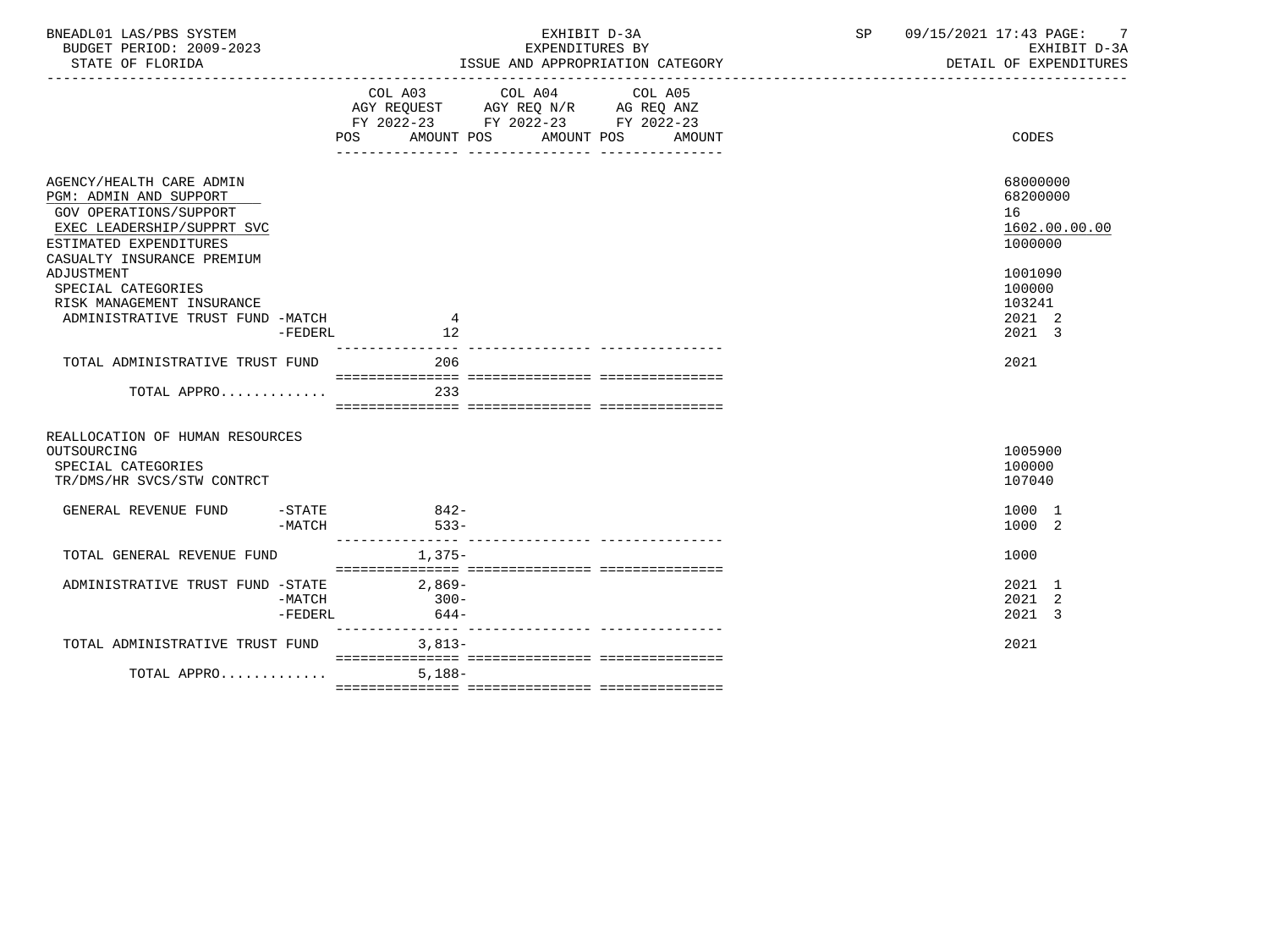BNEADL01 LAS/PBS SYSTEM — BUDGET PERIOD: 2009-2023 — STATE OF FLORIDA

EXHIBIT D-3A — EXPENDITURES BY ISSUE AND APPROPRIATION CATEGORY

SP 09/15/2021 17:43 — EXHIBIT D-3A — DETAIL OF EXPENDITURES

| | COL A03 AGY REQUEST FY 2022-23 POS | AMOUNT | COL A04 AGY REQ N/R FY 2022-23 POS | AMOUNT | COL A05 AG REQ ANZ FY 2022-23 POS | AMOUNT | CODES |
|---|---|---|---|---|---|---|---|
| AGENCY/HEALTH CARE ADMIN | | | | | | | 68000000 |
| PGM: ADMIN AND SUPPORT | | | | | | | 68200000 |
| GOV OPERATIONS/SUPPORT | | | | | | | 16 |
| EXEC LEADERSHIP/SUPPRT SVC | | | | | | | 1602.00.00.00 |
| ESTIMATED EXPENDITURES | | | | | | | 1000000 |
| CASUALTY INSURANCE PREMIUM ADJUSTMENT | | | | | | | 1001090 |
| SPECIAL CATEGORIES | | | | | | | 100000 |
| RISK MANAGEMENT INSURANCE | | | | | | | 103241 |
| ADMINISTRATIVE TRUST FUND -MATCH | | 4 | | | | | 2021 2 |
| -FEDERL | | 12 | | | | | 2021 3 |
| TOTAL ADMINISTRATIVE TRUST FUND | | 206 | | | | | 2021 |
| TOTAL APPRO............ | | 233 | | | | | |
| REALLOCATION OF HUMAN RESOURCES OUTSOURCING | | | | | | | 1005900 |
| SPECIAL CATEGORIES | | | | | | | 100000 |
| TR/DMS/HR SVCS/STW CONTRCT | | | | | | | 107040 |
| GENERAL REVENUE FUND -STATE | | 842- | | | | | 1000 1 |
| -MATCH | | 533- | | | | | 1000 2 |
| TOTAL GENERAL REVENUE FUND | | 1,375- | | | | | 1000 |
| ADMINISTRATIVE TRUST FUND -STATE | | 2,869- | | | | | 2021 1 |
| -MATCH | | 300- | | | | | 2021 2 |
| -FEDERL | | 644- | | | | | 2021 3 |
| TOTAL ADMINISTRATIVE TRUST FUND | | 3,813- | | | | | 2021 |
| TOTAL APPRO............ | | 5,188- | | | | | |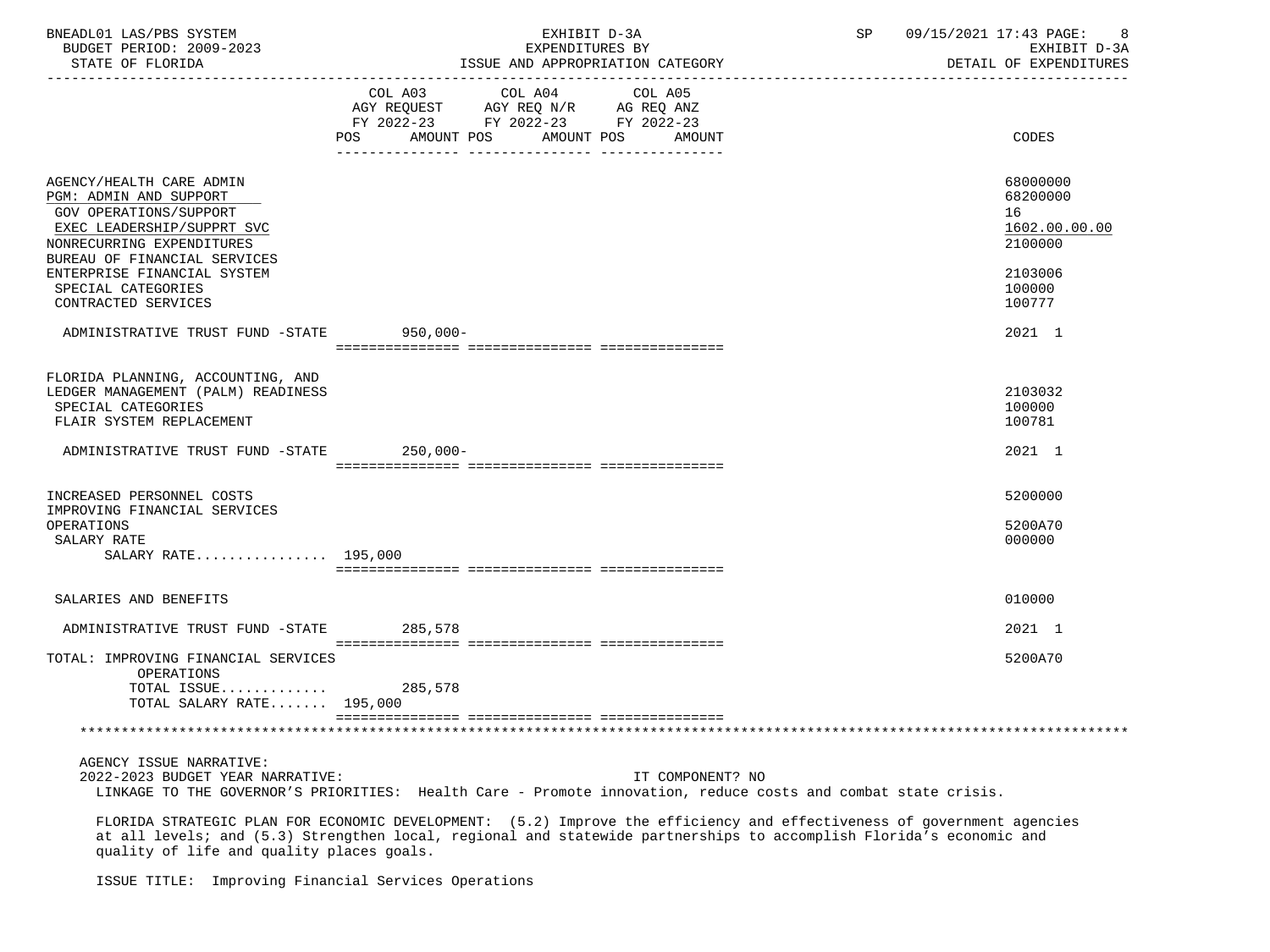BNEADL01 LAS/PBS SYSTEM | EXHIBIT D-3A | SP 09/15/2021 17:43
BUDGET PERIOD: 2009-2023 | EXPENDITURES BY | EXHIBIT D-3A
STATE OF FLORIDA | ISSUE AND APPROPRIATION CATEGORY | DETAIL OF EXPENDITURES

| | COL A03 AGY REQUEST FY 2022-23 POS AMOUNT | COL A04 AGY REQ N/R FY 2022-23 POS AMOUNT | COL A05 AG REQ ANZ FY 2022-23 POS AMOUNT | CODES |
|---|---|---|---|---|
| AGENCY/HEALTH CARE ADMIN | | | | 68000000 |
| PGM: ADMIN AND SUPPORT | | | | 68200000 |
| GOV OPERATIONS/SUPPORT | | | | 16 |
| EXEC LEADERSHIP/SUPPRT SVC | | | | 1602.00.00.00 |
| NONRECURRING EXPENDITURES | | | | 2100000 |
| BUREAU OF FINANCIAL SERVICES ENTERPRISE FINANCIAL SYSTEM | | | | 2103006 |
| SPECIAL CATEGORIES | | | | 100000 |
| CONTRACTED SERVICES | | | | 100777 |
| ADMINISTRATIVE TRUST FUND -STATE | 950,000- | | | 2021 1 |
| FLORIDA PLANNING, ACCOUNTING, AND LEDGER MANAGEMENT (PALM) READINESS | | | | 2103032 |
| SPECIAL CATEGORIES | | | | 100000 |
| FLAIR SYSTEM REPLACEMENT | | | | 100781 |
| ADMINISTRATIVE TRUST FUND -STATE | 250,000- | | | 2021 1 |
| INCREASED PERSONNEL COSTS | | | | 5200000 |
| IMPROVING FINANCIAL SERVICES OPERATIONS | | | | 5200A70 |
| SALARY RATE | | | | 000000 |
| SALARY RATE................ | 195,000 | | | |
| SALARIES AND BENEFITS | | | | 010000 |
| ADMINISTRATIVE TRUST FUND -STATE | 285,578 | | | 2021 1 |
| TOTAL: IMPROVING FINANCIAL SERVICES OPERATIONS | | | | 5200A70 |
| TOTAL ISSUE............ | 285,578 | | | |
| TOTAL SALARY RATE....... | 195,000 | | | |

AGENCY ISSUE NARRATIVE:

2022-2023 BUDGET YEAR NARRATIVE: IT COMPONENT? NO

LINKAGE TO THE GOVERNOR'S PRIORITIES: Health Care - Promote innovation, reduce costs and combat state crisis.

FLORIDA STRATEGIC PLAN FOR ECONOMIC DEVELOPMENT: (5.2) Improve the efficiency and effectiveness of government agencies at all levels; and (5.3) Strengthen local, regional and statewide partnerships to accomplish Florida's economic and quality of life and quality places goals.

ISSUE TITLE: Improving Financial Services Operations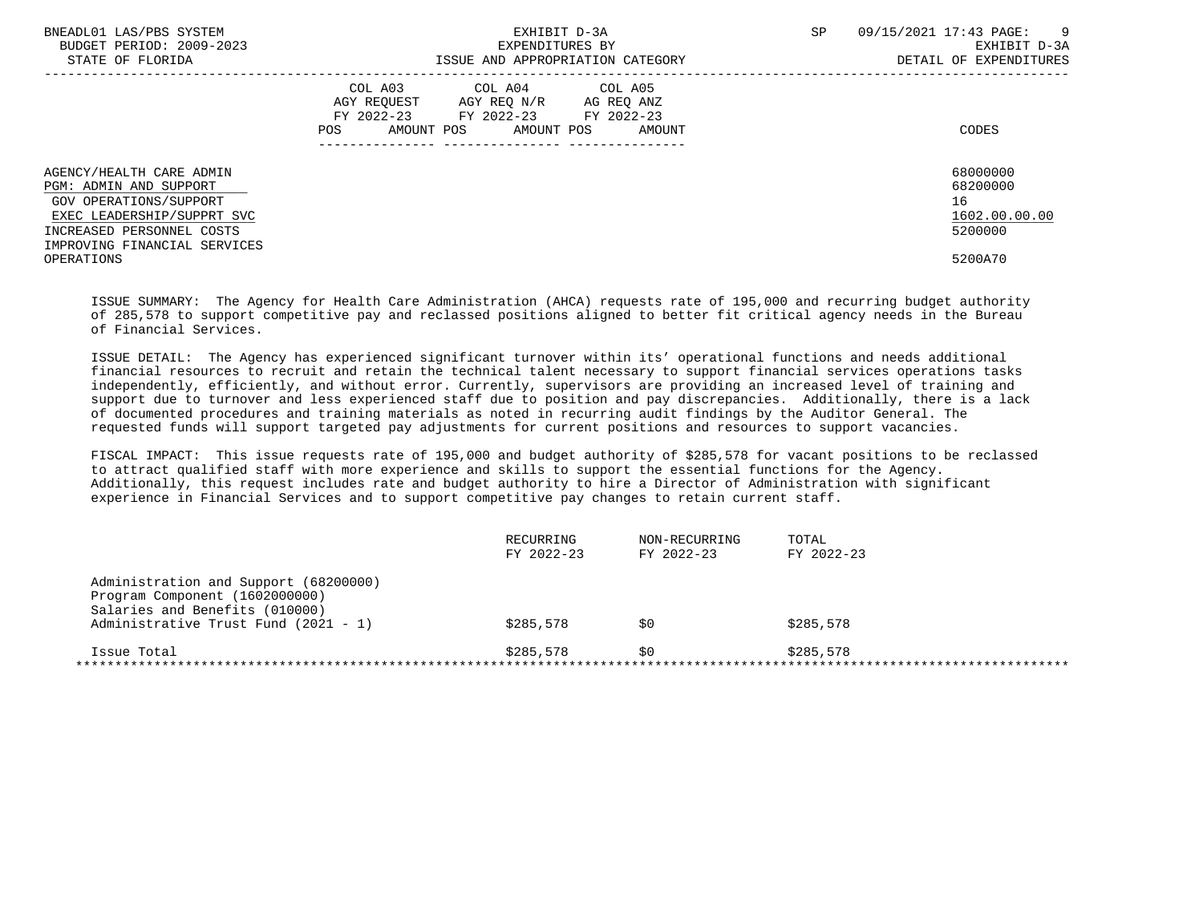BNEADL01 LAS/PBS SYSTEM | EXHIBIT D-3A | SP 09/15/2021 17:43

BUDGET PERIOD: 2009-2023 | EXPENDITURES BY | EXHIBIT D-3A

STATE OF FLORIDA | ISSUE AND APPROPRIATION CATEGORY | DETAIL OF EXPENDITURES

| | COL A03 AGY REQUEST FY 2022-23 POS AMOUNT | COL A04 AGY REQ N/R FY 2022-23 POS AMOUNT | COL A05 AG REQ ANZ FY 2022-23 POS AMOUNT | CODES |
|---|---|---|---|---|
| AGENCY/HEALTH CARE ADMIN | | | | 68000000 |
| PGM: ADMIN AND SUPPORT | | | | 68200000 |
| GOV OPERATIONS/SUPPORT | | | | 16 |
| EXEC LEADERSHIP/SUPPRT SVC | | | | 1602.00.00.00 |
| INCREASED PERSONNEL COSTS | | | | 5200000 |
| IMPROVING FINANCIAL SERVICES OPERATIONS | | | | 5200A70 |

ISSUE SUMMARY: The Agency for Health Care Administration (AHCA) requests rate of 195,000 and recurring budget authority of 285,578 to support competitive pay and reclassed positions aligned to better fit critical agency needs in the Bureau of Financial Services.

ISSUE DETAIL: The Agency has experienced significant turnover within its' operational functions and needs additional financial resources to recruit and retain the technical talent necessary to support financial services operations tasks independently, efficiently, and without error. Currently, supervisors are providing an increased level of training and support due to turnover and less experienced staff due to position and pay discrepancies. Additionally, there is a lack of documented procedures and training materials as noted in recurring audit findings by the Auditor General. The requested funds will support targeted pay adjustments for current positions and resources to support vacancies.

FISCAL IMPACT: This issue requests rate of 195,000 and budget authority of $285,578 for vacant positions to be reclassed to attract qualified staff with more experience and skills to support the essential functions for the Agency. Additionally, this request includes rate and budget authority to hire a Director of Administration with significant experience in Financial Services and to support competitive pay changes to retain current staff.

| | RECURRING FY 2022-23 | NON-RECURRING FY 2022-23 | TOTAL FY 2022-23 |
|---|---|---|---|
| Administration and Support (68200000) | | | |
| Program Component (1602000000) | | | |
| Salaries and Benefits (010000) | | | |
| Administrative Trust Fund (2021 - 1) | $285,578 | $0 | $285,578 |
| Issue Total | $285,578 | $0 | $285,578 |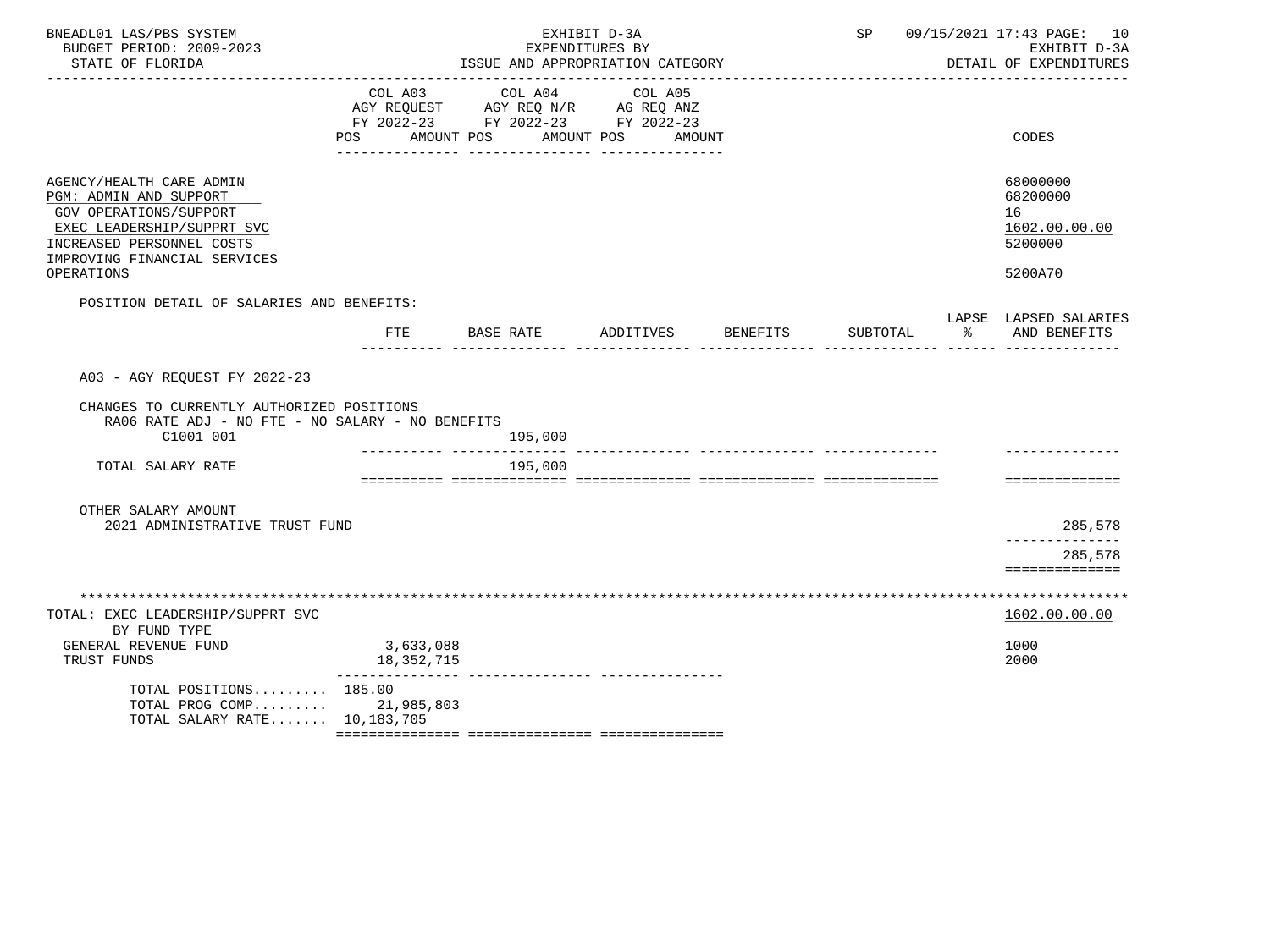BNEADL01 LAS/PBS SYSTEM
BUDGET PERIOD: 2009-2023
STATE OF FLORIDA

EXHIBIT D-3A
EXPENDITURES BY
ISSUE AND APPROPRIATION CATEGORY

SP 09/15/2021 17:43 PAGE: 10
EXHIBIT D-3A
DETAIL OF EXPENDITURES

| | COL A03 AGY REQUEST FY 2022-23 POS AMOUNT | COL A04 AGY REQ N/R FY 2022-23 POS AMOUNT | COL A05 AG REQ ANZ FY 2022-23 POS AMOUNT | CODES |
|---|---|---|---|---|
| AGENCY/HEALTH CARE ADMIN | | | | 68000000 |
| PGM: ADMIN AND SUPPORT | | | | 68200000 |
| GOV OPERATIONS/SUPPORT | | | | 16 |
| EXEC LEADERSHIP/SUPPRT SVC | | | | 1602.00.00.00 |
| INCREASED PERSONNEL COSTS | | | | 5200000 |
| IMPROVING FINANCIAL SERVICES OPERATIONS | | | | 5200A70 |

POSITION DETAIL OF SALARIES AND BENEFITS:

| | FTE | BASE RATE | ADDITIVES | BENEFITS | SUBTOTAL | LAPSE % | LAPSED SALARIES AND BENEFITS |
|---|---|---|---|---|---|---|---|
| A03 - AGY REQUEST FY 2022-23 | | | | | | | |
| CHANGES TO CURRENTLY AUTHORIZED POSITIONS | | | | | | | |
| RA06 RATE ADJ - NO FTE - NO SALARY - NO BENEFITS | | | | | | | |
| C1001 001 | | 195,000 | | | | | |
| TOTAL SALARY RATE | | 195,000 | | | | | |
| OTHER SALARY AMOUNT | | | | | | | |
| 2021 ADMINISTRATIVE TRUST FUND | | | | | | | 285,578 |
| | | | | | | | 285,578 |

| TOTAL: EXEC LEADERSHIP/SUPPRT SVC | | CODES |
|---|---|---|
| | | 1602.00.00.00 |
| BY FUND TYPE | | |
| GENERAL REVENUE FUND | 3,633,088 | 1000 |
| TRUST FUNDS | 18,352,715 | 2000 |
| TOTAL POSITIONS | 185.00 | |
| TOTAL PROG COMP | 21,985,803 | |
| TOTAL SALARY RATE | 10,183,705 | |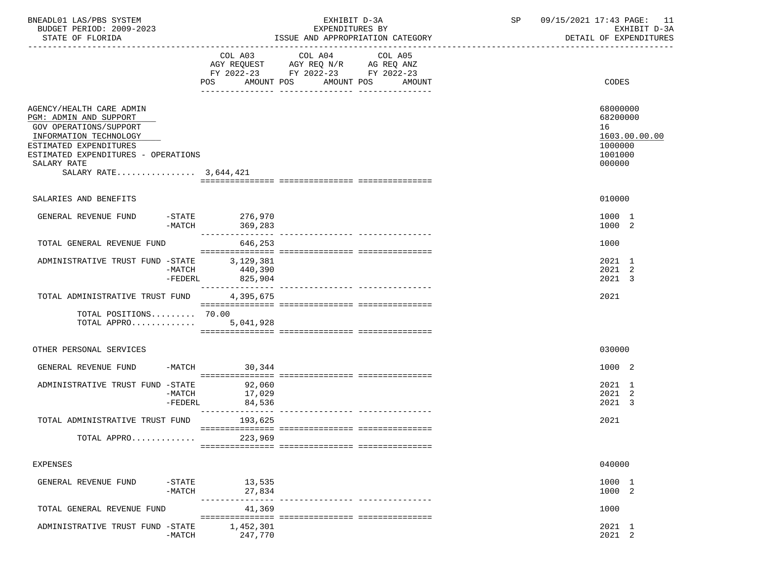BNEADL01 LAS/PBS SYSTEM — EXHIBIT D-3A — EXPENDITURES BY ISSUE AND APPROPRIATION CATEGORY — DETAIL OF EXPENDITURES

BUDGET PERIOD: 2009-2023

STATE OF FLORIDA

| | COL A03 AGY REQUEST FY 2022-23 POS AMOUNT | COL A04 AGY REQ N/R FY 2022-23 POS AMOUNT | COL A05 AG REQ ANZ FY 2022-23 POS AMOUNT | CODES |
|---|---|---|---|---|
| AGENCY/HEALTH CARE ADMIN | | | | 68000000 |
| PGM: ADMIN AND SUPPORT | | | | 68200000 |
| GOV OPERATIONS/SUPPORT | | | | 16 |
| INFORMATION TECHNOLOGY | | | | 1603.00.00.00 |
| ESTIMATED EXPENDITURES | | | | 1000000 |
| ESTIMATED EXPENDITURES - OPERATIONS | | | | 1001000 |
| SALARY RATE | | | | 000000 |
| SALARY RATE................ 3,644,421 | | | | |
| SALARIES AND BENEFITS | | | | 010000 |
| GENERAL REVENUE FUND -STATE | 276,970 | | | 1000 1 |
| -MATCH | 369,283 | | | 1000 2 |
| TOTAL GENERAL REVENUE FUND | 646,253 | | | 1000 |
| ADMINISTRATIVE TRUST FUND -STATE | 3,129,381 | | | 2021 1 |
| -MATCH | 440,390 | | | 2021 2 |
| -FEDERL | 825,904 | | | 2021 3 |
| TOTAL ADMINISTRATIVE TRUST FUND | 4,395,675 | | | 2021 |
| TOTAL POSITIONS......... | 70.00 | | | |
| TOTAL APPRO............. | 5,041,928 | | | |
| OTHER PERSONAL SERVICES | | | | 030000 |
| GENERAL REVENUE FUND -MATCH | 30,344 | | | 1000 2 |
| ADMINISTRATIVE TRUST FUND -STATE | 92,060 | | | 2021 1 |
| -MATCH | 17,029 | | | 2021 2 |
| -FEDERL | 84,536 | | | 2021 3 |
| TOTAL ADMINISTRATIVE TRUST FUND | 193,625 | | | 2021 |
| TOTAL APPRO............. | 223,969 | | | |
| EXPENSES | | | | 040000 |
| GENERAL REVENUE FUND -STATE | 13,535 | | | 1000 1 |
| -MATCH | 27,834 | | | 1000 2 |
| TOTAL GENERAL REVENUE FUND | 41,369 | | | 1000 |
| ADMINISTRATIVE TRUST FUND -STATE | 1,452,301 | | | 2021 1 |
| -MATCH | 247,770 | | | 2021 2 |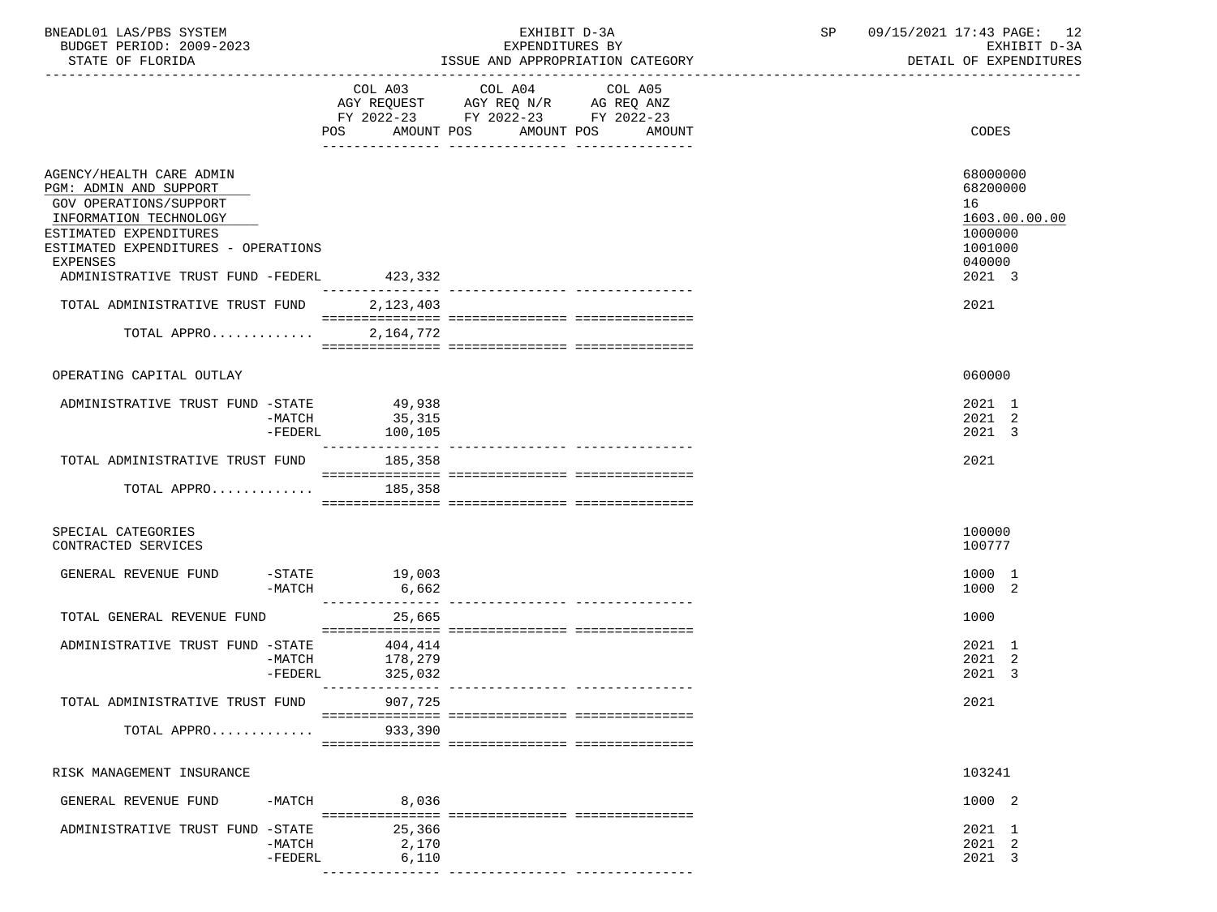BNEADL01 LAS/PBS SYSTEM | EXHIBIT D-3A | EXPENDITURES BY | ISSUE AND APPROPRIATION CATEGORY
BUDGET PERIOD: 2009-2023 | STATE OF FLORIDA | SP 09/15/2021 17:43 | EXHIBIT D-3A | DETAIL OF EXPENDITURES

| | COL A03 AGY REQUEST FY 2022-23 POS AMOUNT | COL A04 AGY REQ N/R FY 2022-23 POS AMOUNT | COL A05 AG REQ ANZ FY 2022-23 POS AMOUNT | CODES |
|---|---|---|---|---|
| AGENCY/HEALTH CARE ADMIN | | | | 68000000 |
| PGM: ADMIN AND SUPPORT | | | | 68200000 |
| GOV OPERATIONS/SUPPORT | | | | 16 |
| INFORMATION TECHNOLOGY | | | | 1603.00.00.00 |
| ESTIMATED EXPENDITURES | | | | 1000000 |
| ESTIMATED EXPENDITURES - OPERATIONS | | | | 1001000 |
| EXPENSES | | | | 040000 |
| ADMINISTRATIVE TRUST FUND -FEDERL | 423,332 | | | 2021 3 |
| TOTAL ADMINISTRATIVE TRUST FUND | 2,123,403 | | | 2021 |
| TOTAL APPRO............ | 2,164,772 | | | |
| OPERATING CAPITAL OUTLAY | | | | 060000 |
| ADMINISTRATIVE TRUST FUND -STATE | 49,938 | | | 2021 1 |
| -MATCH | 35,315 | | | 2021 2 |
| -FEDERL | 100,105 | | | 2021 3 |
| TOTAL ADMINISTRATIVE TRUST FUND | 185,358 | | | 2021 |
| TOTAL APPRO............ | 185,358 | | | |
| SPECIAL CATEGORIES | | | | 100000 |
| CONTRACTED SERVICES | | | | 100777 |
| GENERAL REVENUE FUND -STATE | 19,003 | | | 1000 1 |
| -MATCH | 6,662 | | | 1000 2 |
| TOTAL GENERAL REVENUE FUND | 25,665 | | | 1000 |
| ADMINISTRATIVE TRUST FUND -STATE | 404,414 | | | 2021 1 |
| -MATCH | 178,279 | | | 2021 2 |
| -FEDERL | 325,032 | | | 2021 3 |
| TOTAL ADMINISTRATIVE TRUST FUND | 907,725 | | | 2021 |
| TOTAL APPRO............ | 933,390 | | | |
| RISK MANAGEMENT INSURANCE | | | | 103241 |
| GENERAL REVENUE FUND -MATCH | 8,036 | | | 1000 2 |
| ADMINISTRATIVE TRUST FUND -STATE | 25,366 | | | 2021 1 |
| -MATCH | 2,170 | | | 2021 2 |
| -FEDERL | 6,110 | | | 2021 3 |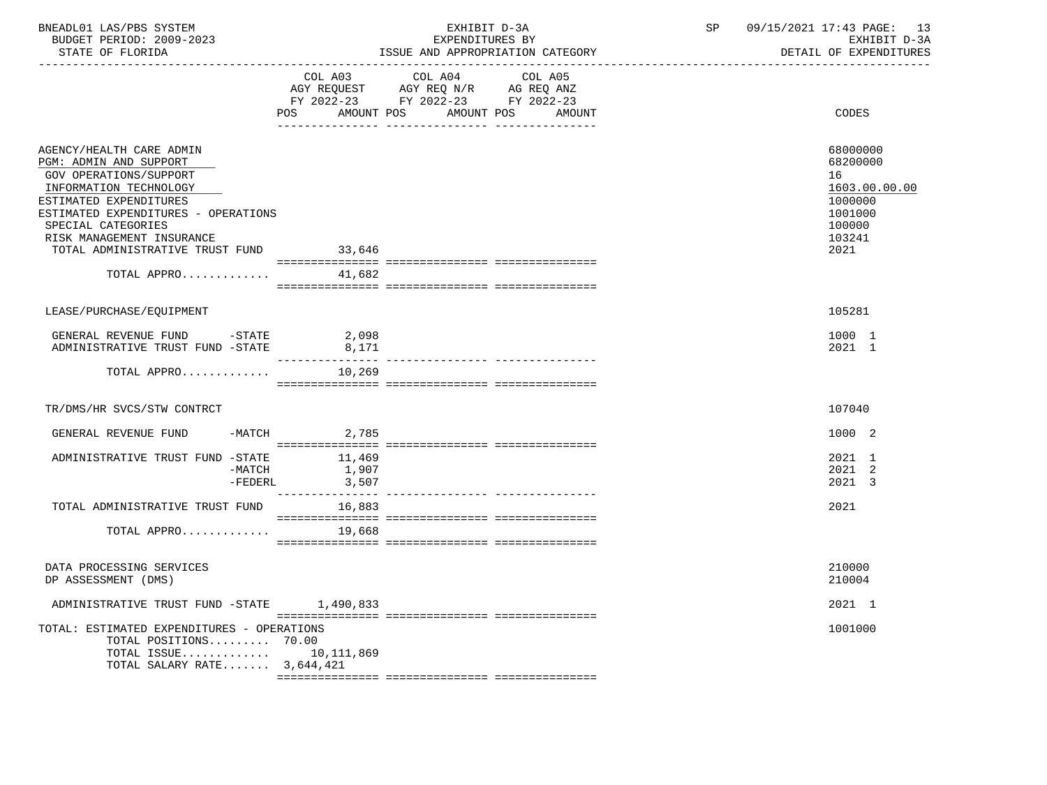BNEADL01 LAS/PBS SYSTEM
BUDGET PERIOD: 2009-2023
STATE OF FLORIDA

EXHIBIT D-3A
EXPENDITURES BY
ISSUE AND APPROPRIATION CATEGORY

SP 09/15/2021 17:43
EXHIBIT D-3A
DETAIL OF EXPENDITURES

| | COL A03 AGY REQUEST FY 2022-23 POS AMOUNT | COL A04 AGY REQ N/R FY 2022-23 POS AMOUNT | COL A05 AG REQ ANZ FY 2022-23 POS AMOUNT | CODES |
|---|---|---|---|---|
| AGENCY/HEALTH CARE ADMIN | | | | 68000000 |
| PGM: ADMIN AND SUPPORT | | | | 68200000 |
| GOV OPERATIONS/SUPPORT | | | | 16 |
| INFORMATION TECHNOLOGY | | | | 1603.00.00.00 |
| ESTIMATED EXPENDITURES | | | | 1000000 |
| ESTIMATED EXPENDITURES - OPERATIONS | | | | 1001000 |
| SPECIAL CATEGORIES | | | | 100000 |
| RISK MANAGEMENT INSURANCE | | | | 103241 |
| TOTAL ADMINISTRATIVE TRUST FUND | 33,646 | | | 2021 |
| TOTAL APPRO............. | 41,682 | | | |
| LEASE/PURCHASE/EQUIPMENT | | | | 105281 |
| GENERAL REVENUE FUND -STATE | 2,098 | | | 1000 1 |
| ADMINISTRATIVE TRUST FUND -STATE | 8,171 | | | 2021 1 |
| TOTAL APPRO............. | 10,269 | | | |
| TR/DMS/HR SVCS/STW CONTRCT | | | | 107040 |
| GENERAL REVENUE FUND -MATCH | 2,785 | | | 1000 2 |
| ADMINISTRATIVE TRUST FUND -STATE | 11,469 | | | 2021 1 |
| -MATCH | 1,907 | | | 2021 2 |
| -FEDERL | 3,507 | | | 2021 3 |
| TOTAL ADMINISTRATIVE TRUST FUND | 16,883 | | | 2021 |
| TOTAL APPRO............. | 19,668 | | | |
| DATA PROCESSING SERVICES | | | | 210000 |
| DP ASSESSMENT (DMS) | | | | 210004 |
| ADMINISTRATIVE TRUST FUND -STATE | 1,490,833 | | | 2021 1 |
| TOTAL: ESTIMATED EXPENDITURES - OPERATIONS | | | | 1001000 |
| TOTAL POSITIONS......... | 70.00 | | | |
| TOTAL ISSUE............. | 10,111,869 | | | |
| TOTAL SALARY RATE....... | 3,644,421 | | | |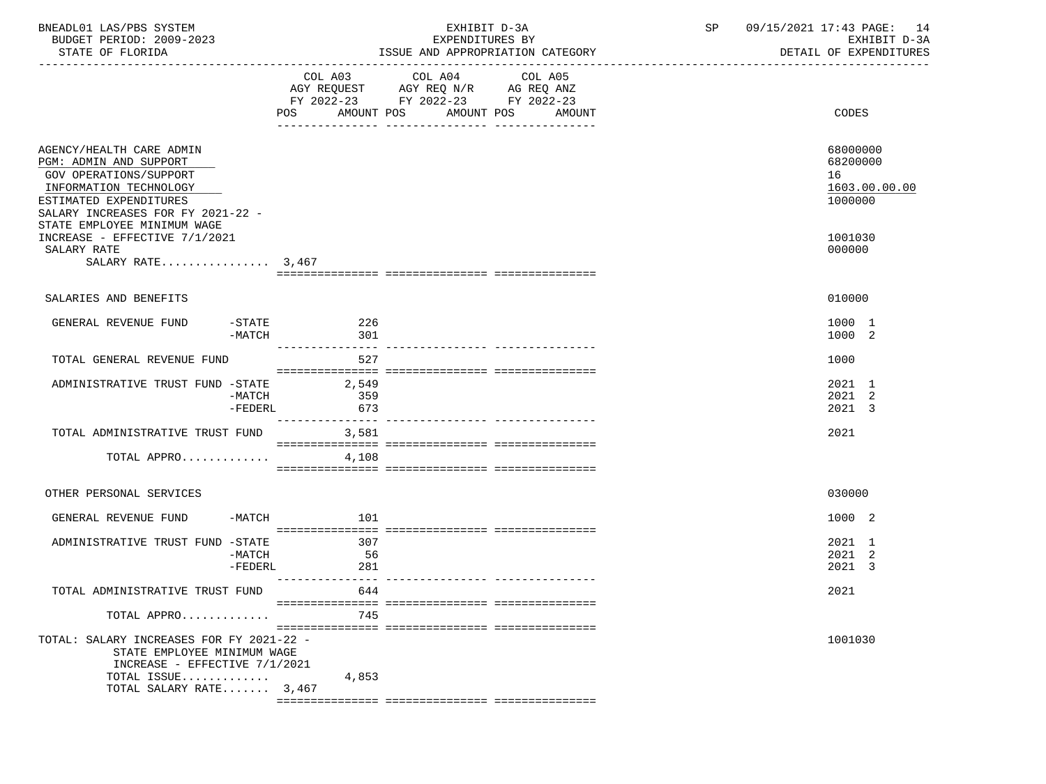BNEADL01 LAS/PBS SYSTEM
BUDGET PERIOD: 2009-2023
STATE OF FLORIDA

EXHIBIT D-3A
EXPENDITURES BY
ISSUE AND APPROPRIATION CATEGORY

SP 09/15/2021 17:43
EXHIBIT D-3A
DETAIL OF EXPENDITURES

| | COL A03 AGY REQUEST FY 2022-23 POS AMOUNT | COL A04 AGY REQ N/R FY 2022-23 POS AMOUNT | COL A05 AG REQ ANZ FY 2022-23 POS AMOUNT | CODES |
|---|---|---|---|---|
| AGENCY/HEALTH CARE ADMIN | | | | 68000000 |
| PGM: ADMIN AND SUPPORT | | | | 68200000 |
| GOV OPERATIONS/SUPPORT | | | | 16 |
| INFORMATION TECHNOLOGY | | | | 1603.00.00.00 |
| ESTIMATED EXPENDITURES | | | | 1000000 |
| SALARY INCREASES FOR FY 2021-22 - STATE EMPLOYEE MINIMUM WAGE INCREASE - EFFECTIVE 7/1/2021 | | | | 1001030 |
| SALARY RATE | | | | 000000 |
| SALARY RATE................ 3,467 | | | | |
| SALARIES AND BENEFITS | | | | 010000 |
| GENERAL REVENUE FUND -STATE | 226 | | | 1000 1 |
| -MATCH | 301 | | | 1000 2 |
| TOTAL GENERAL REVENUE FUND | 527 | | | 1000 |
| ADMINISTRATIVE TRUST FUND -STATE | 2,549 | | | 2021 1 |
| -MATCH | 359 | | | 2021 2 |
| -FEDERL | 673 | | | 2021 3 |
| TOTAL ADMINISTRATIVE TRUST FUND | 3,581 | | | 2021 |
| TOTAL APPRO............. | 4,108 | | | |
| OTHER PERSONAL SERVICES | | | | 030000 |
| GENERAL REVENUE FUND -MATCH | 101 | | | 1000 2 |
| ADMINISTRATIVE TRUST FUND -STATE | 307 | | | 2021 1 |
| -MATCH | 56 | | | 2021 2 |
| -FEDERL | 281 | | | 2021 3 |
| TOTAL ADMINISTRATIVE TRUST FUND | 644 | | | 2021 |
| TOTAL APPRO............. | 745 | | | |
| TOTAL: SALARY INCREASES FOR FY 2021-22 - STATE EMPLOYEE MINIMUM WAGE INCREASE - EFFECTIVE 7/1/2021 | | | | 1001030 |
| TOTAL ISSUE............. | 4,853 | | | |
| TOTAL SALARY RATE....... 3,467 | | | | |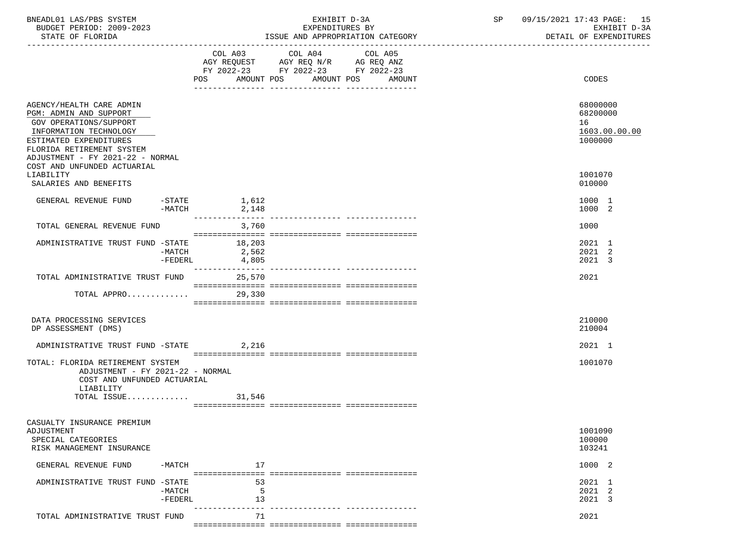BNEADL01 LAS/PBS SYSTEM — EXHIBIT D-3A — EXPENDITURES BY ISSUE AND APPROPRIATION CATEGORY
BUDGET PERIOD: 2009-2023 — STATE OF FLORIDA
SP 09/15/2021 17:43 — EXHIBIT D-3A — DETAIL OF EXPENDITURES

| | COL A03 AGY REQUEST FY 2022-23 POS AMOUNT | COL A04 AGY REQ N/R FY 2022-23 POS AMOUNT | COL A05 AG REQ ANZ FY 2022-23 POS AMOUNT | CODES |
|---|---|---|---|---|
| AGENCY/HEALTH CARE ADMIN | | | | 68000000 |
| PGM: ADMIN AND SUPPORT | | | | 68200000 |
| GOV OPERATIONS/SUPPORT | | | | 16 |
| INFORMATION TECHNOLOGY | | | | 1603.00.00.00 |
| ESTIMATED EXPENDITURES | | | | 1000000 |
| FLORIDA RETIREMENT SYSTEM ADJUSTMENT - FY 2021-22 - NORMAL COST AND UNFUNDED ACTUARIAL LIABILITY | | | | 1001070 |
| SALARIES AND BENEFITS | | | | 010000 |
| GENERAL REVENUE FUND -STATE | 1,612 | | | 1000 1 |
| -MATCH | 2,148 | | | 1000 2 |
| TOTAL GENERAL REVENUE FUND | 3,760 | | | 1000 |
| ADMINISTRATIVE TRUST FUND -STATE | 18,203 | | | 2021 1 |
| -MATCH | 2,562 | | | 2021 2 |
| -FEDERL | 4,805 | | | 2021 3 |
| TOTAL ADMINISTRATIVE TRUST FUND | 25,570 | | | 2021 |
| TOTAL APPRO............ | 29,330 | | | |
| DATA PROCESSING SERVICES | | | | 210000 |
| DP ASSESSMENT (DMS) | | | | 210004 |
| ADMINISTRATIVE TRUST FUND -STATE | 2,216 | | | 2021 1 |
| TOTAL: FLORIDA RETIREMENT SYSTEM ADJUSTMENT - FY 2021-22 - NORMAL COST AND UNFUNDED ACTUARIAL LIABILITY | | | | 1001070 |
| TOTAL ISSUE............ | 31,546 | | | |
| CASUALTY INSURANCE PREMIUM ADJUSTMENT | | | | 1001090 |
| SPECIAL CATEGORIES | | | | 100000 |
| RISK MANAGEMENT INSURANCE | | | | 103241 |
| GENERAL REVENUE FUND -MATCH | 17 | | | 1000 2 |
| ADMINISTRATIVE TRUST FUND -STATE | 53 | | | 2021 1 |
| -MATCH | 5 | | | 2021 2 |
| -FEDERL | 13 | | | 2021 3 |
| TOTAL ADMINISTRATIVE TRUST FUND | 71 | | | 2021 |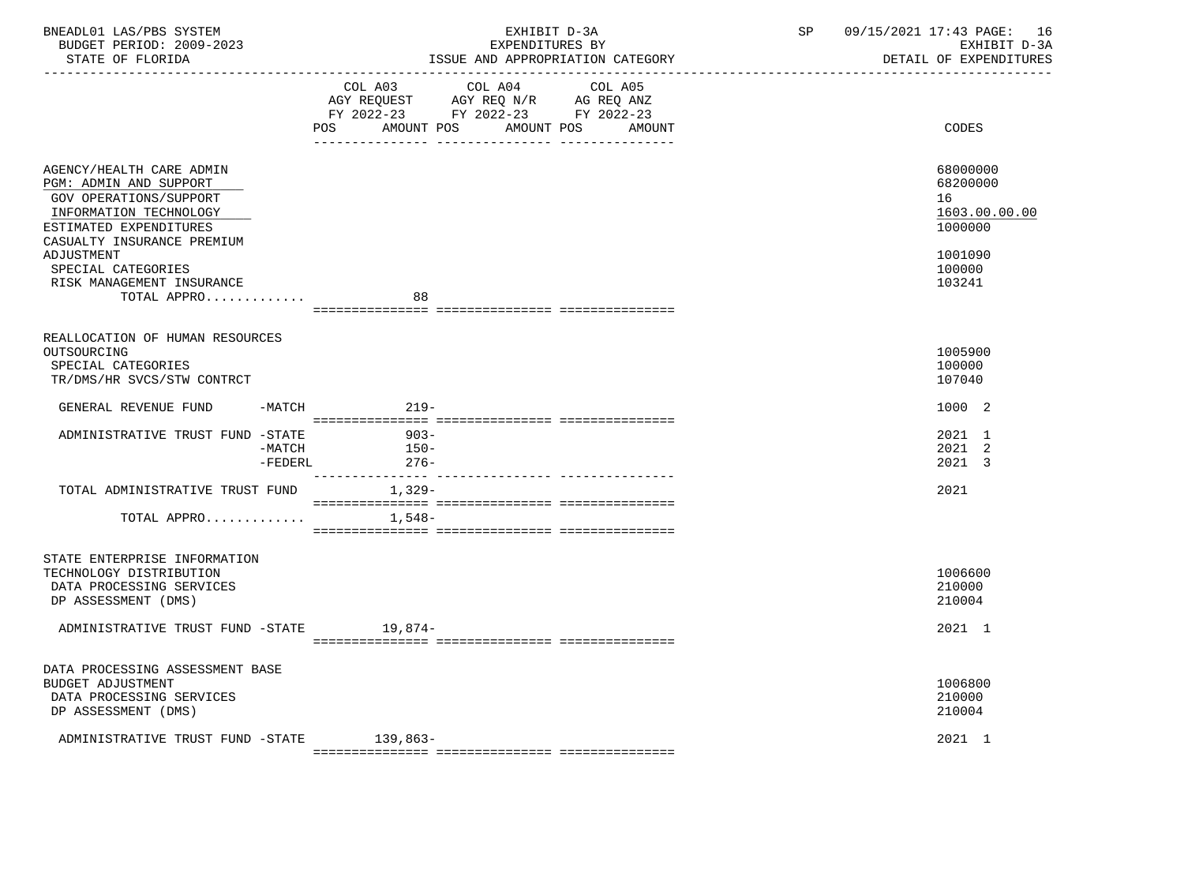BNEADL01 LAS/PBS SYSTEM — EXHIBIT D-3A — EXPENDITURES BY ISSUE AND APPROPRIATION CATEGORY
BUDGET PERIOD: 2009-2023 — STATE OF FLORIDA — SP 09/15/2021 17:43 — EXHIBIT D-3A DETAIL OF EXPENDITURES

| | COL A03 AGY REQUEST FY 2022-23 POS | AMOUNT | COL A04 AGY REQ N/R FY 2022-23 POS | AMOUNT | COL A05 AG REQ ANZ FY 2022-23 POS | AMOUNT | CODES |
|---|---|---|---|---|---|---|---|
| AGENCY/HEALTH CARE ADMIN | | | | | | | 68000000 |
| PGM: ADMIN AND SUPPORT | | | | | | | 68200000 |
| GOV OPERATIONS/SUPPORT | | | | | | | 16 |
| INFORMATION TECHNOLOGY | | | | | | | 1603.00.00.00 |
| ESTIMATED EXPENDITURES | | | | | | | 1000000 |
| CASUALTY INSURANCE PREMIUM ADJUSTMENT | | | | | | | 1001090 |
| SPECIAL CATEGORIES | | | | | | | 100000 |
| RISK MANAGEMENT INSURANCE | | | | | | | 103241 |
| TOTAL APPRO............. | | 88 | | | | | |
| REALLOCATION OF HUMAN RESOURCES OUTSOURCING | | | | | | | 1005900 |
| SPECIAL CATEGORIES | | | | | | | 100000 |
| TR/DMS/HR SVCS/STW CONTRCT | | | | | | | 107040 |
| GENERAL REVENUE FUND -MATCH | | 219- | | | | | 1000 2 |
| ADMINISTRATIVE TRUST FUND -STATE | | 903- | | | | | 2021 1 |
| -MATCH | | 150- | | | | | 2021 2 |
| -FEDERL | | 276- | | | | | 2021 3 |
| TOTAL ADMINISTRATIVE TRUST FUND | | 1,329- | | | | | 2021 |
| TOTAL APPRO............. | | 1,548- | | | | | |
| STATE ENTERPRISE INFORMATION TECHNOLOGY DISTRIBUTION | | | | | | | 1006600 |
| DATA PROCESSING SERVICES | | | | | | | 210000 |
| DP ASSESSMENT (DMS) | | | | | | | 210004 |
| ADMINISTRATIVE TRUST FUND -STATE | | 19,874- | | | | | 2021 1 |
| DATA PROCESSING ASSESSMENT BASE BUDGET ADJUSTMENT | | | | | | | 1006800 |
| DATA PROCESSING SERVICES | | | | | | | 210000 |
| DP ASSESSMENT (DMS) | | | | | | | 210004 |
| ADMINISTRATIVE TRUST FUND -STATE | | 139,863- | | | | | 2021 1 |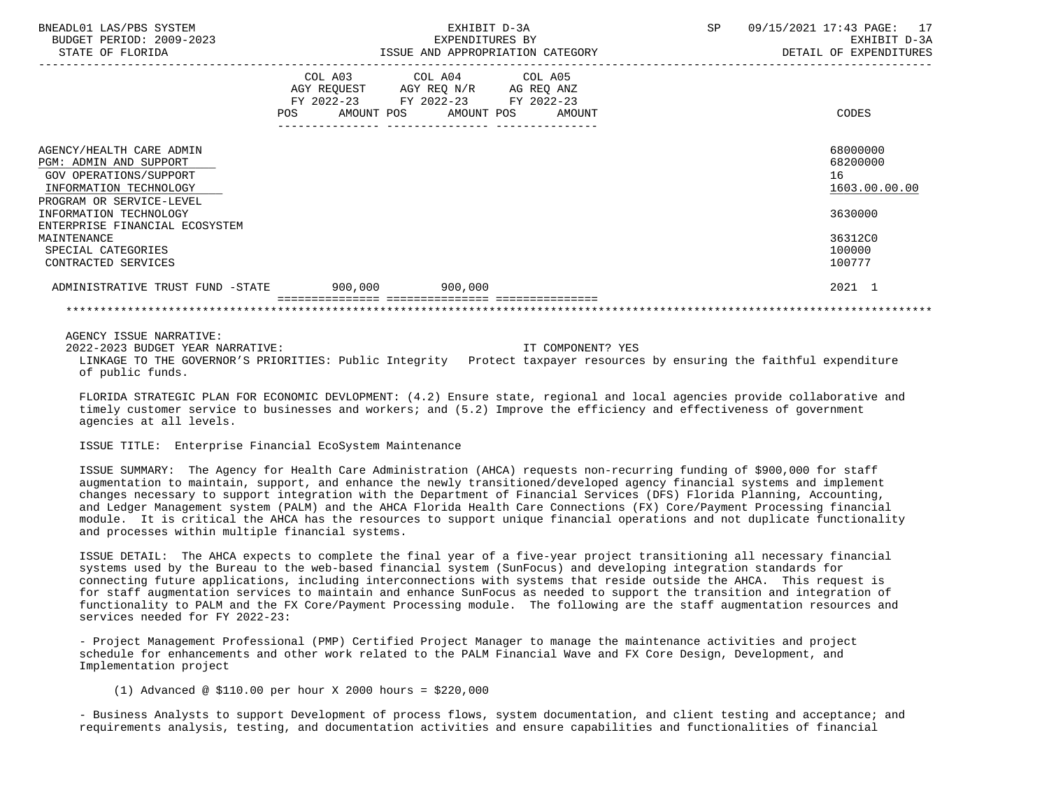| | COL A03 AGY REQUEST FY 2022-23 POS AMOUNT | COL A04 AGY REQ N/R FY 2022-23 POS AMOUNT | COL A05 AG REQ ANZ FY 2022-23 POS AMOUNT | CODES |
|---|---|---|---|---|
| AGENCY/HEALTH CARE ADMIN | | | | 68000000 |
| PGM: ADMIN AND SUPPORT | | | | 68200000 |
| GOV OPERATIONS/SUPPORT | | | | 16 |
| INFORMATION TECHNOLOGY | | | | 1603.00.00.00 |
| PROGRAM OR SERVICE-LEVEL INFORMATION TECHNOLOGY | | | | 3630000 |
| ENTERPRISE FINANCIAL ECOSYSTEM MAINTENANCE | | | | 36312C0 |
| SPECIAL CATEGORIES | | | | 100000 |
| CONTRACTED SERVICES | | | | 100777 |
| ADMINISTRATIVE TRUST FUND -STATE | 900,000 | 900,000 | | 2021 1 |

AGENCY ISSUE NARRATIVE:

2022-2023 BUDGET YEAR NARRATIVE: IT COMPONENT? YES

LINKAGE TO THE GOVERNOR'S PRIORITIES: Public Integrity Protect taxpayer resources by ensuring the faithful expenditure of public funds.

FLORIDA STRATEGIC PLAN FOR ECONOMIC DEVLOPMENT: (4.2) Ensure state, regional and local agencies provide collaborative and timely customer service to businesses and workers; and (5.2) Improve the efficiency and effectiveness of government agencies at all levels.

ISSUE TITLE: Enterprise Financial EcoSystem Maintenance

ISSUE SUMMARY: The Agency for Health Care Administration (AHCA) requests non-recurring funding of $900,000 for staff augmentation to maintain, support, and enhance the newly transitioned/developed agency financial systems and implement changes necessary to support integration with the Department of Financial Services (DFS) Florida Planning, Accounting, and Ledger Management system (PALM) and the AHCA Florida Health Care Connections (FX) Core/Payment Processing financial module. It is critical the AHCA has the resources to support unique financial operations and not duplicate functionality and processes within multiple financial systems.

ISSUE DETAIL: The AHCA expects to complete the final year of a five-year project transitioning all necessary financial systems used by the Bureau to the web-based financial system (SunFocus) and developing integration standards for connecting future applications, including interconnections with systems that reside outside the AHCA. This request is for staff augmentation services to maintain and enhance SunFocus as needed to support the transition and integration of functionality to PALM and the FX Core/Payment Processing module. The following are the staff augmentation resources and services needed for FY 2022-23:

- Project Management Professional (PMP) Certified Project Manager to manage the maintenance activities and project schedule for enhancements and other work related to the PALM Financial Wave and FX Core Design, Development, and Implementation project

  (1) Advanced @ $110.00 per hour X 2000 hours = $220,000

- Business Analysts to support Development of process flows, system documentation, and client testing and acceptance; and requirements analysis, testing, and documentation activities and ensure capabilities and functionalities of financial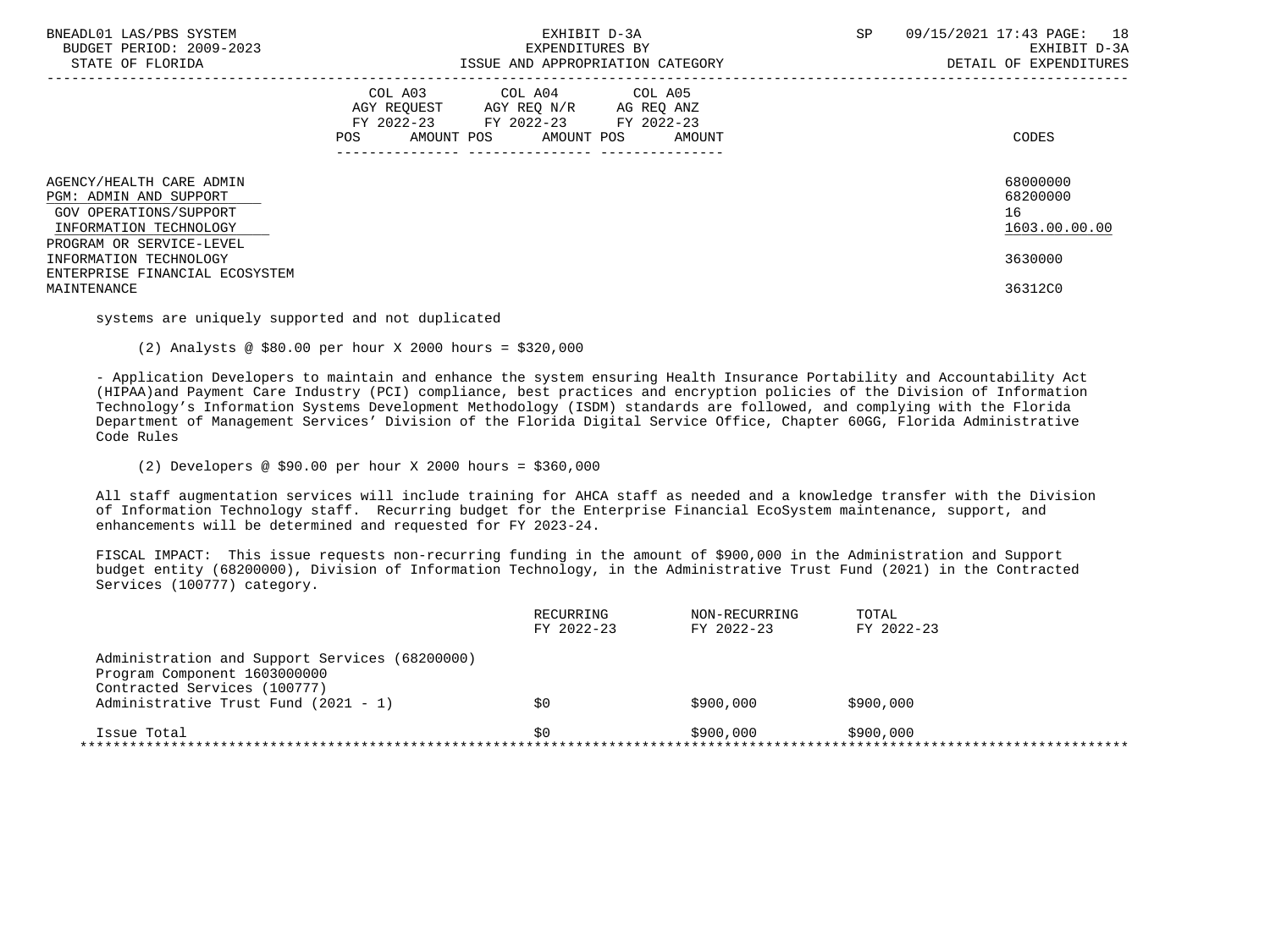AGENCY/HEALTH CARE ADMIN 68000000
PGM: ADMIN AND SUPPORT 68200000
GOV OPERATIONS/SUPPORT 16
INFORMATION TECHNOLOGY 1603.00.00.00
PROGRAM OR SERVICE-LEVEL
INFORMATION TECHNOLOGY 3630000
ENTERPRISE FINANCIAL ECOSYSTEM
MAINTENANCE 36312C0

systems are uniquely supported and not duplicated

(2) Analysts @ $80.00 per hour X 2000 hours = $320,000

- Application Developers to maintain and enhance the system ensuring Health Insurance Portability and Accountability Act (HIPAA)and Payment Care Industry (PCI) compliance, best practices and encryption policies of the Division of Information Technology's Information Systems Development Methodology (ISDM) standards are followed, and complying with the Florida Department of Management Services' Division of the Florida Digital Service Office, Chapter 60GG, Florida Administrative Code Rules

(2) Developers @ $90.00 per hour X 2000 hours = $360,000

All staff augmentation services will include training for AHCA staff as needed and a knowledge transfer with the Division of Information Technology staff. Recurring budget for the Enterprise Financial EcoSystem maintenance, support, and enhancements will be determined and requested for FY 2023-24.

FISCAL IMPACT: This issue requests non-recurring funding in the amount of $900,000 in the Administration and Support budget entity (68200000), Division of Information Technology, in the Administrative Trust Fund (2021) in the Contracted Services (100777) category.

| | RECURRING FY 2022-23 | NON-RECURRING FY 2022-23 | TOTAL FY 2022-23 |
|---|---|---|---|
| Administration and Support Services (68200000) Program Component 1603000000 Contracted Services (100777) Administrative Trust Fund (2021 - 1) | $0 | $900,000 | $900,000 |
| Issue Total | $0 | $900,000 | $900,000 |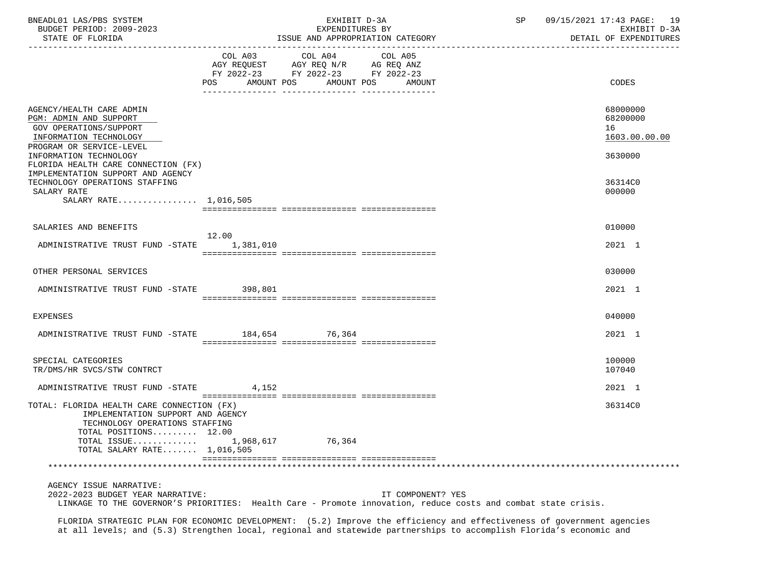BNEADL01 LAS/PBS SYSTEM — EXHIBIT D-3A — EXPENDITURES BY ISSUE AND APPROPRIATION CATEGORY — DETAIL OF EXPENDITURES

BUDGET PERIOD: 2009-2023 — STATE OF FLORIDA

| | COL A03 AGY REQUEST FY 2022-23 POS | AMOUNT | COL A04 AGY REQ N/R FY 2022-23 POS | AMOUNT | COL A05 AG REQ ANZ FY 2022-23 POS | AMOUNT | CODES |
|---|---|---|---|---|---|---|---|
| AGENCY/HEALTH CARE ADMIN | | | | | | | 68000000 |
| PGM: ADMIN AND SUPPORT | | | | | | | 68200000 |
| GOV OPERATIONS/SUPPORT | | | | | | | 16 |
| INFORMATION TECHNOLOGY | | | | | | | 1603.00.00.00 |
| PROGRAM OR SERVICE-LEVEL INFORMATION TECHNOLOGY | | | | | | | 3630000 |
| FLORIDA HEALTH CARE CONNECTION (FX) IMPLEMENTATION SUPPORT AND AGENCY TECHNOLOGY OPERATIONS STAFFING | | | | | | | 36314C0 |
| SALARY RATE | | | | | | | 000000 |
| SALARY RATE................ | | 1,016,505 | | | | | |
| SALARIES AND BENEFITS | | | | | | | 010000 |
| ADMINISTRATIVE TRUST FUND -STATE | 12.00 | 1,381,010 | | | | | 2021 1 |
| OTHER PERSONAL SERVICES | | | | | | | 030000 |
| ADMINISTRATIVE TRUST FUND -STATE | | 398,801 | | | | | 2021 1 |
| EXPENSES | | | | | | | 040000 |
| ADMINISTRATIVE TRUST FUND -STATE | | 184,654 | | 76,364 | | | 2021 1 |
| SPECIAL CATEGORIES | | | | | | | 100000 |
| TR/DMS/HR SVCS/STW CONTRCT | | | | | | | 107040 |
| ADMINISTRATIVE TRUST FUND -STATE | | 4,152 | | | | | 2021 1 |
| TOTAL: FLORIDA HEALTH CARE CONNECTION (FX) IMPLEMENTATION SUPPORT AND AGENCY TECHNOLOGY OPERATIONS STAFFING | | | | | | | 36314C0 |
| TOTAL POSITIONS......... | 12.00 | | | | | | |
| TOTAL ISSUE............. | | 1,968,617 | | 76,364 | | | |
| TOTAL SALARY RATE....... | | 1,016,505 | | | | | |

AGENCY ISSUE NARRATIVE:

2022-2023 BUDGET YEAR NARRATIVE: IT COMPONENT? YES

LINKAGE TO THE GOVERNOR'S PRIORITIES: Health Care - Promote innovation, reduce costs and combat state crisis.

FLORIDA STRATEGIC PLAN FOR ECONOMIC DEVELOPMENT: (5.2) Improve the efficiency and effectiveness of government agencies at all levels; and (5.3) Strengthen local, regional and statewide partnerships to accomplish Florida's economic and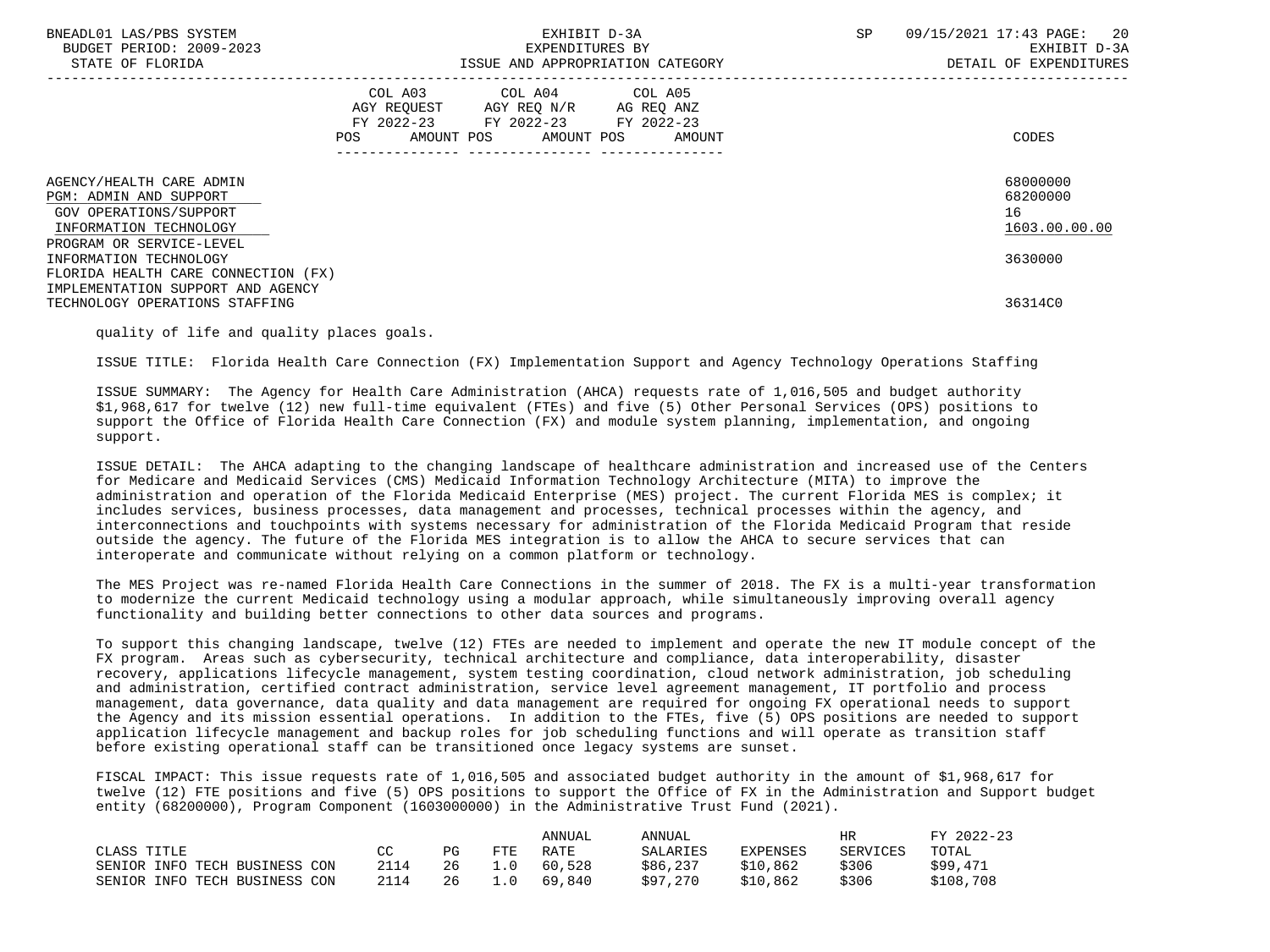| | COL A03 AGY REQUEST FY 2022-23 POS AMOUNT | COL A04 AGY REQ N/R FY 2022-23 POS AMOUNT | COL A05 AG REQ ANZ FY 2022-23 POS AMOUNT | CODES |
|---|---|---|---|---|
| AGENCY/HEALTH CARE ADMIN | | | | 68000000 |
| PGM: ADMIN AND SUPPORT | | | | 68200000 |
| GOV OPERATIONS/SUPPORT | | | | 16 |
| INFORMATION TECHNOLOGY | | | | 1603.00.00.00 |
| PROGRAM OR SERVICE-LEVEL INFORMATION TECHNOLOGY | | | | 3630000 |
| FLORIDA HEALTH CARE CONNECTION (FX) IMPLEMENTATION SUPPORT AND AGENCY TECHNOLOGY OPERATIONS STAFFING | | | | 36314C0 |

quality of life and quality places goals.

ISSUE TITLE: Florida Health Care Connection (FX) Implementation Support and Agency Technology Operations Staffing

ISSUE SUMMARY: The Agency for Health Care Administration (AHCA) requests rate of 1,016,505 and budget authority $1,968,617 for twelve (12) new full-time equivalent (FTEs) and five (5) Other Personal Services (OPS) positions to support the Office of Florida Health Care Connection (FX) and module system planning, implementation, and ongoing support.

ISSUE DETAIL: The AHCA adapting to the changing landscape of healthcare administration and increased use of the Centers for Medicare and Medicaid Services (CMS) Medicaid Information Technology Architecture (MITA) to improve the administration and operation of the Florida Medicaid Enterprise (MES) project. The current Florida MES is complex; it includes services, business processes, data management and processes, technical processes within the agency, and interconnections and touchpoints with systems necessary for administration of the Florida Medicaid Program that reside outside the agency. The future of the Florida MES integration is to allow the AHCA to secure services that can interoperate and communicate without relying on a common platform or technology.

The MES Project was re-named Florida Health Care Connections in the summer of 2018. The FX is a multi-year transformation to modernize the current Medicaid technology using a modular approach, while simultaneously improving overall agency functionality and building better connections to other data sources and programs.

To support this changing landscape, twelve (12) FTEs are needed to implement and operate the new IT module concept of the FX program. Areas such as cybersecurity, technical architecture and compliance, data interoperability, disaster recovery, applications lifecycle management, system testing coordination, cloud network administration, job scheduling and administration, certified contract administration, service level agreement management, IT portfolio and process management, data governance, data quality and data management are required for ongoing FX operational needs to support the Agency and its mission essential operations. In addition to the FTEs, five (5) OPS positions are needed to support application lifecycle management and backup roles for job scheduling functions and will operate as transition staff before existing operational staff can be transitioned once legacy systems are sunset.

FISCAL IMPACT: This issue requests rate of 1,016,505 and associated budget authority in the amount of $1,968,617 for twelve (12) FTE positions and five (5) OPS positions to support the Office of FX in the Administration and Support budget entity (68200000), Program Component (1603000000) in the Administrative Trust Fund (2021).

| CLASS TITLE | CC | PG | FTE | ANNUAL RATE | ANNUAL SALARIES | EXPENSES | HR SERVICES | FY 2022-23 TOTAL |
|---|---|---|---|---|---|---|---|---|
| SENIOR INFO TECH BUSINESS CON | 2114 | 26 | 1.0 | 60,528 | $86,237 | $10,862 | $306 | $99,471 |
| SENIOR INFO TECH BUSINESS CON | 2114 | 26 | 1.0 | 69,840 | $97,270 | $10,862 | $306 | $108,708 |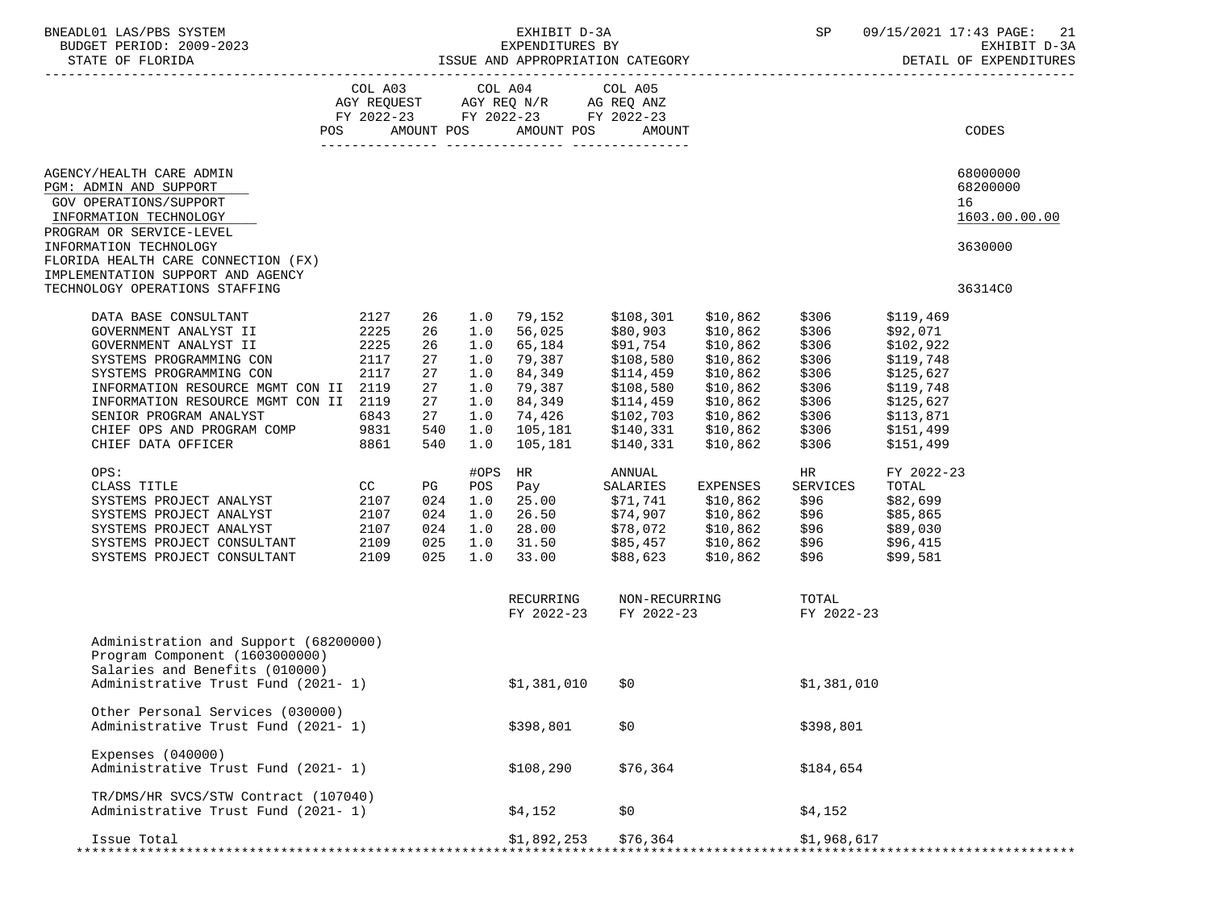BNEADL01 LAS/PBS SYSTEM — EXHIBIT D-3A — EXPENDITURES BY ISSUE AND APPROPRIATION CATEGORY — DETAIL OF EXPENDITURES

BUDGET PERIOD: 2009-2023 — STATE OF FLORIDA — SP 09/15/2021 17:43

| | COL A03 AGY REQUEST FY 2022-23 POS AMOUNT | COL A04 AGY REQ N/R FY 2022-23 POS AMOUNT | COL A05 AG REQ ANZ FY 2022-23 POS AMOUNT | CODES |
|---|---|---|---|---|
| AGENCY/HEALTH CARE ADMIN | | | | 68000000 |
| PGM: ADMIN AND SUPPORT | | | | 68200000 |
| GOV OPERATIONS/SUPPORT | | | | 16 |
| INFORMATION TECHNOLOGY | | | | 1603.00.00.00 |
| PROGRAM OR SERVICE-LEVEL INFORMATION TECHNOLOGY | | | | 3630000 |
| FLORIDA HEALTH CARE CONNECTION (FX) IMPLEMENTATION SUPPORT AND AGENCY TECHNOLOGY OPERATIONS STAFFING | | | | 36314C0 |

| | | | | | | | | |
|---|---|---|---|---|---|---|---|---|
| DATA BASE CONSULTANT | 2127 | 26 | 1.0 | 79,152 | $108,301 | $10,862 | $306 | $119,469 |
| GOVERNMENT ANALYST II | 2225 | 26 | 1.0 | 56,025 | $80,903 | $10,862 | $306 | $92,071 |
| GOVERNMENT ANALYST II | 2225 | 26 | 1.0 | 65,184 | $91,754 | $10,862 | $306 | $102,922 |
| SYSTEMS PROGRAMMING CON | 2117 | 27 | 1.0 | 79,387 | $108,580 | $10,862 | $306 | $119,748 |
| SYSTEMS PROGRAMMING CON | 2117 | 27 | 1.0 | 84,349 | $114,459 | $10,862 | $306 | $125,627 |
| INFORMATION RESOURCE MGMT CON II | 2119 | 27 | 1.0 | 79,387 | $108,580 | $10,862 | $306 | $119,748 |
| INFORMATION RESOURCE MGMT CON II | 2119 | 27 | 1.0 | 84,349 | $114,459 | $10,862 | $306 | $125,627 |
| SENIOR PROGRAM ANALYST | 6843 | 27 | 1.0 | 74,426 | $102,703 | $10,862 | $306 | $113,871 |
| CHIEF OPS AND PROGRAM COMP | 9831 | 540 | 1.0 | 105,181 | $140,331 | $10,862 | $306 | $151,499 |
| CHIEF DATA OFFICER | 8861 | 540 | 1.0 | 105,181 | $140,331 | $10,862 | $306 | $151,499 |

OPS:

| CLASS TITLE | CC | PG | #OPS POS | HR Pay | ANNUAL SALARIES | EXPENSES | HR SERVICES | FY 2022-23 TOTAL |
|---|---|---|---|---|---|---|---|---|
| SYSTEMS PROJECT ANALYST | 2107 | 024 | 1.0 | 25.00 | $71,741 | $10,862 | $96 | $82,699 |
| SYSTEMS PROJECT ANALYST | 2107 | 024 | 1.0 | 26.50 | $74,907 | $10,862 | $96 | $85,865 |
| SYSTEMS PROJECT ANALYST | 2107 | 024 | 1.0 | 28.00 | $78,072 | $10,862 | $96 | $89,030 |
| SYSTEMS PROJECT CONSULTANT | 2109 | 025 | 1.0 | 31.50 | $85,457 | $10,862 | $96 | $96,415 |
| SYSTEMS PROJECT CONSULTANT | 2109 | 025 | 1.0 | 33.00 | $88,623 | $10,862 | $96 | $99,581 |

| | RECURRING FY 2022-23 | NON-RECURRING FY 2022-23 | TOTAL FY 2022-23 |
|---|---|---|---|
| Administration and Support (68200000) | | | |
| Program Component (1603000000) | | | |
| Salaries and Benefits (010000) | | | |
| Administrative Trust Fund (2021- 1) | $1,381,010 | $0 | $1,381,010 |
| Other Personal Services (030000) | | | |
| Administrative Trust Fund (2021- 1) | $398,801 | $0 | $398,801 |
| Expenses (040000) | | | |
| Administrative Trust Fund (2021- 1) | $108,290 | $76,364 | $184,654 |
| TR/DMS/HR SVCS/STW Contract (107040) | | | |
| Administrative Trust Fund (2021- 1) | $4,152 | $0 | $4,152 |
| Issue Total | $1,892,253 | $76,364 | $1,968,617 |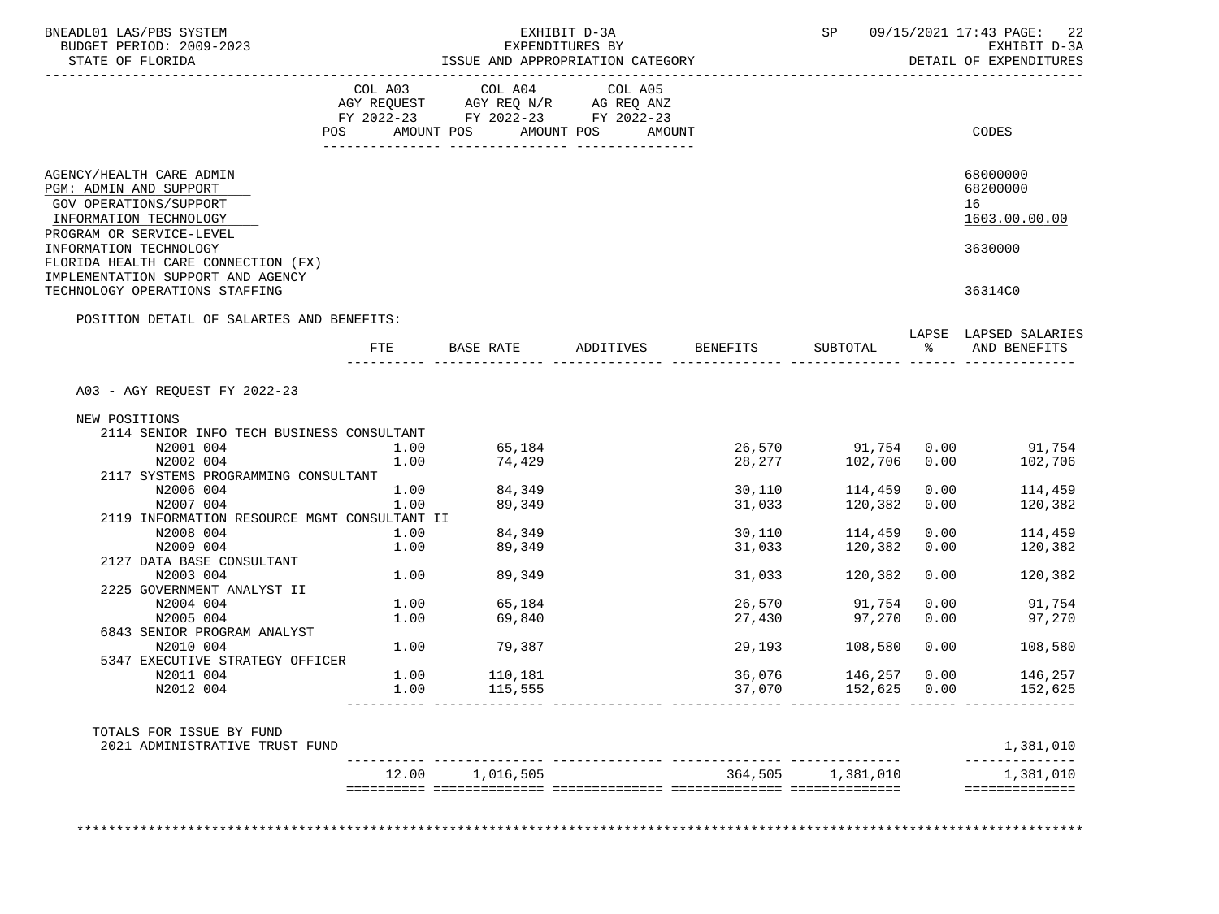BNEADL01 LAS/PBS SYSTEM
BUDGET PERIOD: 2009-2023
STATE OF FLORIDA

EXHIBIT D-3A
EXPENDITURES BY
ISSUE AND APPROPRIATION CATEGORY

SP 09/15/2021 17:43
EXHIBIT D-3A
DETAIL OF EXPENDITURES

| | COL A03 AGY REQUEST FY 2022-23 POS AMOUNT | COL A04 AGY REQ N/R FY 2022-23 POS AMOUNT | COL A05 AG REQ ANZ FY 2022-23 POS AMOUNT | CODES |
|---|---|---|---|---|
| AGENCY/HEALTH CARE ADMIN | | | | 68000000 |
| PGM: ADMIN AND SUPPORT | | | | 68200000 |
| GOV OPERATIONS/SUPPORT | | | | 16 |
| INFORMATION TECHNOLOGY | | | | 1603.00.00.00 |
| PROGRAM OR SERVICE-LEVEL INFORMATION TECHNOLOGY | | | | 3630000 |
| FLORIDA HEALTH CARE CONNECTION (FX) IMPLEMENTATION SUPPORT AND AGENCY TECHNOLOGY OPERATIONS STAFFING | | | | 36314C0 |

POSITION DETAIL OF SALARIES AND BENEFITS:

| | FTE | BASE RATE | ADDITIVES | BENEFITS | SUBTOTAL | LAPSE % | LAPSED SALARIES AND BENEFITS |
|---|---|---|---|---|---|---|---|
| A03 - AGY REQUEST FY 2022-23 | | | | | | | |
| NEW POSITIONS | | | | | | | |
| 2114 SENIOR INFO TECH BUSINESS CONSULTANT | | | | | | | |
| N2001 004 | 1.00 | 65,184 | | 26,570 | 91,754 | 0.00 | 91,754 |
| N2002 004 | 1.00 | 74,429 | | 28,277 | 102,706 | 0.00 | 102,706 |
| 2117 SYSTEMS PROGRAMMING CONSULTANT | | | | | | | |
| N2006 004 | 1.00 | 84,349 | | 30,110 | 114,459 | 0.00 | 114,459 |
| N2007 004 | 1.00 | 89,349 | | 31,033 | 120,382 | 0.00 | 120,382 |
| 2119 INFORMATION RESOURCE MGMT CONSULTANT II | | | | | | | |
| N2008 004 | 1.00 | 84,349 | | 30,110 | 114,459 | 0.00 | 114,459 |
| N2009 004 | 1.00 | 89,349 | | 31,033 | 120,382 | 0.00 | 120,382 |
| 2127 DATA BASE CONSULTANT | | | | | | | |
| N2003 004 | 1.00 | 89,349 | | 31,033 | 120,382 | 0.00 | 120,382 |
| 2225 GOVERNMENT ANALYST II | | | | | | | |
| N2004 004 | 1.00 | 65,184 | | 26,570 | 91,754 | 0.00 | 91,754 |
| N2005 004 | 1.00 | 69,840 | | 27,430 | 97,270 | 0.00 | 97,270 |
| 6843 SENIOR PROGRAM ANALYST | | | | | | | |
| N2010 004 | 1.00 | 79,387 | | 29,193 | 108,580 | 0.00 | 108,580 |
| 5347 EXECUTIVE STRATEGY OFFICER | | | | | | | |
| N2011 004 | 1.00 | 110,181 | | 36,076 | 146,257 | 0.00 | 146,257 |
| N2012 004 | 1.00 | 115,555 | | 37,070 | 152,625 | 0.00 | 152,625 |
| TOTALS FOR ISSUE BY FUND | | | | | | | |
| 2021 ADMINISTRATIVE TRUST FUND | | | | | | | 1,381,010 |
| | 12.00 | 1,016,505 | | 364,505 | 1,381,010 | | 1,381,010 |

\*\*\*\*\*\*\*\*\*\*\*\*\*\*\*\*\*\*\*\*\*\*\*\*\*\*\*\*\*\*\*\*\*\*\*\*\*\*\*\*\*\*\*\*\*\*\*\*\*\*\*\*\*\*\*\*\*\*\*\*\*\*\*\*\*\*\*\*\*\*\*\*\*\*\*\*\*\*\*\*\*\*\*\*\*\*\*\*\*\*\*\*\*\*\*\*\*\*\*\*\*\*\*\*\*\*\*\*\*\*\*\*\*\*\*\*\*\*\*\*\*\*\*\*\*\*\*\*\*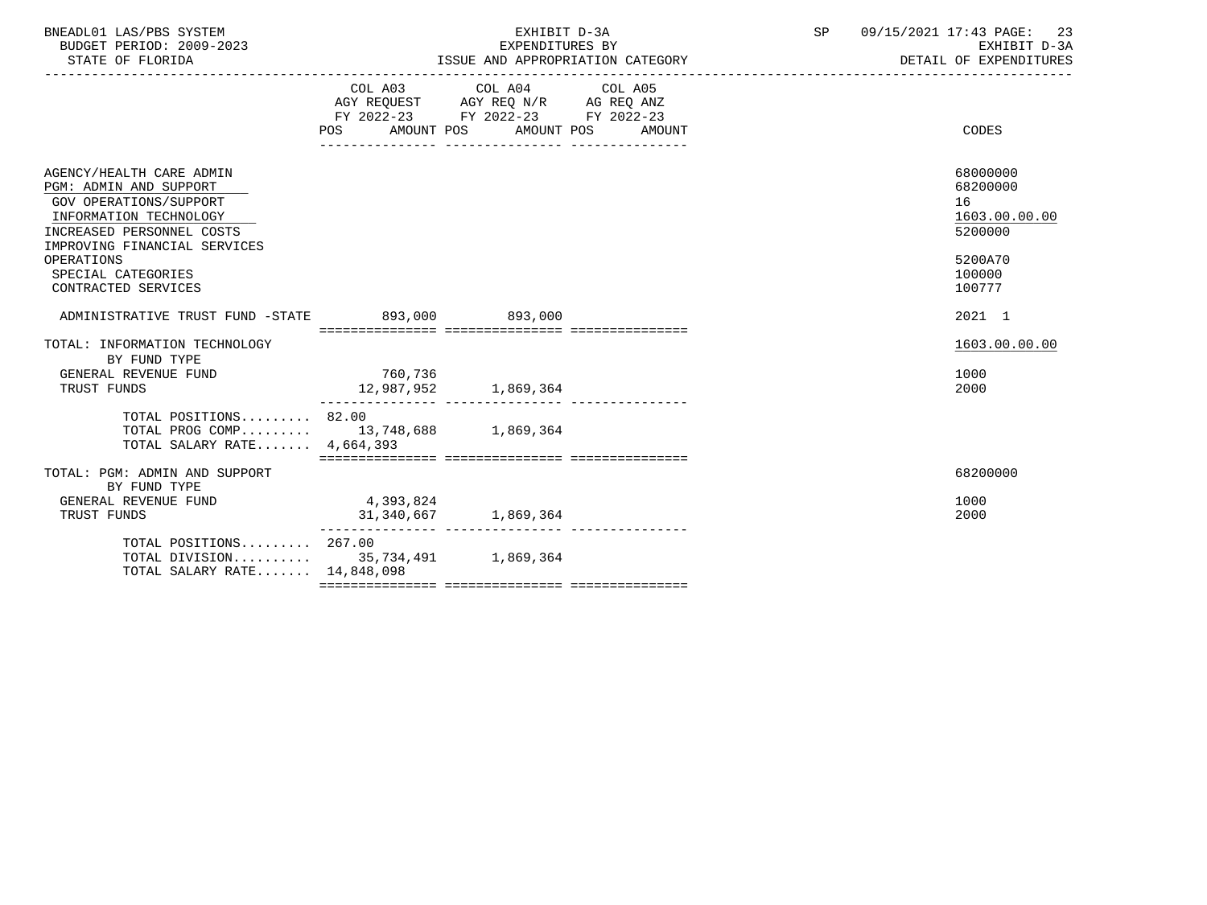BNEADL01 LAS/PBS SYSTEM
BUDGET PERIOD: 2009-2023
STATE OF FLORIDA

EXHIBIT D-3A
EXPENDITURES BY
ISSUE AND APPROPRIATION CATEGORY

SP 09/15/2021 17:43
EXHIBIT D-3A
DETAIL OF EXPENDITURES

| | COL A03 AGY REQUEST FY 2022-23 POS | AMOUNT | COL A04 AGY REQ N/R FY 2022-23 POS | AMOUNT | COL A05 AG REQ ANZ FY 2022-23 POS | AMOUNT | CODES |
|---|---|---|---|---|---|---|---|
| AGENCY/HEALTH CARE ADMIN | | | | | | | 68000000 |
| PGM: ADMIN AND SUPPORT | | | | | | | 68200000 |
| GOV OPERATIONS/SUPPORT | | | | | | | 16 |
| INFORMATION TECHNOLOGY | | | | | | | 1603.00.00.00 |
| INCREASED PERSONNEL COSTS | | | | | | | 5200000 |
| IMPROVING FINANCIAL SERVICES | | | | | | | |
| OPERATIONS | | | | | | | 5200A70 |
| SPECIAL CATEGORIES | | | | | | | 100000 |
| CONTRACTED SERVICES | | | | | | | 100777 |
| ADMINISTRATIVE TRUST FUND -STATE | | 893,000 | | 893,000 | | | 2021 1 |
| TOTAL: INFORMATION TECHNOLOGY | | | | | | | 1603.00.00.00 |
| BY FUND TYPE | | | | | | | |
| GENERAL REVENUE FUND | | 760,736 | | | | | 1000 |
| TRUST FUNDS | | 12,987,952 | | 1,869,364 | | | 2000 |
| TOTAL POSITIONS......... | 82.00 | | | | | | |
| TOTAL PROG COMP......... | | 13,748,688 | | 1,869,364 | | | |
| TOTAL SALARY RATE....... | | 4,664,393 | | | | | |
| TOTAL: PGM: ADMIN AND SUPPORT | | | | | | | 68200000 |
| BY FUND TYPE | | | | | | | |
| GENERAL REVENUE FUND | | 4,393,824 | | | | | 1000 |
| TRUST FUNDS | | 31,340,667 | | 1,869,364 | | | 2000 |
| TOTAL POSITIONS......... | 267.00 | | | | | | |
| TOTAL DIVISION.......... | | 35,734,491 | | 1,869,364 | | | |
| TOTAL SALARY RATE....... | | 14,848,098 | | | | | |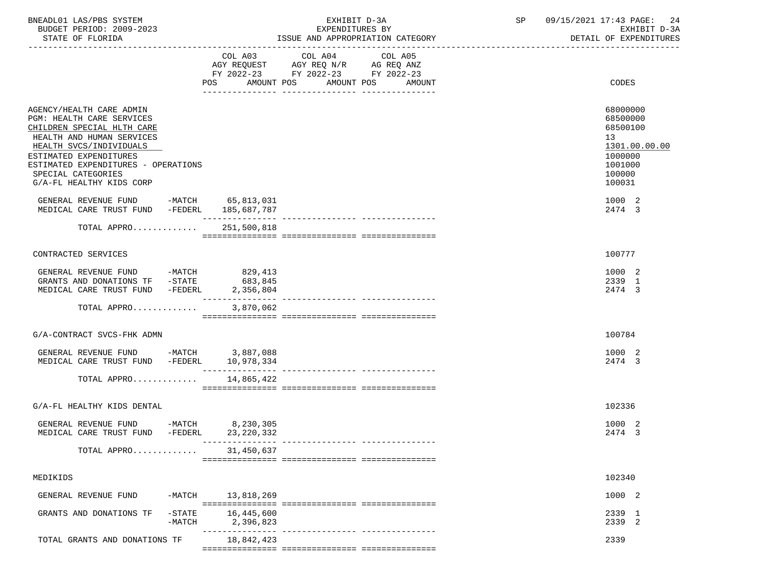BNEADL01 LAS/PBS SYSTEM
BUDGET PERIOD: 2009-2023
STATE OF FLORIDA

EXHIBIT D-3A
EXPENDITURES BY
ISSUE AND APPROPRIATION CATEGORY

SP 09/15/2021 17:43
EXHIBIT D-3A
DETAIL OF EXPENDITURES

| | COL A03 AGY REQUEST FY 2022-23 POS AMOUNT | COL A04 AGY REQ N/R FY 2022-23 POS AMOUNT | COL A05 AG REQ ANZ FY 2022-23 POS AMOUNT | CODES |
|---|---|---|---|---|
| AGENCY/HEALTH CARE ADMIN | | | | 68000000 |
| PGM: HEALTH CARE SERVICES | | | | 68500000 |
| CHILDREN SPECIAL HLTH CARE | | | | 68500100 |
| HEALTH AND HUMAN SERVICES | | | | 13 |
| HEALTH SVCS/INDIVIDUALS | | | | 1301.00.00.00 |
| ESTIMATED EXPENDITURES | | | | 1000000 |
| ESTIMATED EXPENDITURES - OPERATIONS | | | | 1001000 |
| SPECIAL CATEGORIES | | | | 100000 |
| G/A-FL HEALTHY KIDS CORP | | | | 100031 |
| GENERAL REVENUE FUND -MATCH | 65,813,031 | | | 1000 2 |
| MEDICAL CARE TRUST FUND -FEDERL | 185,687,787 | | | 2474 3 |
| TOTAL APPRO............ | 251,500,818 | | | |
| CONTRACTED SERVICES | | | | 100777 |
| GENERAL REVENUE FUND -MATCH | 829,413 | | | 1000 2 |
| GRANTS AND DONATIONS TF -STATE | 683,845 | | | 2339 1 |
| MEDICAL CARE TRUST FUND -FEDERL | 2,356,804 | | | 2474 3 |
| TOTAL APPRO............ | 3,870,062 | | | |
| G/A-CONTRACT SVCS-FHK ADMN | | | | 100784 |
| GENERAL REVENUE FUND -MATCH | 3,887,088 | | | 1000 2 |
| MEDICAL CARE TRUST FUND -FEDERL | 10,978,334 | | | 2474 3 |
| TOTAL APPRO............ | 14,865,422 | | | |
| G/A-FL HEALTHY KIDS DENTAL | | | | 102336 |
| GENERAL REVENUE FUND -MATCH | 8,230,305 | | | 1000 2 |
| MEDICAL CARE TRUST FUND -FEDERL | 23,220,332 | | | 2474 3 |
| TOTAL APPRO............ | 31,450,637 | | | |
| MEDIKIDS | | | | 102340 |
| GENERAL REVENUE FUND -MATCH | 13,818,269 | | | 1000 2 |
| GRANTS AND DONATIONS TF -STATE | 16,445,600 | | | 2339 1 |
| -MATCH | 2,396,823 | | | 2339 2 |
| TOTAL GRANTS AND DONATIONS TF | 18,842,423 | | | 2339 |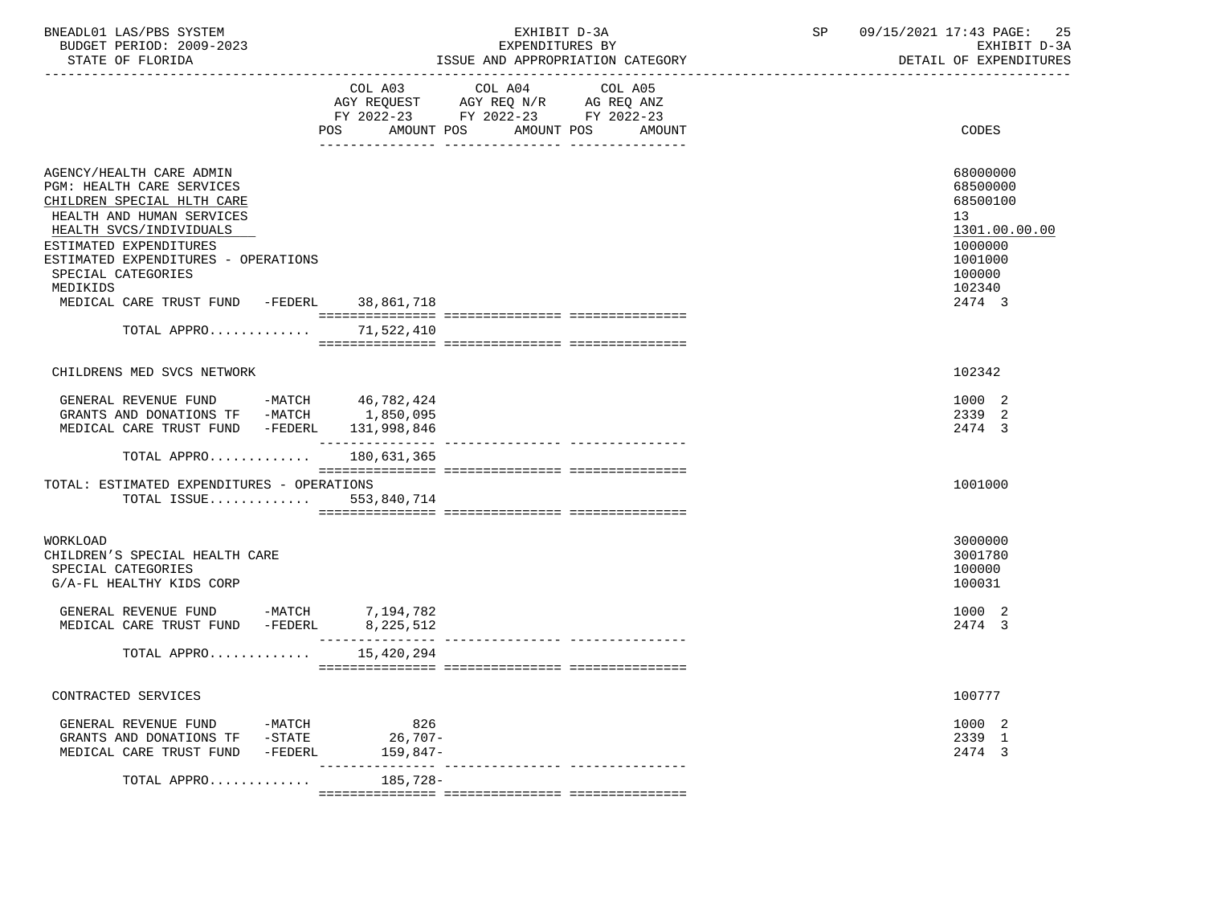BNEADL01 LAS/PBS SYSTEM — EXHIBIT D-3A — EXPENDITURES BY ISSUE AND APPROPRIATION CATEGORY
BUDGET PERIOD: 2009-2023 — STATE OF FLORIDA — SP 09/15/2021 17:43 — EXHIBIT D-3A DETAIL OF EXPENDITURES

| | COL A03 AGY REQUEST FY 2022-23 POS AMOUNT | COL A04 AGY REQ N/R FY 2022-23 POS AMOUNT | COL A05 AG REQ ANZ FY 2022-23 POS AMOUNT | CODES |
|---|---|---|---|---|
| AGENCY/HEALTH CARE ADMIN | | | | 68000000 |
| PGM: HEALTH CARE SERVICES | | | | 68500000 |
| CHILDREN SPECIAL HLTH CARE | | | | 68500100 |
| HEALTH AND HUMAN SERVICES | | | | 13 |
| HEALTH SVCS/INDIVIDUALS | | | | 1301.00.00.00 |
| ESTIMATED EXPENDITURES | | | | 1000000 |
| ESTIMATED EXPENDITURES - OPERATIONS | | | | 1001000 |
| SPECIAL CATEGORIES | | | | 100000 |
| MEDIKIDS | | | | 102340 |
| MEDICAL CARE TRUST FUND -FEDERL | 38,861,718 | | | 2474 3 |
| TOTAL APPRO............. | 71,522,410 | | | |
| CHILDRENS MED SVCS NETWORK | | | | 102342 |
| GENERAL REVENUE FUND -MATCH | 46,782,424 | | | 1000 2 |
| GRANTS AND DONATIONS TF -MATCH | 1,850,095 | | | 2339 2 |
| MEDICAL CARE TRUST FUND -FEDERL | 131,998,846 | | | 2474 3 |
| TOTAL APPRO............. | 180,631,365 | | | |
| TOTAL: ESTIMATED EXPENDITURES - OPERATIONS | | | | 1001000 |
| TOTAL ISSUE............. | 553,840,714 | | | |
| WORKLOAD | | | | 3000000 |
| CHILDREN'S SPECIAL HEALTH CARE | | | | 3001780 |
| SPECIAL CATEGORIES | | | | 100000 |
| G/A-FL HEALTHY KIDS CORP | | | | 100031 |
| GENERAL REVENUE FUND -MATCH | 7,194,782 | | | 1000 2 |
| MEDICAL CARE TRUST FUND -FEDERL | 8,225,512 | | | 2474 3 |
| TOTAL APPRO............. | 15,420,294 | | | |
| CONTRACTED SERVICES | | | | 100777 |
| GENERAL REVENUE FUND -MATCH | 826 | | | 1000 2 |
| GRANTS AND DONATIONS TF -STATE | 26,707- | | | 2339 1 |
| MEDICAL CARE TRUST FUND -FEDERL | 159,847- | | | 2474 3 |
| TOTAL APPRO............. | 185,728- | | | |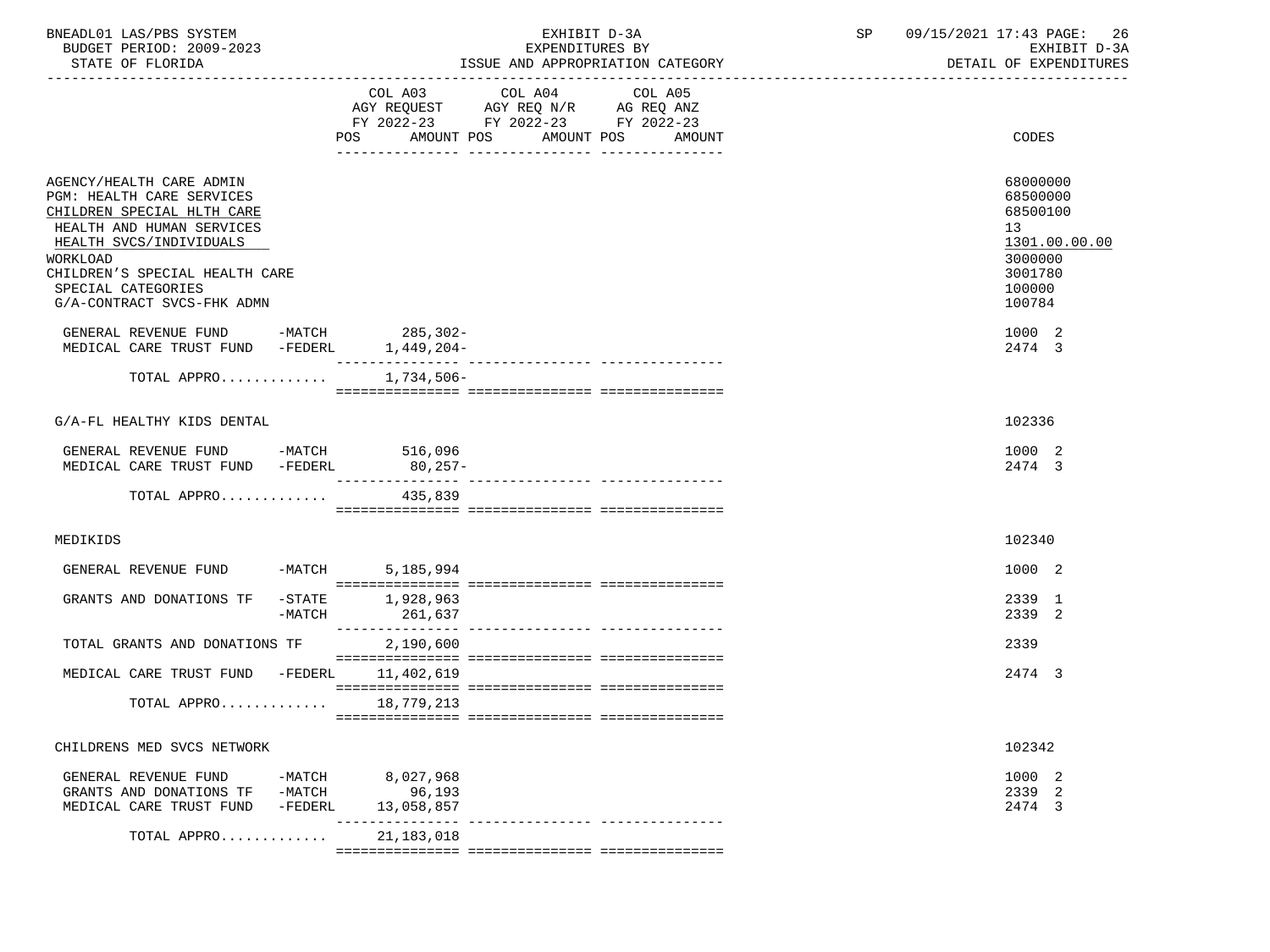BNEADL01 LAS/PBS SYSTEM
BUDGET PERIOD: 2009-2023
STATE OF FLORIDA

EXHIBIT D-3A
EXPENDITURES BY
ISSUE AND APPROPRIATION CATEGORY

SP 09/15/2021 17:43
EXHIBIT D-3A
DETAIL OF EXPENDITURES

| | COL A03 AGY REQUEST FY 2022-23 POS AMOUNT | COL A04 AGY REQ N/R FY 2022-23 POS AMOUNT | COL A05 AG REQ ANZ FY 2022-23 POS AMOUNT | CODES |
|---|---|---|---|---|
| AGENCY/HEALTH CARE ADMIN | | | | 68000000 |
| PGM: HEALTH CARE SERVICES | | | | 68500000 |
| CHILDREN SPECIAL HLTH CARE | | | | 68500100 |
| HEALTH AND HUMAN SERVICES | | | | 13 |
| HEALTH SVCS/INDIVIDUALS | | | | 1301.00.00.00 |
| WORKLOAD | | | | 3000000 |
| CHILDREN'S SPECIAL HEALTH CARE | | | | 3001780 |
| SPECIAL CATEGORIES | | | | 100000 |
| G/A-CONTRACT SVCS-FHK ADMN | | | | 100784 |
| GENERAL REVENUE FUND -MATCH | 285,302- | | | 1000 2 |
| MEDICAL CARE TRUST FUND -FEDERL | 1,449,204- | | | 2474 3 |
| TOTAL APPRO............ | 1,734,506- | | | |
| G/A-FL HEALTHY KIDS DENTAL | | | | 102336 |
| GENERAL REVENUE FUND -MATCH | 516,096 | | | 1000 2 |
| MEDICAL CARE TRUST FUND -FEDERL | 80,257- | | | 2474 3 |
| TOTAL APPRO............ | 435,839 | | | |
| MEDIKIDS | | | | 102340 |
| GENERAL REVENUE FUND -MATCH | 5,185,994 | | | 1000 2 |
| GRANTS AND DONATIONS TF -STATE | 1,928,963 | | | 2339 1 |
| -MATCH | 261,637 | | | 2339 2 |
| TOTAL GRANTS AND DONATIONS TF | 2,190,600 | | | 2339 |
| MEDICAL CARE TRUST FUND -FEDERL | 11,402,619 | | | 2474 3 |
| TOTAL APPRO............ | 18,779,213 | | | |
| CHILDRENS MED SVCS NETWORK | | | | 102342 |
| GENERAL REVENUE FUND -MATCH | 8,027,968 | | | 1000 2 |
| GRANTS AND DONATIONS TF -MATCH | 96,193 | | | 2339 2 |
| MEDICAL CARE TRUST FUND -FEDERL | 13,058,857 | | | 2474 3 |
| TOTAL APPRO............ | 21,183,018 | | | |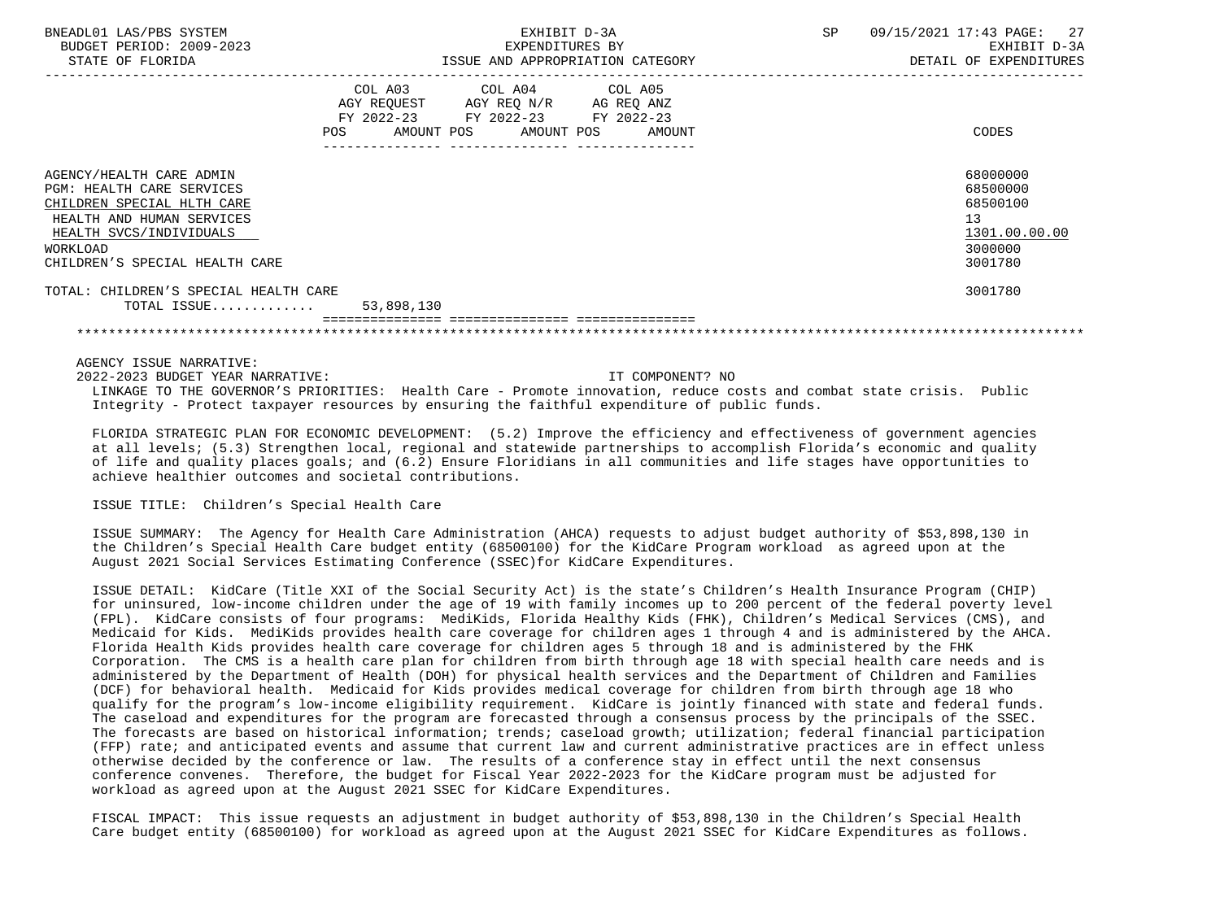| | COL A03 AGY REQUEST FY 2022-23 POS AMOUNT | COL A04 AGY REQ N/R FY 2022-23 POS AMOUNT | COL A05 AG REQ ANZ FY 2022-23 POS AMOUNT | CODES |
|---|---|---|---|---|
| AGENCY/HEALTH CARE ADMIN | | | | 68000000 |
| PGM: HEALTH CARE SERVICES | | | | 68500000 |
| CHILDREN SPECIAL HLTH CARE | | | | 68500100 |
| HEALTH AND HUMAN SERVICES | | | | 13 |
| HEALTH SVCS/INDIVIDUALS | | | | 1301.00.00.00 |
| WORKLOAD | | | | 3000000 |
| CHILDREN'S SPECIAL HEALTH CARE | | | | 3001780 |
| TOTAL: CHILDREN'S SPECIAL HEALTH CARE | | | | 3001780 |
| TOTAL ISSUE............ | 53,898,130 | | | |

AGENCY ISSUE NARRATIVE:

2022-2023 BUDGET YEAR NARRATIVE: IT COMPONENT? NO

LINKAGE TO THE GOVERNOR'S PRIORITIES: Health Care - Promote innovation, reduce costs and combat state crisis. Public Integrity - Protect taxpayer resources by ensuring the faithful expenditure of public funds.

FLORIDA STRATEGIC PLAN FOR ECONOMIC DEVELOPMENT: (5.2) Improve the efficiency and effectiveness of government agencies at all levels; (5.3) Strengthen local, regional and statewide partnerships to accomplish Florida's economic and quality of life and quality places goals; and (6.2) Ensure Floridians in all communities and life stages have opportunities to achieve healthier outcomes and societal contributions.

ISSUE TITLE: Children's Special Health Care

ISSUE SUMMARY: The Agency for Health Care Administration (AHCA) requests to adjust budget authority of $53,898,130 in the Children's Special Health Care budget entity (68500100) for the KidCare Program workload as agreed upon at the August 2021 Social Services Estimating Conference (SSEC)for KidCare Expenditures.

ISSUE DETAIL: KidCare (Title XXI of the Social Security Act) is the state's Children's Health Insurance Program (CHIP) for uninsured, low-income children under the age of 19 with family incomes up to 200 percent of the federal poverty level (FPL). KidCare consists of four programs: MediKids, Florida Healthy Kids (FHK), Children's Medical Services (CMS), and Medicaid for Kids. MediKids provides health care coverage for children ages 1 through 4 and is administered by the AHCA. Florida Health Kids provides health care coverage for children ages 5 through 18 and is administered by the FHK Corporation. The CMS is a health care plan for children from birth through age 18 with special health care needs and is administered by the Department of Health (DOH) for physical health services and the Department of Children and Families (DCF) for behavioral health. Medicaid for Kids provides medical coverage for children from birth through age 18 who qualify for the program's low-income eligibility requirement. KidCare is jointly financed with state and federal funds. The caseload and expenditures for the program are forecasted through a consensus process by the principals of the SSEC. The forecasts are based on historical information; trends; caseload growth; utilization; federal financial participation (FFP) rate; and anticipated events and assume that current law and current administrative practices are in effect unless otherwise decided by the conference or law. The results of a conference stay in effect until the next consensus conference convenes. Therefore, the budget for Fiscal Year 2022-2023 for the KidCare program must be adjusted for workload as agreed upon at the August 2021 SSEC for KidCare Expenditures.

FISCAL IMPACT: This issue requests an adjustment in budget authority of $53,898,130 in the Children's Special Health Care budget entity (68500100) for workload as agreed upon at the August 2021 SSEC for KidCare Expenditures as follows.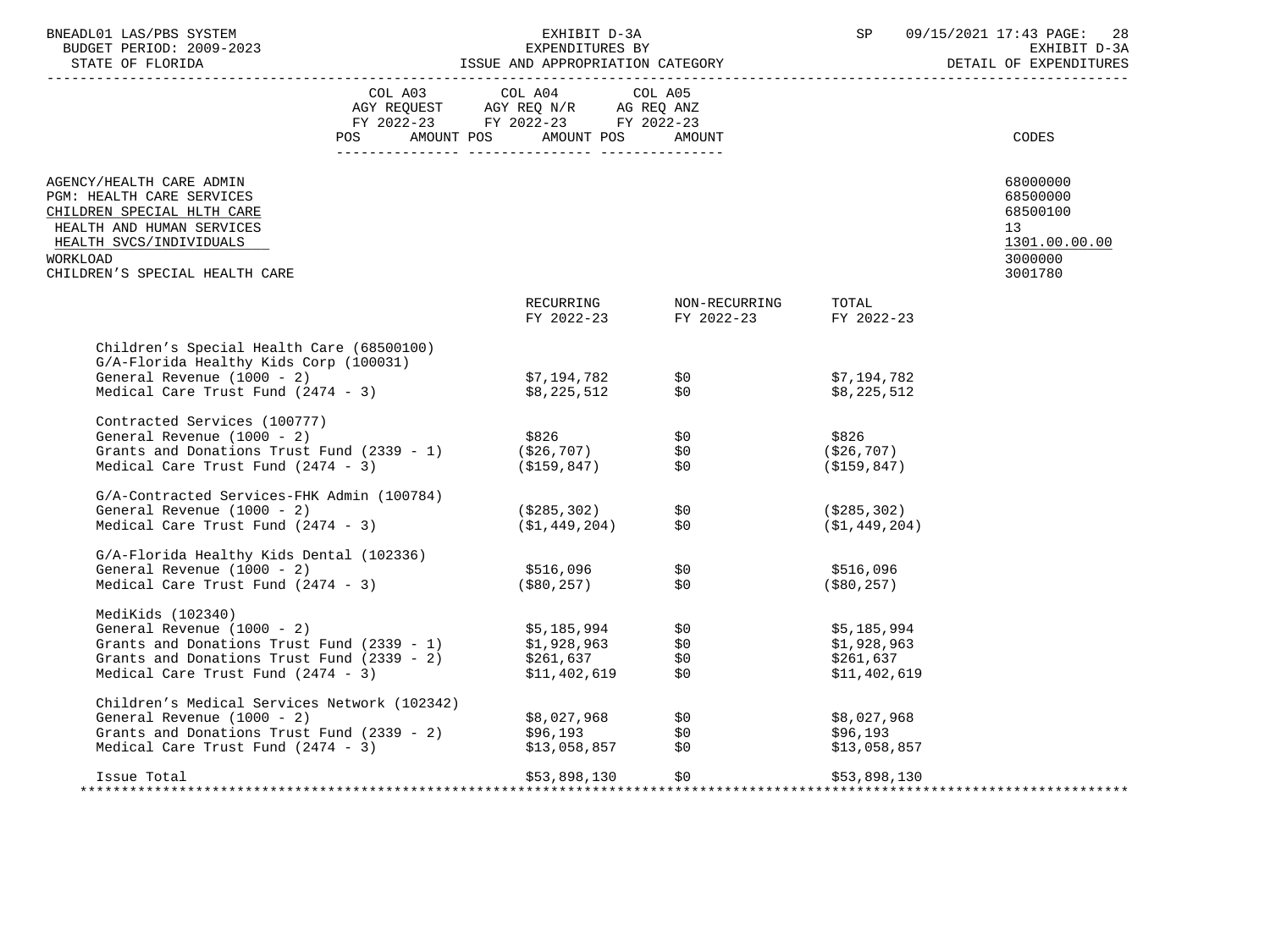BNEADL01 LAS/PBS SYSTEM — EXHIBIT D-3A — EXPENDITURES BY ISSUE AND APPROPRIATION CATEGORY — DETAIL OF EXPENDITURES

BUDGET PERIOD: 2009-2023
STATE OF FLORIDA

| | COL A03 AGY REQUEST FY 2022-23 POS AMOUNT | COL A04 AGY REQ N/R FY 2022-23 POS AMOUNT | COL A05 AG REQ ANZ FY 2022-23 POS AMOUNT | CODES |
|---|---|---|---|---|
| AGENCY/HEALTH CARE ADMIN | | | | 68000000 |
| PGM: HEALTH CARE SERVICES | | | | 68500000 |
| CHILDREN SPECIAL HLTH CARE | | | | 68500100 |
| HEALTH AND HUMAN SERVICES | | | | 13 |
| HEALTH SVCS/INDIVIDUALS | | | | 1301.00.00.00 |
| WORKLOAD | | | | 3000000 |
| CHILDREN'S SPECIAL HEALTH CARE | | | | 3001780 |

| | RECURRING FY 2022-23 | NON-RECURRING FY 2022-23 | TOTAL FY 2022-23 |
|---|---|---|---|
| **Children's Special Health Care (68500100)** | | | |
| **G/A-Florida Healthy Kids Corp (100031)** | | | |
| General Revenue (1000 - 2) | $7,194,782 | $0 | $7,194,782 |
| Medical Care Trust Fund (2474 - 3) | $8,225,512 | $0 | $8,225,512 |
| **Contracted Services (100777)** | | | |
| General Revenue (1000 - 2) | $826 | $0 | $826 |
| Grants and Donations Trust Fund (2339 - 1) | ($26,707) | $0 | ($26,707) |
| Medical Care Trust Fund (2474 - 3) | ($159,847) | $0 | ($159,847) |
| **G/A-Contracted Services-FHK Admin (100784)** | | | |
| General Revenue (1000 - 2) | ($285,302) | $0 | ($285,302) |
| Medical Care Trust Fund (2474 - 3) | ($1,449,204) | $0 | ($1,449,204) |
| **G/A-Florida Healthy Kids Dental (102336)** | | | |
| General Revenue (1000 - 2) | $516,096 | $0 | $516,096 |
| Medical Care Trust Fund (2474 - 3) | ($80,257) | $0 | ($80,257) |
| **MediKids (102340)** | | | |
| General Revenue (1000 - 2) | $5,185,994 | $0 | $5,185,994 |
| Grants and Donations Trust Fund (2339 - 1) | $1,928,963 | $0 | $1,928,963 |
| Grants and Donations Trust Fund (2339 - 2) | $261,637 | $0 | $261,637 |
| Medical Care Trust Fund (2474 - 3) | $11,402,619 | $0 | $11,402,619 |
| **Children's Medical Services Network (102342)** | | | |
| General Revenue (1000 - 2) | $8,027,968 | $0 | $8,027,968 |
| Grants and Donations Trust Fund (2339 - 2) | $96,193 | $0 | $96,193 |
| Medical Care Trust Fund (2474 - 3) | $13,058,857 | $0 | $13,058,857 |
| **Issue Total** | $53,898,130 | $0 | $53,898,130 |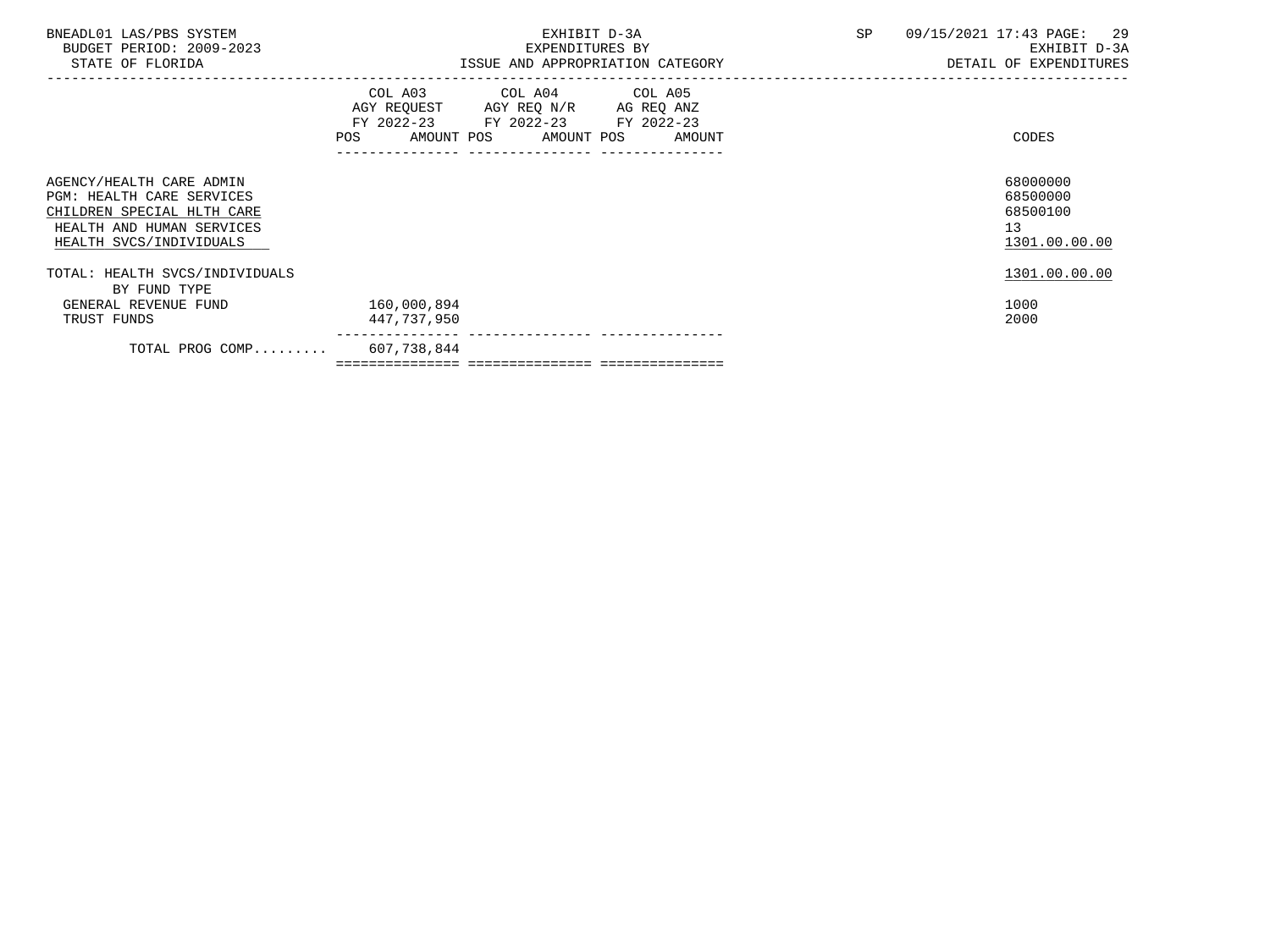| | COL A03 AGY REQUEST FY 2022-23 POS AMOUNT | COL A04 AGY REQ N/R FY 2022-23 POS AMOUNT | COL A05 AG REQ ANZ FY 2022-23 POS AMOUNT | CODES |
|---|---|---|---|---|
| AGENCY/HEALTH CARE ADMIN | | | | 68000000 |
| PGM: HEALTH CARE SERVICES | | | | 68500000 |
| CHILDREN SPECIAL HLTH CARE | | | | 68500100 |
| HEALTH AND HUMAN SERVICES | | | | 13 |
| HEALTH SVCS/INDIVIDUALS | | | | 1301.00.00.00 |
| TOTAL: HEALTH SVCS/INDIVIDUALS | | | | 1301.00.00.00 |
| BY FUND TYPE | | | | |
| GENERAL REVENUE FUND | 160,000,894 | | | 1000 |
| TRUST FUNDS | 447,737,950 | | | 2000 |
| TOTAL PROG COMP......... | 607,738,844 | | | |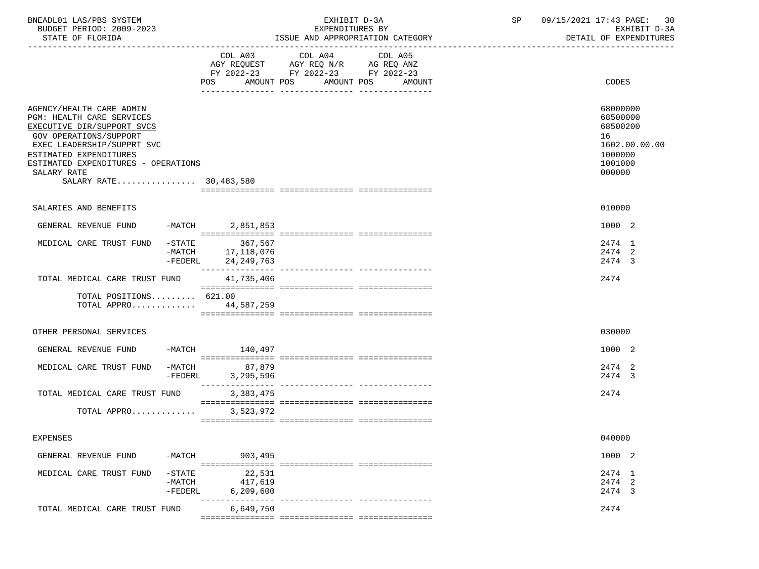BNEADL01 LAS/PBS SYSTEM
BUDGET PERIOD: 2009-2023
STATE OF FLORIDA

EXHIBIT D-3A
EXPENDITURES BY
ISSUE AND APPROPRIATION CATEGORY

SP 09/15/2021 17:43

EXHIBIT D-3A
DETAIL OF EXPENDITURES

| | COL A03 AGY REQUEST FY 2022-23 POS AMOUNT | COL A04 AGY REQ N/R FY 2022-23 POS AMOUNT | COL A05 AG REQ ANZ FY 2022-23 POS AMOUNT | CODES |
|---|---|---|---|---|
| AGENCY/HEALTH CARE ADMIN | | | | 68000000 |
| PGM: HEALTH CARE SERVICES | | | | 68500000 |
| EXECUTIVE DIR/SUPPORT SVCS | | | | 68500200 |
| GOV OPERATIONS/SUPPORT | | | | 16 |
| EXEC LEADERSHIP/SUPPRT SVC | | | | 1602.00.00.00 |
| ESTIMATED EXPENDITURES | | | | 1000000 |
| ESTIMATED EXPENDITURES - OPERATIONS | | | | 1001000 |
| SALARY RATE | | | | 000000 |
| SALARY RATE................ | 30,483,580 | | | |
| SALARIES AND BENEFITS | | | | 010000 |
| GENERAL REVENUE FUND -MATCH | 2,851,853 | | | 1000 2 |
| MEDICAL CARE TRUST FUND -STATE | 367,567 | | | 2474 1 |
| -MATCH | 17,118,076 | | | 2474 2 |
| -FEDERL | 24,249,763 | | | 2474 3 |
| TOTAL MEDICAL CARE TRUST FUND | 41,735,406 | | | 2474 |
| TOTAL POSITIONS......... | 621.00 | | | |
| TOTAL APPRO............. | 44,587,259 | | | |
| OTHER PERSONAL SERVICES | | | | 030000 |
| GENERAL REVENUE FUND -MATCH | 140,497 | | | 1000 2 |
| MEDICAL CARE TRUST FUND -MATCH | 87,879 | | | 2474 2 |
| -FEDERL | 3,295,596 | | | 2474 3 |
| TOTAL MEDICAL CARE TRUST FUND | 3,383,475 | | | 2474 |
| TOTAL APPRO............. | 3,523,972 | | | |
| EXPENSES | | | | 040000 |
| GENERAL REVENUE FUND -MATCH | 903,495 | | | 1000 2 |
| MEDICAL CARE TRUST FUND -STATE | 22,531 | | | 2474 1 |
| -MATCH | 417,619 | | | 2474 2 |
| -FEDERL | 6,209,600 | | | 2474 3 |
| TOTAL MEDICAL CARE TRUST FUND | 6,649,750 | | | 2474 |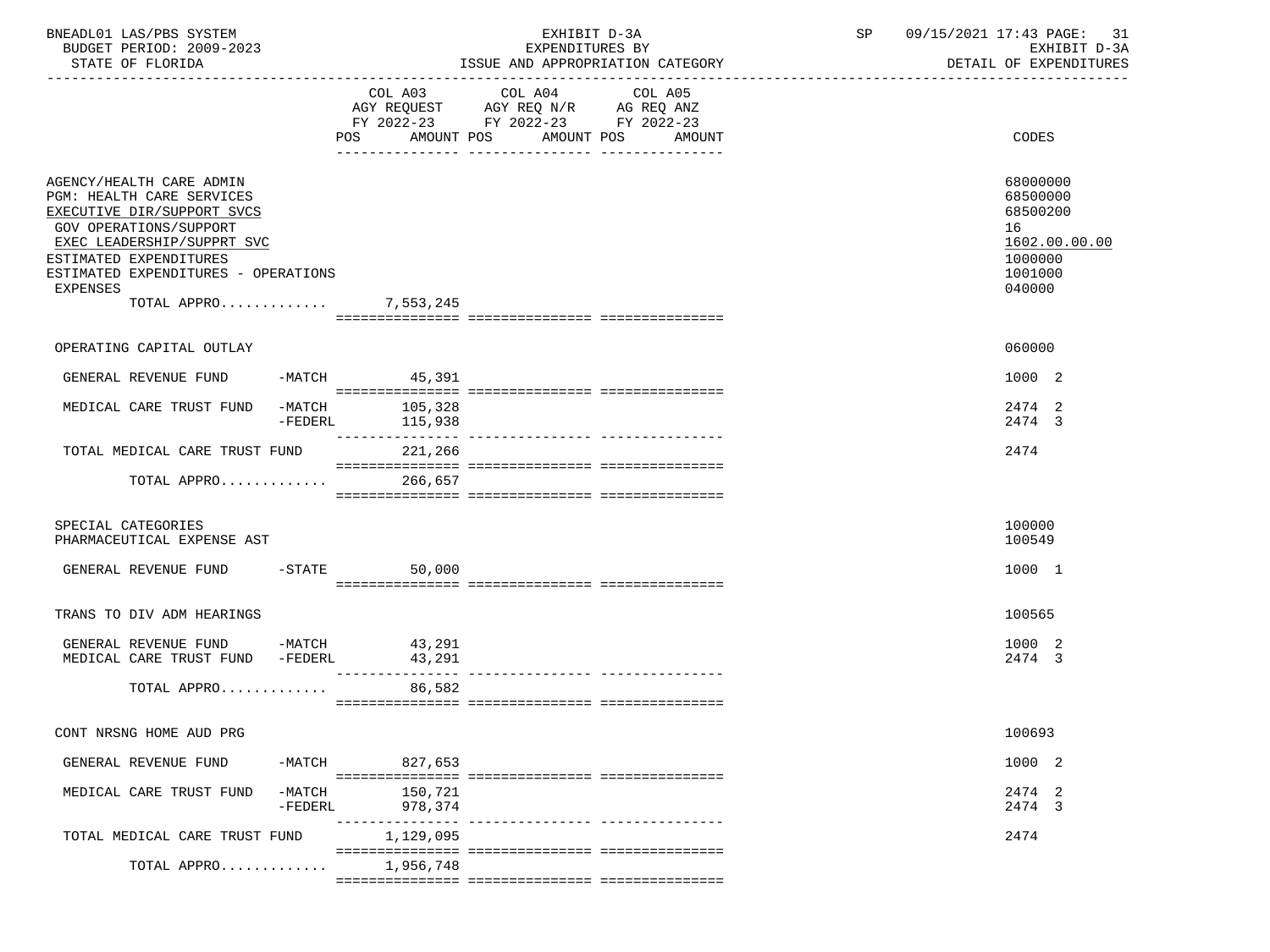BNEADL01 LAS/PBS SYSTEM | BUDGET PERIOD: 2009-2023 | STATE OF FLORIDA

EXHIBIT D-3A
EXPENDITURES BY
ISSUE AND APPROPRIATION CATEGORY

SP 09/15/2021 17:43 | EXHIBIT D-3A | DETAIL OF EXPENDITURES

| | COL A03 AGY REQUEST FY 2022-23 POS AMOUNT | COL A04 AGY REQ N/R FY 2022-23 POS AMOUNT | COL A05 AG REQ ANZ FY 2022-23 POS AMOUNT | CODES |
|---|---|---|---|---|
| AGENCY/HEALTH CARE ADMIN | | | | 68000000 |
| PGM: HEALTH CARE SERVICES | | | | 68500000 |
| EXECUTIVE DIR/SUPPORT SVCS | | | | 68500200 |
| GOV OPERATIONS/SUPPORT | | | | 16 |
| EXEC LEADERSHIP/SUPPRT SVC | | | | 1602.00.00.00 |
| ESTIMATED EXPENDITURES | | | | 1000000 |
| ESTIMATED EXPENDITURES - OPERATIONS | | | | 1001000 |
| EXPENSES | | | | 040000 |
| TOTAL APPRO............ | 7,553,245 | | | |
| OPERATING CAPITAL OUTLAY | | | | 060000 |
| GENERAL REVENUE FUND -MATCH | 45,391 | | | 1000 2 |
| MEDICAL CARE TRUST FUND -MATCH | 105,328 | | | 2474 2 |
| -FEDERL | 115,938 | | | 2474 3 |
| TOTAL MEDICAL CARE TRUST FUND | 221,266 | | | 2474 |
| TOTAL APPRO............ | 266,657 | | | |
| SPECIAL CATEGORIES | | | | 100000 |
| PHARMACEUTICAL EXPENSE AST | | | | 100549 |
| GENERAL REVENUE FUND -STATE | 50,000 | | | 1000 1 |
| TRANS TO DIV ADM HEARINGS | | | | 100565 |
| GENERAL REVENUE FUND -MATCH | 43,291 | | | 1000 2 |
| MEDICAL CARE TRUST FUND -FEDERL | 43,291 | | | 2474 3 |
| TOTAL APPRO............ | 86,582 | | | |
| CONT NRSNG HOME AUD PRG | | | | 100693 |
| GENERAL REVENUE FUND -MATCH | 827,653 | | | 1000 2 |
| MEDICAL CARE TRUST FUND -MATCH | 150,721 | | | 2474 2 |
| -FEDERL | 978,374 | | | 2474 3 |
| TOTAL MEDICAL CARE TRUST FUND | 1,129,095 | | | 2474 |
| TOTAL APPRO............ | 1,956,748 | | | |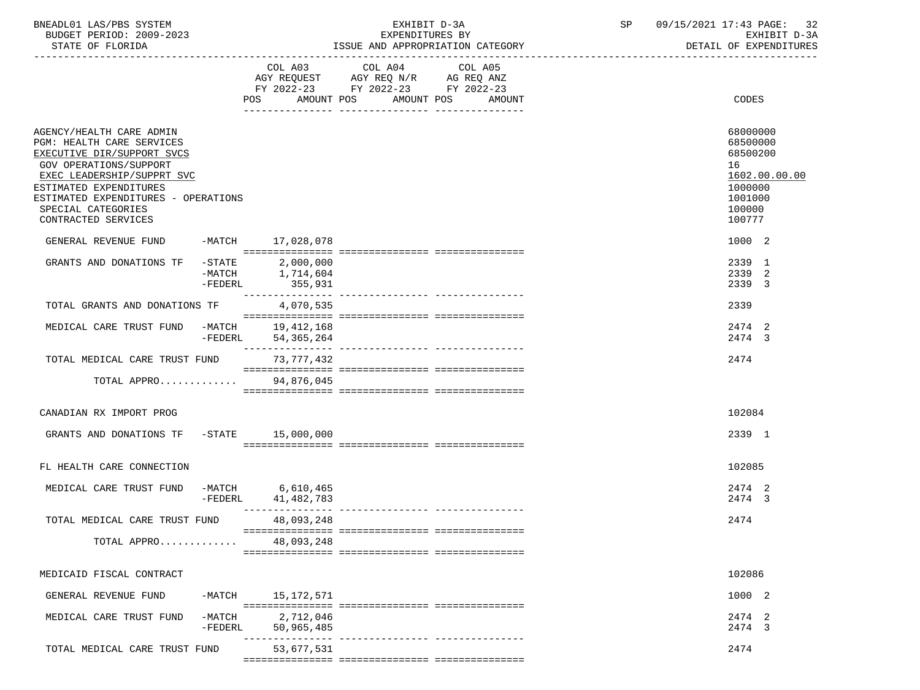BNEADL01 LAS/PBS SYSTEM — EXHIBIT D-3A — EXPENDITURES BY ISSUE AND APPROPRIATION CATEGORY

BUDGET PERIOD: 2009-2023 — STATE OF FLORIDA — SP 09/15/2021 17:43 — EXHIBIT D-3A DETAIL OF EXPENDITURES

| | COL A03 AGY REQUEST FY 2022-23 POS AMOUNT | COL A04 AGY REQ N/R FY 2022-23 POS AMOUNT | COL A05 AG REQ ANZ FY 2022-23 POS AMOUNT | CODES |
|---|---|---|---|---|
| AGENCY/HEALTH CARE ADMIN | | | | 68000000 |
| PGM: HEALTH CARE SERVICES | | | | 68500000 |
| EXECUTIVE DIR/SUPPORT SVCS | | | | 68500200 |
| GOV OPERATIONS/SUPPORT | | | | 16 |
| EXEC LEADERSHIP/SUPPRT SVC | | | | 1602.00.00.00 |
| ESTIMATED EXPENDITURES | | | | 1000000 |
| ESTIMATED EXPENDITURES - OPERATIONS | | | | 1001000 |
| SPECIAL CATEGORIES | | | | 100000 |
| CONTRACTED SERVICES | | | | 100777 |
| GENERAL REVENUE FUND -MATCH | 17,028,078 | | | 1000 2 |
| GRANTS AND DONATIONS TF -STATE | 2,000,000 | | | 2339 1 |
| -MATCH | 1,714,604 | | | 2339 2 |
| -FEDERL | 355,931 | | | 2339 3 |
| TOTAL GRANTS AND DONATIONS TF | 4,070,535 | | | 2339 |
| MEDICAL CARE TRUST FUND -MATCH | 19,412,168 | | | 2474 2 |
| -FEDERL | 54,365,264 | | | 2474 3 |
| TOTAL MEDICAL CARE TRUST FUND | 73,777,432 | | | 2474 |
| TOTAL APPRO............ | 94,876,045 | | | |
| CANADIAN RX IMPORT PROG | | | | 102084 |
| GRANTS AND DONATIONS TF -STATE | 15,000,000 | | | 2339 1 |
| FL HEALTH CARE CONNECTION | | | | 102085 |
| MEDICAL CARE TRUST FUND -MATCH | 6,610,465 | | | 2474 2 |
| -FEDERL | 41,482,783 | | | 2474 3 |
| TOTAL MEDICAL CARE TRUST FUND | 48,093,248 | | | 2474 |
| TOTAL APPRO............ | 48,093,248 | | | |
| MEDICAID FISCAL CONTRACT | | | | 102086 |
| GENERAL REVENUE FUND -MATCH | 15,172,571 | | | 1000 2 |
| MEDICAL CARE TRUST FUND -MATCH | 2,712,046 | | | 2474 2 |
| -FEDERL | 50,965,485 | | | 2474 3 |
| TOTAL MEDICAL CARE TRUST FUND | 53,677,531 | | | 2474 |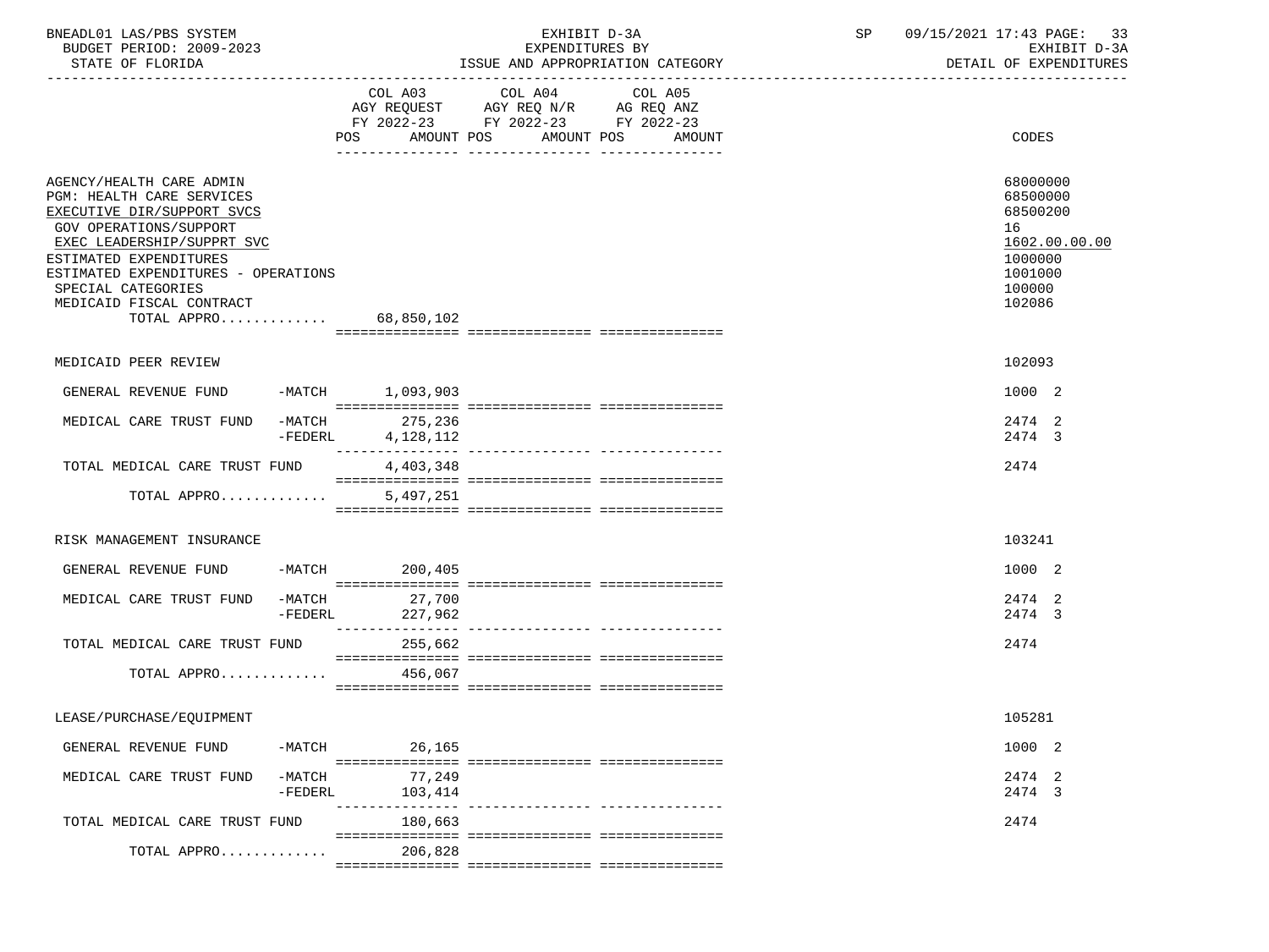BNEADL01 LAS/PBS SYSTEM | EXHIBIT D-3A | SP 09/15/2021 17:43

BUDGET PERIOD: 2009-2023 | EXPENDITURES BY | EXHIBIT D-3A

STATE OF FLORIDA | ISSUE AND APPROPRIATION CATEGORY | DETAIL OF EXPENDITURES

| | | COL A03 AGY REQUEST FY 2022-23 POS AMOUNT | COL A04 AGY REQ N/R FY 2022-23 POS AMOUNT | COL A05 AG REQ ANZ FY 2022-23 POS AMOUNT | CODES |
|---|---|---|---|---|---|
| AGENCY/HEALTH CARE ADMIN | | | | | 68000000 |
| PGM: HEALTH CARE SERVICES | | | | | 68500000 |
| EXECUTIVE DIR/SUPPORT SVCS | | | | | 68500200 |
| GOV OPERATIONS/SUPPORT | | | | | 16 |
| EXEC LEADERSHIP/SUPPRT SVC | | | | | 1602.00.00.00 |
| ESTIMATED EXPENDITURES | | | | | 1000000 |
| ESTIMATED EXPENDITURES - OPERATIONS | | | | | 1001000 |
| SPECIAL CATEGORIES | | | | | 100000 |
| MEDICAID FISCAL CONTRACT | | | | | 102086 |
| TOTAL APPRO............ | | 68,850,102 | | | |
| MEDICAID PEER REVIEW | | | | | 102093 |
| GENERAL REVENUE FUND | -MATCH | 1,093,903 | | | 1000 2 |
| MEDICAL CARE TRUST FUND | -MATCH | 275,236 | | | 2474 2 |
| | -FEDERL | 4,128,112 | | | 2474 3 |
| TOTAL MEDICAL CARE TRUST FUND | | 4,403,348 | | | 2474 |
| TOTAL APPRO............ | | 5,497,251 | | | |
| RISK MANAGEMENT INSURANCE | | | | | 103241 |
| GENERAL REVENUE FUND | -MATCH | 200,405 | | | 1000 2 |
| MEDICAL CARE TRUST FUND | -MATCH | 27,700 | | | 2474 2 |
| | -FEDERL | 227,962 | | | 2474 3 |
| TOTAL MEDICAL CARE TRUST FUND | | 255,662 | | | 2474 |
| TOTAL APPRO............ | | 456,067 | | | |
| LEASE/PURCHASE/EQUIPMENT | | | | | 105281 |
| GENERAL REVENUE FUND | -MATCH | 26,165 | | | 1000 2 |
| MEDICAL CARE TRUST FUND | -MATCH | 77,249 | | | 2474 2 |
| | -FEDERL | 103,414 | | | 2474 3 |
| TOTAL MEDICAL CARE TRUST FUND | | 180,663 | | | 2474 |
| TOTAL APPRO............ | | 206,828 | | | |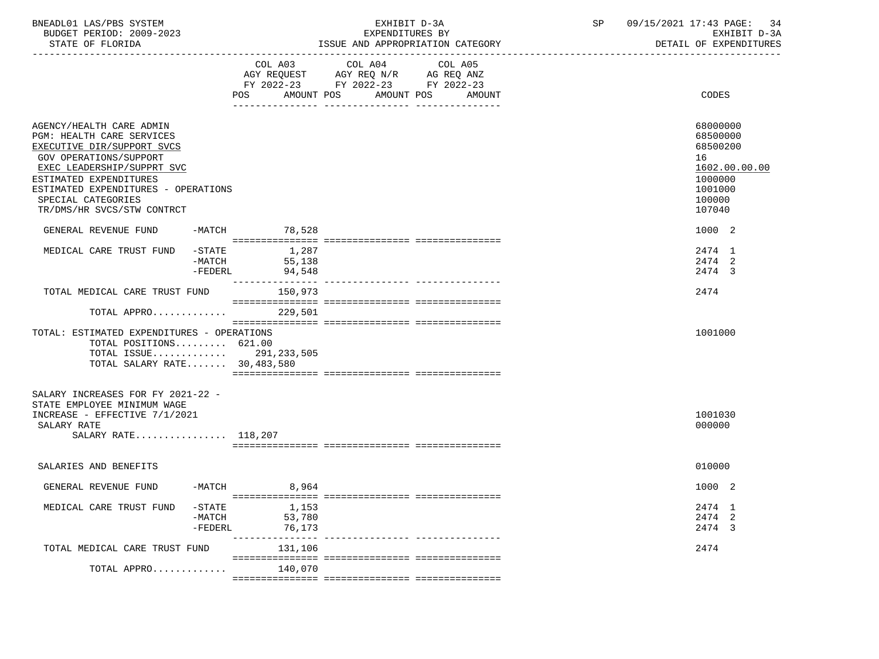BNEADL01 LAS/PBS SYSTEM | EXHIBIT D-3A | SP 09/15/2021 17:43

BUDGET PERIOD: 2009-2023 | EXPENDITURES BY | EXHIBIT D-3A

STATE OF FLORIDA | ISSUE AND APPROPRIATION CATEGORY | DETAIL OF EXPENDITURES

| | COL A03 AGY REQUEST FY 2022-23 POS AMOUNT | COL A04 AGY REQ N/R FY 2022-23 POS AMOUNT | COL A05 AG REQ ANZ FY 2022-23 POS AMOUNT | CODES |
|---|---|---|---|---|
| AGENCY/HEALTH CARE ADMIN | | | | 68000000 |
| PGM: HEALTH CARE SERVICES | | | | 68500000 |
| EXECUTIVE DIR/SUPPORT SVCS | | | | 68500200 |
| GOV OPERATIONS/SUPPORT | | | | 16 |
| EXEC LEADERSHIP/SUPPRT SVC | | | | 1602.00.00.00 |
| ESTIMATED EXPENDITURES | | | | 1000000 |
| ESTIMATED EXPENDITURES - OPERATIONS | | | | 1001000 |
| SPECIAL CATEGORIES | | | | 100000 |
| TR/DMS/HR SVCS/STW CONTRCT | | | | 107040 |
| GENERAL REVENUE FUND -MATCH | 78,528 | | | 1000 2 |
| MEDICAL CARE TRUST FUND -STATE | 1,287 | | | 2474 1 |
| -MATCH | 55,138 | | | 2474 2 |
| -FEDERL | 94,548 | | | 2474 3 |
| TOTAL MEDICAL CARE TRUST FUND | 150,973 | | | 2474 |
| TOTAL APPRO............ | 229,501 | | | |
| TOTAL: ESTIMATED EXPENDITURES - OPERATIONS | | | | 1001000 |
| TOTAL POSITIONS......... 621.00 | | | | |
| TOTAL ISSUE............ 291,233,505 | | | | |
| TOTAL SALARY RATE....... 30,483,580 | | | | |
| SALARY INCREASES FOR FY 2021-22 - STATE EMPLOYEE MINIMUM WAGE INCREASE - EFFECTIVE 7/1/2021 | | | | 1001030 |
| SALARY RATE | | | | 000000 |
| SALARY RATE................ 118,207 | | | | |
| SALARIES AND BENEFITS | | | | 010000 |
| GENERAL REVENUE FUND -MATCH | 8,964 | | | 1000 2 |
| MEDICAL CARE TRUST FUND -STATE | 1,153 | | | 2474 1 |
| -MATCH | 53,780 | | | 2474 2 |
| -FEDERL | 76,173 | | | 2474 3 |
| TOTAL MEDICAL CARE TRUST FUND | 131,106 | | | 2474 |
| TOTAL APPRO............ | 140,070 | | | |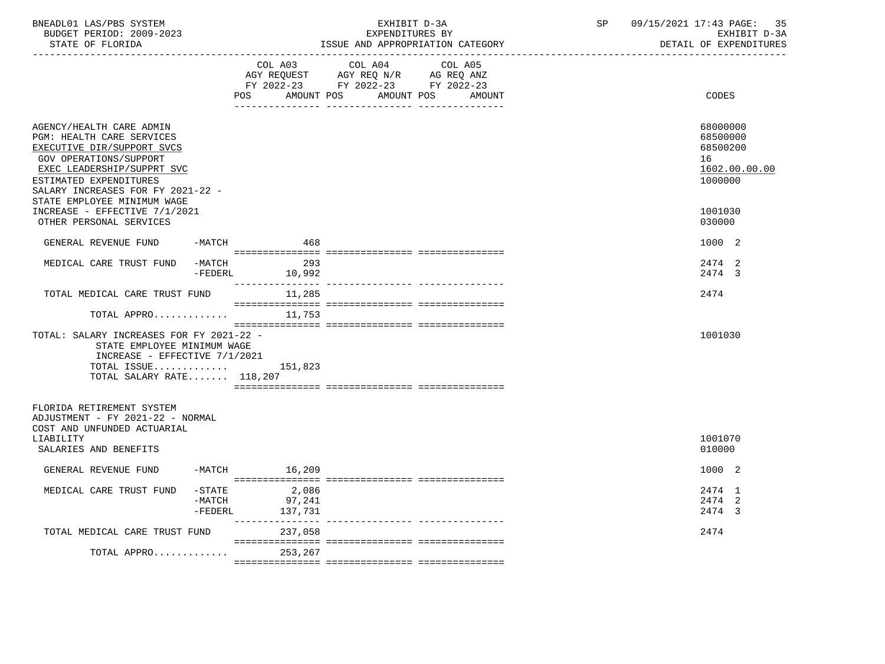BNEADL01 LAS/PBS SYSTEM — EXHIBIT D-3A — SP 09/15/2021 17:43
BUDGET PERIOD: 2009-2023 — EXPENDITURES BY — EXHIBIT D-3A
STATE OF FLORIDA — ISSUE AND APPROPRIATION CATEGORY — DETAIL OF EXPENDITURES

| | COL A03 AGY REQUEST FY 2022-23 POS AMOUNT | COL A04 AGY REQ N/R FY 2022-23 POS AMOUNT | COL A05 AG REQ ANZ FY 2022-23 POS AMOUNT | CODES |
|---|---|---|---|---|
| AGENCY/HEALTH CARE ADMIN | | | | 68000000 |
| PGM: HEALTH CARE SERVICES | | | | 68500000 |
| EXECUTIVE DIR/SUPPORT SVCS | | | | 68500200 |
| GOV OPERATIONS/SUPPORT | | | | 16 |
| EXEC LEADERSHIP/SUPPRT SVC | | | | 1602.00.00.00 |
| ESTIMATED EXPENDITURES | | | | 1000000 |
| SALARY INCREASES FOR FY 2021-22 - STATE EMPLOYEE MINIMUM WAGE INCREASE - EFFECTIVE 7/1/2021 | | | | 1001030 |
| OTHER PERSONAL SERVICES | | | | 030000 |
| GENERAL REVENUE FUND -MATCH | 468 | | | 1000 2 |
| MEDICAL CARE TRUST FUND -MATCH | 293 | | | 2474 2 |
| -FEDERL | 10,992 | | | 2474 3 |
| TOTAL MEDICAL CARE TRUST FUND | 11,285 | | | 2474 |
| TOTAL APPRO............ | 11,753 | | | |
| TOTAL: SALARY INCREASES FOR FY 2021-22 - STATE EMPLOYEE MINIMUM WAGE INCREASE - EFFECTIVE 7/1/2021 | | | | 1001030 |
| TOTAL ISSUE............ | 151,823 | | | |
| TOTAL SALARY RATE....... | 118,207 | | | |
| FLORIDA RETIREMENT SYSTEM ADJUSTMENT - FY 2021-22 - NORMAL COST AND UNFUNDED ACTUARIAL LIABILITY | | | | 1001070 |
| SALARIES AND BENEFITS | | | | 010000 |
| GENERAL REVENUE FUND -MATCH | 16,209 | | | 1000 2 |
| MEDICAL CARE TRUST FUND -STATE | 2,086 | | | 2474 1 |
| -MATCH | 97,241 | | | 2474 2 |
| -FEDERL | 137,731 | | | 2474 3 |
| TOTAL MEDICAL CARE TRUST FUND | 237,058 | | | 2474 |
| TOTAL APPRO............ | 253,267 | | | |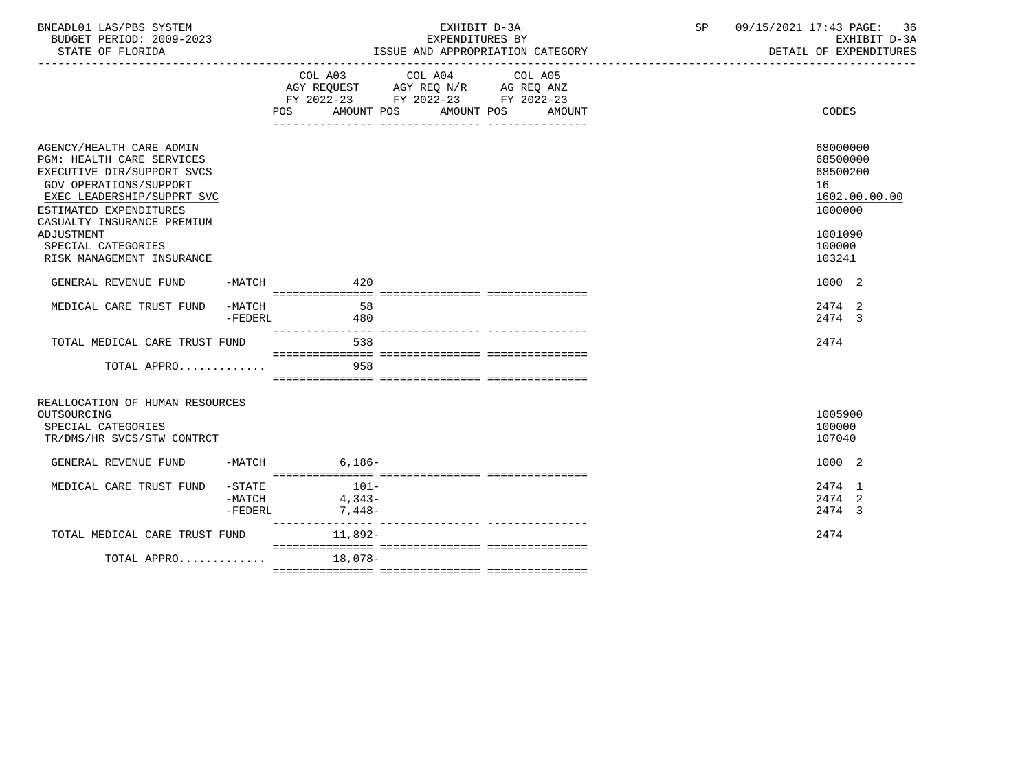BNEADL01 LAS/PBS SYSTEM — EXHIBIT D-3A — EXPENDITURES BY ISSUE AND APPROPRIATION CATEGORY
BUDGET PERIOD: 2009-2023 — STATE OF FLORIDA — DETAIL OF EXPENDITURES

| | COL A03 AGY REQUEST FY 2022-23 POS | AMOUNT | COL A04 AGY REQ N/R FY 2022-23 POS | AMOUNT | COL A05 AG REQ ANZ FY 2022-23 POS | AMOUNT | CODES |
|---|---|---|---|---|---|---|---|
| AGENCY/HEALTH CARE ADMIN | | | | | | | 68000000 |
| PGM: HEALTH CARE SERVICES | | | | | | | 68500000 |
| EXECUTIVE DIR/SUPPORT SVCS | | | | | | | 68500200 |
| GOV OPERATIONS/SUPPORT | | | | | | | 16 |
| EXEC LEADERSHIP/SUPPRT SVC | | | | | | | 1602.00.00.00 |
| ESTIMATED EXPENDITURES | | | | | | | 1000000 |
| CASUALTY INSURANCE PREMIUM ADJUSTMENT | | | | | | | 1001090 |
| SPECIAL CATEGORIES | | | | | | | 100000 |
| RISK MANAGEMENT INSURANCE | | | | | | | 103241 |
| GENERAL REVENUE FUND -MATCH | | 420 | | | | | 1000 2 |
| MEDICAL CARE TRUST FUND -MATCH | | 58 | | | | | 2474 2 |
| -FEDERL | | 480 | | | | | 2474 3 |
| TOTAL MEDICAL CARE TRUST FUND | | 538 | | | | | 2474 |
| TOTAL APPRO............ | | 958 | | | | | |
| REALLOCATION OF HUMAN RESOURCES OUTSOURCING | | | | | | | 1005900 |
| SPECIAL CATEGORIES | | | | | | | 100000 |
| TR/DMS/HR SVCS/STW CONTRCT | | | | | | | 107040 |
| GENERAL REVENUE FUND -MATCH | | 6,186- | | | | | 1000 2 |
| MEDICAL CARE TRUST FUND -STATE | | 101- | | | | | 2474 1 |
| -MATCH | | 4,343- | | | | | 2474 2 |
| -FEDERL | | 7,448- | | | | | 2474 3 |
| TOTAL MEDICAL CARE TRUST FUND | | 11,892- | | | | | 2474 |
| TOTAL APPRO............ | | 18,078- | | | | | |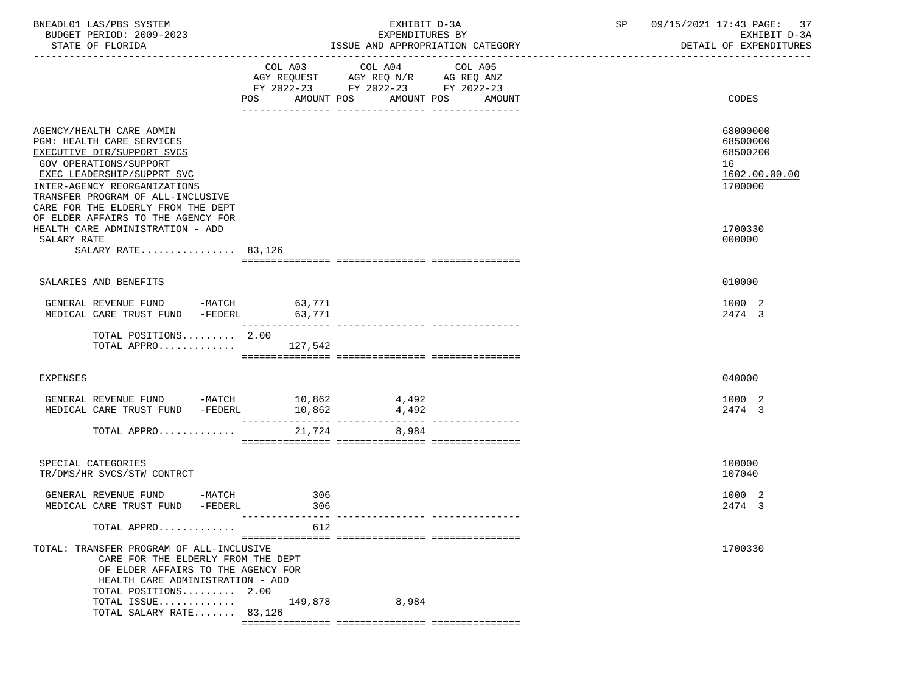BNEADL01 LAS/PBS SYSTEM — EXHIBIT D-3A — EXPENDITURES BY ISSUE AND APPROPRIATION CATEGORY — SP 09/15/2021 17:43 PAGE: 37

BUDGET PERIOD: 2009-2023 — STATE OF FLORIDA — EXHIBIT D-3A DETAIL OF EXPENDITURES

| | COL A03 AGY REQUEST FY 2022-23 POS | AMOUNT | COL A04 AGY REQ N/R FY 2022-23 POS | AMOUNT | COL A05 AG REQ ANZ FY 2022-23 POS | AMOUNT | CODES |
|---|---|---|---|---|---|---|---|
| AGENCY/HEALTH CARE ADMIN | | | | | | | 68000000 |
| PGM: HEALTH CARE SERVICES | | | | | | | 68500000 |
| EXECUTIVE DIR/SUPPORT SVCS | | | | | | | 68500200 |
| GOV OPERATIONS/SUPPORT | | | | | | | 16 |
| EXEC LEADERSHIP/SUPPRT SVC | | | | | | | 1602.00.00.00 |
| INTER-AGENCY REORGANIZATIONS | | | | | | | 1700000 |
| TRANSFER PROGRAM OF ALL-INCLUSIVE CARE FOR THE ELDERLY FROM THE DEPT OF ELDER AFFAIRS TO THE AGENCY FOR HEALTH CARE ADMINISTRATION - ADD | | | | | | | 1700330 |
| SALARY RATE | | | | | | | 000000 |
| SALARY RATE................ | 83,126 | | | | | | |
| SALARIES AND BENEFITS | | | | | | | 010000 |
| GENERAL REVENUE FUND -MATCH | | 63,771 | | | | | 1000 2 |
| MEDICAL CARE TRUST FUND -FEDERL | | 63,771 | | | | | 2474 3 |
| TOTAL POSITIONS......... | 2.00 | | | | | | |
| TOTAL APPRO............. | | 127,542 | | | | | |
| EXPENSES | | | | | | | 040000 |
| GENERAL REVENUE FUND -MATCH | | 10,862 | | 4,492 | | | 1000 2 |
| MEDICAL CARE TRUST FUND -FEDERL | | 10,862 | | 4,492 | | | 2474 3 |
| TOTAL APPRO............. | | 21,724 | | 8,984 | | | |
| SPECIAL CATEGORIES | | | | | | | 100000 |
| TR/DMS/HR SVCS/STW CONTRCT | | | | | | | 107040 |
| GENERAL REVENUE FUND -MATCH | | 306 | | | | | 1000 2 |
| MEDICAL CARE TRUST FUND -FEDERL | | 306 | | | | | 2474 3 |
| TOTAL APPRO............. | | 612 | | | | | |
| TOTAL: TRANSFER PROGRAM OF ALL-INCLUSIVE CARE FOR THE ELDERLY FROM THE DEPT OF ELDER AFFAIRS TO THE AGENCY FOR HEALTH CARE ADMINISTRATION - ADD | | | | | | | 1700330 |
| TOTAL POSITIONS......... | 2.00 | | | | | | |
| TOTAL ISSUE............. | | 149,878 | | 8,984 | | | |
| TOTAL SALARY RATE....... | 83,126 | | | | | | |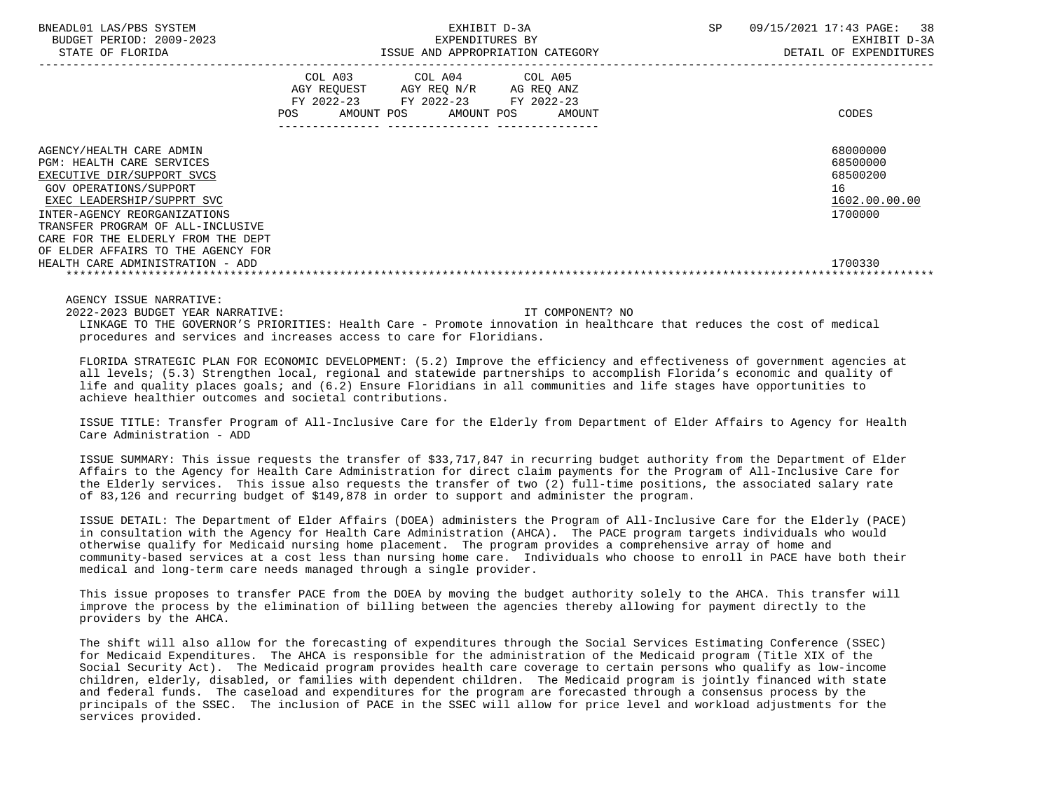| | COL A03 AGY REQUEST FY 2022-23 POS AMOUNT | COL A04 AGY REQ N/R FY 2022-23 POS AMOUNT | COL A05 AG REQ ANZ FY 2022-23 POS AMOUNT | CODES |
|---|---|---|---|---|
| AGENCY/HEALTH CARE ADMIN | | | | 68000000 |
| PGM: HEALTH CARE SERVICES | | | | 68500000 |
| EXECUTIVE DIR/SUPPORT SVCS | | | | 68500200 |
| GOV OPERATIONS/SUPPORT | | | | 16 |
| EXEC LEADERSHIP/SUPPRT SVC | | | | 1602.00.00.00 |
| INTER-AGENCY REORGANIZATIONS | | | | 1700000 |
| TRANSFER PROGRAM OF ALL-INCLUSIVE CARE FOR THE ELDERLY FROM THE DEPT OF ELDER AFFAIRS TO THE AGENCY FOR HEALTH CARE ADMINISTRATION - ADD | | | | 1700330 |

AGENCY ISSUE NARRATIVE:

2022-2023 BUDGET YEAR NARRATIVE: IT COMPONENT? NO

LINKAGE TO THE GOVERNOR'S PRIORITIES: Health Care - Promote innovation in healthcare that reduces the cost of medical procedures and services and increases access to care for Floridians.

FLORIDA STRATEGIC PLAN FOR ECONOMIC DEVELOPMENT: (5.2) Improve the efficiency and effectiveness of government agencies at all levels; (5.3) Strengthen local, regional and statewide partnerships to accomplish Florida's economic and quality of life and quality places goals; and (6.2) Ensure Floridians in all communities and life stages have opportunities to achieve healthier outcomes and societal contributions.

ISSUE TITLE: Transfer Program of All-Inclusive Care for the Elderly from Department of Elder Affairs to Agency for Health Care Administration - ADD

ISSUE SUMMARY: This issue requests the transfer of $33,717,847 in recurring budget authority from the Department of Elder Affairs to the Agency for Health Care Administration for direct claim payments for the Program of All-Inclusive Care for the Elderly services. This issue also requests the transfer of two (2) full-time positions, the associated salary rate of 83,126 and recurring budget of $149,878 in order to support and administer the program.

ISSUE DETAIL: The Department of Elder Affairs (DOEA) administers the Program of All-Inclusive Care for the Elderly (PACE) in consultation with the Agency for Health Care Administration (AHCA). The PACE program targets individuals who would otherwise qualify for Medicaid nursing home placement. The program provides a comprehensive array of home and community-based services at a cost less than nursing home care. Individuals who choose to enroll in PACE have both their medical and long-term care needs managed through a single provider.

This issue proposes to transfer PACE from the DOEA by moving the budget authority solely to the AHCA. This transfer will improve the process by the elimination of billing between the agencies thereby allowing for payment directly to the providers by the AHCA.

The shift will also allow for the forecasting of expenditures through the Social Services Estimating Conference (SSEC) for Medicaid Expenditures. The AHCA is responsible for the administration of the Medicaid program (Title XIX of the Social Security Act). The Medicaid program provides health care coverage to certain persons who qualify as low-income children, elderly, disabled, or families with dependent children. The Medicaid program is jointly financed with state and federal funds. The caseload and expenditures for the program are forecasted through a consensus process by the principals of the SSEC. The inclusion of PACE in the SSEC will allow for price level and workload adjustments for the services provided.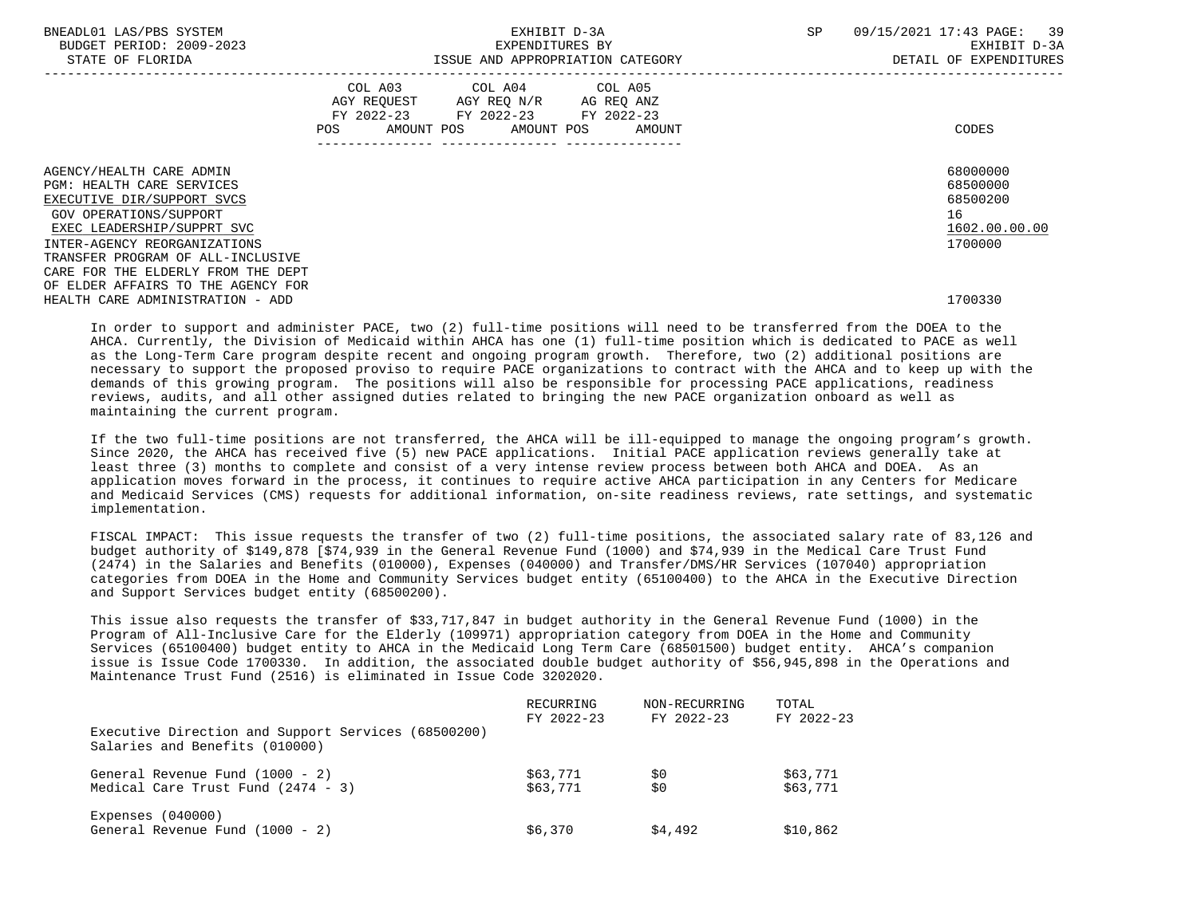| | COL A03 AGY REQUEST FY 2022-23 POS AMOUNT | COL A04 AGY REQ N/R FY 2022-23 POS AMOUNT | COL A05 AG REQ ANZ FY 2022-23 POS AMOUNT | CODES |
|---|---|---|---|---|
| AGENCY/HEALTH CARE ADMIN | | | | 68000000 |
| PGM: HEALTH CARE SERVICES | | | | 68500000 |
| EXECUTIVE DIR/SUPPORT SVCS | | | | 68500200 |
| GOV OPERATIONS/SUPPORT | | | | 16 |
| EXEC LEADERSHIP/SUPPRT SVC | | | | 1602.00.00.00 |
| INTER-AGENCY REORGANIZATIONS | | | | 1700000 |
| TRANSFER PROGRAM OF ALL-INCLUSIVE CARE FOR THE ELDERLY FROM THE DEPT OF ELDER AFFAIRS TO THE AGENCY FOR HEALTH CARE ADMINISTRATION - ADD | | | | 1700330 |

In order to support and administer PACE, two (2) full-time positions will need to be transferred from the DOEA to the AHCA. Currently, the Division of Medicaid within AHCA has one (1) full-time position which is dedicated to PACE as well as the Long-Term Care program despite recent and ongoing program growth. Therefore, two (2) additional positions are necessary to support the proposed proviso to require PACE organizations to contract with the AHCA and to keep up with the demands of this growing program. The positions will also be responsible for processing PACE applications, readiness reviews, audits, and all other assigned duties related to bringing the new PACE organization onboard as well as maintaining the current program.

If the two full-time positions are not transferred, the AHCA will be ill-equipped to manage the ongoing program's growth. Since 2020, the AHCA has received five (5) new PACE applications. Initial PACE application reviews generally take at least three (3) months to complete and consist of a very intense review process between both AHCA and DOEA. As an application moves forward in the process, it continues to require active AHCA participation in any Centers for Medicare and Medicaid Services (CMS) requests for additional information, on-site readiness reviews, rate settings, and systematic implementation.

FISCAL IMPACT: This issue requests the transfer of two (2) full-time positions, the associated salary rate of 83,126 and budget authority of $149,878 [$74,939 in the General Revenue Fund (1000) and $74,939 in the Medical Care Trust Fund (2474) in the Salaries and Benefits (010000), Expenses (040000) and Transfer/DMS/HR Services (107040) appropriation categories from DOEA in the Home and Community Services budget entity (65100400) to the AHCA in the Executive Direction and Support Services budget entity (68500200).

This issue also requests the transfer of $33,717,847 in budget authority in the General Revenue Fund (1000) in the Program of All-Inclusive Care for the Elderly (109971) appropriation category from DOEA in the Home and Community Services (65100400) budget entity to AHCA in the Medicaid Long Term Care (68501500) budget entity. AHCA's companion issue is Issue Code 1700330. In addition, the associated double budget authority of $56,945,898 in the Operations and Maintenance Trust Fund (2516) is eliminated in Issue Code 3202020.

| | RECURRING FY 2022-23 | NON-RECURRING FY 2022-23 | TOTAL FY 2022-23 |
|---|---|---|---|
| Executive Direction and Support Services (68500200) | | | |
| Salaries and Benefits (010000) | | | |
| General Revenue Fund (1000 - 2) | $63,771 | $0 | $63,771 |
| Medical Care Trust Fund (2474 - 3) | $63,771 | $0 | $63,771 |
| Expenses (040000) | | | |
| General Revenue Fund (1000 - 2) | $6,370 | $4,492 | $10,862 |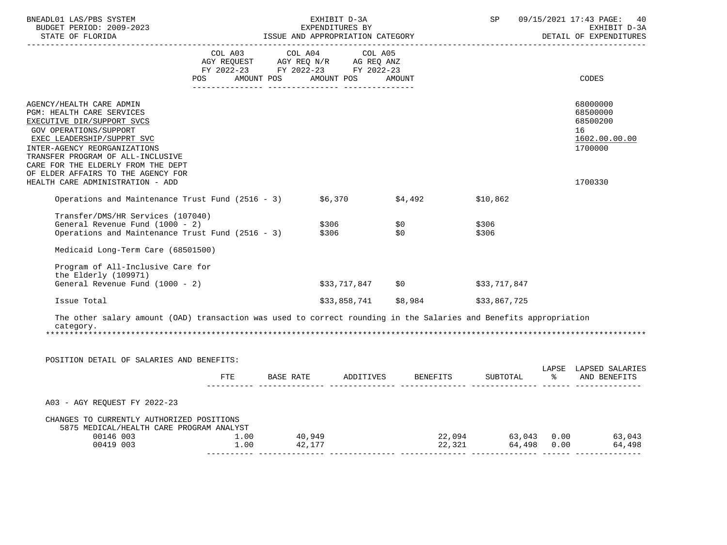| | COL A03 AGY REQUEST FY 2022-23 POS AMOUNT | COL A04 AGY REQ N/R FY 2022-23 POS AMOUNT | COL A05 AG REQ ANZ FY 2022-23 POS AMOUNT | CODES |
|---|---|---|---|---|
| AGENCY/HEALTH CARE ADMIN | | | | 68000000 |
| PGM: HEALTH CARE SERVICES | | | | 68500000 |
| EXECUTIVE DIR/SUPPORT SVCS | | | | 68500200 |
| GOV OPERATIONS/SUPPORT | | | | 16 |
| EXEC LEADERSHIP/SUPPRT SVC | | | | 1602.00.00.00 |
| INTER-AGENCY REORGANIZATIONS | | | | 1700000 |
| TRANSFER PROGRAM OF ALL-INCLUSIVE CARE FOR THE ELDERLY FROM THE DEPT OF ELDER AFFAIRS TO THE AGENCY FOR HEALTH CARE ADMINISTRATION - ADD | | | | 1700330 |
| Operations and Maintenance Trust Fund (2516 - 3) | $6,370 | $4,492 | $10,862 | |
| Transfer/DMS/HR Services (107040) | | | | |
| General Revenue Fund (1000 - 2) | $306 | $0 | $306 | |
| Operations and Maintenance Trust Fund (2516 - 3) | $306 | $0 | $306 | |
| Medicaid Long-Term Care (68501500) | | | | |
| Program of All-Inclusive Care for the Elderly (109971) | | | | |
| General Revenue Fund (1000 - 2) | $33,717,847 | $0 | $33,717,847 | |
| Issue Total | $33,858,741 | $8,984 | $33,867,725 | |

The other salary amount (OAD) transaction was used to correct rounding in the Salaries and Benefits appropriation category.

POSITION DETAIL OF SALARIES AND BENEFITS:

| | FTE | BASE RATE | ADDITIVES | BENEFITS | SUBTOTAL | LAPSE % | LAPSED SALARIES AND BENEFITS |
|---|---|---|---|---|---|---|---|
| A03 - AGY REQUEST FY 2022-23 | | | | | | | |
| CHANGES TO CURRENTLY AUTHORIZED POSITIONS | | | | | | | |
| 5875 MEDICAL/HEALTH CARE PROGRAM ANALYST | | | | | | | |
| 00146 003 | 1.00 | 40,949 | | 22,094 | 63,043 | 0.00 | 63,043 |
| 00419 003 | 1.00 | 42,177 | | 22,321 | 64,498 | 0.00 | 64,498 |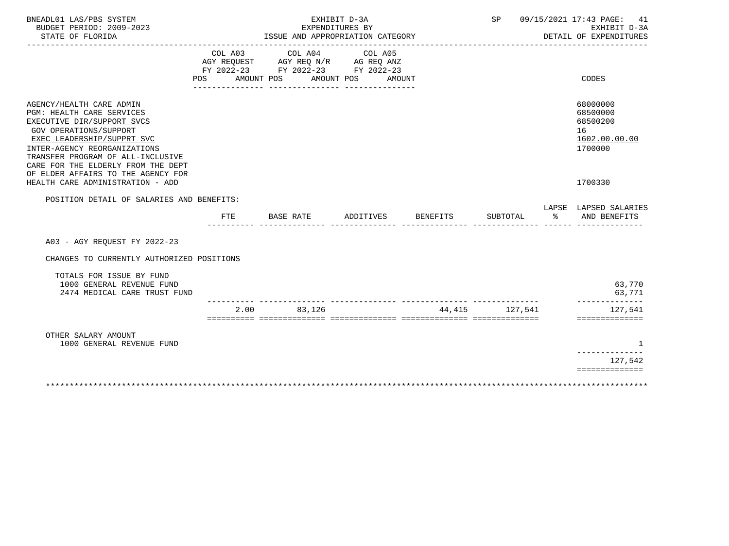BNEADL01 LAS/PBS SYSTEM
BUDGET PERIOD: 2009-2023
STATE OF FLORIDA

EXHIBIT D-3A
EXPENDITURES BY
ISSUE AND APPROPRIATION CATEGORY

SP 09/15/2021 17:43

EXHIBIT D-3A
DETAIL OF EXPENDITURES

| | COL A03 AGY REQUEST FY 2022-23 POS AMOUNT | COL A04 AGY REQ N/R FY 2022-23 POS AMOUNT | COL A05 AG REQ ANZ FY 2022-23 POS AMOUNT | CODES |
|---|---|---|---|---|
| AGENCY/HEALTH CARE ADMIN | | | | 68000000 |
| PGM: HEALTH CARE SERVICES | | | | 68500000 |
| EXECUTIVE DIR/SUPPORT SVCS | | | | 68500200 |
| GOV OPERATIONS/SUPPORT | | | | 16 |
| EXEC LEADERSHIP/SUPPRT SVC | | | | 1602.00.00.00 |
| INTER-AGENCY REORGANIZATIONS | | | | 1700000 |
| TRANSFER PROGRAM OF ALL-INCLUSIVE CARE FOR THE ELDERLY FROM THE DEPT OF ELDER AFFAIRS TO THE AGENCY FOR HEALTH CARE ADMINISTRATION - ADD | | | | 1700330 |

POSITION DETAIL OF SALARIES AND BENEFITS:

| | FTE | BASE RATE | ADDITIVES | BENEFITS | SUBTOTAL | LAPSE % | LAPSED SALARIES AND BENEFITS |
|---|---|---|---|---|---|---|---|
| A03 - AGY REQUEST FY 2022-23 | | | | | | | |
| CHANGES TO CURRENTLY AUTHORIZED POSITIONS | | | | | | | |
| TOTALS FOR ISSUE BY FUND | | | | | | | |
| 1000 GENERAL REVENUE FUND | | | | | | | 63,770 |
| 2474 MEDICAL CARE TRUST FUND | | | | | | | 63,771 |
| | 2.00 | 83,126 | | 44,415 | 127,541 | | 127,541 |
| OTHER SALARY AMOUNT | | | | | | | |
| 1000 GENERAL REVENUE FUND | | | | | | | 1 |
| | | | | | | | 127,542 |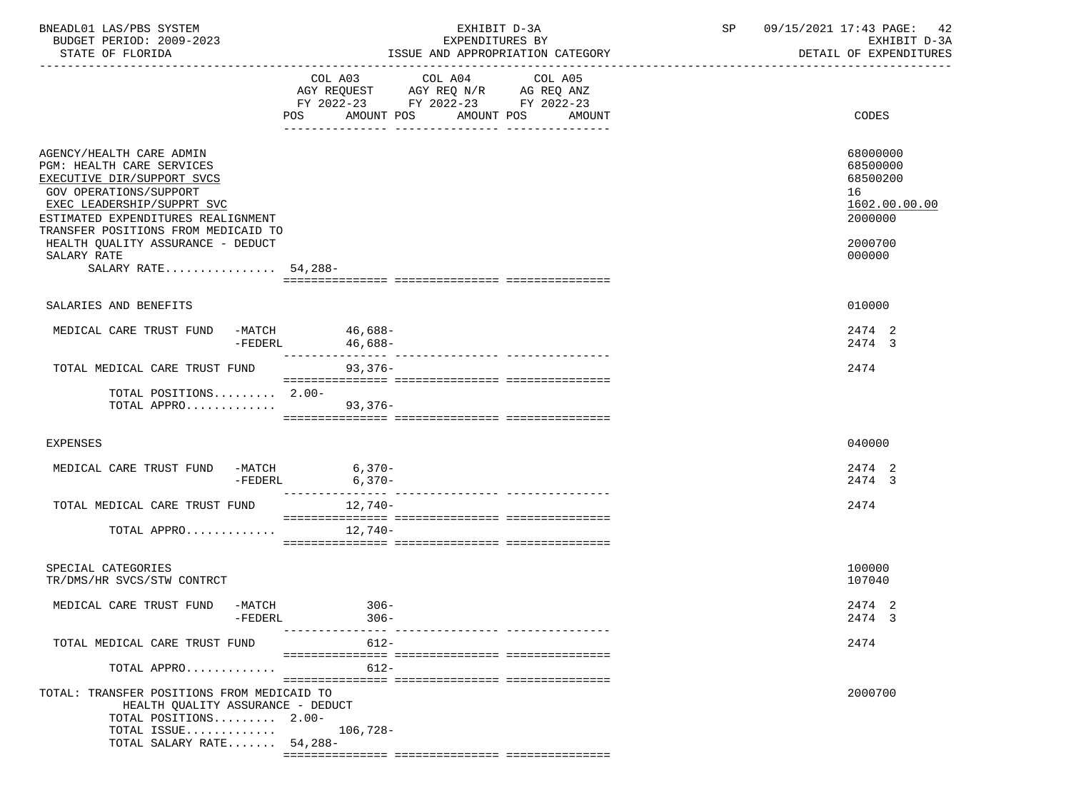BNEADL01 LAS/PBS SYSTEM — EXHIBIT D-3A — SP 09/15/2021 17:43 PAGE: 42
BUDGET PERIOD: 2009-2023 — EXPENDITURES BY — EXHIBIT D-3A
STATE OF FLORIDA — ISSUE AND APPROPRIATION CATEGORY — DETAIL OF EXPENDITURES

| | COL A03 AGY REQUEST FY 2022-23 POS | AMOUNT | COL A04 AGY REQ N/R FY 2022-23 POS | AMOUNT | COL A05 AG REQ ANZ FY 2022-23 POS | AMOUNT | CODES |
|---|---|---|---|---|---|---|---|
| AGENCY/HEALTH CARE ADMIN | | | | | | | 68000000 |
| PGM: HEALTH CARE SERVICES | | | | | | | 68500000 |
| EXECUTIVE DIR/SUPPORT SVCS | | | | | | | 68500200 |
| GOV OPERATIONS/SUPPORT | | | | | | | 16 |
| EXEC LEADERSHIP/SUPPRT SVC | | | | | | | 1602.00.00.00 |
| ESTIMATED EXPENDITURES REALIGNMENT | | | | | | | 2000000 |
| TRANSFER POSITIONS FROM MEDICAID TO HEALTH QUALITY ASSURANCE - DEDUCT | | | | | | | 2000700 |
| SALARY RATE | | | | | | | 000000 |
| SALARY RATE................ | 54,288- | | | | | | |
| SALARIES AND BENEFITS | | | | | | | 010000 |
| MEDICAL CARE TRUST FUND -MATCH | | 46,688- | | | | | 2474 2 |
| -FEDERL | | 46,688- | | | | | 2474 3 |
| TOTAL MEDICAL CARE TRUST FUND | | 93,376- | | | | | 2474 |
| TOTAL POSITIONS......... | 2.00- | | | | | | |
| TOTAL APPRO............. | | 93,376- | | | | | |
| EXPENSES | | | | | | | 040000 |
| MEDICAL CARE TRUST FUND -MATCH | | 6,370- | | | | | 2474 2 |
| -FEDERL | | 6,370- | | | | | 2474 3 |
| TOTAL MEDICAL CARE TRUST FUND | | 12,740- | | | | | 2474 |
| TOTAL APPRO............. | | 12,740- | | | | | |
| SPECIAL CATEGORIES | | | | | | | 100000 |
| TR/DMS/HR SVCS/STW CONTRCT | | | | | | | 107040 |
| MEDICAL CARE TRUST FUND -MATCH | | 306- | | | | | 2474 2 |
| -FEDERL | | 306- | | | | | 2474 3 |
| TOTAL MEDICAL CARE TRUST FUND | | 612- | | | | | 2474 |
| TOTAL APPRO............. | | 612- | | | | | |
| TOTAL: TRANSFER POSITIONS FROM MEDICAID TO HEALTH QUALITY ASSURANCE - DEDUCT | | | | | | | 2000700 |
| TOTAL POSITIONS......... | 2.00- | | | | | | |
| TOTAL ISSUE............. | | 106,728- | | | | | |
| TOTAL SALARY RATE....... | 54,288- | | | | | | |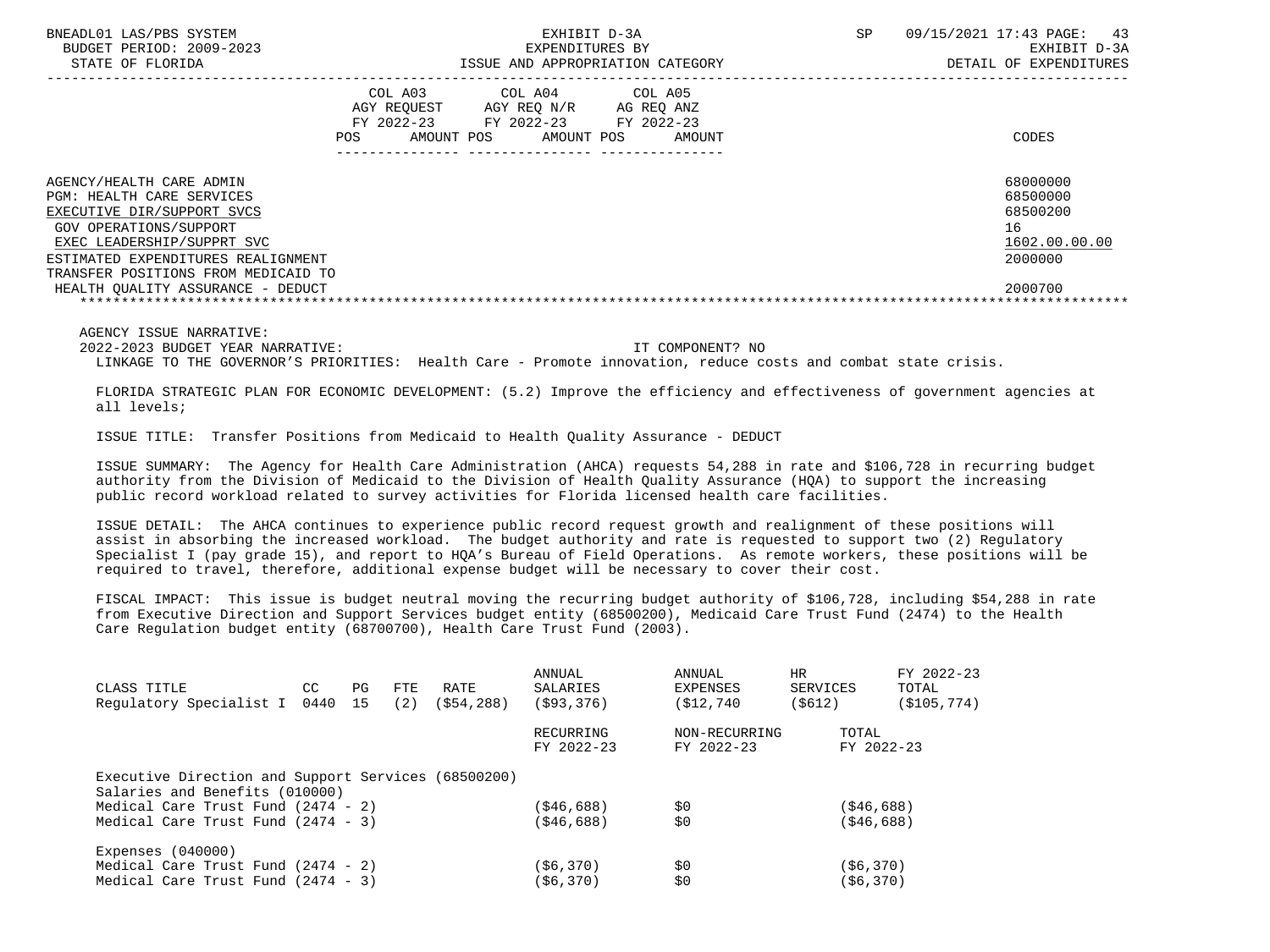BNEADL01 LAS/PBS SYSTEM — EXHIBIT D-3A — EXPENDITURES BY ISSUE AND APPROPRIATION CATEGORY — DETAIL OF EXPENDITURES
BUDGET PERIOD: 2009-2023
STATE OF FLORIDA

| | COL A03 AGY REQUEST FY 2022-23 POS AMOUNT | COL A04 AGY REQ N/R FY 2022-23 POS AMOUNT | COL A05 AG REQ ANZ FY 2022-23 POS AMOUNT | CODES |
|---|---|---|---|---|
| AGENCY/HEALTH CARE ADMIN | | | | 68000000 |
| PGM: HEALTH CARE SERVICES | | | | 68500000 |
| EXECUTIVE DIR/SUPPORT SVCS | | | | 68500200 |
| GOV OPERATIONS/SUPPORT | | | | 16 |
| EXEC LEADERSHIP/SUPPRT SVC | | | | 1602.00.00.00 |
| ESTIMATED EXPENDITURES REALIGNMENT | | | | 2000000 |
| TRANSFER POSITIONS FROM MEDICAID TO HEALTH QUALITY ASSURANCE - DEDUCT | | | | 2000700 |

AGENCY ISSUE NARRATIVE:

2022-2023 BUDGET YEAR NARRATIVE: IT COMPONENT? NO

LINKAGE TO THE GOVERNOR'S PRIORITIES: Health Care - Promote innovation, reduce costs and combat state crisis.

FLORIDA STRATEGIC PLAN FOR ECONOMIC DEVELOPMENT: (5.2) Improve the efficiency and effectiveness of government agencies at all levels;

ISSUE TITLE: Transfer Positions from Medicaid to Health Quality Assurance - DEDUCT

ISSUE SUMMARY: The Agency for Health Care Administration (AHCA) requests 54,288 in rate and $106,728 in recurring budget authority from the Division of Medicaid to the Division of Health Quality Assurance (HQA) to support the increasing public record workload related to survey activities for Florida licensed health care facilities.

ISSUE DETAIL: The AHCA continues to experience public record request growth and realignment of these positions will assist in absorbing the increased workload. The budget authority and rate is requested to support two (2) Regulatory Specialist I (pay grade 15), and report to HQA's Bureau of Field Operations. As remote workers, these positions will be required to travel, therefore, additional expense budget will be necessary to cover their cost.

FISCAL IMPACT: This issue is budget neutral moving the recurring budget authority of $106,728, including $54,288 in rate from Executive Direction and Support Services budget entity (68500200), Medicaid Care Trust Fund (2474) to the Health Care Regulation budget entity (68700700), Health Care Trust Fund (2003).

| CLASS TITLE | CC | PG | FTE | RATE | ANNUAL SALARIES | ANNUAL EXPENSES | HR SERVICES | FY 2022-23 TOTAL |
|---|---|---|---|---|---|---|---|---|
| Regulatory Specialist I | 0440 | 15 | (2) | ($54,288) | ($93,376) | ($12,740 | ($612) | ($105,774) |

| | RECURRING FY 2022-23 | NON-RECURRING FY 2022-23 | TOTAL FY 2022-23 |
|---|---|---|---|
| Executive Direction and Support Services (68500200) | | | |
| Salaries and Benefits (010000) | | | |
| Medical Care Trust Fund (2474 - 2) | ($46,688) | $0 | ($46,688) |
| Medical Care Trust Fund (2474 - 3) | ($46,688) | $0 | ($46,688) |
| Expenses (040000) | | | |
| Medical Care Trust Fund (2474 - 2) | ($6,370) | $0 | ($6,370) |
| Medical Care Trust Fund (2474 - 3) | ($6,370) | $0 | ($6,370) |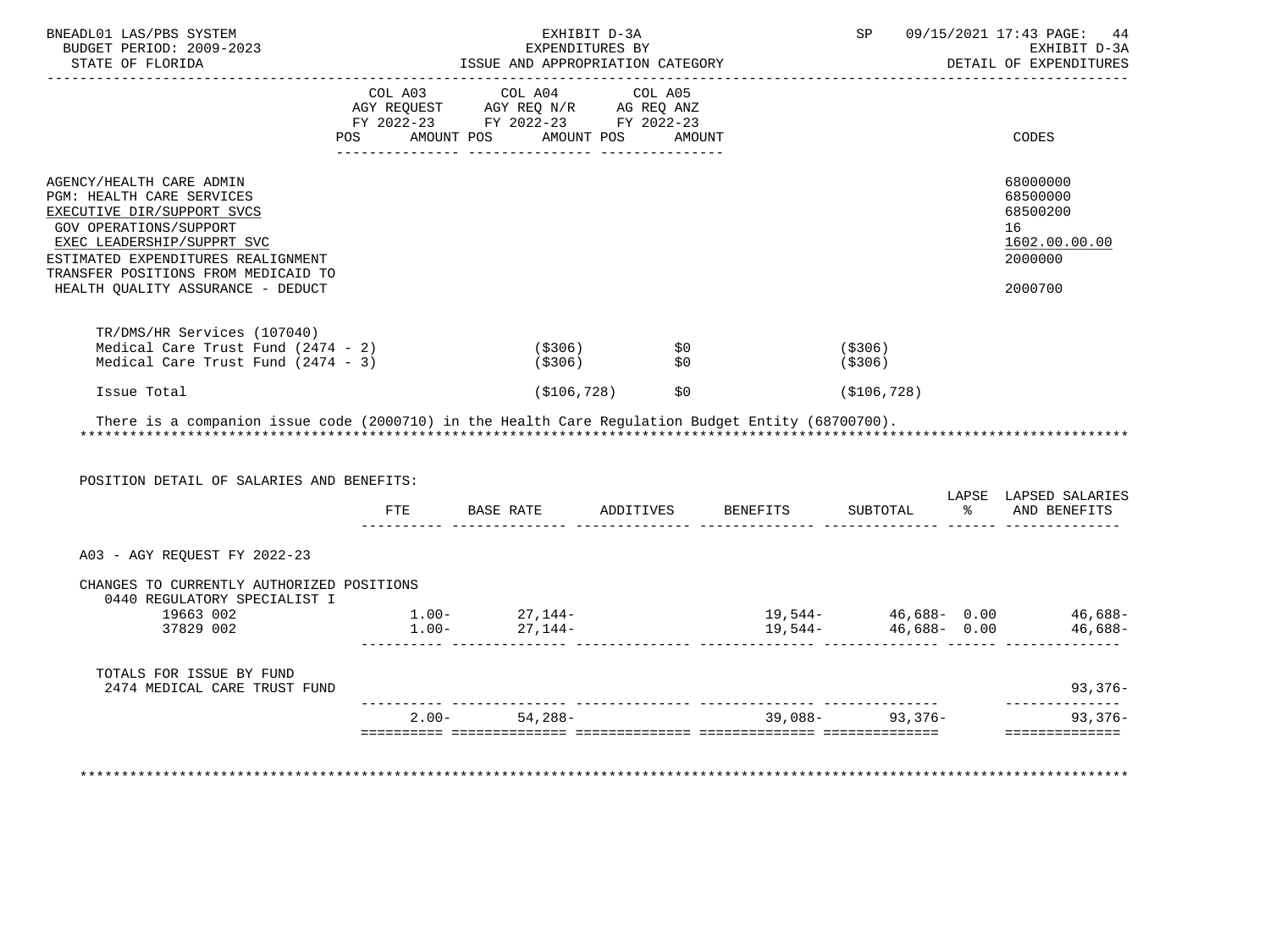BNEADL01 LAS/PBS SYSTEM — EXHIBIT D-3A — SP 09/15/2021 17:43 PAGE: 44
BUDGET PERIOD: 2009-2023 — EXPENDITURES BY — EXHIBIT D-3A
STATE OF FLORIDA — ISSUE AND APPROPRIATION CATEGORY — DETAIL OF EXPENDITURES

| | COL A03 AGY REQUEST FY 2022-23 POS AMOUNT | COL A04 AGY REQ N/R FY 2022-23 POS AMOUNT | COL A05 AG REQ ANZ FY 2022-23 POS AMOUNT | CODES |
|---|---|---|---|---|
| AGENCY/HEALTH CARE ADMIN | | | | 68000000 |
| PGM: HEALTH CARE SERVICES | | | | 68500000 |
| EXECUTIVE DIR/SUPPORT SVCS | | | | 68500200 |
| GOV OPERATIONS/SUPPORT | | | | 16 |
| EXEC LEADERSHIP/SUPPRT SVC | | | | 1602.00.00.00 |
| ESTIMATED EXPENDITURES REALIGNMENT | | | | 2000000 |
| TRANSFER POSITIONS FROM MEDICAID TO HEALTH QUALITY ASSURANCE - DEDUCT | | | | 2000700 |
| TR/DMS/HR Services (107040) | | | | |
| Medical Care Trust Fund (2474 - 2) | ($306) | $0 | ($306) | |
| Medical Care Trust Fund (2474 - 3) | ($306) | $0 | ($306) | |
| Issue Total | ($106,728) | $0 | ($106,728) | |

There is a companion issue code (2000710) in the Health Care Regulation Budget Entity (68700700).

POSITION DETAIL OF SALARIES AND BENEFITS:

| | FTE | BASE RATE | ADDITIVES | BENEFITS | SUBTOTAL | LAPSE % | LAPSED SALARIES AND BENEFITS |
|---|---|---|---|---|---|---|---|
| A03 - AGY REQUEST FY 2022-23 | | | | | | | |
| CHANGES TO CURRENTLY AUTHORIZED POSITIONS | | | | | | | |
| 0440 REGULATORY SPECIALIST I | | | | | | | |
| 19663 002 | 1.00- | 27,144- | | 19,544- | 46,688- | 0.00 | 46,688- |
| 37829 002 | 1.00- | 27,144- | | 19,544- | 46,688- | 0.00 | 46,688- |
| TOTALS FOR ISSUE BY FUND | | | | | | | |
| 2474 MEDICAL CARE TRUST FUND | | | | | | | 93,376- |
| | 2.00- | 54,288- | | 39,088- | 93,376- | | 93,376- |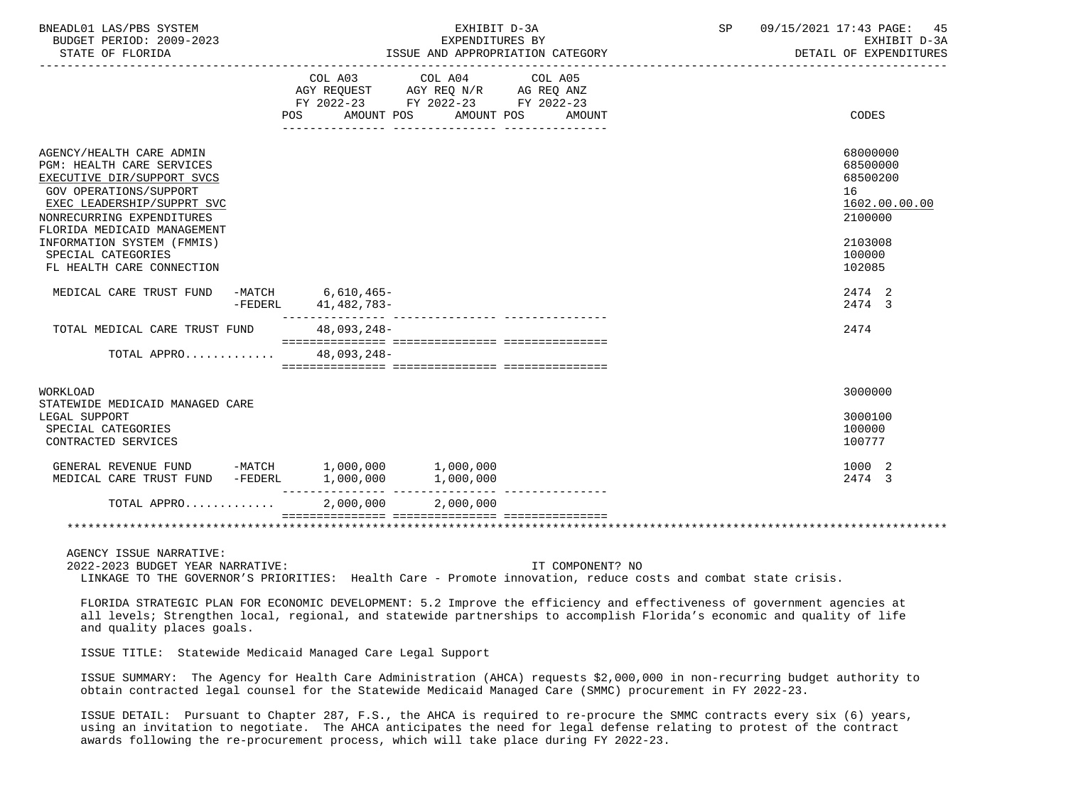| | COL A03 AGY REQUEST FY 2022-23 POS AMOUNT | COL A04 AGY REQ N/R FY 2022-23 POS AMOUNT | COL A05 AG REQ ANZ FY 2022-23 POS AMOUNT | CODES |
|---|---|---|---|---|
| AGENCY/HEALTH CARE ADMIN | | | | 68000000 |
| PGM: HEALTH CARE SERVICES | | | | 68500000 |
| EXECUTIVE DIR/SUPPORT SVCS | | | | 68500200 |
| GOV OPERATIONS/SUPPORT | | | | 16 |
| EXEC LEADERSHIP/SUPPRT SVC | | | | 1602.00.00.00 |
| NONRECURRING EXPENDITURES | | | | 2100000 |
| FLORIDA MEDICAID MANAGEMENT INFORMATION SYSTEM (FMMIS) | | | | 2103008 |
| SPECIAL CATEGORIES | | | | 100000 |
| FL HEALTH CARE CONNECTION | | | | 102085 |
| MEDICAL CARE TRUST FUND -MATCH | 6,610,465- | | | 2474 2 |
| -FEDERL | 41,482,783- | | | 2474 3 |
| TOTAL MEDICAL CARE TRUST FUND | 48,093,248- | | | 2474 |
| TOTAL APPRO............ | 48,093,248- | | | |
| WORKLOAD | | | | 3000000 |
| STATEWIDE MEDICAID MANAGED CARE LEGAL SUPPORT | | | | 3000100 |
| SPECIAL CATEGORIES | | | | 100000 |
| CONTRACTED SERVICES | | | | 100777 |
| GENERAL REVENUE FUND -MATCH | 1,000,000 | 1,000,000 | | 1000 2 |
| MEDICAL CARE TRUST FUND -FEDERL | 1,000,000 | 1,000,000 | | 2474 3 |
| TOTAL APPRO............ | 2,000,000 | 2,000,000 | | |

AGENCY ISSUE NARRATIVE:

2022-2023 BUDGET YEAR NARRATIVE: IT COMPONENT? NO

LINKAGE TO THE GOVERNOR'S PRIORITIES: Health Care - Promote innovation, reduce costs and combat state crisis.

FLORIDA STRATEGIC PLAN FOR ECONOMIC DEVELOPMENT: 5.2 Improve the efficiency and effectiveness of government agencies at all levels; Strengthen local, regional, and statewide partnerships to accomplish Florida's economic and quality of life and quality places goals.

ISSUE TITLE: Statewide Medicaid Managed Care Legal Support

ISSUE SUMMARY: The Agency for Health Care Administration (AHCA) requests $2,000,000 in non-recurring budget authority to obtain contracted legal counsel for the Statewide Medicaid Managed Care (SMMC) procurement in FY 2022-23.

ISSUE DETAIL: Pursuant to Chapter 287, F.S., the AHCA is required to re-procure the SMMC contracts every six (6) years, using an invitation to negotiate. The AHCA anticipates the need for legal defense relating to protest of the contract awards following the re-procurement process, which will take place during FY 2022-23.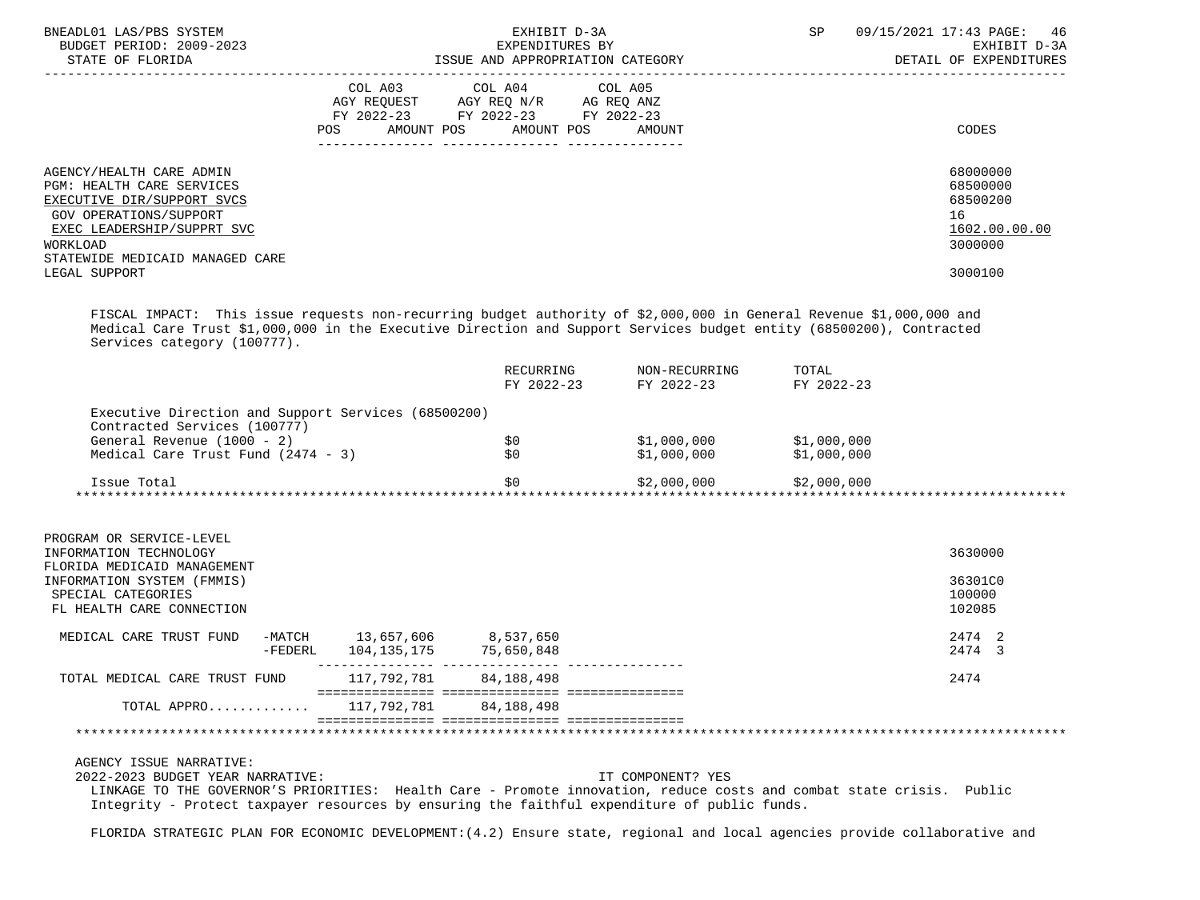| | COL A03 AGY REQUEST FY 2022-23 POS AMOUNT | COL A04 AGY REQ N/R FY 2022-23 POS AMOUNT | COL A05 AG REQ ANZ FY 2022-23 POS AMOUNT | CODES |
|---|---|---|---|---|
| AGENCY/HEALTH CARE ADMIN | | | | 68000000 |
| PGM: HEALTH CARE SERVICES | | | | 68500000 |
| EXECUTIVE DIR/SUPPORT SVCS | | | | 68500200 |
| GOV OPERATIONS/SUPPORT | | | | 16 |
| EXEC LEADERSHIP/SUPPRT SVC | | | | 1602.00.00.00 |
| WORKLOAD | | | | 3000000 |
| STATEWIDE MEDICAID MANAGED CARE LEGAL SUPPORT | | | | 3000100 |

FISCAL IMPACT: This issue requests non-recurring budget authority of $2,000,000 in General Revenue $1,000,000 and Medical Care Trust $1,000,000 in the Executive Direction and Support Services budget entity (68500200), Contracted Services category (100777).

| | RECURRING FY 2022-23 | NON-RECURRING FY 2022-23 | TOTAL FY 2022-23 |
|---|---|---|---|
| Executive Direction and Support Services (68500200) | | | |
| Contracted Services (100777) | | | |
| General Revenue (1000 - 2) | $0 | $1,000,000 | $1,000,000 |
| Medical Care Trust Fund (2474 - 3) | $0 | $1,000,000 | $1,000,000 |
| Issue Total | $0 | $2,000,000 | $2,000,000 |

*****************************************************************************************************************

| | COL A03 | COL A04 | COL A05 | CODES |
|---|---|---|---|---|
| PROGRAM OR SERVICE-LEVEL INFORMATION TECHNOLOGY | | | | 3630000 |
| FLORIDA MEDICAID MANAGEMENT INFORMATION SYSTEM (FMMIS) | | | | 36301C0 |
| SPECIAL CATEGORIES | | | | 100000 |
| FL HEALTH CARE CONNECTION | | | | 102085 |
| MEDICAL CARE TRUST FUND -MATCH | 13,657,606 | 8,537,650 | | 2474 2 |
| -FEDERL | 104,135,175 | 75,650,848 | | 2474 3 |
| TOTAL MEDICAL CARE TRUST FUND | 117,792,781 | 84,188,498 | | 2474 |
| TOTAL APPRO............ | 117,792,781 | 84,188,498 | | |

*****************************************************************************************************************

AGENCY ISSUE NARRATIVE:

2022-2023 BUDGET YEAR NARRATIVE: IT COMPONENT? YES

LINKAGE TO THE GOVERNOR'S PRIORITIES: Health Care - Promote innovation, reduce costs and combat state crisis. Public Integrity - Protect taxpayer resources by ensuring the faithful expenditure of public funds.

FLORIDA STRATEGIC PLAN FOR ECONOMIC DEVELOPMENT:(4.2) Ensure state, regional and local agencies provide collaborative and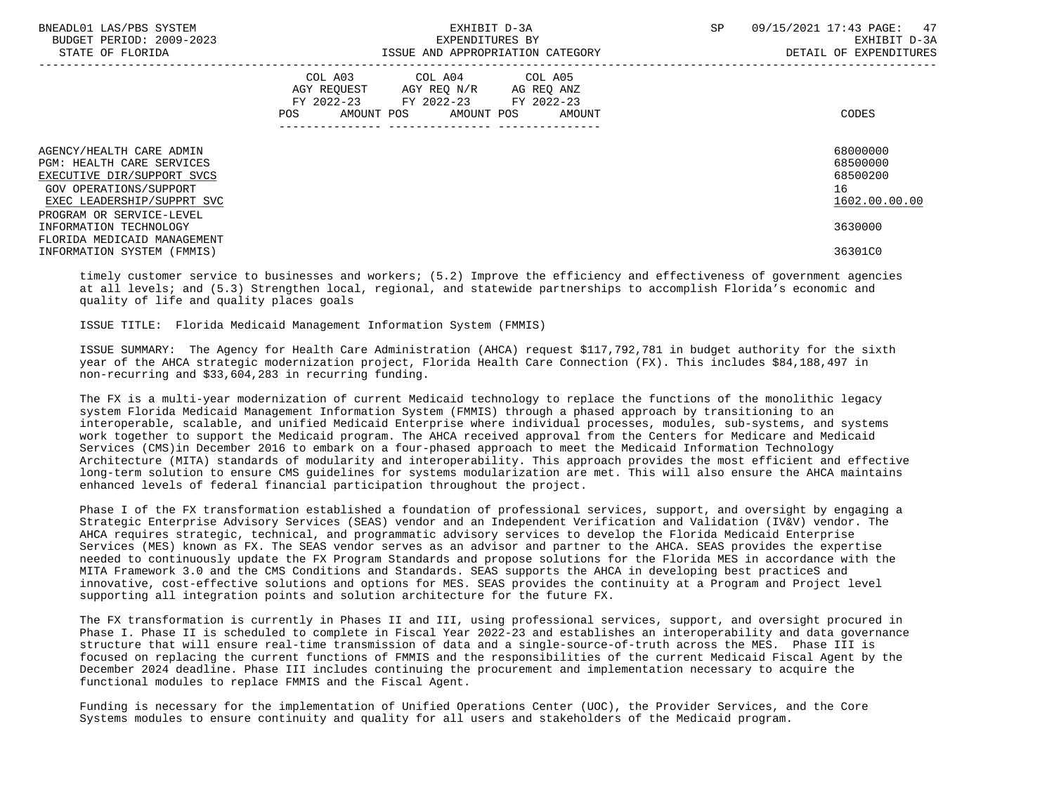| | COL A03 AGY REQUEST FY 2022-23 POS AMOUNT | COL A04 AGY REQ N/R FY 2022-23 POS AMOUNT | COL A05 AG REQ ANZ FY 2022-23 POS AMOUNT | CODES |
|---|---|---|---|---|
| AGENCY/HEALTH CARE ADMIN | | | | 68000000 |
| PGM: HEALTH CARE SERVICES | | | | 68500000 |
| EXECUTIVE DIR/SUPPORT SVCS | | | | 68500200 |
| GOV OPERATIONS/SUPPORT | | | | 16 |
| EXEC LEADERSHIP/SUPPRT SVC | | | | 1602.00.00.00 |
| PROGRAM OR SERVICE-LEVEL | | | | |
| INFORMATION TECHNOLOGY | | | | 3630000 |
| FLORIDA MEDICAID MANAGEMENT INFORMATION SYSTEM (FMMIS) | | | | 36301C0 |

timely customer service to businesses and workers; (5.2) Improve the efficiency and effectiveness of government agencies at all levels; and (5.3) Strengthen local, regional, and statewide partnerships to accomplish Florida's economic and quality of life and quality places goals

ISSUE TITLE: Florida Medicaid Management Information System (FMMIS)

ISSUE SUMMARY: The Agency for Health Care Administration (AHCA) request $117,792,781 in budget authority for the sixth year of the AHCA strategic modernization project, Florida Health Care Connection (FX). This includes $84,188,497 in non-recurring and $33,604,283 in recurring funding.

The FX is a multi-year modernization of current Medicaid technology to replace the functions of the monolithic legacy system Florida Medicaid Management Information System (FMMIS) through a phased approach by transitioning to an interoperable, scalable, and unified Medicaid Enterprise where individual processes, modules, sub-systems, and systems work together to support the Medicaid program. The AHCA received approval from the Centers for Medicare and Medicaid Services (CMS)in December 2016 to embark on a four-phased approach to meet the Medicaid Information Technology Architecture (MITA) standards of modularity and interoperability. This approach provides the most efficient and effective long-term solution to ensure CMS guidelines for systems modularization are met. This will also ensure the AHCA maintains enhanced levels of federal financial participation throughout the project.

Phase I of the FX transformation established a foundation of professional services, support, and oversight by engaging a Strategic Enterprise Advisory Services (SEAS) vendor and an Independent Verification and Validation (IV&V) vendor. The AHCA requires strategic, technical, and programmatic advisory services to develop the Florida Medicaid Enterprise Services (MES) known as FX. The SEAS vendor serves as an advisor and partner to the AHCA. SEAS provides the expertise needed to continuously update the FX Program Standards and propose solutions for the Florida MES in accordance with the MITA Framework 3.0 and the CMS Conditions and Standards. SEAS supports the AHCA in developing best practiceS and innovative, cost-effective solutions and options for MES. SEAS provides the continuity at a Program and Project level supporting all integration points and solution architecture for the future FX.

The FX transformation is currently in Phases II and III, using professional services, support, and oversight procured in Phase I. Phase II is scheduled to complete in Fiscal Year 2022-23 and establishes an interoperability and data governance structure that will ensure real-time transmission of data and a single-source-of-truth across the MES. Phase III is focused on replacing the current functions of FMMIS and the responsibilities of the current Medicaid Fiscal Agent by the December 2024 deadline. Phase III includes continuing the procurement and implementation necessary to acquire the functional modules to replace FMMIS and the Fiscal Agent.

Funding is necessary for the implementation of Unified Operations Center (UOC), the Provider Services, and the Core Systems modules to ensure continuity and quality for all users and stakeholders of the Medicaid program.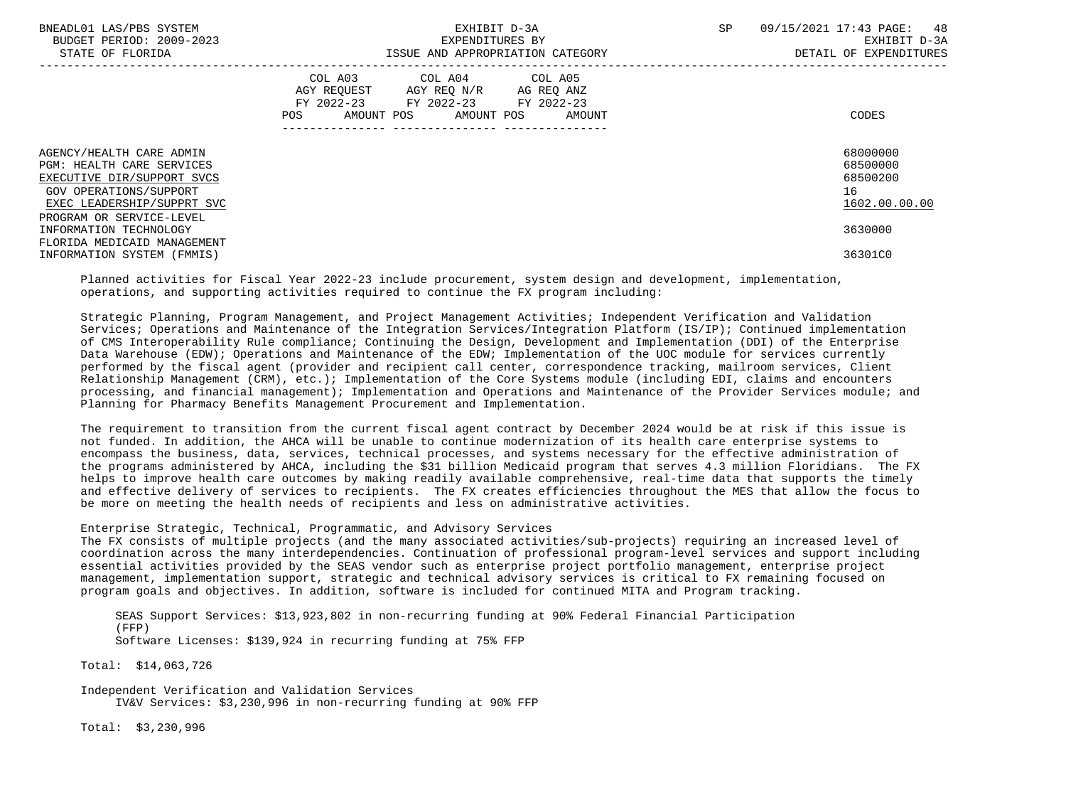| | COL A03 AGY REQUEST FY 2022-23 POS AMOUNT | COL A04 AGY REQ N/R FY 2022-23 POS AMOUNT | COL A05 AG REQ ANZ FY 2022-23 POS AMOUNT | CODES |
|---|---|---|---|---|
| AGENCY/HEALTH CARE ADMIN | | | | 68000000 |
| PGM: HEALTH CARE SERVICES | | | | 68500000 |
| EXECUTIVE DIR/SUPPORT SVCS | | | | 68500200 |
| GOV OPERATIONS/SUPPORT | | | | 16 |
| EXEC LEADERSHIP/SUPPRT SVC | | | | 1602.00.00.00 |
| PROGRAM OR SERVICE-LEVEL | | | | |
| INFORMATION TECHNOLOGY | | | | 3630000 |
| FLORIDA MEDICAID MANAGEMENT INFORMATION SYSTEM (FMMIS) | | | | 36301C0 |

Planned activities for Fiscal Year 2022-23 include procurement, system design and development, implementation, operations, and supporting activities required to continue the FX program including:

Strategic Planning, Program Management, and Project Management Activities; Independent Verification and Validation Services; Operations and Maintenance of the Integration Services/Integration Platform (IS/IP); Continued implementation of CMS Interoperability Rule compliance; Continuing the Design, Development and Implementation (DDI) of the Enterprise Data Warehouse (EDW); Operations and Maintenance of the EDW; Implementation of the UOC module for services currently performed by the fiscal agent (provider and recipient call center, correspondence tracking, mailroom services, Client Relationship Management (CRM), etc.); Implementation of the Core Systems module (including EDI, claims and encounters processing, and financial management); Implementation and Operations and Maintenance of the Provider Services module; and Planning for Pharmacy Benefits Management Procurement and Implementation.

The requirement to transition from the current fiscal agent contract by December 2024 would be at risk if this issue is not funded. In addition, the AHCA will be unable to continue modernization of its health care enterprise systems to encompass the business, data, services, technical processes, and systems necessary for the effective administration of the programs administered by AHCA, including the $31 billion Medicaid program that serves 4.3 million Floridians. The FX helps to improve health care outcomes by making readily available comprehensive, real-time data that supports the timely and effective delivery of services to recipients. The FX creates efficiencies throughout the MES that allow the focus to be more on meeting the health needs of recipients and less on administrative activities.

Enterprise Strategic, Technical, Programmatic, and Advisory Services
The FX consists of multiple projects (and the many associated activities/sub-projects) requiring an increased level of coordination across the many interdependencies. Continuation of professional program-level services and support including essential activities provided by the SEAS vendor such as enterprise project portfolio management, enterprise project management, implementation support, strategic and technical advisory services is critical to FX remaining focused on program goals and objectives. In addition, software is included for continued MITA and Program tracking.

SEAS Support Services: $13,923,802 in non-recurring funding at 90% Federal Financial Participation (FFP)
Software Licenses: $139,924 in recurring funding at 75% FFP

Total: $14,063,726

Independent Verification and Validation Services
IV&V Services: $3,230,996 in non-recurring funding at 90% FFP

Total: $3,230,996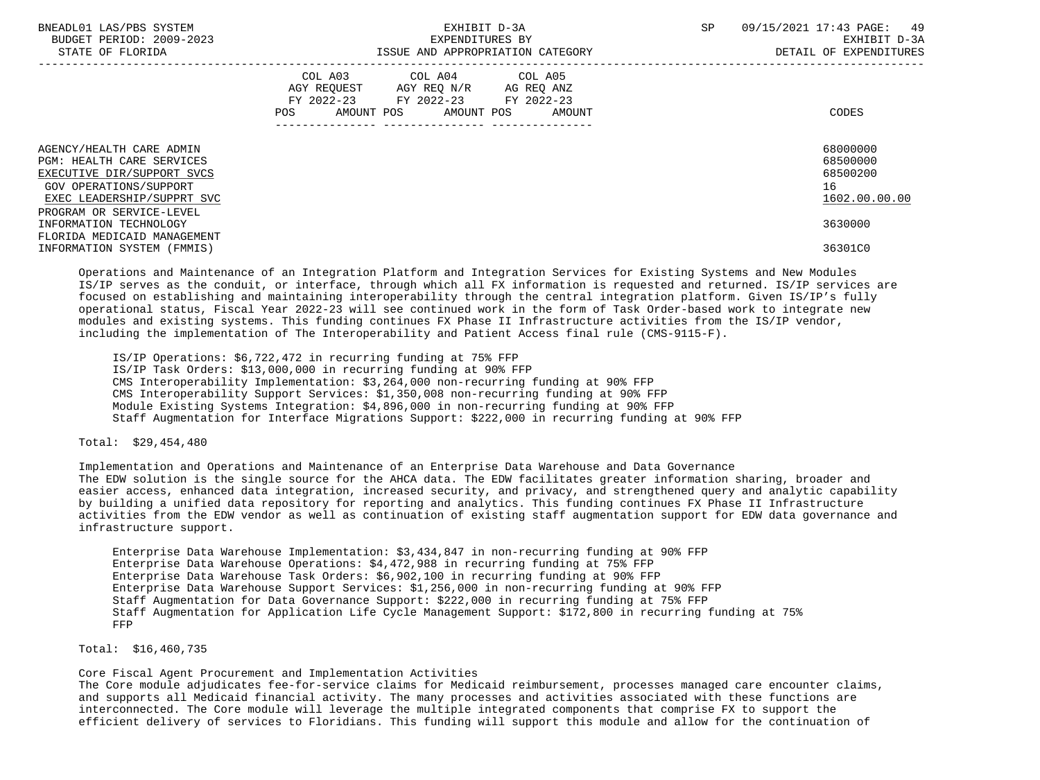| | COL A03 AGY REQUEST FY 2022-23 POS AMOUNT | COL A04 AGY REQ N/R FY 2022-23 POS AMOUNT | COL A05 AG REQ ANZ FY 2022-23 POS AMOUNT | CODES |
|---|---|---|---|---|
| AGENCY/HEALTH CARE ADMIN | | | | 68000000 |
| PGM: HEALTH CARE SERVICES | | | | 68500000 |
| EXECUTIVE DIR/SUPPORT SVCS | | | | 68500200 |
| GOV OPERATIONS/SUPPORT | | | | 16 |
| EXEC LEADERSHIP/SUPPRT SVC | | | | 1602.00.00.00 |
| PROGRAM OR SERVICE-LEVEL | | | | |
| INFORMATION TECHNOLOGY | | | | 3630000 |
| FLORIDA MEDICAID MANAGEMENT INFORMATION SYSTEM (FMMIS) | | | | 36301C0 |

Operations and Maintenance of an Integration Platform and Integration Services for Existing Systems and New Modules
IS/IP serves as the conduit, or interface, through which all FX information is requested and returned. IS/IP services are focused on establishing and maintaining interoperability through the central integration platform. Given IS/IP's fully operational status, Fiscal Year 2022-23 will see continued work in the form of Task Order-based work to integrate new modules and existing systems. This funding continues FX Phase II Infrastructure activities from the IS/IP vendor, including the implementation of The Interoperability and Patient Access final rule (CMS-9115-F).

IS/IP Operations: $6,722,472 in recurring funding at 75% FFP
IS/IP Task Orders: $13,000,000 in recurring funding at 90% FFP
CMS Interoperability Implementation: $3,264,000 non-recurring funding at 90% FFP
CMS Interoperability Support Services: $1,350,008 non-recurring funding at 90% FFP
Module Existing Systems Integration: $4,896,000 in non-recurring funding at 90% FFP
Staff Augmentation for Interface Migrations Support: $222,000 in recurring funding at 90% FFP

Total: $29,454,480

Implementation and Operations and Maintenance of an Enterprise Data Warehouse and Data Governance
The EDW solution is the single source for the AHCA data. The EDW facilitates greater information sharing, broader and easier access, enhanced data integration, increased security, and privacy, and strengthened query and analytic capability by building a unified data repository for reporting and analytics. This funding continues FX Phase II Infrastructure activities from the EDW vendor as well as continuation of existing staff augmentation support for EDW data governance and infrastructure support.

Enterprise Data Warehouse Implementation: $3,434,847 in non-recurring funding at 90% FFP
Enterprise Data Warehouse Operations: $4,472,988 in recurring funding at 75% FFP
Enterprise Data Warehouse Task Orders: $6,902,100 in recurring funding at 90% FFP
Enterprise Data Warehouse Support Services: $1,256,000 in non-recurring funding at 90% FFP
Staff Augmentation for Data Governance Support: $222,000 in recurring funding at 75% FFP
Staff Augmentation for Application Life Cycle Management Support: $172,800 in recurring funding at 75% FFP

Total: $16,460,735

Core Fiscal Agent Procurement and Implementation Activities
The Core module adjudicates fee-for-service claims for Medicaid reimbursement, processes managed care encounter claims, and supports all Medicaid financial activity. The many processes and activities associated with these functions are interconnected. The Core module will leverage the multiple integrated components that comprise FX to support the efficient delivery of services to Floridians. This funding will support this module and allow for the continuation of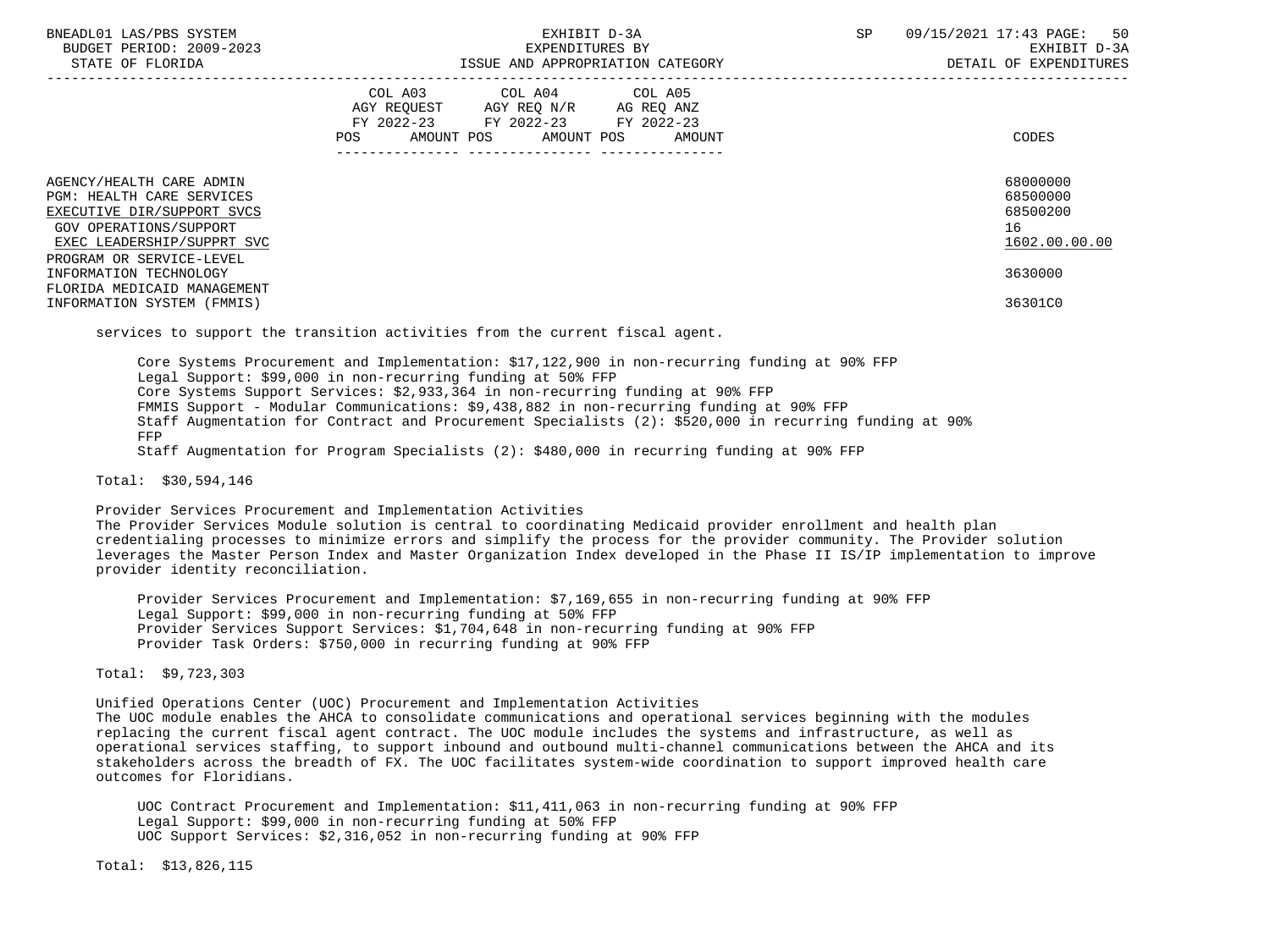| | COL A03 AGY REQUEST FY 2022-23 POS AMOUNT | COL A04 AGY REQ N/R FY 2022-23 POS AMOUNT | COL A05 AG REQ ANZ FY 2022-23 POS AMOUNT | CODES |
|---|---|---|---|---|
| AGENCY/HEALTH CARE ADMIN | | | | 68000000 |
| PGM: HEALTH CARE SERVICES | | | | 68500000 |
| EXECUTIVE DIR/SUPPORT SVCS | | | | 68500200 |
| GOV OPERATIONS/SUPPORT | | | | 16 |
| EXEC LEADERSHIP/SUPPRT SVC | | | | 1602.00.00.00 |
| PROGRAM OR SERVICE-LEVEL | | | | |
| INFORMATION TECHNOLOGY | | | | 3630000 |
| FLORIDA MEDICAID MANAGEMENT INFORMATION SYSTEM (FMMIS) | | | | 36301C0 |

services to support the transition activities from the current fiscal agent.

Core Systems Procurement and Implementation: $17,122,900 in non-recurring funding at 90% FFP
Legal Support: $99,000 in non-recurring funding at 50% FFP
Core Systems Support Services: $2,933,364 in non-recurring funding at 90% FFP
FMMIS Support - Modular Communications: $9,438,882 in non-recurring funding at 90% FFP
Staff Augmentation for Contract and Procurement Specialists (2): $520,000 in recurring funding at 90% FFP
Staff Augmentation for Program Specialists (2): $480,000 in recurring funding at 90% FFP

Total: $30,594,146

Provider Services Procurement and Implementation Activities
The Provider Services Module solution is central to coordinating Medicaid provider enrollment and health plan credentialing processes to minimize errors and simplify the process for the provider community. The Provider solution leverages the Master Person Index and Master Organization Index developed in the Phase II IS/IP implementation to improve provider identity reconciliation.

Provider Services Procurement and Implementation: $7,169,655 in non-recurring funding at 90% FFP
Legal Support: $99,000 in non-recurring funding at 50% FFP
Provider Services Support Services: $1,704,648 in non-recurring funding at 90% FFP
Provider Task Orders: $750,000 in recurring funding at 90% FFP

Total: $9,723,303

Unified Operations Center (UOC) Procurement and Implementation Activities
The UOC module enables the AHCA to consolidate communications and operational services beginning with the modules replacing the current fiscal agent contract. The UOC module includes the systems and infrastructure, as well as operational services staffing, to support inbound and outbound multi-channel communications between the AHCA and its stakeholders across the breadth of FX. The UOC facilitates system-wide coordination to support improved health care outcomes for Floridians.

UOC Contract Procurement and Implementation: $11,411,063 in non-recurring funding at 90% FFP
Legal Support: $99,000 in non-recurring funding at 50% FFP
UOC Support Services: $2,316,052 in non-recurring funding at 90% FFP

Total: $13,826,115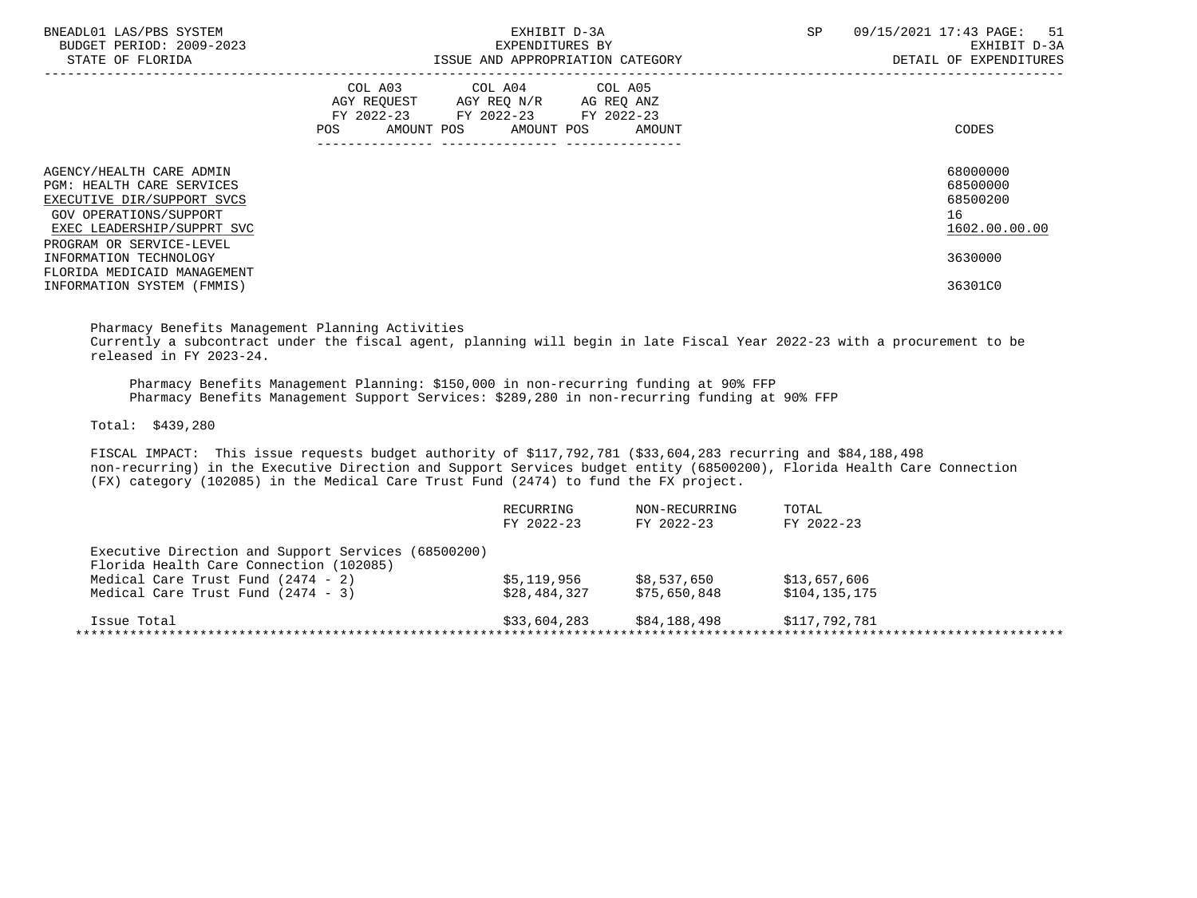| | COL A03 AGY REQUEST FY 2022-23 POS AMOUNT | COL A04 AGY REQ N/R FY 2022-23 POS AMOUNT | COL A05 AG REQ ANZ FY 2022-23 POS AMOUNT | CODES |
|---|---|---|---|---|
| AGENCY/HEALTH CARE ADMIN | | | | 68000000 |
| PGM: HEALTH CARE SERVICES | | | | 68500000 |
| EXECUTIVE DIR/SUPPORT SVCS | | | | 68500200 |
| GOV OPERATIONS/SUPPORT | | | | 16 |
| EXEC LEADERSHIP/SUPPRT SVC | | | | 1602.00.00.00 |
| PROGRAM OR SERVICE-LEVEL INFORMATION TECHNOLOGY | | | | 3630000 |
| FLORIDA MEDICAID MANAGEMENT INFORMATION SYSTEM (FMMIS) | | | | 36301C0 |

Pharmacy Benefits Management Planning Activities
Currently a subcontract under the fiscal agent, planning will begin in late Fiscal Year 2022-23 with a procurement to be released in FY 2023-24.

Pharmacy Benefits Management Planning: $150,000 in non-recurring funding at 90% FFP
Pharmacy Benefits Management Support Services: $289,280 in non-recurring funding at 90% FFP

Total: $439,280

FISCAL IMPACT: This issue requests budget authority of $117,792,781 ($33,604,283 recurring and $84,188,498 non-recurring) in the Executive Direction and Support Services budget entity (68500200), Florida Health Care Connection (FX) category (102085) in the Medical Care Trust Fund (2474) to fund the FX project.

| | RECURRING FY 2022-23 | NON-RECURRING FY 2022-23 | TOTAL FY 2022-23 |
|---|---|---|---|
| Executive Direction and Support Services (68500200) | | | |
| Florida Health Care Connection (102085) | | | |
| Medical Care Trust Fund (2474 - 2) | $5,119,956 | $8,537,650 | $13,657,606 |
| Medical Care Trust Fund (2474 - 3) | $28,484,327 | $75,650,848 | $104,135,175 |
| Issue Total | $33,604,283 | $84,188,498 | $117,792,781 |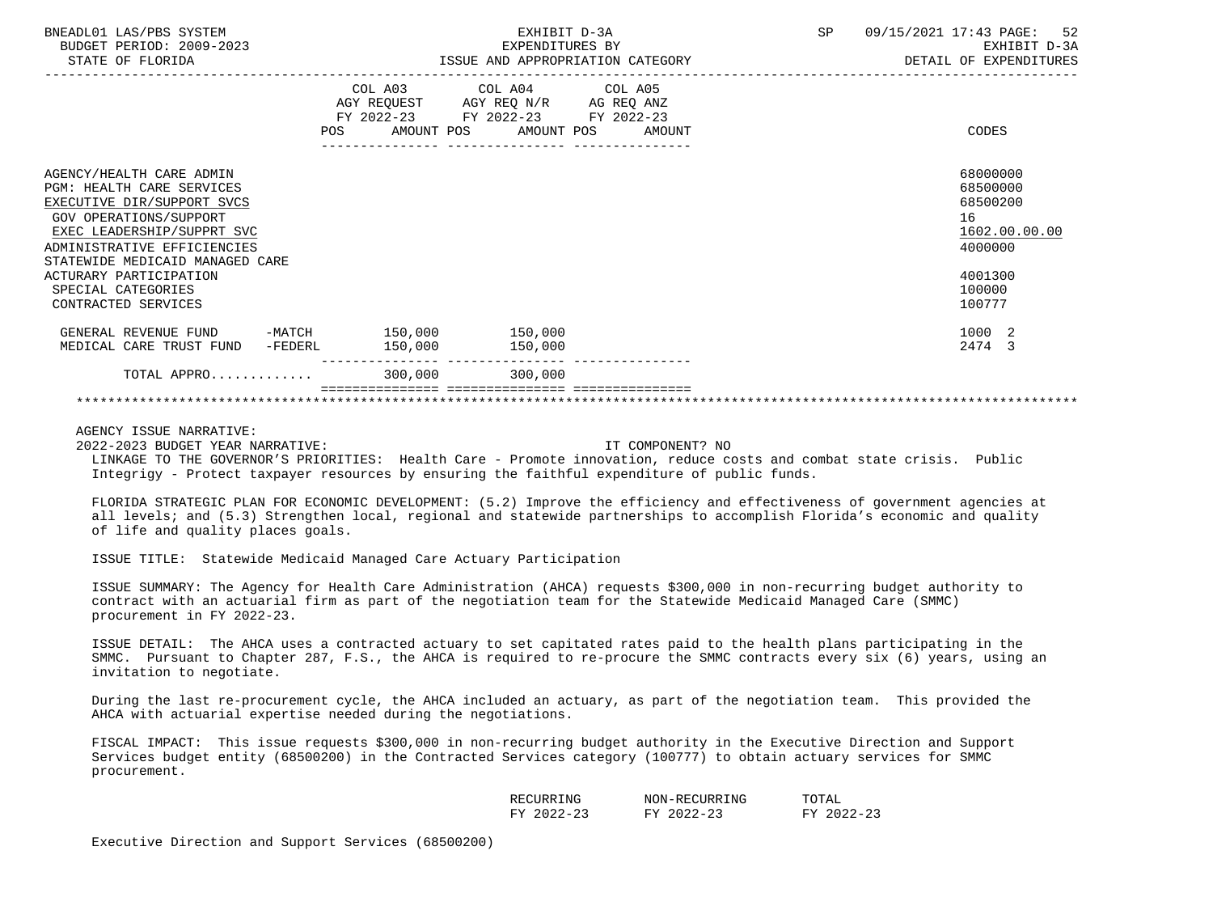BNEADL01 LAS/PBS SYSTEM | EXHIBIT D-3A | SP 09/15/2021 17:43
BUDGET PERIOD: 2009-2023 | EXPENDITURES BY | EXHIBIT D-3A
STATE OF FLORIDA | ISSUE AND APPROPRIATION CATEGORY | DETAIL OF EXPENDITURES

| | COL A03 AGY REQUEST FY 2022-23 POS AMOUNT | COL A04 AGY REQ N/R FY 2022-23 POS AMOUNT | COL A05 AG REQ ANZ FY 2022-23 POS AMOUNT | CODES |
|---|---|---|---|---|
| AGENCY/HEALTH CARE ADMIN | | | | 68000000 |
| PGM: HEALTH CARE SERVICES | | | | 68500000 |
| EXECUTIVE DIR/SUPPORT SVCS | | | | 68500200 |
| GOV OPERATIONS/SUPPORT | | | | 16 |
| EXEC LEADERSHIP/SUPPRT SVC | | | | 1602.00.00.00 |
| ADMINISTRATIVE EFFICIENCIES | | | | 4000000 |
| STATEWIDE MEDICAID MANAGED CARE ACTUARY PARTICIPATION | | | | 4001300 |
| SPECIAL CATEGORIES | | | | 100000 |
| CONTRACTED SERVICES | | | | 100777 |
| GENERAL REVENUE FUND -MATCH | 150,000 | 150,000 | | 1000 2 |
| MEDICAL CARE TRUST FUND -FEDERL | 150,000 | 150,000 | | 2474 3 |
| TOTAL APPRO............ | 300,000 | 300,000 | | |

AGENCY ISSUE NARRATIVE:

2022-2023 BUDGET YEAR NARRATIVE: IT COMPONENT? NO

LINKAGE TO THE GOVERNOR'S PRIORITIES: Health Care - Promote innovation, reduce costs and combat state crisis. Public Integrigy - Protect taxpayer resources by ensuring the faithful expenditure of public funds.

FLORIDA STRATEGIC PLAN FOR ECONOMIC DEVELOPMENT: (5.2) Improve the efficiency and effectiveness of government agencies at all levels; and (5.3) Strengthen local, regional and statewide partnerships to accomplish Florida's economic and quality of life and quality places goals.

ISSUE TITLE: Statewide Medicaid Managed Care Actuary Participation

ISSUE SUMMARY: The Agency for Health Care Administration (AHCA) requests $300,000 in non-recurring budget authority to contract with an actuarial firm as part of the negotiation team for the Statewide Medicaid Managed Care (SMMC) procurement in FY 2022-23.

ISSUE DETAIL: The AHCA uses a contracted actuary to set capitated rates paid to the health plans participating in the SMMC. Pursuant to Chapter 287, F.S., the AHCA is required to re-procure the SMMC contracts every six (6) years, using an invitation to negotiate.

During the last re-procurement cycle, the AHCA included an actuary, as part of the negotiation team. This provided the AHCA with actuarial expertise needed during the negotiations.

FISCAL IMPACT: This issue requests $300,000 in non-recurring budget authority in the Executive Direction and Support Services budget entity (68500200) in the Contracted Services category (100777) to obtain actuary services for SMMC procurement.

| | RECURRING FY 2022-23 | NON-RECURRING FY 2022-23 | TOTAL FY 2022-23 |
|---|---|---|---|
| Executive Direction and Support Services (68500200) | | | |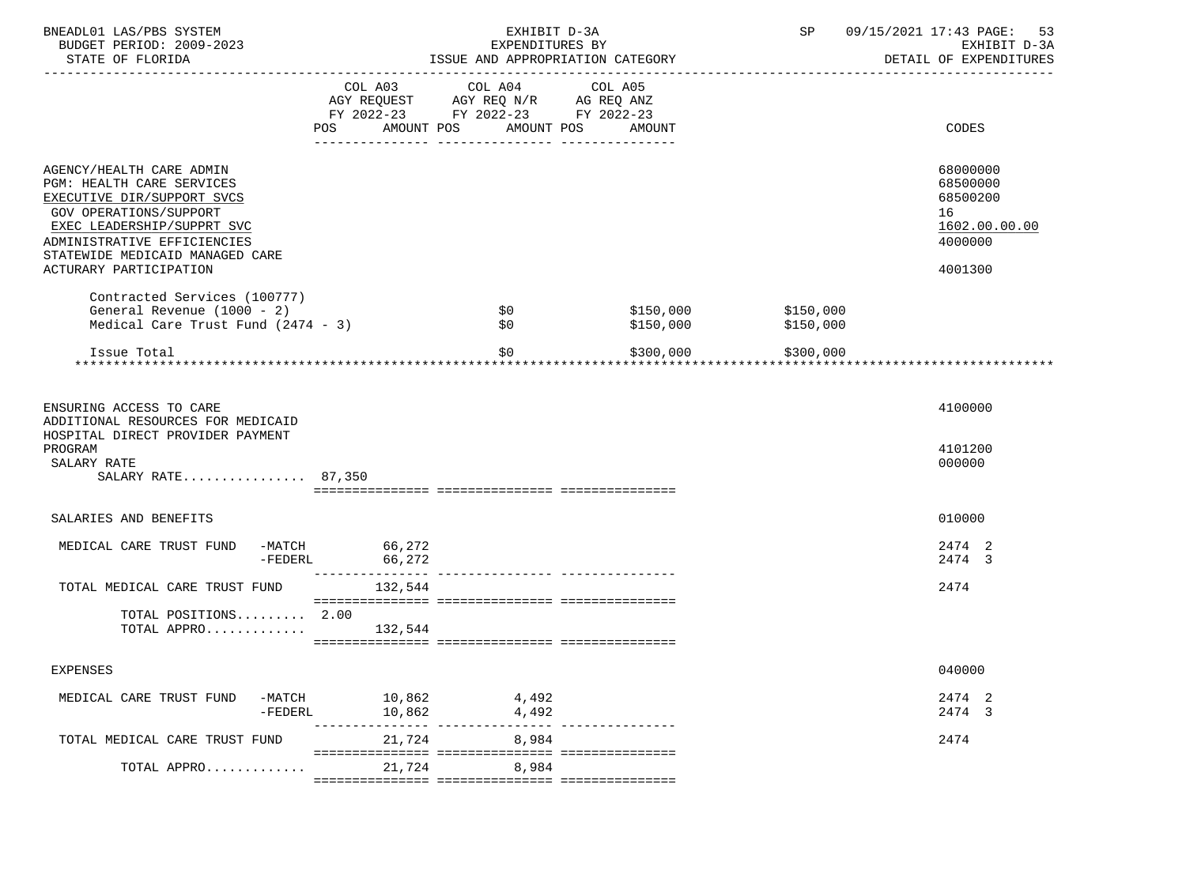| | COL A03 AGY REQUEST FY 2022-23 POS | AMOUNT | COL A04 AGY REQ N/R FY 2022-23 POS | AMOUNT | COL A05 AG REQ ANZ FY 2022-23 POS | AMOUNT | | CODES |
|---|---|---|---|---|---|---|---|---|
| AGENCY/HEALTH CARE ADMIN | | | | | | | | 68000000 |
| PGM: HEALTH CARE SERVICES | | | | | | | | 68500000 |
| EXECUTIVE DIR/SUPPORT SVCS | | | | | | | | 68500200 |
| GOV OPERATIONS/SUPPORT | | | | | | | | 16 |
| EXEC LEADERSHIP/SUPPRT SVC | | | | | | | | 1602.00.00.00 |
| ADMINISTRATIVE EFFICIENCIES | | | | | | | | 4000000 |
| STATEWIDE MEDICAID MANAGED CARE ACTUARY PARTICIPATION | | | | | | | | 4001300 |
| Contracted Services (100777) | | | | | | | | |
| General Revenue (1000 - 2) | | | | $0 | | $150,000 | $150,000 | |
| Medical Care Trust Fund (2474 - 3) | | | | $0 | | $150,000 | $150,000 | |
| Issue Total | | | | $0 | | $300,000 | $300,000 | |
| ENSURING ACCESS TO CARE | | | | | | | | 4100000 |
| ADDITIONAL RESOURCES FOR MEDICAID HOSPITAL DIRECT PROVIDER PAYMENT PROGRAM | | | | | | | | 4101200 |
| SALARY RATE | | | | | | | | 000000 |
| SALARY RATE................ | 87,350 | | | | | | | |
| SALARIES AND BENEFITS | | | | | | | | 010000 |
| MEDICAL CARE TRUST FUND -MATCH | | 66,272 | | | | | | 2474 2 |
| -FEDERL | | 66,272 | | | | | | 2474 3 |
| TOTAL MEDICAL CARE TRUST FUND | | 132,544 | | | | | | 2474 |
| TOTAL POSITIONS......... | 2.00 | | | | | | | |
| TOTAL APPRO............. | | 132,544 | | | | | | |
| EXPENSES | | | | | | | | 040000 |
| MEDICAL CARE TRUST FUND -MATCH | | 10,862 | | 4,492 | | | | 2474 2 |
| -FEDERL | | 10,862 | | 4,492 | | | | 2474 3 |
| TOTAL MEDICAL CARE TRUST FUND | | 21,724 | | 8,984 | | | | 2474 |
| TOTAL APPRO............. | | 21,724 | | 8,984 | | | | |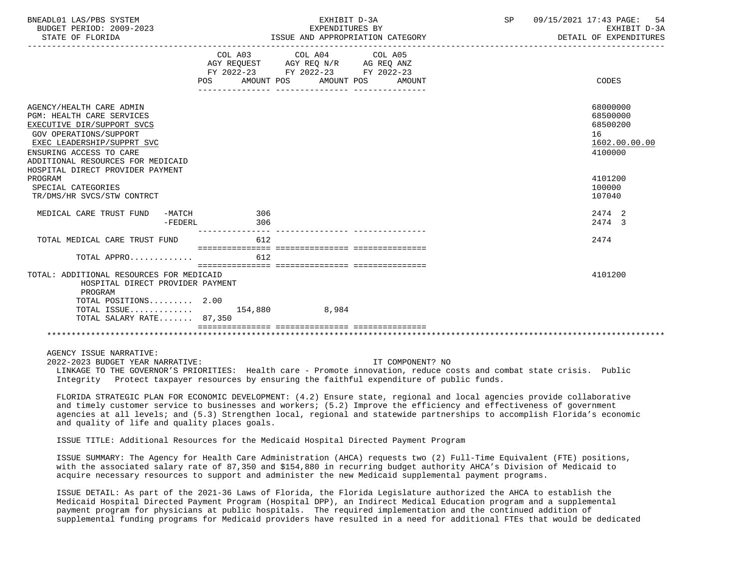| | COL A03 AGY REQUEST FY 2022-23 POS | AMOUNT | COL A04 AGY REQ N/R FY 2022-23 POS | AMOUNT | COL A05 AG REQ ANZ FY 2022-23 POS | AMOUNT | CODES |
|---|---|---|---|---|---|---|---|
| AGENCY/HEALTH CARE ADMIN | | | | | | | 68000000 |
| PGM: HEALTH CARE SERVICES | | | | | | | 68500000 |
| EXECUTIVE DIR/SUPPORT SVCS | | | | | | | 68500200 |
| GOV OPERATIONS/SUPPORT | | | | | | | 16 |
| EXEC LEADERSHIP/SUPPRT SVC | | | | | | | 1602.00.00.00 |
| ENSURING ACCESS TO CARE | | | | | | | 4100000 |
| ADDITIONAL RESOURCES FOR MEDICAID HOSPITAL DIRECT PROVIDER PAYMENT PROGRAM | | | | | | | 4101200 |
| SPECIAL CATEGORIES | | | | | | | 100000 |
| TR/DMS/HR SVCS/STW CONTRCT | | | | | | | 107040 |
| MEDICAL CARE TRUST FUND -MATCH | | 306 | | | | | 2474 2 |
| -FEDERL | | 306 | | | | | 2474 3 |
| TOTAL MEDICAL CARE TRUST FUND | | 612 | | | | | 2474 |
| TOTAL APPRO............. | | 612 | | | | | |
| TOTAL: ADDITIONAL RESOURCES FOR MEDICAID HOSPITAL DIRECT PROVIDER PAYMENT PROGRAM | | | | | | | 4101200 |
| TOTAL POSITIONS......... | 2.00 | | | | | | |
| TOTAL ISSUE............. | | 154,880 | | 8,984 | | | |
| TOTAL SALARY RATE....... | | 87,350 | | | | | |

AGENCY ISSUE NARRATIVE:

2022-2023 BUDGET YEAR NARRATIVE: IT COMPONENT? NO

LINKAGE TO THE GOVERNOR'S PRIORITIES: Health care - Promote innovation, reduce costs and combat state crisis. Public Integrity Protect taxpayer resources by ensuring the faithful expenditure of public funds.

FLORIDA STRATEGIC PLAN FOR ECONOMIC DEVELOPMENT: (4.2) Ensure state, regional and local agencies provide collaborative and timely customer service to businesses and workers; (5.2) Improve the efficiency and effectiveness of government agencies at all levels; and (5.3) Strengthen local, regional and statewide partnerships to accomplish Florida's economic and quality of life and quality places goals.

ISSUE TITLE: Additional Resources for the Medicaid Hospital Directed Payment Program

ISSUE SUMMARY: The Agency for Health Care Administration (AHCA) requests two (2) Full-Time Equivalent (FTE) positions, with the associated salary rate of 87,350 and $154,880 in recurring budget authority AHCA's Division of Medicaid to acquire necessary resources to support and administer the new Medicaid supplemental payment programs.

ISSUE DETAIL: As part of the 2021-36 Laws of Florida, the Florida Legislature authorized the AHCA to establish the Medicaid Hospital Directed Payment Program (Hospital DPP), an Indirect Medical Education program and a supplemental payment program for physicians at public hospitals. The required implementation and the continued addition of supplemental funding programs for Medicaid providers have resulted in a need for additional FTEs that would be dedicated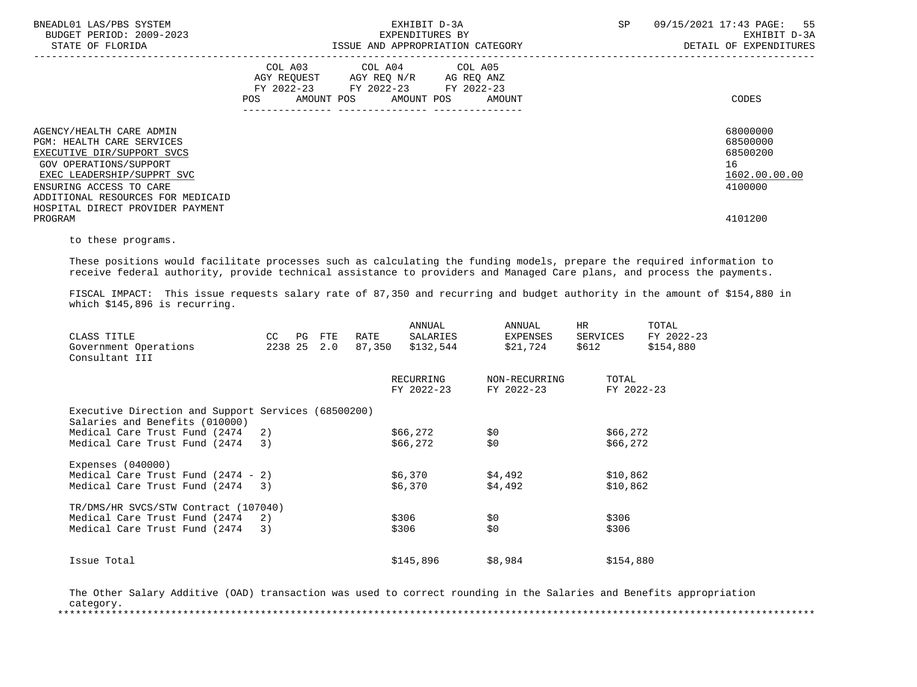AGENCY/HEALTH CARE ADMIN 68000000
PGM: HEALTH CARE SERVICES 68500000
EXECUTIVE DIR/SUPPORT SVCS 68500200
GOV OPERATIONS/SUPPORT 16
EXEC LEADERSHIP/SUPPRT SVC 1602.00.00.00
ENSURING ACCESS TO CARE 4100000
ADDITIONAL RESOURCES FOR MEDICAID HOSPITAL DIRECT PROVIDER PAYMENT PROGRAM 4101200

to these programs.

These positions would facilitate processes such as calculating the funding models, prepare the required information to receive federal authority, provide technical assistance to providers and Managed Care plans, and process the payments.

FISCAL IMPACT: This issue requests salary rate of 87,350 and recurring and budget authority in the amount of $154,880 in which $145,896 is recurring.

| CLASS TITLE | CC | PG | FTE | RATE | ANNUAL SALARIES | ANNUAL EXPENSES | HR SERVICES | TOTAL FY 2022-23 |
|---|---|---|---|---|---|---|---|---|
| Government Operations Consultant III | 2238 | 25 | 2.0 | 87,350 | $132,544 | $21,724 | $612 | $154,880 |

| | RECURRING FY 2022-23 | NON-RECURRING FY 2022-23 | TOTAL FY 2022-23 |
|---|---|---|---|
| Executive Direction and Support Services (68500200) | | | |
| Salaries and Benefits (010000) | | | |
| Medical Care Trust Fund (2474 2) | $66,272 | $0 | $66,272 |
| Medical Care Trust Fund (2474 3) | $66,272 | $0 | $66,272 |
| Expenses (040000) | | | |
| Medical Care Trust Fund (2474 - 2) | $6,370 | $4,492 | $10,862 |
| Medical Care Trust Fund (2474 3) | $6,370 | $4,492 | $10,862 |
| TR/DMS/HR SVCS/STW Contract (107040) | | | |
| Medical Care Trust Fund (2474 2) | $306 | $0 | $306 |
| Medical Care Trust Fund (2474 3) | $306 | $0 | $306 |
| Issue Total | $145,896 | $8,984 | $154,880 |

The Other Salary Additive (OAD) transaction was used to correct rounding in the Salaries and Benefits appropriation category.

*******************************************************************************************************************************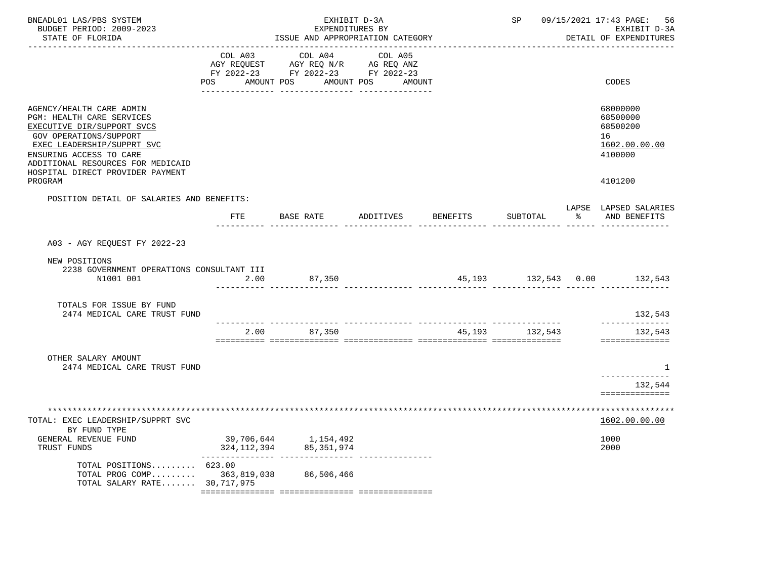BNEADL01 LAS/PBS SYSTEM — EXHIBIT D-3A — EXPENDITURES BY ISSUE AND APPROPRIATION CATEGORY
BUDGET PERIOD: 2009-2023 — STATE OF FLORIDA — SP 09/15/2021 17:43 — EXHIBIT D-3A DETAIL OF EXPENDITURES

| | COL A03 AGY REQUEST FY 2022-23 POS AMOUNT | COL A04 AGY REQ N/R FY 2022-23 POS AMOUNT | COL A05 AG REQ ANZ FY 2022-23 POS AMOUNT | CODES |
|---|---|---|---|---|
| AGENCY/HEALTH CARE ADMIN | | | | 68000000 |
| PGM: HEALTH CARE SERVICES | | | | 68500000 |
| EXECUTIVE DIR/SUPPORT SVCS | | | | 68500200 |
| GOV OPERATIONS/SUPPORT | | | | 16 |
| EXEC LEADERSHIP/SUPPRT SVC | | | | 1602.00.00.00 |
| ENSURING ACCESS TO CARE | | | | 4100000 |
| ADDITIONAL RESOURCES FOR MEDICAID HOSPITAL DIRECT PROVIDER PAYMENT PROGRAM | | | | 4101200 |

POSITION DETAIL OF SALARIES AND BENEFITS:

| | FTE | BASE RATE | ADDITIVES | BENEFITS | SUBTOTAL | LAPSE % | LAPSED SALARIES AND BENEFITS |
|---|---|---|---|---|---|---|---|
| A03 - AGY REQUEST FY 2022-23 | | | | | | | |
| NEW POSITIONS | | | | | | | |
| 2238 GOVERNMENT OPERATIONS CONSULTANT III N1001 001 | 2.00 | 87,350 | | 45,193 | 132,543 | 0.00 | 132,543 |
| TOTALS FOR ISSUE BY FUND | | | | | | | |
| 2474 MEDICAL CARE TRUST FUND | | | | | | | 132,543 |
| | 2.00 | 87,350 | | 45,193 | 132,543 | | 132,543 |
| OTHER SALARY AMOUNT | | | | | | | |
| 2474 MEDICAL CARE TRUST FUND | | | | | | | 1 |
| | | | | | | | 132,544 |

| TOTAL: EXEC LEADERSHIP/SUPPRT SVC | COL A03 | COL A04 | COL A05 | CODES |
|---|---|---|---|---|
| BY FUND TYPE | | | | 1602.00.00.00 |
| GENERAL REVENUE FUND | 39,706,644 | 1,154,492 | | 1000 |
| TRUST FUNDS | 324,112,394 | 85,351,974 | | 2000 |
| TOTAL POSITIONS | 623.00 | | | |
| TOTAL PROG COMP | 363,819,038 | 86,506,466 | | |
| TOTAL SALARY RATE | 30,717,975 | | | |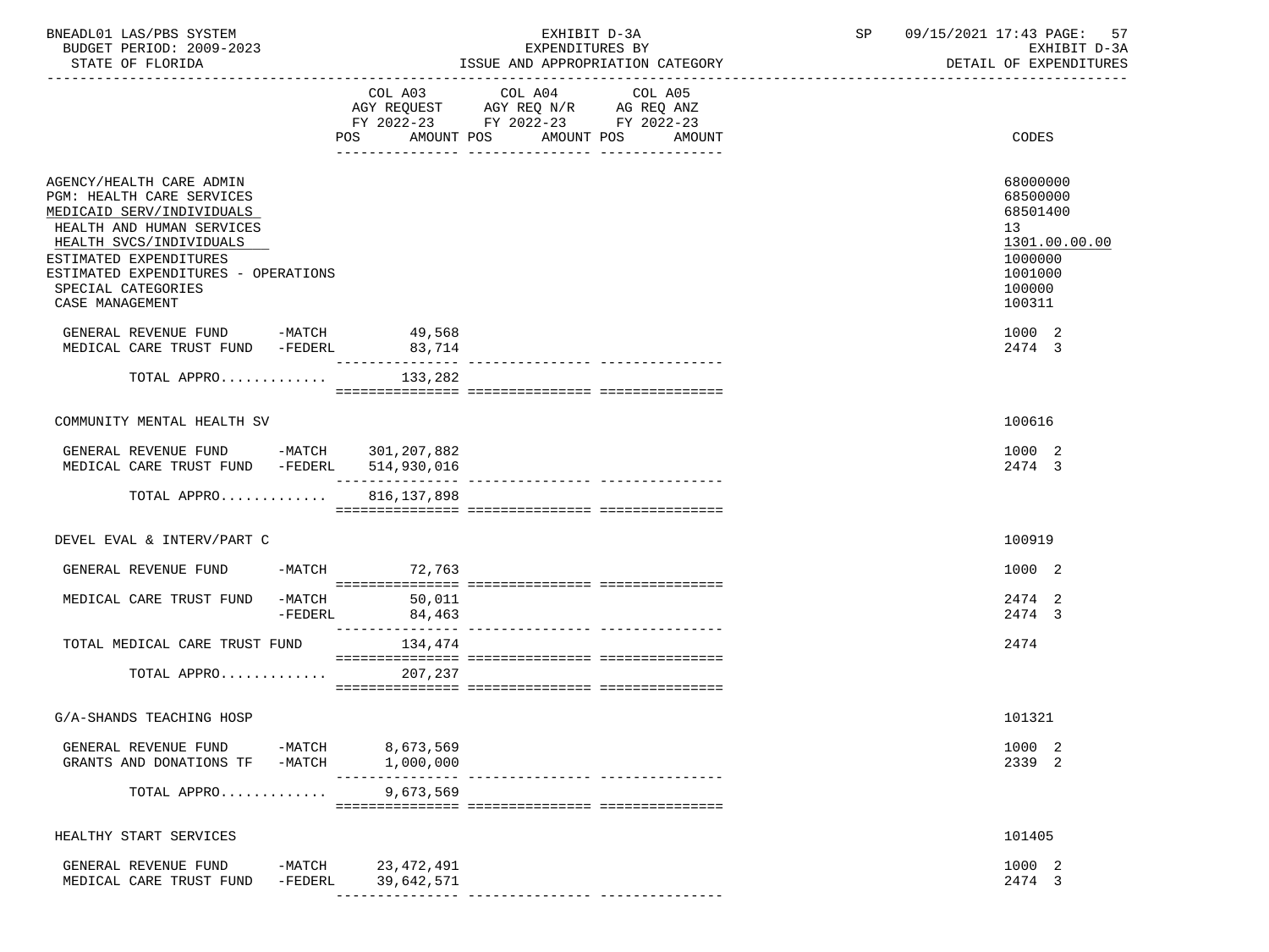BNEADL01 LAS/PBS SYSTEM — EXHIBIT D-3A — SP 09/15/2021 17:43

BUDGET PERIOD: 2009-2023 — EXPENDITURES BY — EXHIBIT D-3A

STATE OF FLORIDA — ISSUE AND APPROPRIATION CATEGORY — DETAIL OF EXPENDITURES

| | COL A03 AGY REQUEST FY 2022-23 POS AMOUNT | COL A04 AGY REQ N/R FY 2022-23 POS AMOUNT | COL A05 AG REQ ANZ FY 2022-23 POS AMOUNT | CODES |
|---|---|---|---|---|
| AGENCY/HEALTH CARE ADMIN | | | | 68000000 |
| PGM: HEALTH CARE SERVICES | | | | 68500000 |
| MEDICAID SERV/INDIVIDUALS | | | | 68501400 |
| HEALTH AND HUMAN SERVICES | | | | 13 |
| HEALTH SVCS/INDIVIDUALS | | | | 1301.00.00.00 |
| ESTIMATED EXPENDITURES | | | | 1000000 |
| ESTIMATED EXPENDITURES - OPERATIONS | | | | 1001000 |
| SPECIAL CATEGORIES | | | | 100000 |
| CASE MANAGEMENT | | | | 100311 |
| GENERAL REVENUE FUND -MATCH | 49,568 | | | 1000 2 |
| MEDICAL CARE TRUST FUND -FEDERL | 83,714 | | | 2474 3 |
| TOTAL APPRO............ | 133,282 | | | |
| COMMUNITY MENTAL HEALTH SV | | | | 100616 |
| GENERAL REVENUE FUND -MATCH | 301,207,882 | | | 1000 2 |
| MEDICAL CARE TRUST FUND -FEDERL | 514,930,016 | | | 2474 3 |
| TOTAL APPRO............ | 816,137,898 | | | |
| DEVEL EVAL & INTERV/PART C | | | | 100919 |
| GENERAL REVENUE FUND -MATCH | 72,763 | | | 1000 2 |
| MEDICAL CARE TRUST FUND -MATCH | 50,011 | | | 2474 2 |
| -FEDERL | 84,463 | | | 2474 3 |
| TOTAL MEDICAL CARE TRUST FUND | 134,474 | | | 2474 |
| TOTAL APPRO............ | 207,237 | | | |
| G/A-SHANDS TEACHING HOSP | | | | 101321 |
| GENERAL REVENUE FUND -MATCH | 8,673,569 | | | 1000 2 |
| GRANTS AND DONATIONS TF -MATCH | 1,000,000 | | | 2339 2 |
| TOTAL APPRO............ | 9,673,569 | | | |
| HEALTHY START SERVICES | | | | 101405 |
| GENERAL REVENUE FUND -MATCH | 23,472,491 | | | 1000 2 |
| MEDICAL CARE TRUST FUND -FEDERL | 39,642,571 | | | 2474 3 |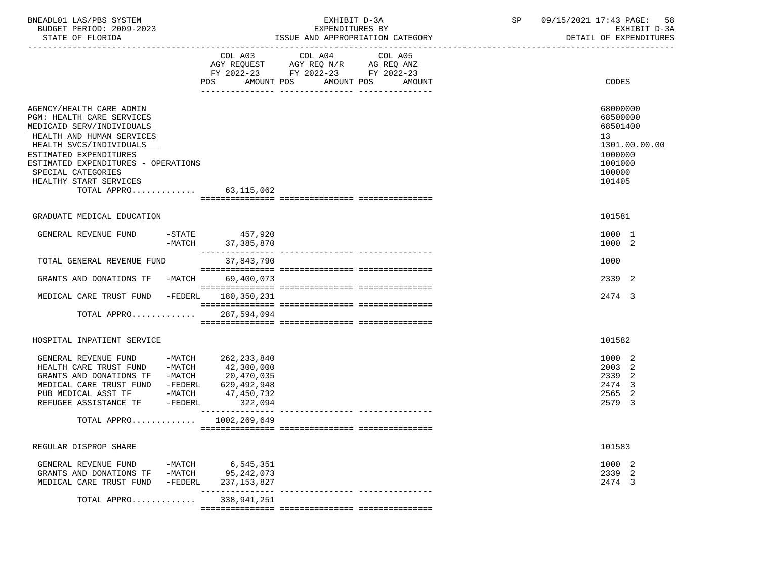BNEADL01 LAS/PBS SYSTEM — EXHIBIT D-3A — EXPENDITURES BY ISSUE AND APPROPRIATION CATEGORY — DETAIL OF EXPENDITURES
BUDGET PERIOD: 2009-2023
STATE OF FLORIDA

| | COL A03 AGY REQUEST FY 2022-23 POS AMOUNT | COL A04 AGY REQ N/R FY 2022-23 POS AMOUNT | COL A05 AG REQ ANZ FY 2022-23 POS AMOUNT | CODES |
|---|---|---|---|---|
| AGENCY/HEALTH CARE ADMIN | | | | 68000000 |
| PGM: HEALTH CARE SERVICES | | | | 68500000 |
| MEDICAID SERV/INDIVIDUALS | | | | 68501400 |
| HEALTH AND HUMAN SERVICES | | | | 13 |
| HEALTH SVCS/INDIVIDUALS | | | | 1301.00.00.00 |
| ESTIMATED EXPENDITURES | | | | 1000000 |
| ESTIMATED EXPENDITURES - OPERATIONS | | | | 1001000 |
| SPECIAL CATEGORIES | | | | 100000 |
| HEALTHY START SERVICES | | | | 101405 |
| TOTAL APPRO | 63,115,062 | | | |
| GRADUATE MEDICAL EDUCATION | | | | 101581 |
| GENERAL REVENUE FUND -STATE | 457,920 | | | 1000 1 |
| -MATCH | 37,385,870 | | | 1000 2 |
| TOTAL GENERAL REVENUE FUND | 37,843,790 | | | 1000 |
| GRANTS AND DONATIONS TF -MATCH | 69,400,073 | | | 2339 2 |
| MEDICAL CARE TRUST FUND -FEDERL | 180,350,231 | | | 2474 3 |
| TOTAL APPRO | 287,594,094 | | | |
| HOSPITAL INPATIENT SERVICE | | | | 101582 |
| GENERAL REVENUE FUND -MATCH | 262,233,840 | | | 1000 2 |
| HEALTH CARE TRUST FUND -MATCH | 42,300,000 | | | 2003 2 |
| GRANTS AND DONATIONS TF -MATCH | 20,470,035 | | | 2339 2 |
| MEDICAL CARE TRUST FUND -FEDERL | 629,492,948 | | | 2474 3 |
| PUB MEDICAL ASST TF -MATCH | 47,450,732 | | | 2565 2 |
| REFUGEE ASSISTANCE TF -FEDERL | 322,094 | | | 2579 3 |
| TOTAL APPRO | 1002,269,649 | | | |
| REGULAR DISPROP SHARE | | | | 101583 |
| GENERAL REVENUE FUND -MATCH | 6,545,351 | | | 1000 2 |
| GRANTS AND DONATIONS TF -MATCH | 95,242,073 | | | 2339 2 |
| MEDICAL CARE TRUST FUND -FEDERL | 237,153,827 | | | 2474 3 |
| TOTAL APPRO | 338,941,251 | | | |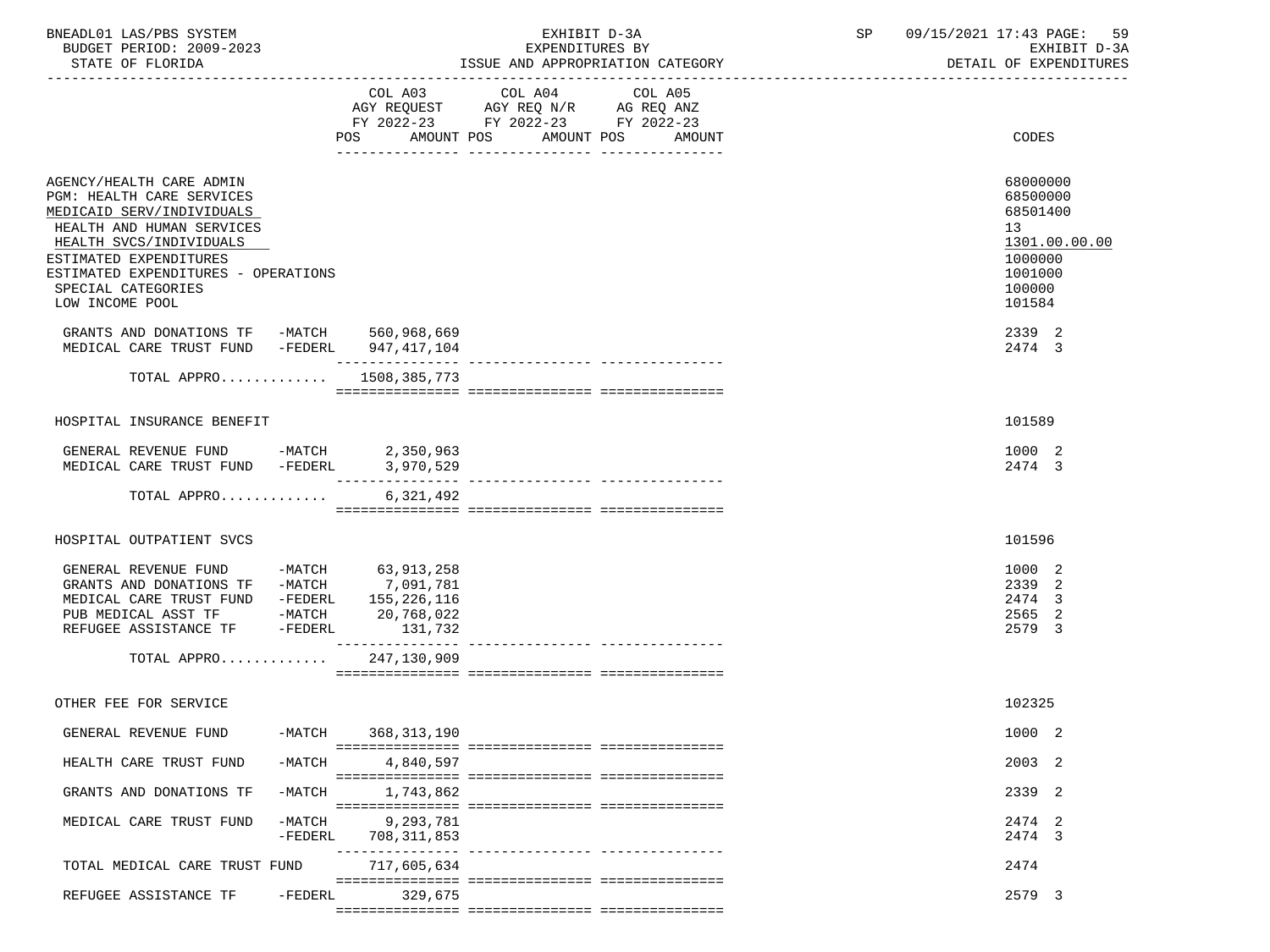BNEADL01 LAS/PBS SYSTEM — EXHIBIT D-3A — EXPENDITURES BY ISSUE AND APPROPRIATION CATEGORY
BUDGET PERIOD: 2009-2023 — STATE OF FLORIDA — SP 09/15/2021 17:43 — EXHIBIT D-3A DETAIL OF EXPENDITURES

| | COL A03 AGY REQUEST FY 2022-23 POS AMOUNT | COL A04 AGY REQ N/R FY 2022-23 POS AMOUNT | COL A05 AG REQ ANZ FY 2022-23 POS AMOUNT | CODES |
|---|---|---|---|---|
| AGENCY/HEALTH CARE ADMIN | | | | 68000000 |
| PGM: HEALTH CARE SERVICES | | | | 68500000 |
| MEDICAID SERV/INDIVIDUALS | | | | 68501400 |
| HEALTH AND HUMAN SERVICES | | | | 13 |
| HEALTH SVCS/INDIVIDUALS | | | | 1301.00.00.00 |
| ESTIMATED EXPENDITURES | | | | 1000000 |
| ESTIMATED EXPENDITURES - OPERATIONS | | | | 1001000 |
| SPECIAL CATEGORIES | | | | 100000 |
| LOW INCOME POOL | | | | 101584 |
| GRANTS AND DONATIONS TF -MATCH | 560,968,669 | | | 2339 2 |
| MEDICAL CARE TRUST FUND -FEDERL | 947,417,104 | | | 2474 3 |
| TOTAL APPRO............ | 1508,385,773 | | | |
| HOSPITAL INSURANCE BENEFIT | | | | 101589 |
| GENERAL REVENUE FUND -MATCH | 2,350,963 | | | 1000 2 |
| MEDICAL CARE TRUST FUND -FEDERL | 3,970,529 | | | 2474 3 |
| TOTAL APPRO............ | 6,321,492 | | | |
| HOSPITAL OUTPATIENT SVCS | | | | 101596 |
| GENERAL REVENUE FUND -MATCH | 63,913,258 | | | 1000 2 |
| GRANTS AND DONATIONS TF -MATCH | 7,091,781 | | | 2339 2 |
| MEDICAL CARE TRUST FUND -FEDERL | 155,226,116 | | | 2474 3 |
| PUB MEDICAL ASST TF -MATCH | 20,768,022 | | | 2565 2 |
| REFUGEE ASSISTANCE TF -FEDERL | 131,732 | | | 2579 3 |
| TOTAL APPRO............ | 247,130,909 | | | |
| OTHER FEE FOR SERVICE | | | | 102325 |
| GENERAL REVENUE FUND -MATCH | 368,313,190 | | | 1000 2 |
| HEALTH CARE TRUST FUND -MATCH | 4,840,597 | | | 2003 2 |
| GRANTS AND DONATIONS TF -MATCH | 1,743,862 | | | 2339 2 |
| MEDICAL CARE TRUST FUND -MATCH | 9,293,781 | | | 2474 2 |
| -FEDERL | 708,311,853 | | | 2474 3 |
| TOTAL MEDICAL CARE TRUST FUND | 717,605,634 | | | 2474 |
| REFUGEE ASSISTANCE TF -FEDERL | 329,675 | | | 2579 3 |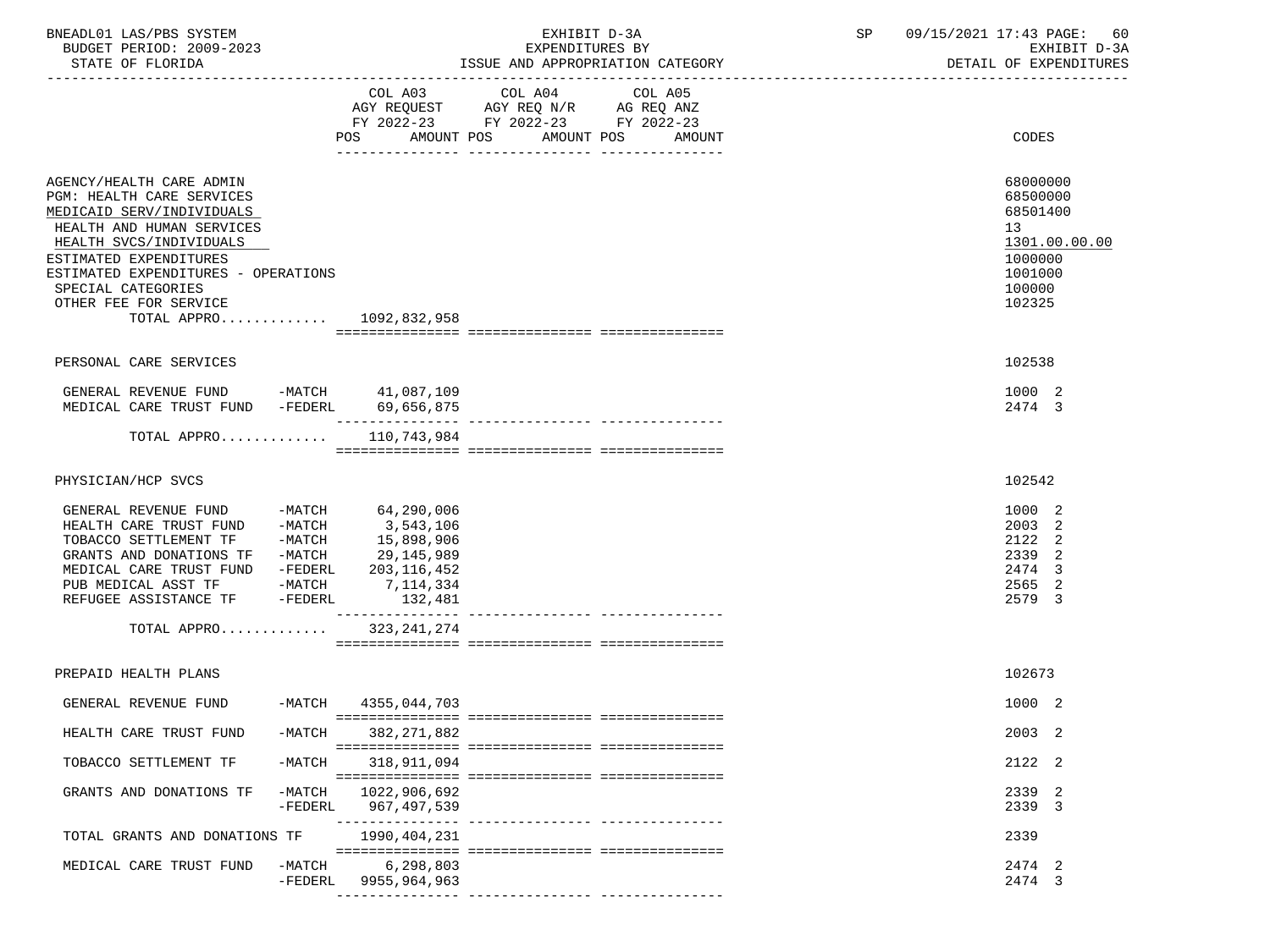| | COL A03 AGY REQUEST FY 2022-23 POS AMOUNT | COL A04 AGY REQ N/R FY 2022-23 POS AMOUNT | COL A05 AG REQ ANZ FY 2022-23 POS AMOUNT | CODES |
|---|---|---|---|---|
| AGENCY/HEALTH CARE ADMIN | | | | 68000000 |
| PGM: HEALTH CARE SERVICES | | | | 68500000 |
| MEDICAID SERV/INDIVIDUALS | | | | 68501400 |
| HEALTH AND HUMAN SERVICES | | | | 13 |
| HEALTH SVCS/INDIVIDUALS | | | | 1301.00.00.00 |
| ESTIMATED EXPENDITURES | | | | 1000000 |
| ESTIMATED EXPENDITURES - OPERATIONS | | | | 1001000 |
| SPECIAL CATEGORIES | | | | 100000 |
| OTHER FEE FOR SERVICE | | | | 102325 |
| TOTAL APPRO............ | 1092,832,958 | | | |
| PERSONAL CARE SERVICES | | | | 102538 |
| GENERAL REVENUE FUND -MATCH | 41,087,109 | | | 1000 2 |
| MEDICAL CARE TRUST FUND -FEDERL | 69,656,875 | | | 2474 3 |
| TOTAL APPRO............ | 110,743,984 | | | |
| PHYSICIAN/HCP SVCS | | | | 102542 |
| GENERAL REVENUE FUND -MATCH | 64,290,006 | | | 1000 2 |
| HEALTH CARE TRUST FUND -MATCH | 3,543,106 | | | 2003 2 |
| TOBACCO SETTLEMENT TF -MATCH | 15,898,906 | | | 2122 2 |
| GRANTS AND DONATIONS TF -MATCH | 29,145,989 | | | 2339 2 |
| MEDICAL CARE TRUST FUND -FEDERL | 203,116,452 | | | 2474 3 |
| PUB MEDICAL ASST TF -MATCH | 7,114,334 | | | 2565 2 |
| REFUGEE ASSISTANCE TF -FEDERL | 132,481 | | | 2579 3 |
| TOTAL APPRO............ | 323,241,274 | | | |
| PREPAID HEALTH PLANS | | | | 102673 |
| GENERAL REVENUE FUND -MATCH | 4355,044,703 | | | 1000 2 |
| HEALTH CARE TRUST FUND -MATCH | 382,271,882 | | | 2003 2 |
| TOBACCO SETTLEMENT TF -MATCH | 318,911,094 | | | 2122 2 |
| GRANTS AND DONATIONS TF -MATCH | 1022,906,692 | | | 2339 2 |
| -FEDERL | 967,497,539 | | | 2339 3 |
| TOTAL GRANTS AND DONATIONS TF | 1990,404,231 | | | 2339 |
| MEDICAL CARE TRUST FUND -MATCH | 6,298,803 | | | 2474 2 |
| -FEDERL | 9955,964,963 | | | 2474 3 |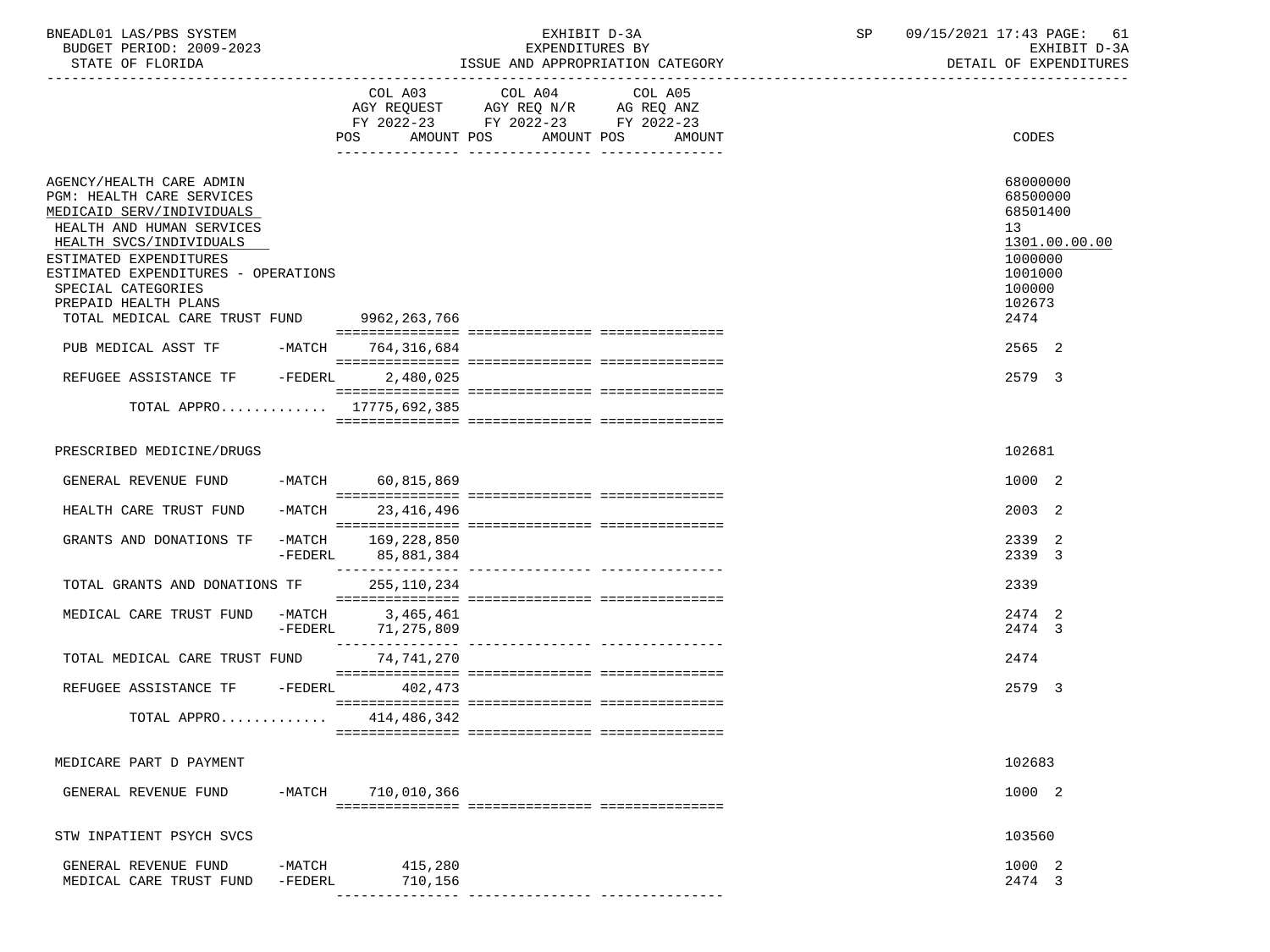BNEADL01 LAS/PBS SYSTEM — EXHIBIT D-3A — EXPENDITURES BY ISSUE AND APPROPRIATION CATEGORY — DETAIL OF EXPENDITURES

BUDGET PERIOD: 2009-2023

STATE OF FLORIDA

SP 09/15/2021 17:43

| | COL A03 AGY REQUEST FY 2022-23 POS AMOUNT | COL A04 AGY REQ N/R FY 2022-23 POS AMOUNT | COL A05 AG REQ ANZ FY 2022-23 POS AMOUNT | CODES |
|---|---|---|---|---|
| AGENCY/HEALTH CARE ADMIN | | | | 68000000 |
| PGM: HEALTH CARE SERVICES | | | | 68500000 |
| MEDICAID SERV/INDIVIDUALS | | | | 68501400 |
| HEALTH AND HUMAN SERVICES | | | | 13 |
| HEALTH SVCS/INDIVIDUALS | | | | 1301.00.00.00 |
| ESTIMATED EXPENDITURES | | | | 1000000 |
| ESTIMATED EXPENDITURES - OPERATIONS | | | | 1001000 |
| SPECIAL CATEGORIES | | | | 100000 |
| PREPAID HEALTH PLANS | | | | 102673 |
| TOTAL MEDICAL CARE TRUST FUND | 9962,263,766 | | | 2474 |
| PUB MEDICAL ASST TF -MATCH | 764,316,684 | | | 2565 2 |
| REFUGEE ASSISTANCE TF -FEDERL | 2,480,025 | | | 2579 3 |
| TOTAL APPRO............. | 17775,692,385 | | | |
| PRESCRIBED MEDICINE/DRUGS | | | | 102681 |
| GENERAL REVENUE FUND -MATCH | 60,815,869 | | | 1000 2 |
| HEALTH CARE TRUST FUND -MATCH | 23,416,496 | | | 2003 2 |
| GRANTS AND DONATIONS TF -MATCH | 169,228,850 | | | 2339 2 |
| -FEDERL | 85,881,384 | | | 2339 3 |
| TOTAL GRANTS AND DONATIONS TF | 255,110,234 | | | 2339 |
| MEDICAL CARE TRUST FUND -MATCH | 3,465,461 | | | 2474 2 |
| -FEDERL | 71,275,809 | | | 2474 3 |
| TOTAL MEDICAL CARE TRUST FUND | 74,741,270 | | | 2474 |
| REFUGEE ASSISTANCE TF -FEDERL | 402,473 | | | 2579 3 |
| TOTAL APPRO............. | 414,486,342 | | | |
| MEDICARE PART D PAYMENT | | | | 102683 |
| GENERAL REVENUE FUND -MATCH | 710,010,366 | | | 1000 2 |
| STW INPATIENT PSYCH SVCS | | | | 103560 |
| GENERAL REVENUE FUND -MATCH | 415,280 | | | 1000 2 |
| MEDICAL CARE TRUST FUND -FEDERL | 710,156 | | | 2474 3 |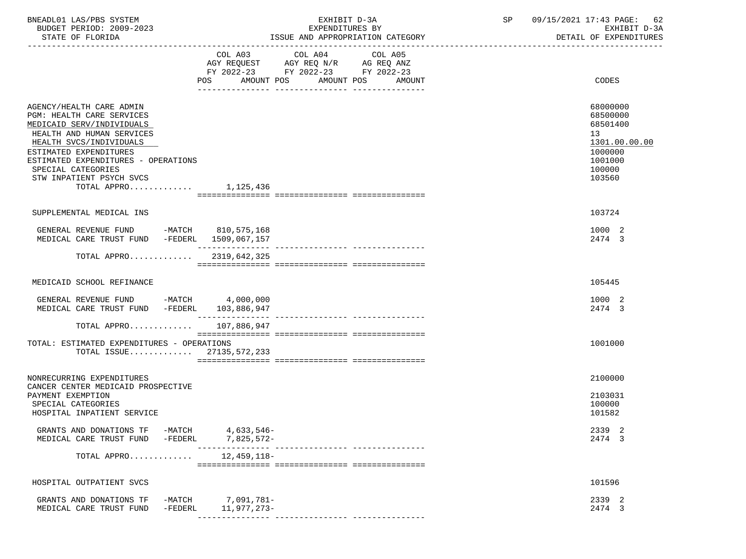| | COL A03 AGY REQUEST FY 2022-23 POS AMOUNT | COL A04 AGY REQ N/R FY 2022-23 POS AMOUNT | COL A05 AG REQ ANZ FY 2022-23 POS AMOUNT | CODES |
|---|---|---|---|---|
| AGENCY/HEALTH CARE ADMIN | | | | 68000000 |
| PGM: HEALTH CARE SERVICES | | | | 68500000 |
| MEDICAID SERV/INDIVIDUALS | | | | 68501400 |
| HEALTH AND HUMAN SERVICES | | | | 13 |
| HEALTH SVCS/INDIVIDUALS | | | | 1301.00.00.00 |
| ESTIMATED EXPENDITURES | | | | 1000000 |
| ESTIMATED EXPENDITURES - OPERATIONS | | | | 1001000 |
| SPECIAL CATEGORIES | | | | 100000 |
| STW INPATIENT PSYCH SVCS | | | | 103560 |
| TOTAL APPRO............ | 1,125,436 | | | |
| SUPPLEMENTAL MEDICAL INS | | | | 103724 |
| GENERAL REVENUE FUND -MATCH | 810,575,168 | | | 1000 2 |
| MEDICAL CARE TRUST FUND -FEDERL | 1509,067,157 | | | 2474 3 |
| TOTAL APPRO............ | 2319,642,325 | | | |
| MEDICAID SCHOOL REFINANCE | | | | 105445 |
| GENERAL REVENUE FUND -MATCH | 4,000,000 | | | 1000 2 |
| MEDICAL CARE TRUST FUND -FEDERL | 103,886,947 | | | 2474 3 |
| TOTAL APPRO............ | 107,886,947 | | | |
| TOTAL: ESTIMATED EXPENDITURES - OPERATIONS | | | | 1001000 |
| TOTAL ISSUE............ | 27135,572,233 | | | |
| NONRECURRING EXPENDITURES | | | | 2100000 |
| CANCER CENTER MEDICAID PROSPECTIVE PAYMENT EXEMPTION | | | | 2103031 |
| SPECIAL CATEGORIES | | | | 100000 |
| HOSPITAL INPATIENT SERVICE | | | | 101582 |
| GRANTS AND DONATIONS TF -MATCH | 4,633,546- | | | 2339 2 |
| MEDICAL CARE TRUST FUND -FEDERL | 7,825,572- | | | 2474 3 |
| TOTAL APPRO............ | 12,459,118- | | | |
| HOSPITAL OUTPATIENT SVCS | | | | 101596 |
| GRANTS AND DONATIONS TF -MATCH | 7,091,781- | | | 2339 2 |
| MEDICAL CARE TRUST FUND -FEDERL | 11,977,273- | | | 2474 3 |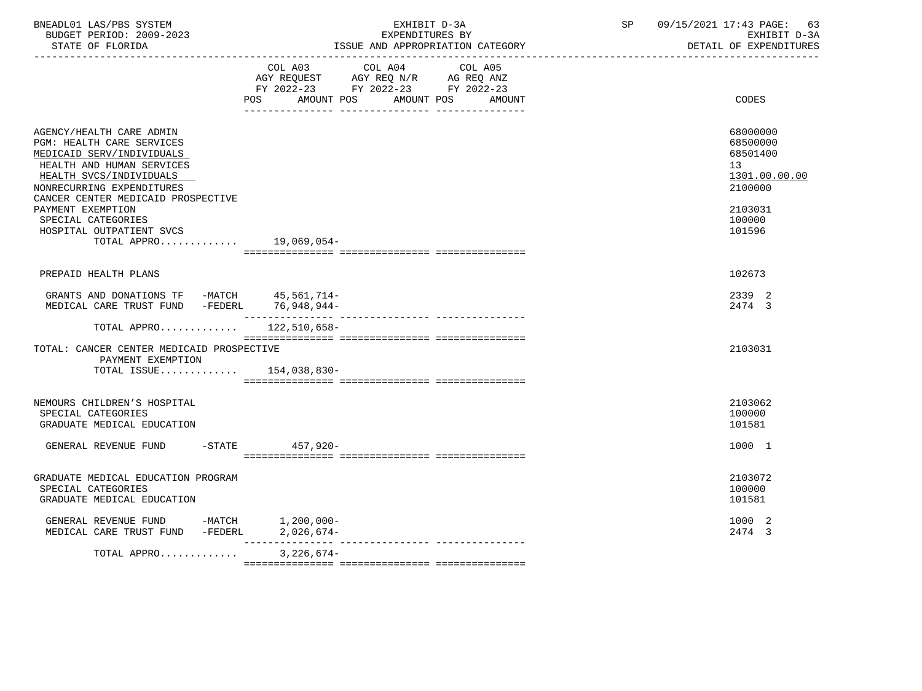BNEADL01 LAS/PBS SYSTEM — EXHIBIT D-3A — SP 09/15/2021 17:43 PAGE: 63
BUDGET PERIOD: 2009-2023 — EXPENDITURES BY — EXHIBIT D-3A
STATE OF FLORIDA — ISSUE AND APPROPRIATION CATEGORY — DETAIL OF EXPENDITURES

| | COL A03 AGY REQUEST FY 2022-23 POS AMOUNT | COL A04 AGY REQ N/R FY 2022-23 POS AMOUNT | COL A05 AG REQ ANZ FY 2022-23 POS AMOUNT | CODES |
|---|---|---|---|---|
| AGENCY/HEALTH CARE ADMIN | | | | 68000000 |
| PGM: HEALTH CARE SERVICES | | | | 68500000 |
| MEDICAID SERV/INDIVIDUALS | | | | 68501400 |
| HEALTH AND HUMAN SERVICES | | | | 13 |
| HEALTH SVCS/INDIVIDUALS | | | | 1301.00.00.00 |
| NONRECURRING EXPENDITURES | | | | 2100000 |
| CANCER CENTER MEDICAID PROSPECTIVE PAYMENT EXEMPTION | | | | 2103031 |
| SPECIAL CATEGORIES | | | | 100000 |
| HOSPITAL OUTPATIENT SVCS | | | | 101596 |
| TOTAL APPRO............. | 19,069,054- | | | |
| PREPAID HEALTH PLANS | | | | 102673 |
| GRANTS AND DONATIONS TF -MATCH | 45,561,714- | | | 2339 2 |
| MEDICAL CARE TRUST FUND -FEDERL | 76,948,944- | | | 2474 3 |
| TOTAL APPRO............. | 122,510,658- | | | |
| TOTAL: CANCER CENTER MEDICAID PROSPECTIVE PAYMENT EXEMPTION | | | | 2103031 |
| TOTAL ISSUE............. | 154,038,830- | | | |
| NEMOURS CHILDREN'S HOSPITAL | | | | 2103062 |
| SPECIAL CATEGORIES | | | | 100000 |
| GRADUATE MEDICAL EDUCATION | | | | 101581 |
| GENERAL REVENUE FUND -STATE | 457,920- | | | 1000 1 |
| GRADUATE MEDICAL EDUCATION PROGRAM | | | | 2103072 |
| SPECIAL CATEGORIES | | | | 100000 |
| GRADUATE MEDICAL EDUCATION | | | | 101581 |
| GENERAL REVENUE FUND -MATCH | 1,200,000- | | | 1000 2 |
| MEDICAL CARE TRUST FUND -FEDERL | 2,026,674- | | | 2474 3 |
| TOTAL APPRO............. | 3,226,674- | | | |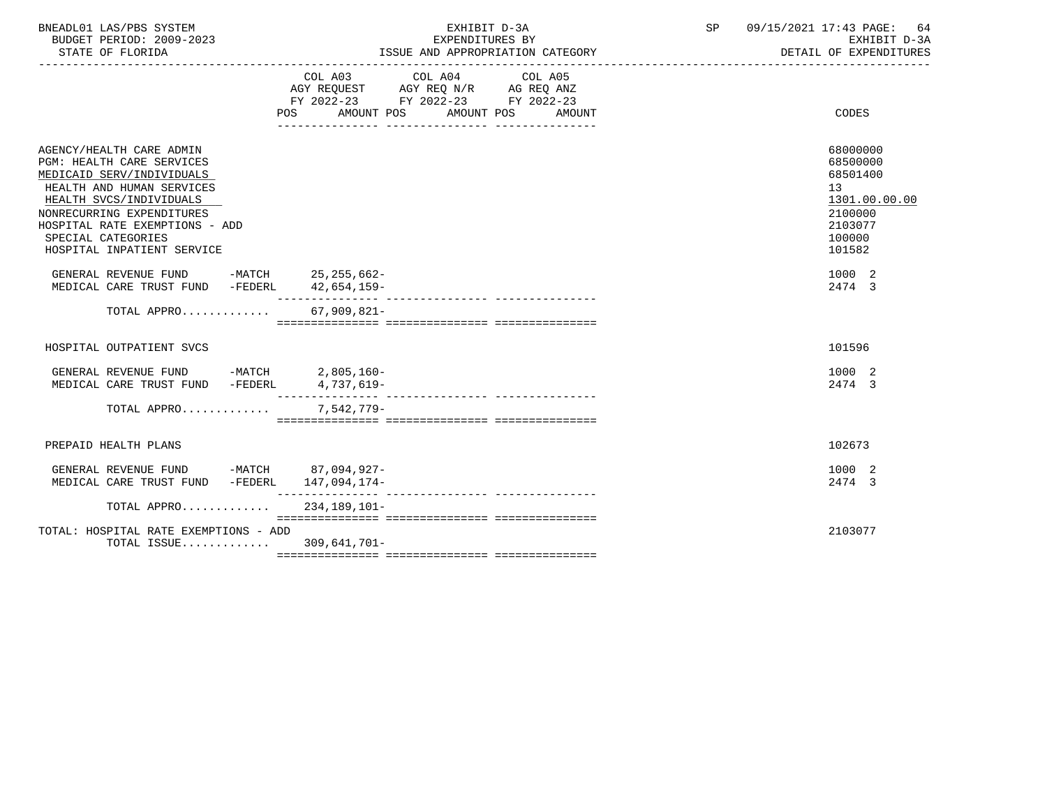BNEADL01 LAS/PBS SYSTEM | EXHIBIT D-3A | SP 09/15/2021 17:43 PAGE: 64
BUDGET PERIOD: 2009-2023 | EXPENDITURES BY | EXHIBIT D-3A
STATE OF FLORIDA | ISSUE AND APPROPRIATION CATEGORY | DETAIL OF EXPENDITURES

| | COL A03 AGY REQUEST FY 2022-23 POS AMOUNT | COL A04 AGY REQ N/R FY 2022-23 POS AMOUNT | COL A05 AG REQ ANZ FY 2022-23 POS AMOUNT | CODES |
|---|---|---|---|---|
| AGENCY/HEALTH CARE ADMIN | | | | 68000000 |
| PGM: HEALTH CARE SERVICES | | | | 68500000 |
| MEDICAID SERV/INDIVIDUALS | | | | 68501400 |
| HEALTH AND HUMAN SERVICES | | | | 13 |
| HEALTH SVCS/INDIVIDUALS | | | | 1301.00.00.00 |
| NONRECURRING EXPENDITURES | | | | 2100000 |
| HOSPITAL RATE EXEMPTIONS - ADD | | | | 2103077 |
| SPECIAL CATEGORIES | | | | 100000 |
| HOSPITAL INPATIENT SERVICE | | | | 101582 |
| GENERAL REVENUE FUND -MATCH | 25,255,662- | | | 1000 2 |
| MEDICAL CARE TRUST FUND -FEDERL | 42,654,159- | | | 2474 3 |
| TOTAL APPRO............ | 67,909,821- | | | |
| HOSPITAL OUTPATIENT SVCS | | | | 101596 |
| GENERAL REVENUE FUND -MATCH | 2,805,160- | | | 1000 2 |
| MEDICAL CARE TRUST FUND -FEDERL | 4,737,619- | | | 2474 3 |
| TOTAL APPRO............ | 7,542,779- | | | |
| PREPAID HEALTH PLANS | | | | 102673 |
| GENERAL REVENUE FUND -MATCH | 87,094,927- | | | 1000 2 |
| MEDICAL CARE TRUST FUND -FEDERL | 147,094,174- | | | 2474 3 |
| TOTAL APPRO............ | 234,189,101- | | | |
| TOTAL: HOSPITAL RATE EXEMPTIONS - ADD | | | | 2103077 |
| TOTAL ISSUE............ | 309,641,701- | | | |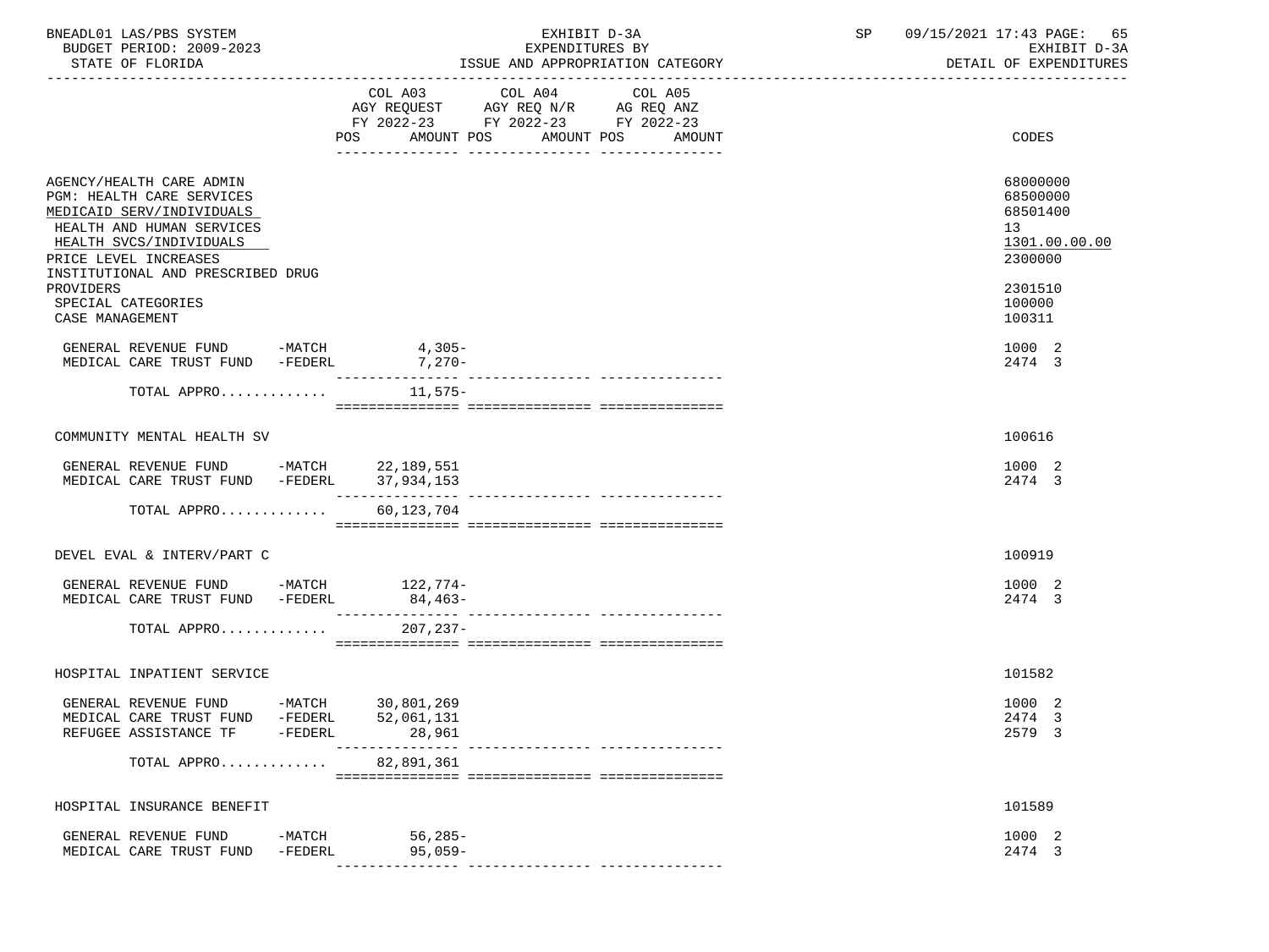BNEADL01 LAS/PBS SYSTEM — EXHIBIT D-3A — EXPENDITURES BY ISSUE AND APPROPRIATION CATEGORY — DETAIL OF EXPENDITURES

BUDGET PERIOD: 2009-2023
STATE OF FLORIDA

| | COL A03 AGY REQUEST FY 2022-23 POS | AMOUNT | COL A04 AGY REQ N/R FY 2022-23 POS | AMOUNT | COL A05 AG REQ ANZ FY 2022-23 POS | AMOUNT | CODES |
|---|---|---|---|---|---|---|---|
| AGENCY/HEALTH CARE ADMIN | | | | | | | 68000000 |
| PGM: HEALTH CARE SERVICES | | | | | | | 68500000 |
| MEDICAID SERV/INDIVIDUALS | | | | | | | 68501400 |
| HEALTH AND HUMAN SERVICES | | | | | | | 13 |
| HEALTH SVCS/INDIVIDUALS | | | | | | | 1301.00.00.00 |
| PRICE LEVEL INCREASES | | | | | | | 2300000 |
| INSTITUTIONAL AND PRESCRIBED DRUG PROVIDERS | | | | | | | 2301510 |
| SPECIAL CATEGORIES | | | | | | | 100000 |
| CASE MANAGEMENT | | | | | | | 100311 |
| GENERAL REVENUE FUND -MATCH | | 4,305- | | | | | 1000 2 |
| MEDICAL CARE TRUST FUND -FEDERL | | 7,270- | | | | | 2474 3 |
| TOTAL APPRO............ | | 11,575- | | | | | |
| COMMUNITY MENTAL HEALTH SV | | | | | | | 100616 |
| GENERAL REVENUE FUND -MATCH | | 22,189,551 | | | | | 1000 2 |
| MEDICAL CARE TRUST FUND -FEDERL | | 37,934,153 | | | | | 2474 3 |
| TOTAL APPRO............ | | 60,123,704 | | | | | |
| DEVEL EVAL & INTERV/PART C | | | | | | | 100919 |
| GENERAL REVENUE FUND -MATCH | | 122,774- | | | | | 1000 2 |
| MEDICAL CARE TRUST FUND -FEDERL | | 84,463- | | | | | 2474 3 |
| TOTAL APPRO............ | | 207,237- | | | | | |
| HOSPITAL INPATIENT SERVICE | | | | | | | 101582 |
| GENERAL REVENUE FUND -MATCH | | 30,801,269 | | | | | 1000 2 |
| MEDICAL CARE TRUST FUND -FEDERL | | 52,061,131 | | | | | 2474 3 |
| REFUGEE ASSISTANCE TF -FEDERL | | 28,961 | | | | | 2579 3 |
| TOTAL APPRO............ | | 82,891,361 | | | | | |
| HOSPITAL INSURANCE BENEFIT | | | | | | | 101589 |
| GENERAL REVENUE FUND -MATCH | | 56,285- | | | | | 1000 2 |
| MEDICAL CARE TRUST FUND -FEDERL | | 95,059- | | | | | 2474 3 |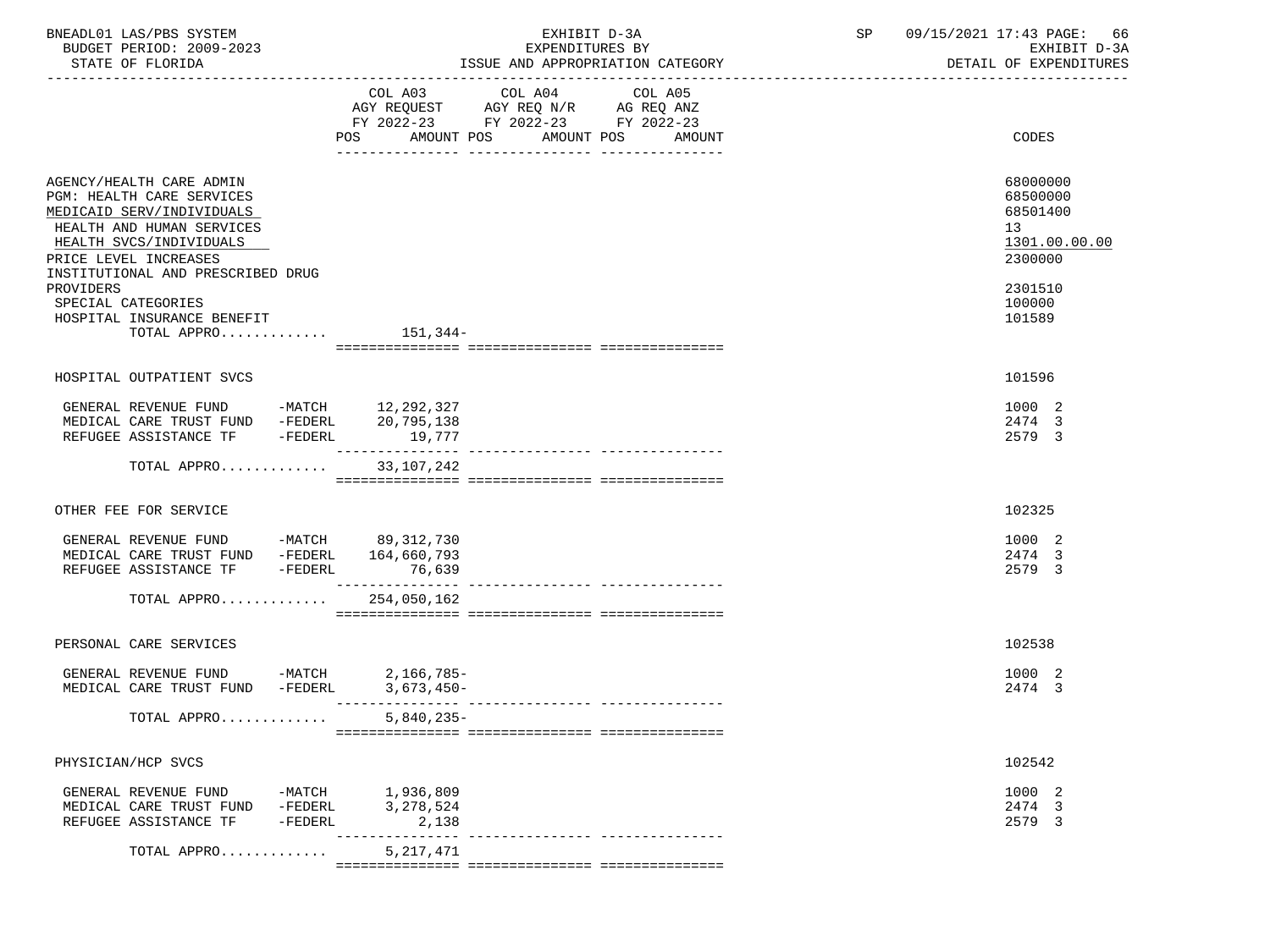| | COL A03 AGY REQUEST FY 2022-23 POS AMOUNT | COL A04 AGY REQ N/R FY 2022-23 POS AMOUNT | COL A05 AG REQ ANZ FY 2022-23 POS AMOUNT | CODES |
|---|---|---|---|---|
| AGENCY/HEALTH CARE ADMIN | | | | 68000000 |
| PGM: HEALTH CARE SERVICES | | | | 68500000 |
| MEDICAID SERV/INDIVIDUALS | | | | 68501400 |
| HEALTH AND HUMAN SERVICES | | | | 13 |
| HEALTH SVCS/INDIVIDUALS | | | | 1301.00.00.00 |
| PRICE LEVEL INCREASES | | | | 2300000 |
| INSTITUTIONAL AND PRESCRIBED DRUG PROVIDERS | | | | 2301510 |
| SPECIAL CATEGORIES | | | | 100000 |
| HOSPITAL INSURANCE BENEFIT | | | | 101589 |
| TOTAL APPRO............ | 151,344- | | | |
| HOSPITAL OUTPATIENT SVCS | | | | 101596 |
| GENERAL REVENUE FUND -MATCH | 12,292,327 | | | 1000 2 |
| MEDICAL CARE TRUST FUND -FEDERL | 20,795,138 | | | 2474 3 |
| REFUGEE ASSISTANCE TF -FEDERL | 19,777 | | | 2579 3 |
| TOTAL APPRO............ | 33,107,242 | | | |
| OTHER FEE FOR SERVICE | | | | 102325 |
| GENERAL REVENUE FUND -MATCH | 89,312,730 | | | 1000 2 |
| MEDICAL CARE TRUST FUND -FEDERL | 164,660,793 | | | 2474 3 |
| REFUGEE ASSISTANCE TF -FEDERL | 76,639 | | | 2579 3 |
| TOTAL APPRO............ | 254,050,162 | | | |
| PERSONAL CARE SERVICES | | | | 102538 |
| GENERAL REVENUE FUND -MATCH | 2,166,785- | | | 1000 2 |
| MEDICAL CARE TRUST FUND -FEDERL | 3,673,450- | | | 2474 3 |
| TOTAL APPRO............ | 5,840,235- | | | |
| PHYSICIAN/HCP SVCS | | | | 102542 |
| GENERAL REVENUE FUND -MATCH | 1,936,809 | | | 1000 2 |
| MEDICAL CARE TRUST FUND -FEDERL | 3,278,524 | | | 2474 3 |
| REFUGEE ASSISTANCE TF -FEDERL | 2,138 | | | 2579 3 |
| TOTAL APPRO............ | 5,217,471 | | | |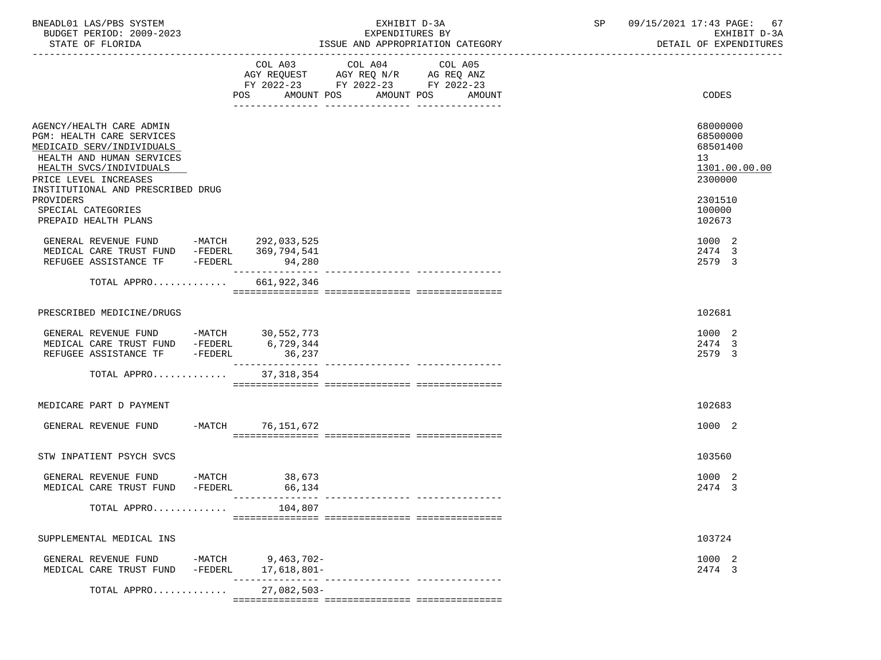BNEADL01 LAS/PBS SYSTEM
BUDGET PERIOD: 2009-2023
STATE OF FLORIDA

EXHIBIT D-3A
EXPENDITURES BY
ISSUE AND APPROPRIATION CATEGORY

SP 09/15/2021 17:43 PAGE: 67
EXHIBIT D-3A
DETAIL OF EXPENDITURES

| | COL A03 AGY REQUEST FY 2022-23 POS AMOUNT | COL A04 AGY REQ N/R FY 2022-23 POS AMOUNT | COL A05 AG REQ ANZ FY 2022-23 POS AMOUNT | CODES |
|---|---|---|---|---|
| AGENCY/HEALTH CARE ADMIN | | | | 68000000 |
| PGM: HEALTH CARE SERVICES | | | | 68500000 |
| MEDICAID SERV/INDIVIDUALS | | | | 68501400 |
| HEALTH AND HUMAN SERVICES | | | | 13 |
| HEALTH SVCS/INDIVIDUALS | | | | 1301.00.00.00 |
| PRICE LEVEL INCREASES | | | | 2300000 |
| INSTITUTIONAL AND PRESCRIBED DRUG PROVIDERS | | | | 2301510 |
| SPECIAL CATEGORIES | | | | 100000 |
| PREPAID HEALTH PLANS | | | | 102673 |
| GENERAL REVENUE FUND -MATCH | 292,033,525 | | | 1000 2 |
| MEDICAL CARE TRUST FUND -FEDERL | 369,794,541 | | | 2474 3 |
| REFUGEE ASSISTANCE TF -FEDERL | 94,280 | | | 2579 3 |
| TOTAL APPRO............ | 661,922,346 | | | |
| PRESCRIBED MEDICINE/DRUGS | | | | 102681 |
| GENERAL REVENUE FUND -MATCH | 30,552,773 | | | 1000 2 |
| MEDICAL CARE TRUST FUND -FEDERL | 6,729,344 | | | 2474 3 |
| REFUGEE ASSISTANCE TF -FEDERL | 36,237 | | | 2579 3 |
| TOTAL APPRO............ | 37,318,354 | | | |
| MEDICARE PART D PAYMENT | | | | 102683 |
| GENERAL REVENUE FUND -MATCH | 76,151,672 | | | 1000 2 |
| STW INPATIENT PSYCH SVCS | | | | 103560 |
| GENERAL REVENUE FUND -MATCH | 38,673 | | | 1000 2 |
| MEDICAL CARE TRUST FUND -FEDERL | 66,134 | | | 2474 3 |
| TOTAL APPRO............ | 104,807 | | | |
| SUPPLEMENTAL MEDICAL INS | | | | 103724 |
| GENERAL REVENUE FUND -MATCH | 9,463,702- | | | 1000 2 |
| MEDICAL CARE TRUST FUND -FEDERL | 17,618,801- | | | 2474 3 |
| TOTAL APPRO............ | 27,082,503- | | | |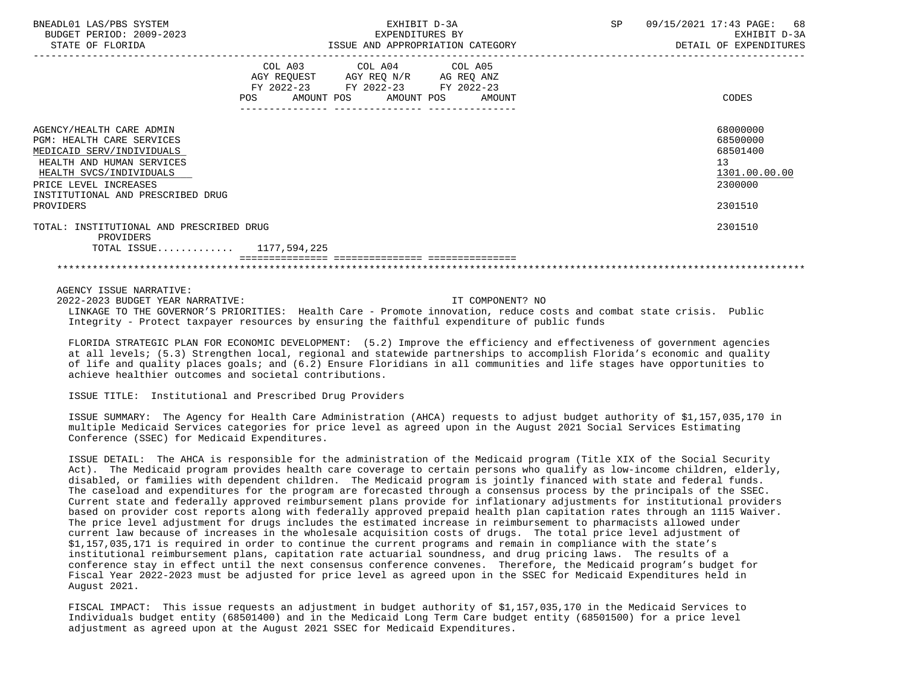EXHIBIT D-3A
EXPENDITURES BY
ISSUE AND APPROPRIATION CATEGORY

BNEADL01 LAS/PBS SYSTEM — BUDGET PERIOD: 2009-2023 — STATE OF FLORIDA — SP 09/15/2021 17:43 — EXHIBIT D-3A DETAIL OF EXPENDITURES

| | COL A03 AGY REQUEST FY 2022-23 POS AMOUNT | COL A04 AGY REQ N/R FY 2022-23 POS AMOUNT | COL A05 AG REQ ANZ FY 2022-23 POS AMOUNT | CODES |
|---|---|---|---|---|
| AGENCY/HEALTH CARE ADMIN | | | | 68000000 |
| PGM: HEALTH CARE SERVICES | | | | 68500000 |
| MEDICAID SERV/INDIVIDUALS | | | | 68501400 |
| HEALTH AND HUMAN SERVICES | | | | 13 |
| HEALTH SVCS/INDIVIDUALS | | | | 1301.00.00.00 |
| PRICE LEVEL INCREASES | | | | 2300000 |
| INSTITUTIONAL AND PRESCRIBED DRUG PROVIDERS | | | | 2301510 |
| TOTAL: INSTITUTIONAL AND PRESCRIBED DRUG PROVIDERS | | | | 2301510 |
| TOTAL ISSUE............ | 1177,594,225 | | | |

AGENCY ISSUE NARRATIVE:

2022-2023 BUDGET YEAR NARRATIVE: IT COMPONENT? NO

LINKAGE TO THE GOVERNOR'S PRIORITIES: Health Care - Promote innovation, reduce costs and combat state crisis. Public Integrity - Protect taxpayer resources by ensuring the faithful expenditure of public funds

FLORIDA STRATEGIC PLAN FOR ECONOMIC DEVELOPMENT: (5.2) Improve the efficiency and effectiveness of government agencies at all levels; (5.3) Strengthen local, regional and statewide partnerships to accomplish Florida's economic and quality of life and quality places goals; and (6.2) Ensure Floridians in all communities and life stages have opportunities to achieve healthier outcomes and societal contributions.

ISSUE TITLE: Institutional and Prescribed Drug Providers

ISSUE SUMMARY: The Agency for Health Care Administration (AHCA) requests to adjust budget authority of $1,157,035,170 in multiple Medicaid Services categories for price level as agreed upon in the August 2021 Social Services Estimating Conference (SSEC) for Medicaid Expenditures.

ISSUE DETAIL: The AHCA is responsible for the administration of the Medicaid program (Title XIX of the Social Security Act). The Medicaid program provides health care coverage to certain persons who qualify as low-income children, elderly, disabled, or families with dependent children. The Medicaid program is jointly financed with state and federal funds. The caseload and expenditures for the program are forecasted through a consensus process by the principals of the SSEC. Current state and federally approved reimbursement plans provide for inflationary adjustments for institutional providers based on provider cost reports along with federally approved prepaid health plan capitation rates through an 1115 Waiver. The price level adjustment for drugs includes the estimated increase in reimbursement to pharmacists allowed under current law because of increases in the wholesale acquisition costs of drugs. The total price level adjustment of $1,157,035,171 is required in order to continue the current programs and remain in compliance with the state's institutional reimbursement plans, capitation rate actuarial soundness, and drug pricing laws. The results of a conference stay in effect until the next consensus conference convenes. Therefore, the Medicaid program's budget for Fiscal Year 2022-2023 must be adjusted for price level as agreed upon in the SSEC for Medicaid Expenditures held in August 2021.

FISCAL IMPACT: This issue requests an adjustment in budget authority of $1,157,035,170 in the Medicaid Services to Individuals budget entity (68501400) and in the Medicaid Long Term Care budget entity (68501500) for a price level adjustment as agreed upon at the August 2021 SSEC for Medicaid Expenditures.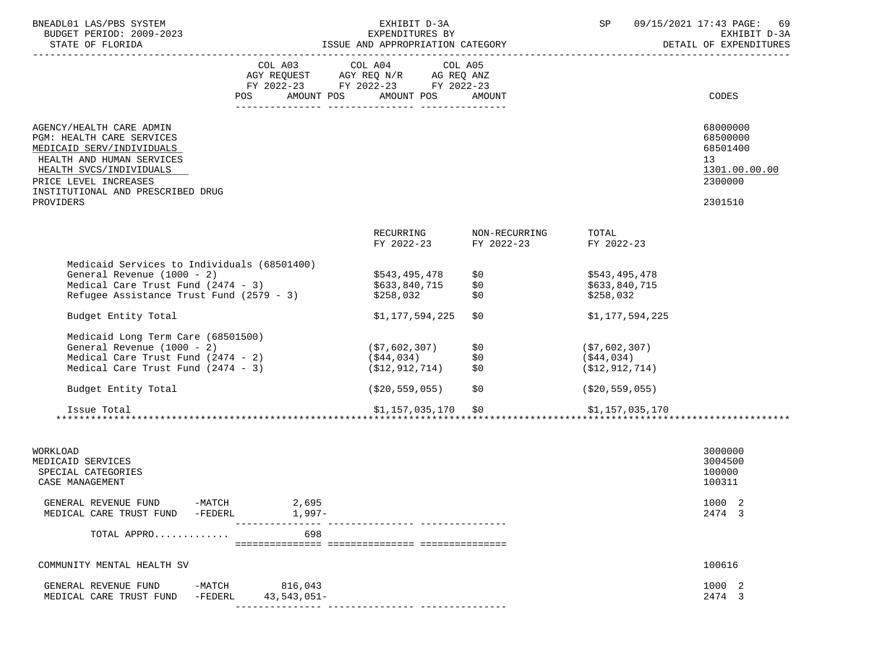| | COL A03 AGY REQUEST FY 2022-23 POS | AMOUNT | COL A04 AGY REQ N/R FY 2022-23 POS | AMOUNT | COL A05 AG REQ ANZ FY 2022-23 POS | AMOUNT | CODES |
|---|---|---|---|---|---|---|---|

AGENCY/HEALTH CARE ADMIN — 68000000
PGM: HEALTH CARE SERVICES — 68500000
MEDICAID SERV/INDIVIDUALS — 68501400
HEALTH AND HUMAN SERVICES — 13
HEALTH SVCS/INDIVIDUALS — 1301.00.00.00
PRICE LEVEL INCREASES — 2300000
INSTITUTIONAL AND PRESCRIBED DRUG PROVIDERS — 2301510

| | RECURRING FY 2022-23 | NON-RECURRING FY 2022-23 | TOTAL FY 2022-23 |
|---|---|---|---|
| Medicaid Services to Individuals (68501400) | | | |
| General Revenue (1000 - 2) | $543,495,478 | $0 | $543,495,478 |
| Medical Care Trust Fund (2474 - 3) | $633,840,715 | $0 | $633,840,715 |
| Refugee Assistance Trust Fund (2579 - 3) | $258,032 | $0 | $258,032 |
| Budget Entity Total | $1,177,594,225 | $0 | $1,177,594,225 |
| Medicaid Long Term Care (68501500) | | | |
| General Revenue (1000 - 2) | ($7,602,307) | $0 | ($7,602,307) |
| Medical Care Trust Fund (2474 - 2) | ($44,034) | $0 | ($44,034) |
| Medical Care Trust Fund (2474 - 3) | ($12,912,714) | $0 | ($12,912,714) |
| Budget Entity Total | ($20,559,055) | $0 | ($20,559,055) |
| Issue Total | $1,157,035,170 | $0 | $1,157,035,170 |

WORKLOAD — 3000000
MEDICAID SERVICES — 3004500
SPECIAL CATEGORIES — 100000
CASE MANAGEMENT — 100311

| | COL A03 AMOUNT | COL A04 AMOUNT | COL A05 AMOUNT | CODES |
|---|---|---|---|---|
| GENERAL REVENUE FUND -MATCH | 2,695 | | | 1000 2 |
| MEDICAL CARE TRUST FUND -FEDERL | 1,997- | | | 2474 3 |
| TOTAL APPRO............ | 698 | | | |

COMMUNITY MENTAL HEALTH SV — 100616

| | COL A03 AMOUNT | COL A04 AMOUNT | COL A05 AMOUNT | CODES |
|---|---|---|---|---|
| GENERAL REVENUE FUND -MATCH | 816,043 | | | 1000 2 |
| MEDICAL CARE TRUST FUND -FEDERL | 43,543,051- | | | 2474 3 |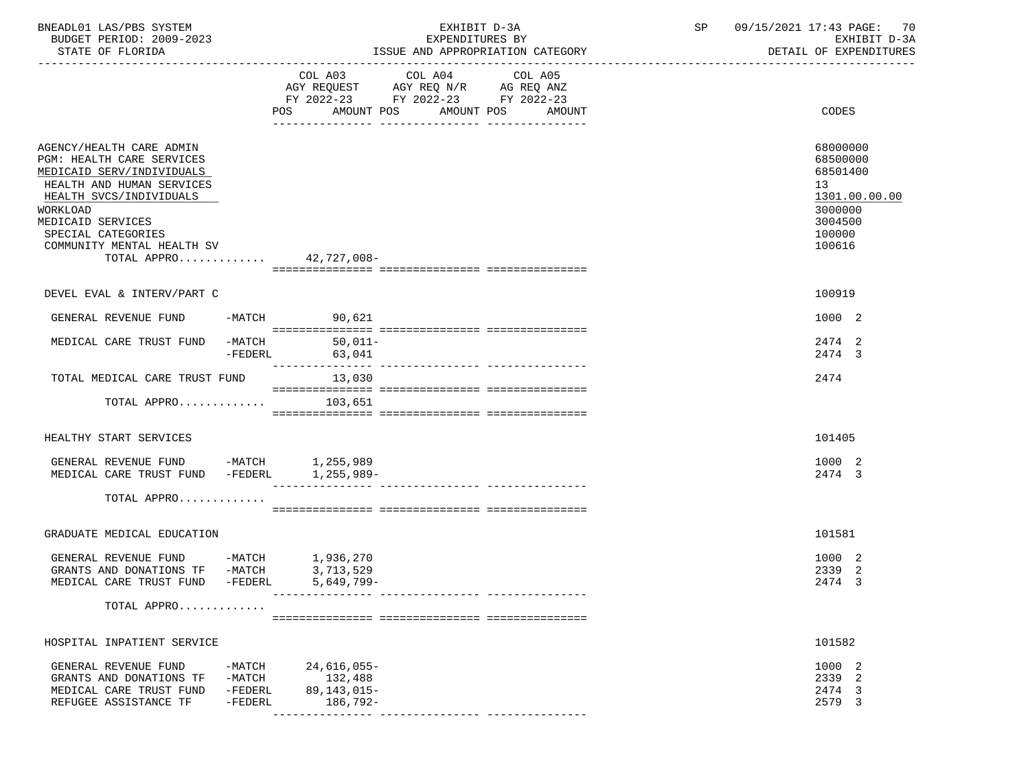BNEADL01 LAS/PBS SYSTEM — EXHIBIT D-3A — EXPENDITURES BY ISSUE AND APPROPRIATION CATEGORY — SP 09/15/2021 17:43 PAGE: 70
BUDGET PERIOD: 2009-2023 — EXHIBIT D-3A
STATE OF FLORIDA — DETAIL OF EXPENDITURES

| | COL A03 AGY REQUEST FY 2022-23 POS AMOUNT | COL A04 AGY REQ N/R FY 2022-23 POS AMOUNT | COL A05 AG REQ ANZ FY 2022-23 POS AMOUNT | CODES |
|---|---|---|---|---|
| AGENCY/HEALTH CARE ADMIN | | | | 68000000 |
| PGM: HEALTH CARE SERVICES | | | | 68500000 |
| MEDICAID SERV/INDIVIDUALS | | | | 68501400 |
| HEALTH AND HUMAN SERVICES | | | | 13 |
| HEALTH SVCS/INDIVIDUALS | | | | 1301.00.00.00 |
| WORKLOAD | | | | 3000000 |
| MEDICAID SERVICES | | | | 3004500 |
| SPECIAL CATEGORIES | | | | 100000 |
| COMMUNITY MENTAL HEALTH SV | | | | 100616 |
| TOTAL APPRO............ | 42,727,008- | | | |
| DEVEL EVAL & INTERV/PART C | | | | 100919 |
| GENERAL REVENUE FUND -MATCH | 90,621 | | | 1000 2 |
| MEDICAL CARE TRUST FUND -MATCH | 50,011- | | | 2474 2 |
| -FEDERL | 63,041 | | | 2474 3 |
| TOTAL MEDICAL CARE TRUST FUND | 13,030 | | | 2474 |
| TOTAL APPRO............ | 103,651 | | | |
| HEALTHY START SERVICES | | | | 101405 |
| GENERAL REVENUE FUND -MATCH | 1,255,989 | | | 1000 2 |
| MEDICAL CARE TRUST FUND -FEDERL | 1,255,989- | | | 2474 3 |
| TOTAL APPRO............ | | | | |
| GRADUATE MEDICAL EDUCATION | | | | 101581 |
| GENERAL REVENUE FUND -MATCH | 1,936,270 | | | 1000 2 |
| GRANTS AND DONATIONS TF -MATCH | 3,713,529 | | | 2339 2 |
| MEDICAL CARE TRUST FUND -FEDERL | 5,649,799- | | | 2474 3 |
| TOTAL APPRO............ | | | | |
| HOSPITAL INPATIENT SERVICE | | | | 101582 |
| GENERAL REVENUE FUND -MATCH | 24,616,055- | | | 1000 2 |
| GRANTS AND DONATIONS TF -MATCH | 132,488 | | | 2339 2 |
| MEDICAL CARE TRUST FUND -FEDERL | 89,143,015- | | | 2474 3 |
| REFUGEE ASSISTANCE TF -FEDERL | 186,792- | | | 2579 3 |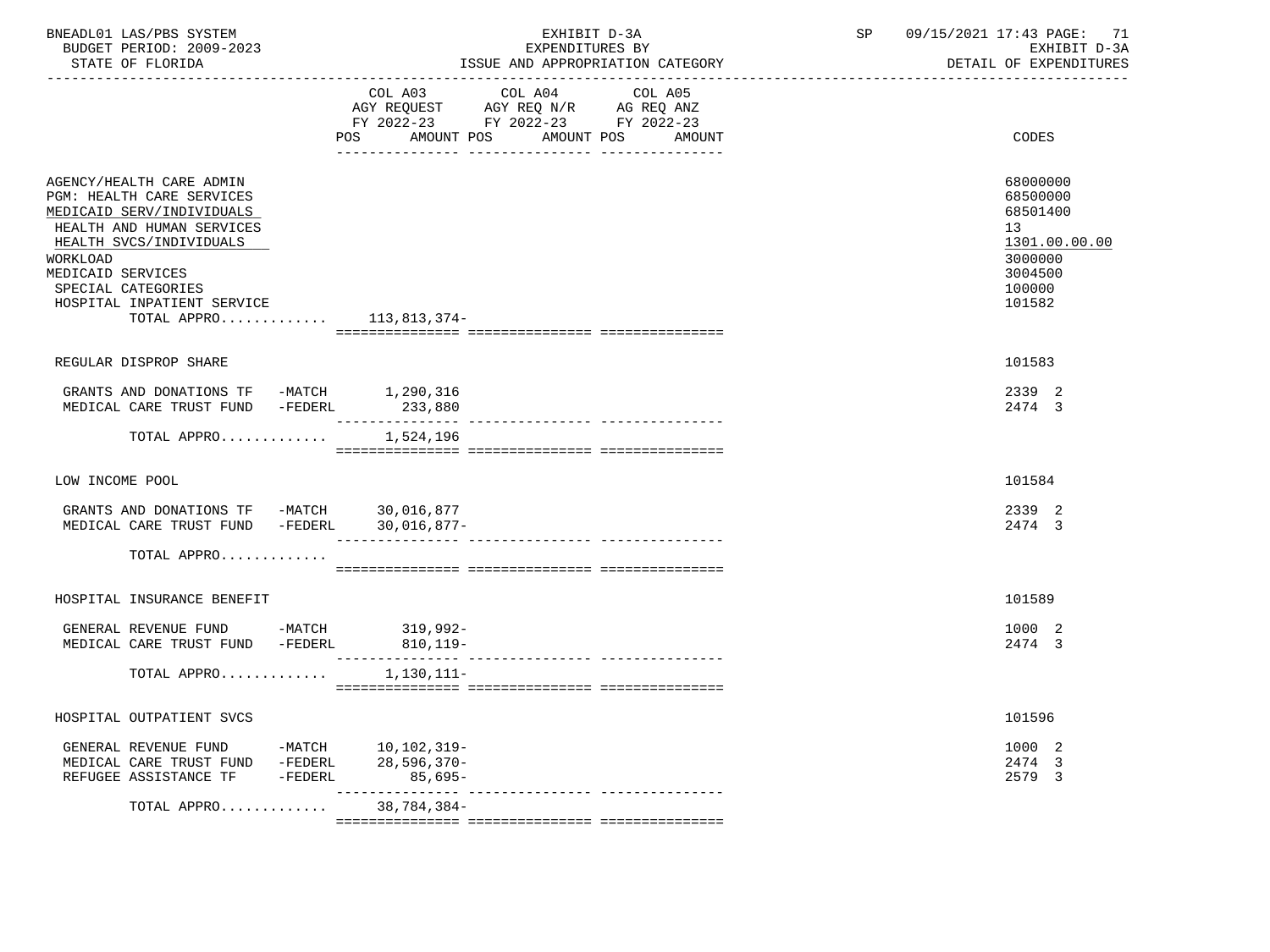| | COL A03 AGY REQUEST FY 2022-23 POS AMOUNT | COL A04 AGY REQ N/R FY 2022-23 POS AMOUNT | COL A05 AG REQ ANZ FY 2022-23 POS AMOUNT | CODES |
|---|---|---|---|---|
| AGENCY/HEALTH CARE ADMIN | | | | 68000000 |
| PGM: HEALTH CARE SERVICES | | | | 68500000 |
| MEDICAID SERV/INDIVIDUALS | | | | 68501400 |
| HEALTH AND HUMAN SERVICES | | | | 13 |
| HEALTH SVCS/INDIVIDUALS | | | | 1301.00.00.00 |
| WORKLOAD | | | | 3000000 |
| MEDICAID SERVICES | | | | 3004500 |
| SPECIAL CATEGORIES | | | | 100000 |
| HOSPITAL INPATIENT SERVICE | | | | 101582 |
| TOTAL APPRO............ | 113,813,374- | | | |
| REGULAR DISPROP SHARE | | | | 101583 |
| GRANTS AND DONATIONS TF -MATCH | 1,290,316 | | | 2339 2 |
| MEDICAL CARE TRUST FUND -FEDERL | 233,880 | | | 2474 3 |
| TOTAL APPRO............ | 1,524,196 | | | |
| LOW INCOME POOL | | | | 101584 |
| GRANTS AND DONATIONS TF -MATCH | 30,016,877 | | | 2339 2 |
| MEDICAL CARE TRUST FUND -FEDERL | 30,016,877- | | | 2474 3 |
| TOTAL APPRO............ | | | | |
| HOSPITAL INSURANCE BENEFIT | | | | 101589 |
| GENERAL REVENUE FUND -MATCH | 319,992- | | | 1000 2 |
| MEDICAL CARE TRUST FUND -FEDERL | 810,119- | | | 2474 3 |
| TOTAL APPRO............ | 1,130,111- | | | |
| HOSPITAL OUTPATIENT SVCS | | | | 101596 |
| GENERAL REVENUE FUND -MATCH | 10,102,319- | | | 1000 2 |
| MEDICAL CARE TRUST FUND -FEDERL | 28,596,370- | | | 2474 3 |
| REFUGEE ASSISTANCE TF -FEDERL | 85,695- | | | 2579 3 |
| TOTAL APPRO............ | 38,784,384- | | | |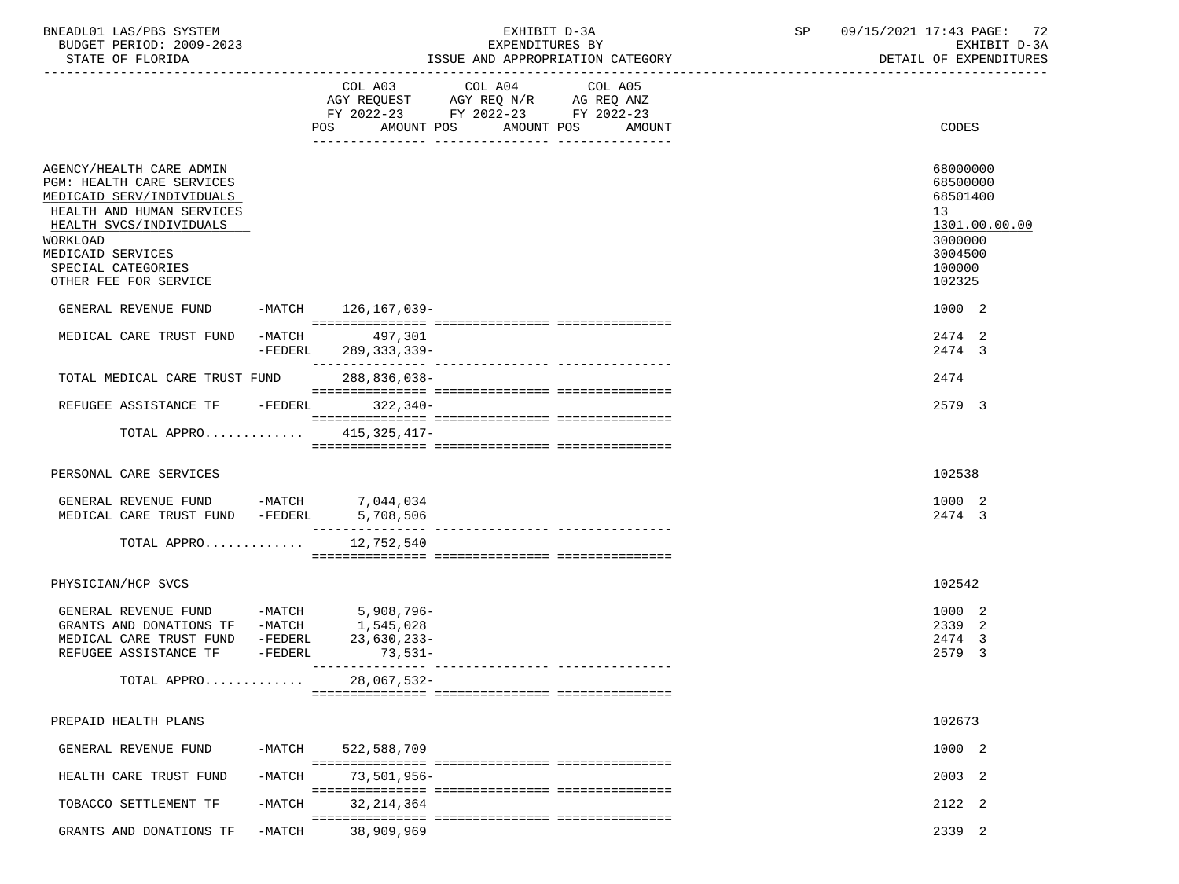BNEADL01 LAS/PBS SYSTEM
BUDGET PERIOD: 2009-2023
STATE OF FLORIDA

EXHIBIT D-3A
EXPENDITURES BY
ISSUE AND APPROPRIATION CATEGORY

SP 09/15/2021 17:43

EXHIBIT D-3A
DETAIL OF EXPENDITURES

| | | COL A03 AGY REQUEST FY 2022-23 POS AMOUNT | COL A04 AGY REQ N/R FY 2022-23 POS AMOUNT | COL A05 AG REQ ANZ FY 2022-23 POS AMOUNT | CODES |
|---|---|---|---|---|---|
| AGENCY/HEALTH CARE ADMIN | | | | | 68000000 |
| PGM: HEALTH CARE SERVICES | | | | | 68500000 |
| MEDICAID SERV/INDIVIDUALS | | | | | 68501400 |
| HEALTH AND HUMAN SERVICES | | | | | 13 |
| HEALTH SVCS/INDIVIDUALS | | | | | 1301.00.00.00 |
| WORKLOAD | | | | | 3000000 |
| MEDICAID SERVICES | | | | | 3004500 |
| SPECIAL CATEGORIES | | | | | 100000 |
| OTHER FEE FOR SERVICE | | | | | 102325 |
| GENERAL REVENUE FUND | -MATCH | 126,167,039- | | | 1000 2 |
| MEDICAL CARE TRUST FUND | -MATCH | 497,301 | | | 2474 2 |
| | -FEDERL | 289,333,339- | | | 2474 3 |
| TOTAL MEDICAL CARE TRUST FUND | | 288,836,038- | | | 2474 |
| REFUGEE ASSISTANCE TF | -FEDERL | 322,340- | | | 2579 3 |
| TOTAL APPRO............ | | 415,325,417- | | | |
| PERSONAL CARE SERVICES | | | | | 102538 |
| GENERAL REVENUE FUND | -MATCH | 7,044,034 | | | 1000 2 |
| MEDICAL CARE TRUST FUND | -FEDERL | 5,708,506 | | | 2474 3 |
| TOTAL APPRO............ | | 12,752,540 | | | |
| PHYSICIAN/HCP SVCS | | | | | 102542 |
| GENERAL REVENUE FUND | -MATCH | 5,908,796- | | | 1000 2 |
| GRANTS AND DONATIONS TF | -MATCH | 1,545,028 | | | 2339 2 |
| MEDICAL CARE TRUST FUND | -FEDERL | 23,630,233- | | | 2474 3 |
| REFUGEE ASSISTANCE TF | -FEDERL | 73,531- | | | 2579 3 |
| TOTAL APPRO............ | | 28,067,532- | | | |
| PREPAID HEALTH PLANS | | | | | 102673 |
| GENERAL REVENUE FUND | -MATCH | 522,588,709 | | | 1000 2 |
| HEALTH CARE TRUST FUND | -MATCH | 73,501,956- | | | 2003 2 |
| TOBACCO SETTLEMENT TF | -MATCH | 32,214,364 | | | 2122 2 |
| GRANTS AND DONATIONS TF | -MATCH | 38,909,969 | | | 2339 2 |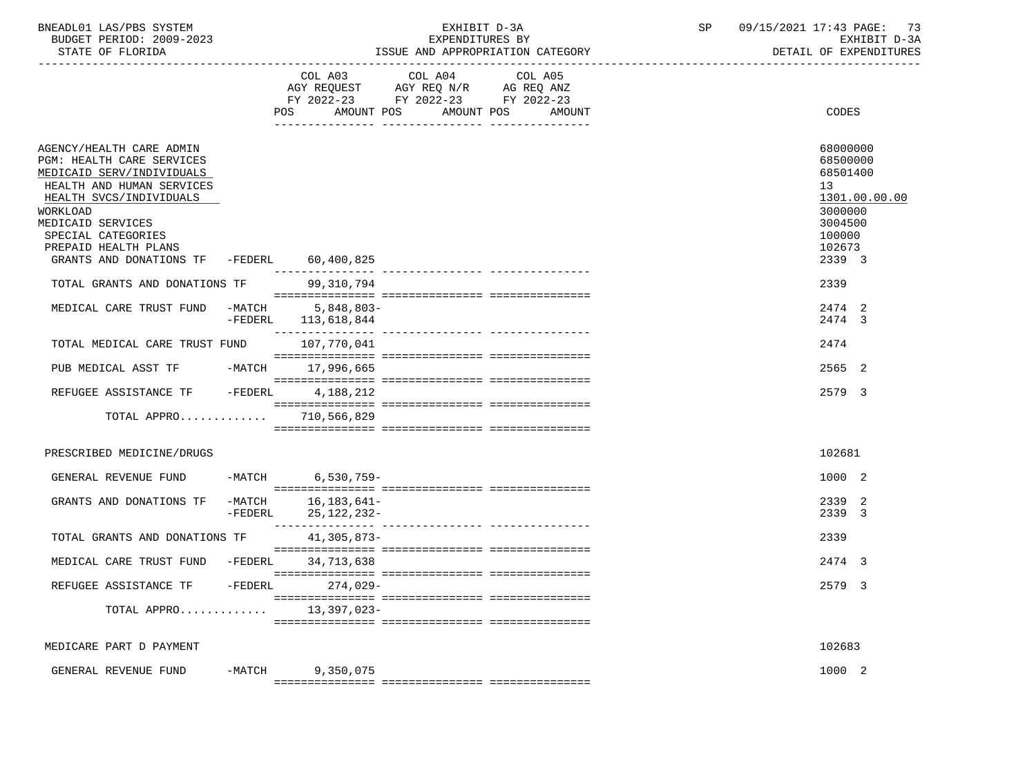BNEADL01 LAS/PBS SYSTEM — EXHIBIT D-3A — EXPENDITURES BY ISSUE AND APPROPRIATION CATEGORY — SP 09/15/2021 17:43 PAGE: 73
BUDGET PERIOD: 2009-2023 — EXHIBIT D-3A
STATE OF FLORIDA — DETAIL OF EXPENDITURES

| | COL A03 AGY REQUEST FY 2022-23 POS AMOUNT | COL A04 AGY REQ N/R FY 2022-23 POS AMOUNT | COL A05 AG REQ ANZ FY 2022-23 POS AMOUNT | CODES |
|---|---|---|---|---|
| AGENCY/HEALTH CARE ADMIN | | | | 68000000 |
| PGM: HEALTH CARE SERVICES | | | | 68500000 |
| MEDICAID SERV/INDIVIDUALS | | | | 68501400 |
| HEALTH AND HUMAN SERVICES | | | | 13 |
| HEALTH SVCS/INDIVIDUALS | | | | 1301.00.00.00 |
| WORKLOAD | | | | 3000000 |
| MEDICAID SERVICES | | | | 3004500 |
| SPECIAL CATEGORIES | | | | 100000 |
| PREPAID HEALTH PLANS | | | | 102673 |
| GRANTS AND DONATIONS TF -FEDERL | 60,400,825 | | | 2339 3 |
| TOTAL GRANTS AND DONATIONS TF | 99,310,794 | | | 2339 |
| MEDICAL CARE TRUST FUND -MATCH | 5,848,803- | | | 2474 2 |
| -FEDERL | 113,618,844 | | | 2474 3 |
| TOTAL MEDICAL CARE TRUST FUND | 107,770,041 | | | 2474 |
| PUB MEDICAL ASST TF -MATCH | 17,996,665 | | | 2565 2 |
| REFUGEE ASSISTANCE TF -FEDERL | 4,188,212 | | | 2579 3 |
| TOTAL APPRO............ | 710,566,829 | | | |
| PRESCRIBED MEDICINE/DRUGS | | | | 102681 |
| GENERAL REVENUE FUND -MATCH | 6,530,759- | | | 1000 2 |
| GRANTS AND DONATIONS TF -MATCH | 16,183,641- | | | 2339 2 |
| -FEDERL | 25,122,232- | | | 2339 3 |
| TOTAL GRANTS AND DONATIONS TF | 41,305,873- | | | 2339 |
| MEDICAL CARE TRUST FUND -FEDERL | 34,713,638 | | | 2474 3 |
| REFUGEE ASSISTANCE TF -FEDERL | 274,029- | | | 2579 3 |
| TOTAL APPRO............ | 13,397,023- | | | |
| MEDICARE PART D PAYMENT | | | | 102683 |
| GENERAL REVENUE FUND -MATCH | 9,350,075 | | | 1000 2 |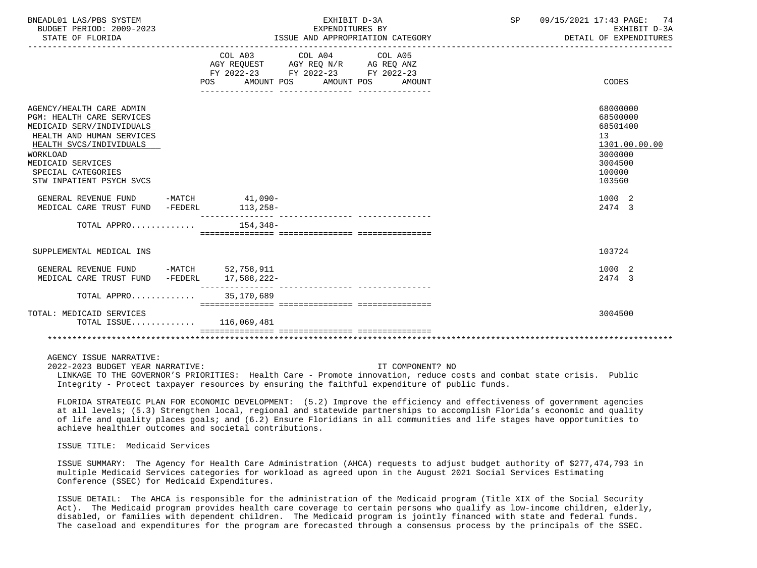| | COL A03 AGY REQUEST FY 2022-23 POS AMOUNT | COL A04 AGY REQ N/R FY 2022-23 POS AMOUNT | COL A05 AG REQ ANZ FY 2022-23 POS AMOUNT | CODES |
|---|---|---|---|---|
| AGENCY/HEALTH CARE ADMIN | | | | 68000000 |
| PGM: HEALTH CARE SERVICES | | | | 68500000 |
| MEDICAID SERV/INDIVIDUALS | | | | 68501400 |
| HEALTH AND HUMAN SERVICES | | | | 13 |
| HEALTH SVCS/INDIVIDUALS | | | | 1301.00.00.00 |
| WORKLOAD | | | | 3000000 |
| MEDICAID SERVICES | | | | 3004500 |
| SPECIAL CATEGORIES | | | | 100000 |
| STW INPATIENT PSYCH SVCS | | | | 103560 |
| GENERAL REVENUE FUND -MATCH | 41,090- | | | 1000 2 |
| MEDICAL CARE TRUST FUND -FEDERL | 113,258- | | | 2474 3 |
| TOTAL APPRO............ | 154,348- | | | |
| SUPPLEMENTAL MEDICAL INS | | | | 103724 |
| GENERAL REVENUE FUND -MATCH | 52,758,911 | | | 1000 2 |
| MEDICAL CARE TRUST FUND -FEDERL | 17,588,222- | | | 2474 3 |
| TOTAL APPRO............ | 35,170,689 | | | |
| TOTAL: MEDICAID SERVICES | | | | 3004500 |
| TOTAL ISSUE............ | 116,069,481 | | | |

AGENCY ISSUE NARRATIVE:

2022-2023 BUDGET YEAR NARRATIVE: IT COMPONENT? NO

LINKAGE TO THE GOVERNOR'S PRIORITIES: Health Care - Promote innovation, reduce costs and combat state crisis. Public Integrity - Protect taxpayer resources by ensuring the faithful expenditure of public funds.

FLORIDA STRATEGIC PLAN FOR ECONOMIC DEVELOPMENT: (5.2) Improve the efficiency and effectiveness of government agencies at all levels; (5.3) Strengthen local, regional and statewide partnerships to accomplish Florida's economic and quality of life and quality places goals; and (6.2) Ensure Floridians in all communities and life stages have opportunities to achieve healthier outcomes and societal contributions.

ISSUE TITLE: Medicaid Services

ISSUE SUMMARY: The Agency for Health Care Administration (AHCA) requests to adjust budget authority of $277,474,793 in multiple Medicaid Services categories for workload as agreed upon in the August 2021 Social Services Estimating Conference (SSEC) for Medicaid Expenditures.

ISSUE DETAIL: The AHCA is responsible for the administration of the Medicaid program (Title XIX of the Social Security Act). The Medicaid program provides health care coverage to certain persons who qualify as low-income children, elderly, disabled, or families with dependent children. The Medicaid program is jointly financed with state and federal funds. The caseload and expenditures for the program are forecasted through a consensus process by the principals of the SSEC.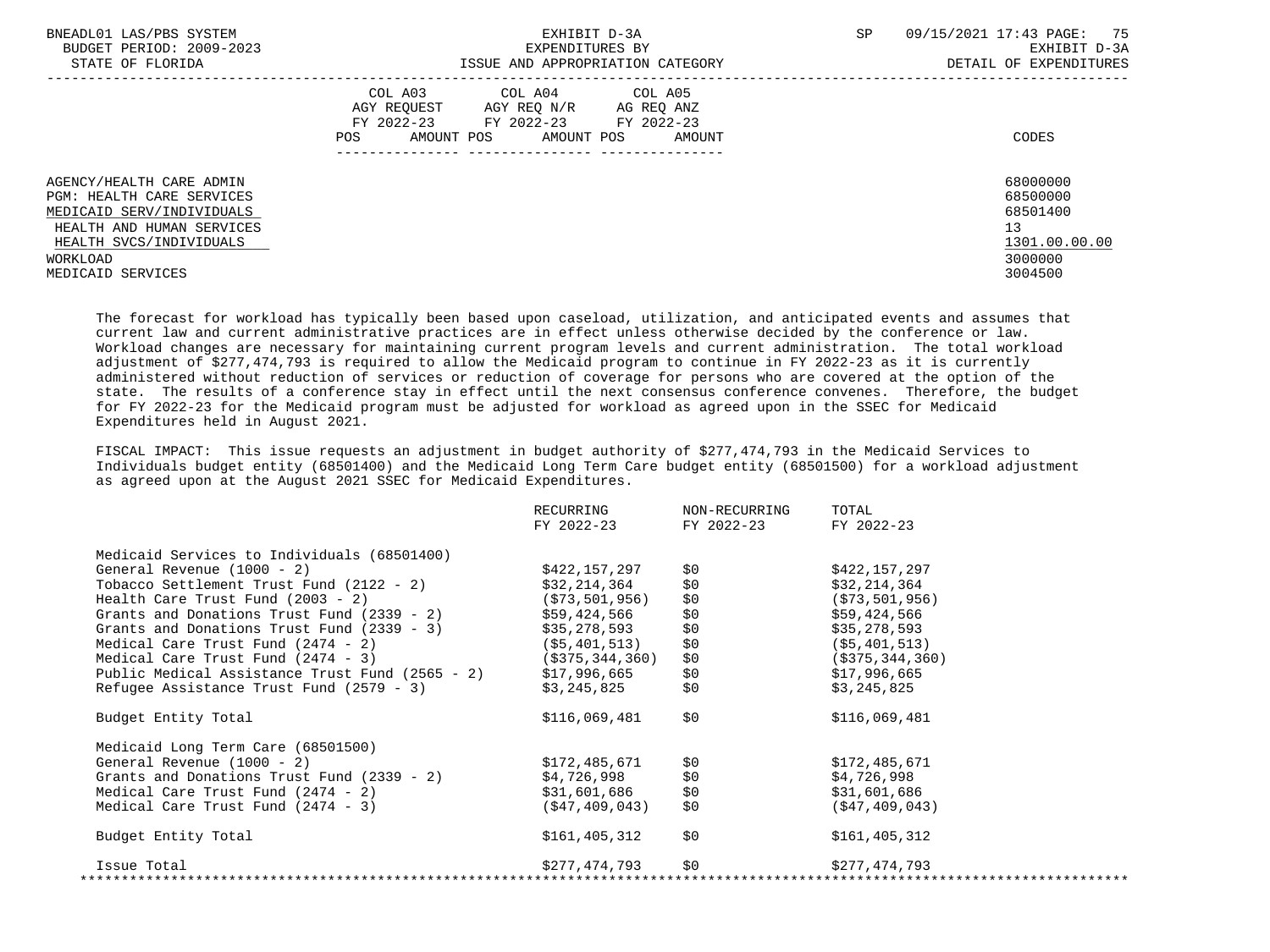| | COL A03 AGY REQUEST FY 2022-23 | | COL A04 AGY REQ N/R FY 2022-23 | | COL A05 AG REQ ANZ FY 2022-23 | |
|---|---|---|---|---|---|---|
| | POS | AMOUNT | POS | AMOUNT | POS | AMOUNT | CODES |

| | CODES |
|---|---|
| AGENCY/HEALTH CARE ADMIN | 68000000 |
| PGM: HEALTH CARE SERVICES | 68500000 |
| MEDICAID SERV/INDIVIDUALS | 68501400 |
| HEALTH AND HUMAN SERVICES | 13 |
| HEALTH SVCS/INDIVIDUALS | 1301.00.00.00 |
| WORKLOAD | 3000000 |
| MEDICAID SERVICES | 3004500 |

The forecast for workload has typically been based upon caseload, utilization, and anticipated events and assumes that current law and current administrative practices are in effect unless otherwise decided by the conference or law. Workload changes are necessary for maintaining current program levels and current administration. The total workload adjustment of $277,474,793 is required to allow the Medicaid program to continue in FY 2022-23 as it is currently administered without reduction of services or reduction of coverage for persons who are covered at the option of the state. The results of a conference stay in effect until the next consensus conference convenes. Therefore, the budget for FY 2022-23 for the Medicaid program must be adjusted for workload as agreed upon in the SSEC for Medicaid Expenditures held in August 2021.

FISCAL IMPACT: This issue requests an adjustment in budget authority of $277,474,793 in the Medicaid Services to Individuals budget entity (68501400) and the Medicaid Long Term Care budget entity (68501500) for a workload adjustment as agreed upon at the August 2021 SSEC for Medicaid Expenditures.

| | RECURRING FY 2022-23 | NON-RECURRING FY 2022-23 | TOTAL FY 2022-23 |
|---|---|---|---|
| Medicaid Services to Individuals (68501400) | | | |
| General Revenue (1000 - 2) | $422,157,297 | $0 | $422,157,297 |
| Tobacco Settlement Trust Fund (2122 - 2) | $32,214,364 | $0 | $32,214,364 |
| Health Care Trust Fund (2003 - 2) | ($73,501,956) | $0 | ($73,501,956) |
| Grants and Donations Trust Fund (2339 - 2) | $59,424,566 | $0 | $59,424,566 |
| Grants and Donations Trust Fund (2339 - 3) | $35,278,593 | $0 | $35,278,593 |
| Medical Care Trust Fund (2474 - 2) | ($5,401,513) | $0 | ($5,401,513) |
| Medical Care Trust Fund (2474 - 3) | ($375,344,360) | $0 | ($375,344,360) |
| Public Medical Assistance Trust Fund (2565 - 2) | $17,996,665 | $0 | $17,996,665 |
| Refugee Assistance Trust Fund (2579 - 3) | $3,245,825 | $0 | $3,245,825 |
| Budget Entity Total | $116,069,481 | $0 | $116,069,481 |
| Medicaid Long Term Care (68501500) | | | |
| General Revenue (1000 - 2) | $172,485,671 | $0 | $172,485,671 |
| Grants and Donations Trust Fund (2339 - 2) | $4,726,998 | $0 | $4,726,998 |
| Medical Care Trust Fund (2474 - 2) | $31,601,686 | $0 | $31,601,686 |
| Medical Care Trust Fund (2474 - 3) | ($47,409,043) | $0 | ($47,409,043) |
| Budget Entity Total | $161,405,312 | $0 | $161,405,312 |
| Issue Total | $277,474,793 | $0 | $277,474,793 |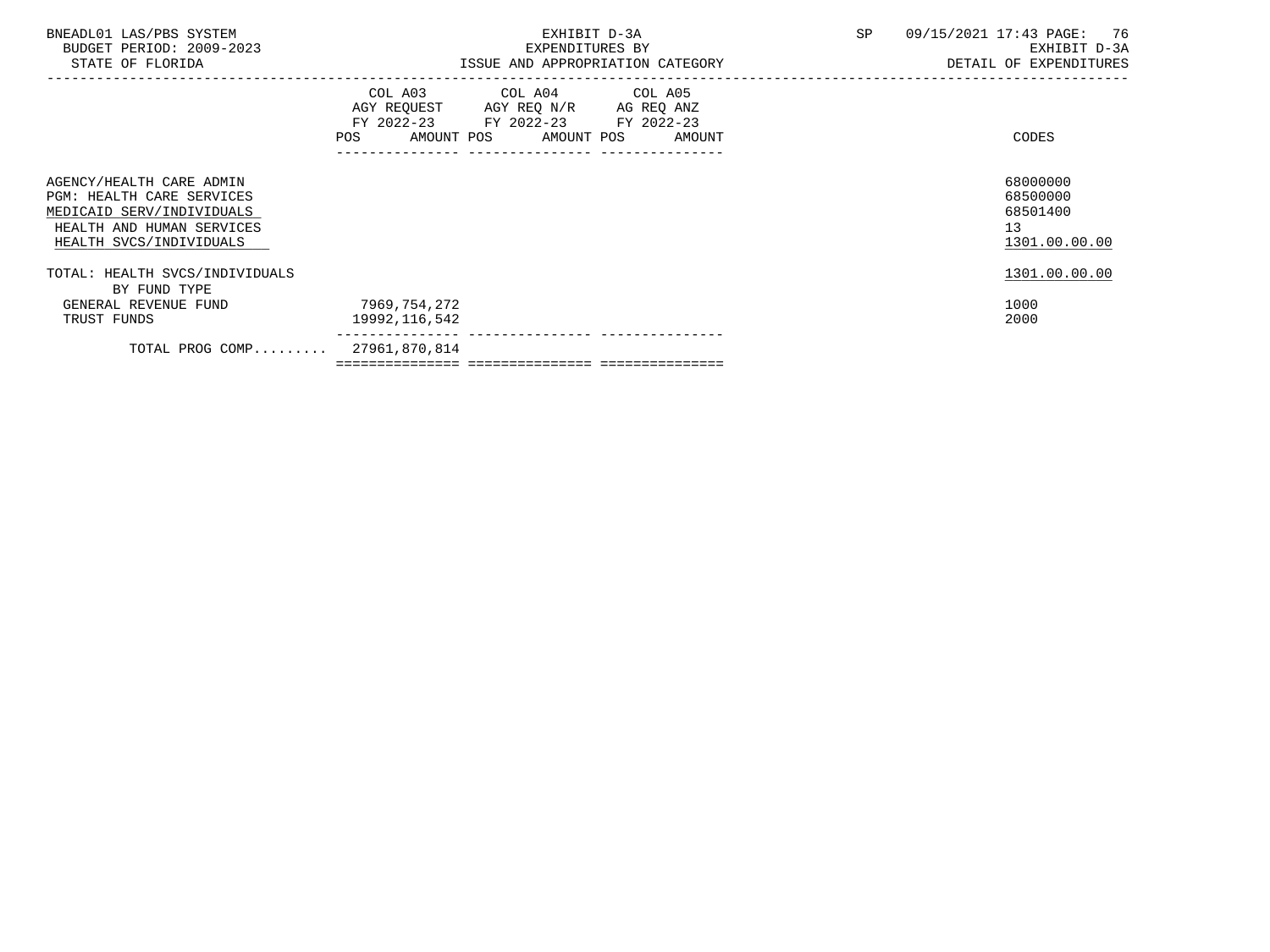BNEADL01 LAS/PBS SYSTEM
BUDGET PERIOD: 2009-2023
STATE OF FLORIDA

EXHIBIT D-3A
EXPENDITURES BY
ISSUE AND APPROPRIATION CATEGORY

SP 09/15/2021 17:43 PAGE: 76
EXHIBIT D-3A
DETAIL OF EXPENDITURES

| | COL A03 AGY REQUEST FY 2022-23 POS AMOUNT | COL A04 AGY REQ N/R FY 2022-23 POS AMOUNT | COL A05 AG REQ ANZ FY 2022-23 POS AMOUNT | CODES |
|---|---|---|---|---|
| AGENCY/HEALTH CARE ADMIN | | | | 68000000 |
| PGM: HEALTH CARE SERVICES | | | | 68500000 |
| MEDICAID SERV/INDIVIDUALS | | | | 68501400 |
| HEALTH AND HUMAN SERVICES | | | | 13 |
| HEALTH SVCS/INDIVIDUALS | | | | 1301.00.00.00 |
| TOTAL: HEALTH SVCS/INDIVIDUALS | | | | 1301.00.00.00 |
| BY FUND TYPE | | | | |
| GENERAL REVENUE FUND | 7969,754,272 | | | 1000 |
| TRUST FUNDS | 19992,116,542 | | | 2000 |
| TOTAL PROG COMP......... | 27961,870,814 | | | |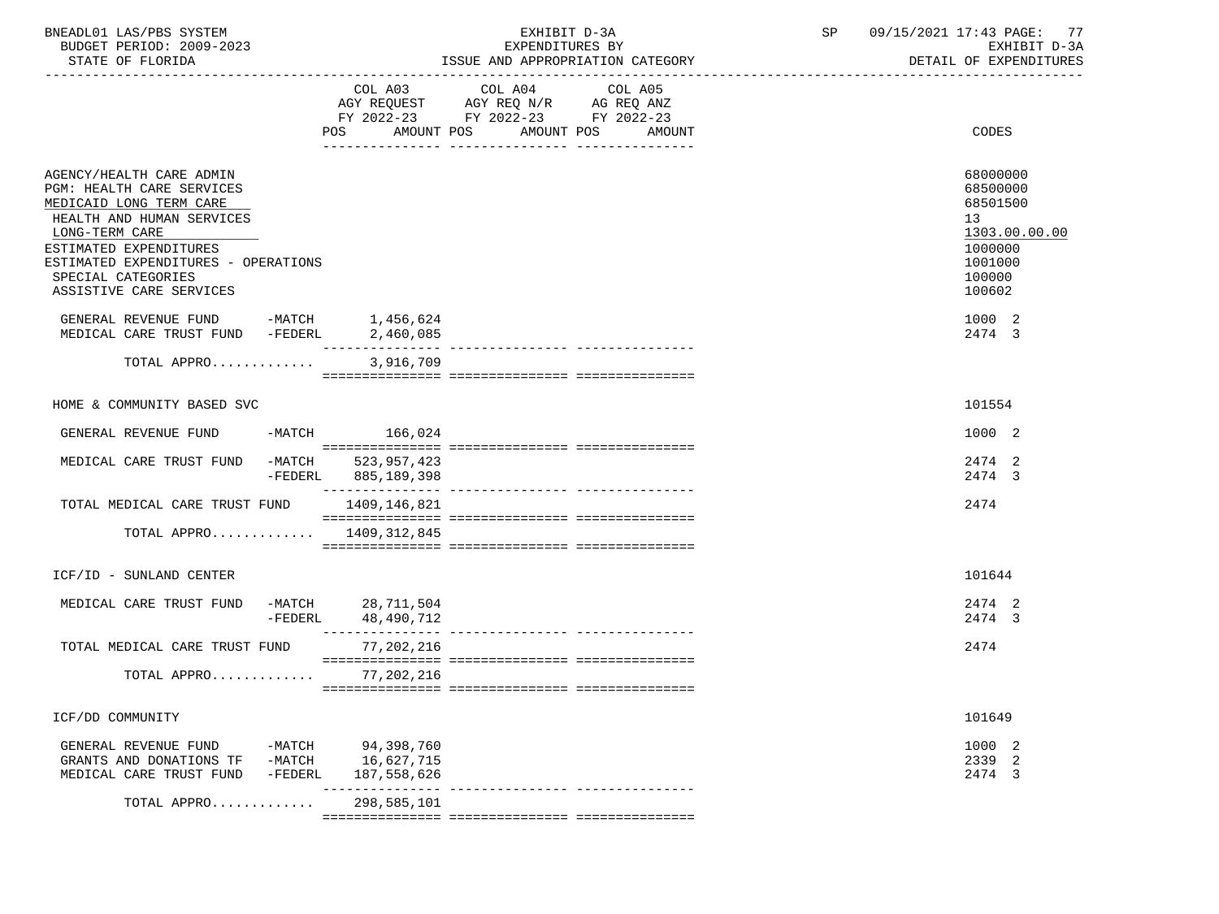BNEADL01 LAS/PBS SYSTEM | EXHIBIT D-3A | SP 09/15/2021 17:43 PAGE: 77
BUDGET PERIOD: 2009-2023 | EXPENDITURES BY | EXHIBIT D-3A
STATE OF FLORIDA | ISSUE AND APPROPRIATION CATEGORY | DETAIL OF EXPENDITURES

| | COL A03 AGY REQUEST FY 2022-23 POS AMOUNT | COL A04 AGY REQ N/R FY 2022-23 POS AMOUNT | COL A05 AG REQ ANZ FY 2022-23 POS AMOUNT | CODES |
|---|---|---|---|---|
| AGENCY/HEALTH CARE ADMIN | | | | 68000000 |
| PGM: HEALTH CARE SERVICES | | | | 68500000 |
| MEDICAID LONG TERM CARE | | | | 68501500 |
| HEALTH AND HUMAN SERVICES | | | | 13 |
| LONG-TERM CARE | | | | 1303.00.00.00 |
| ESTIMATED EXPENDITURES | | | | 1000000 |
| ESTIMATED EXPENDITURES - OPERATIONS | | | | 1001000 |
| SPECIAL CATEGORIES | | | | 100000 |
| ASSISTIVE CARE SERVICES | | | | 100602 |
| GENERAL REVENUE FUND -MATCH | 1,456,624 | | | 1000 2 |
| MEDICAL CARE TRUST FUND -FEDERL | 2,460,085 | | | 2474 3 |
| TOTAL APPRO............ | 3,916,709 | | | |
| HOME & COMMUNITY BASED SVC | | | | 101554 |
| GENERAL REVENUE FUND -MATCH | 166,024 | | | 1000 2 |
| MEDICAL CARE TRUST FUND -MATCH | 523,957,423 | | | 2474 2 |
| -FEDERL | 885,189,398 | | | 2474 3 |
| TOTAL MEDICAL CARE TRUST FUND | 1409,146,821 | | | 2474 |
| TOTAL APPRO............ | 1409,312,845 | | | |
| ICF/ID - SUNLAND CENTER | | | | 101644 |
| MEDICAL CARE TRUST FUND -MATCH | 28,711,504 | | | 2474 2 |
| -FEDERL | 48,490,712 | | | 2474 3 |
| TOTAL MEDICAL CARE TRUST FUND | 77,202,216 | | | 2474 |
| TOTAL APPRO............ | 77,202,216 | | | |
| ICF/DD COMMUNITY | | | | 101649 |
| GENERAL REVENUE FUND -MATCH | 94,398,760 | | | 1000 2 |
| GRANTS AND DONATIONS TF -MATCH | 16,627,715 | | | 2339 2 |
| MEDICAL CARE TRUST FUND -FEDERL | 187,558,626 | | | 2474 3 |
| TOTAL APPRO............ | 298,585,101 | | | |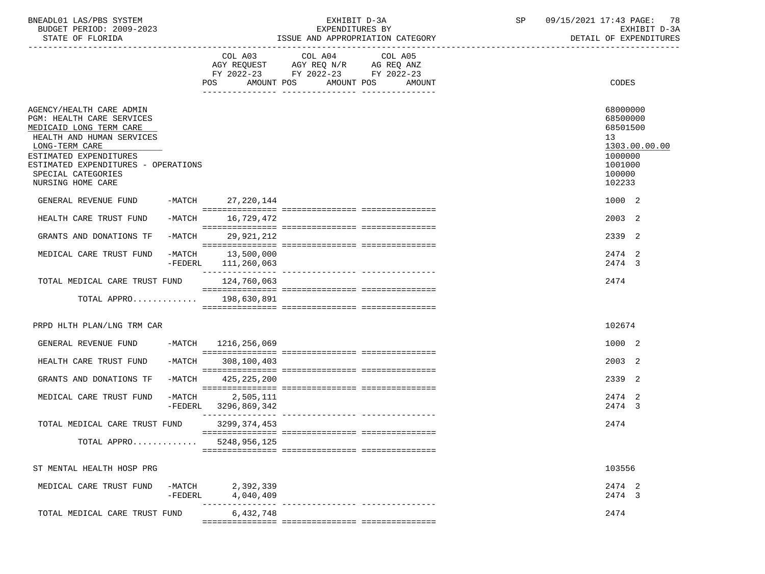BNEADL01 LAS/PBS SYSTEM
BUDGET PERIOD: 2009-2023
STATE OF FLORIDA

EXHIBIT D-3A
EXPENDITURES BY
ISSUE AND APPROPRIATION CATEGORY

SP 09/15/2021 17:43 PAGE: 78
EXHIBIT D-3A
DETAIL OF EXPENDITURES

| | | COL A03 AGY REQUEST FY 2022-23 POS AMOUNT | COL A04 AGY REQ N/R FY 2022-23 POS AMOUNT | COL A05 AG REQ ANZ FY 2022-23 POS AMOUNT | CODES |
|---|---|---|---|---|---|
| AGENCY/HEALTH CARE ADMIN | | | | | 68000000 |
| PGM: HEALTH CARE SERVICES | | | | | 68500000 |
| MEDICAID LONG TERM CARE | | | | | 68501500 |
| HEALTH AND HUMAN SERVICES | | | | | 13 |
| LONG-TERM CARE | | | | | 1303.00.00.00 |
| ESTIMATED EXPENDITURES | | | | | 1000000 |
| ESTIMATED EXPENDITURES - OPERATIONS | | | | | 1001000 |
| SPECIAL CATEGORIES | | | | | 100000 |
| NURSING HOME CARE | | | | | 102233 |
| GENERAL REVENUE FUND | -MATCH | 27,220,144 | | | 1000 2 |
| HEALTH CARE TRUST FUND | -MATCH | 16,729,472 | | | 2003 2 |
| GRANTS AND DONATIONS TF | -MATCH | 29,921,212 | | | 2339 2 |
| MEDICAL CARE TRUST FUND | -MATCH | 13,500,000 | | | 2474 2 |
| | -FEDERL | 111,260,063 | | | 2474 3 |
| TOTAL MEDICAL CARE TRUST FUND | | 124,760,063 | | | 2474 |
| TOTAL APPRO............ | | 198,630,891 | | | |
| PRPD HLTH PLAN/LNG TRM CAR | | | | | 102674 |
| GENERAL REVENUE FUND | -MATCH | 1216,256,069 | | | 1000 2 |
| HEALTH CARE TRUST FUND | -MATCH | 308,100,403 | | | 2003 2 |
| GRANTS AND DONATIONS TF | -MATCH | 425,225,200 | | | 2339 2 |
| MEDICAL CARE TRUST FUND | -MATCH | 2,505,111 | | | 2474 2 |
| | -FEDERL | 3296,869,342 | | | 2474 3 |
| TOTAL MEDICAL CARE TRUST FUND | | 3299,374,453 | | | 2474 |
| TOTAL APPRO............ | | 5248,956,125 | | | |
| ST MENTAL HEALTH HOSP PRG | | | | | 103556 |
| MEDICAL CARE TRUST FUND | -MATCH | 2,392,339 | | | 2474 2 |
| | -FEDERL | 4,040,409 | | | 2474 3 |
| TOTAL MEDICAL CARE TRUST FUND | | 6,432,748 | | | 2474 |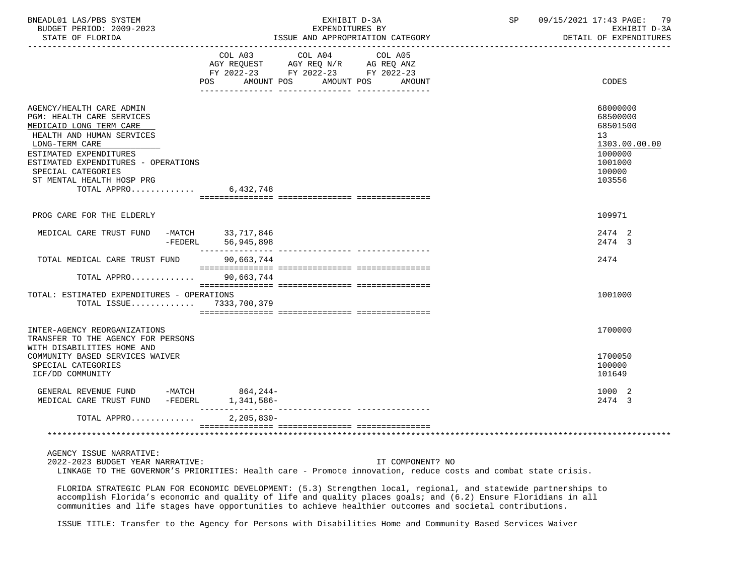BNEADL01 LAS/PBS SYSTEM — EXHIBIT D-3A — EXPENDITURES BY ISSUE AND APPROPRIATION CATEGORY
BUDGET PERIOD: 2009-2023 — STATE OF FLORIDA — DETAIL OF EXPENDITURES

| | COL A03 AGY REQUEST FY 2022-23 POS AMOUNT | COL A04 AGY REQ N/R FY 2022-23 POS AMOUNT | COL A05 AG REQ ANZ FY 2022-23 POS AMOUNT | CODES |
|---|---|---|---|---|
| AGENCY/HEALTH CARE ADMIN | | | | 68000000 |
| PGM: HEALTH CARE SERVICES | | | | 68500000 |
| MEDICAID LONG TERM CARE | | | | 68501500 |
| HEALTH AND HUMAN SERVICES | | | | 13 |
| LONG-TERM CARE | | | | 1303.00.00.00 |
| ESTIMATED EXPENDITURES | | | | 1000000 |
| ESTIMATED EXPENDITURES - OPERATIONS | | | | 1001000 |
| SPECIAL CATEGORIES | | | | 100000 |
| ST MENTAL HEALTH HOSP PRG | | | | 103556 |
| TOTAL APPRO............ | 6,432,748 | | | |
| PROG CARE FOR THE ELDERLY | | | | 109971 |
| MEDICAL CARE TRUST FUND -MATCH | 33,717,846 | | | 2474 2 |
| -FEDERL | 56,945,898 | | | 2474 3 |
| TOTAL MEDICAL CARE TRUST FUND | 90,663,744 | | | 2474 |
| TOTAL APPRO............ | 90,663,744 | | | |
| TOTAL: ESTIMATED EXPENDITURES - OPERATIONS | | | | 1001000 |
| TOTAL ISSUE............ | 7333,700,379 | | | |
| INTER-AGENCY REORGANIZATIONS | | | | 1700000 |
| TRANSFER TO THE AGENCY FOR PERSONS WITH DISABILITIES HOME AND COMMUNITY BASED SERVICES WAIVER | | | | 1700050 |
| SPECIAL CATEGORIES | | | | 100000 |
| ICF/DD COMMUNITY | | | | 101649 |
| GENERAL REVENUE FUND -MATCH | 864,244- | | | 1000 2 |
| MEDICAL CARE TRUST FUND -FEDERL | 1,341,586- | | | 2474 3 |
| TOTAL APPRO............ | 2,205,830- | | | |

AGENCY ISSUE NARRATIVE:

2022-2023 BUDGET YEAR NARRATIVE: IT COMPONENT? NO

LINKAGE TO THE GOVERNOR'S PRIORITIES: Health care - Promote innovation, reduce costs and combat state crisis.

FLORIDA STRATEGIC PLAN FOR ECONOMIC DEVELOPMENT: (5.3) Strengthen local, regional, and statewide partnerships to accomplish Florida's economic and quality of life and quality places goals; and (6.2) Ensure Floridians in all communities and life stages have opportunities to achieve healthier outcomes and societal contributions.

ISSUE TITLE: Transfer to the Agency for Persons with Disabilities Home and Community Based Services Waiver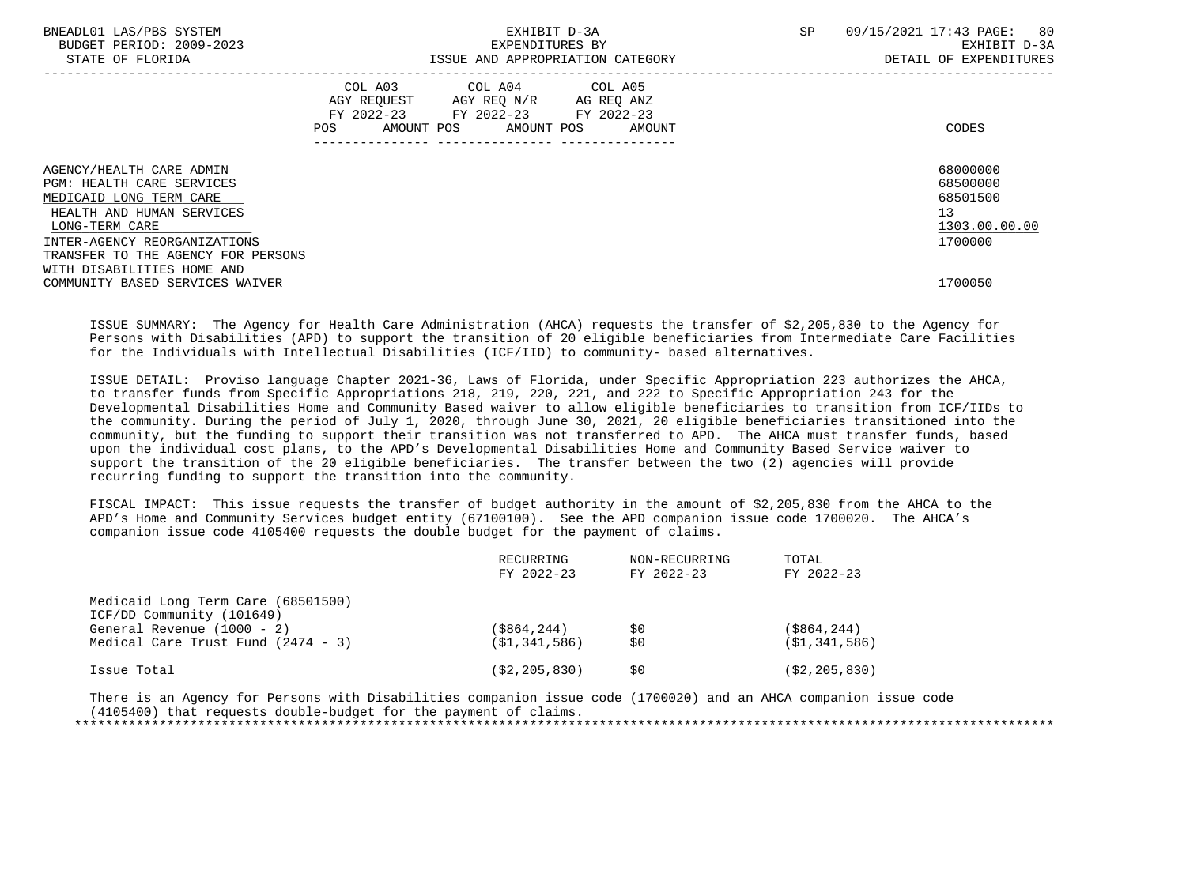| | COL A03 AGY REQUEST FY 2022-23 POS AMOUNT | COL A04 AGY REQ N/R FY 2022-23 POS AMOUNT | COL A05 AG REQ ANZ FY 2022-23 POS AMOUNT | CODES |
|---|---|---|---|---|
| AGENCY/HEALTH CARE ADMIN | | | | 68000000 |
| PGM: HEALTH CARE SERVICES | | | | 68500000 |
| MEDICAID LONG TERM CARE | | | | 68501500 |
| HEALTH AND HUMAN SERVICES | | | | 13 |
| LONG-TERM CARE | | | | 1303.00.00.00 |
| INTER-AGENCY REORGANIZATIONS | | | | 1700000 |
| TRANSFER TO THE AGENCY FOR PERSONS WITH DISABILITIES HOME AND COMMUNITY BASED SERVICES WAIVER | | | | 1700050 |

ISSUE SUMMARY: The Agency for Health Care Administration (AHCA) requests the transfer of $2,205,830 to the Agency for Persons with Disabilities (APD) to support the transition of 20 eligible beneficiaries from Intermediate Care Facilities for the Individuals with Intellectual Disabilities (ICF/IID) to community- based alternatives.

ISSUE DETAIL: Proviso language Chapter 2021-36, Laws of Florida, under Specific Appropriation 223 authorizes the AHCA, to transfer funds from Specific Appropriations 218, 219, 220, 221, and 222 to Specific Appropriation 243 for the Developmental Disabilities Home and Community Based waiver to allow eligible beneficiaries to transition from ICF/IIDs to the community. During the period of July 1, 2020, through June 30, 2021, 20 eligible beneficiaries transitioned into the community, but the funding to support their transition was not transferred to APD. The AHCA must transfer funds, based upon the individual cost plans, to the APD's Developmental Disabilities Home and Community Based Service waiver to support the transition of the 20 eligible beneficiaries. The transfer between the two (2) agencies will provide recurring funding to support the transition into the community.

FISCAL IMPACT: This issue requests the transfer of budget authority in the amount of $2,205,830 from the AHCA to the APD's Home and Community Services budget entity (67100100). See the APD companion issue code 1700020. The AHCA's companion issue code 4105400 requests the double budget for the payment of claims.

| | RECURRING FY 2022-23 | NON-RECURRING FY 2022-23 | TOTAL FY 2022-23 |
|---|---|---|---|
| Medicaid Long Term Care (68501500) | | | |
| ICF/DD Community (101649) | | | |
| General Revenue (1000 - 2) | ($864,244) | $0 | ($864,244) |
| Medical Care Trust Fund (2474 - 3) | ($1,341,586) | $0 | ($1,341,586) |
| Issue Total | ($2,205,830) | $0 | ($2,205,830) |

There is an Agency for Persons with Disabilities companion issue code (1700020) and an AHCA companion issue code (4105400) that requests double-budget for the payment of claims.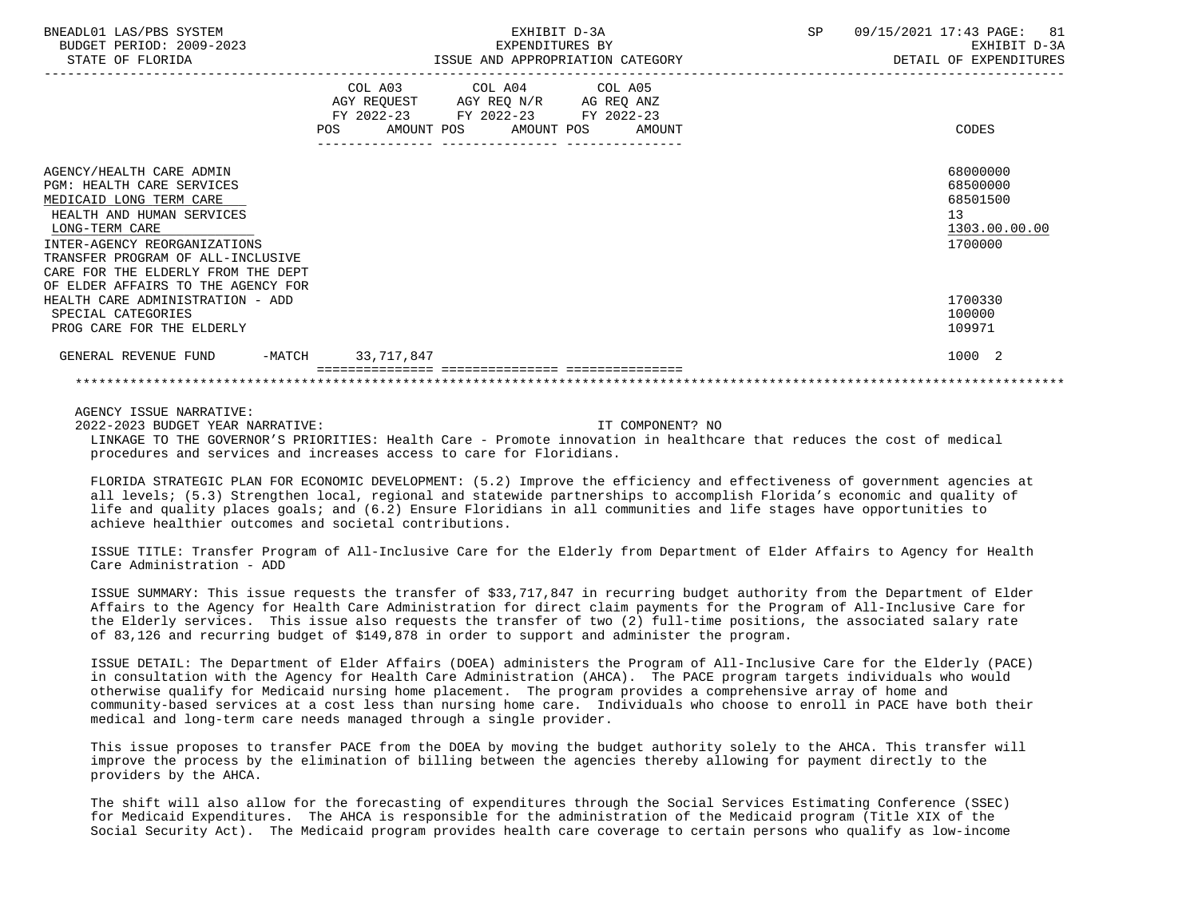BNEADL01 LAS/PBS SYSTEM · EXHIBIT D-3A · SP 09/15/2021 17:43 PAGE: 81
BUDGET PERIOD: 2009-2023 · EXPENDITURES BY · EXHIBIT D-3A
STATE OF FLORIDA · ISSUE AND APPROPRIATION CATEGORY · DETAIL OF EXPENDITURES

| | COL A03 AGY REQUEST FY 2022-23 POS AMOUNT | COL A04 AGY REQ N/R FY 2022-23 POS AMOUNT | COL A05 AG REQ ANZ FY 2022-23 POS AMOUNT | CODES |
|---|---|---|---|---|
| AGENCY/HEALTH CARE ADMIN | | | | 68000000 |
| PGM: HEALTH CARE SERVICES | | | | 68500000 |
| MEDICAID LONG TERM CARE | | | | 68501500 |
| HEALTH AND HUMAN SERVICES | | | | 13 |
| LONG-TERM CARE | | | | 1303.00.00.00 |
| INTER-AGENCY REORGANIZATIONS | | | | 1700000 |
| TRANSFER PROGRAM OF ALL-INCLUSIVE CARE FOR THE ELDERLY FROM THE DEPT OF ELDER AFFAIRS TO THE AGENCY FOR HEALTH CARE ADMINISTRATION - ADD | | | | 1700330 |
| SPECIAL CATEGORIES | | | | 100000 |
| PROG CARE FOR THE ELDERLY | | | | 109971 |
| GENERAL REVENUE FUND -MATCH | 33,717,847 | | | 1000 2 |

AGENCY ISSUE NARRATIVE:

2022-2023 BUDGET YEAR NARRATIVE: IT COMPONENT? NO

LINKAGE TO THE GOVERNOR'S PRIORITIES: Health Care - Promote innovation in healthcare that reduces the cost of medical procedures and services and increases access to care for Floridians.

FLORIDA STRATEGIC PLAN FOR ECONOMIC DEVELOPMENT: (5.2) Improve the efficiency and effectiveness of government agencies at all levels; (5.3) Strengthen local, regional and statewide partnerships to accomplish Florida's economic and quality of life and quality places goals; and (6.2) Ensure Floridians in all communities and life stages have opportunities to achieve healthier outcomes and societal contributions.

ISSUE TITLE: Transfer Program of All-Inclusive Care for the Elderly from Department of Elder Affairs to Agency for Health Care Administration - ADD

ISSUE SUMMARY: This issue requests the transfer of $33,717,847 in recurring budget authority from the Department of Elder Affairs to the Agency for Health Care Administration for direct claim payments for the Program of All-Inclusive Care for the Elderly services. This issue also requests the transfer of two (2) full-time positions, the associated salary rate of 83,126 and recurring budget of $149,878 in order to support and administer the program.

ISSUE DETAIL: The Department of Elder Affairs (DOEA) administers the Program of All-Inclusive Care for the Elderly (PACE) in consultation with the Agency for Health Care Administration (AHCA). The PACE program targets individuals who would otherwise qualify for Medicaid nursing home placement. The program provides a comprehensive array of home and community-based services at a cost less than nursing home care. Individuals who choose to enroll in PACE have both their medical and long-term care needs managed through a single provider.

This issue proposes to transfer PACE from the DOEA by moving the budget authority solely to the AHCA. This transfer will improve the process by the elimination of billing between the agencies thereby allowing for payment directly to the providers by the AHCA.

The shift will also allow for the forecasting of expenditures through the Social Services Estimating Conference (SSEC) for Medicaid Expenditures. The AHCA is responsible for the administration of the Medicaid program (Title XIX of the Social Security Act). The Medicaid program provides health care coverage to certain persons who qualify as low-income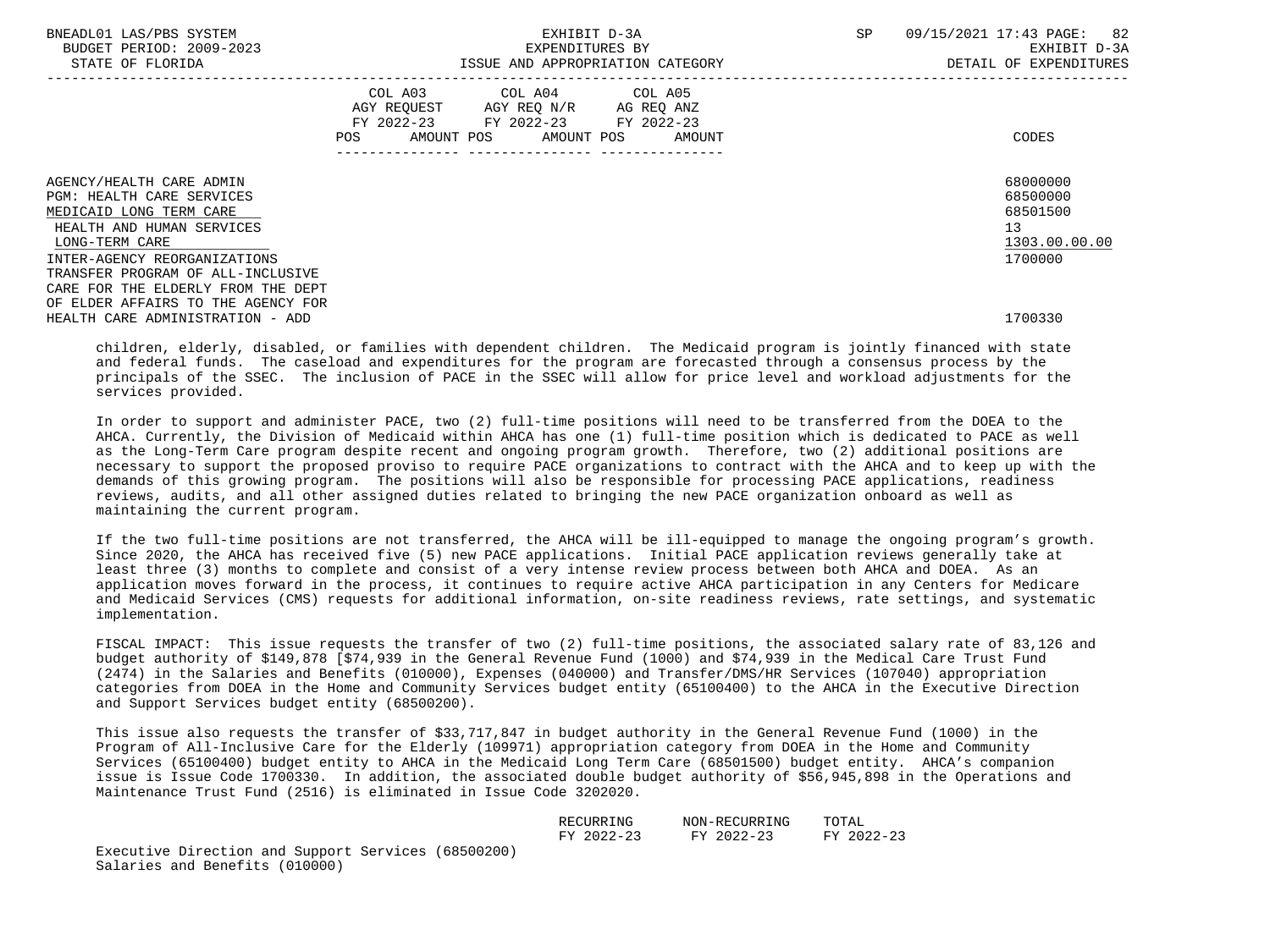| | COL A03 AGY REQUEST FY 2022-23 POS AMOUNT | COL A04 AGY REQ N/R FY 2022-23 POS AMOUNT | COL A05 AG REQ ANZ FY 2022-23 POS AMOUNT | CODES |
|---|---|---|---|---|
| AGENCY/HEALTH CARE ADMIN | | | | 68000000 |
| PGM: HEALTH CARE SERVICES | | | | 68500000 |
| MEDICAID LONG TERM CARE | | | | 68501500 |
| HEALTH AND HUMAN SERVICES | | | | 13 |
| LONG-TERM CARE | | | | 1303.00.00.00 |
| INTER-AGENCY REORGANIZATIONS | | | | 1700000 |
| TRANSFER PROGRAM OF ALL-INCLUSIVE CARE FOR THE ELDERLY FROM THE DEPT OF ELDER AFFAIRS TO THE AGENCY FOR HEALTH CARE ADMINISTRATION - ADD | | | | 1700330 |

children, elderly, disabled, or families with dependent children. The Medicaid program is jointly financed with state and federal funds. The caseload and expenditures for the program are forecasted through a consensus process by the principals of the SSEC. The inclusion of PACE in the SSEC will allow for price level and workload adjustments for the services provided.

In order to support and administer PACE, two (2) full-time positions will need to be transferred from the DOEA to the AHCA. Currently, the Division of Medicaid within AHCA has one (1) full-time position which is dedicated to PACE as well as the Long-Term Care program despite recent and ongoing program growth. Therefore, two (2) additional positions are necessary to support the proposed proviso to require PACE organizations to contract with the AHCA and to keep up with the demands of this growing program. The positions will also be responsible for processing PACE applications, readiness reviews, audits, and all other assigned duties related to bringing the new PACE organization onboard as well as maintaining the current program.

If the two full-time positions are not transferred, the AHCA will be ill-equipped to manage the ongoing program's growth. Since 2020, the AHCA has received five (5) new PACE applications. Initial PACE application reviews generally take at least three (3) months to complete and consist of a very intense review process between both AHCA and DOEA. As an application moves forward in the process, it continues to require active AHCA participation in any Centers for Medicare and Medicaid Services (CMS) requests for additional information, on-site readiness reviews, rate settings, and systematic implementation.

FISCAL IMPACT: This issue requests the transfer of two (2) full-time positions, the associated salary rate of 83,126 and budget authority of $149,878 [$74,939 in the General Revenue Fund (1000) and $74,939 in the Medical Care Trust Fund (2474) in the Salaries and Benefits (010000), Expenses (040000) and Transfer/DMS/HR Services (107040) appropriation categories from DOEA in the Home and Community Services budget entity (65100400) to the AHCA in the Executive Direction and Support Services budget entity (68500200).

This issue also requests the transfer of $33,717,847 in budget authority in the General Revenue Fund (1000) in the Program of All-Inclusive Care for the Elderly (109971) appropriation category from DOEA in the Home and Community Services (65100400) budget entity to AHCA in the Medicaid Long Term Care (68501500) budget entity. AHCA's companion issue is Issue Code 1700330. In addition, the associated double budget authority of $56,945,898 in the Operations and Maintenance Trust Fund (2516) is eliminated in Issue Code 3202020.

| | RECURRING FY 2022-23 | NON-RECURRING FY 2022-23 | TOTAL FY 2022-23 |
|---|---|---|---|
| Executive Direction and Support Services (68500200) | | | |
| Salaries and Benefits (010000) | | | |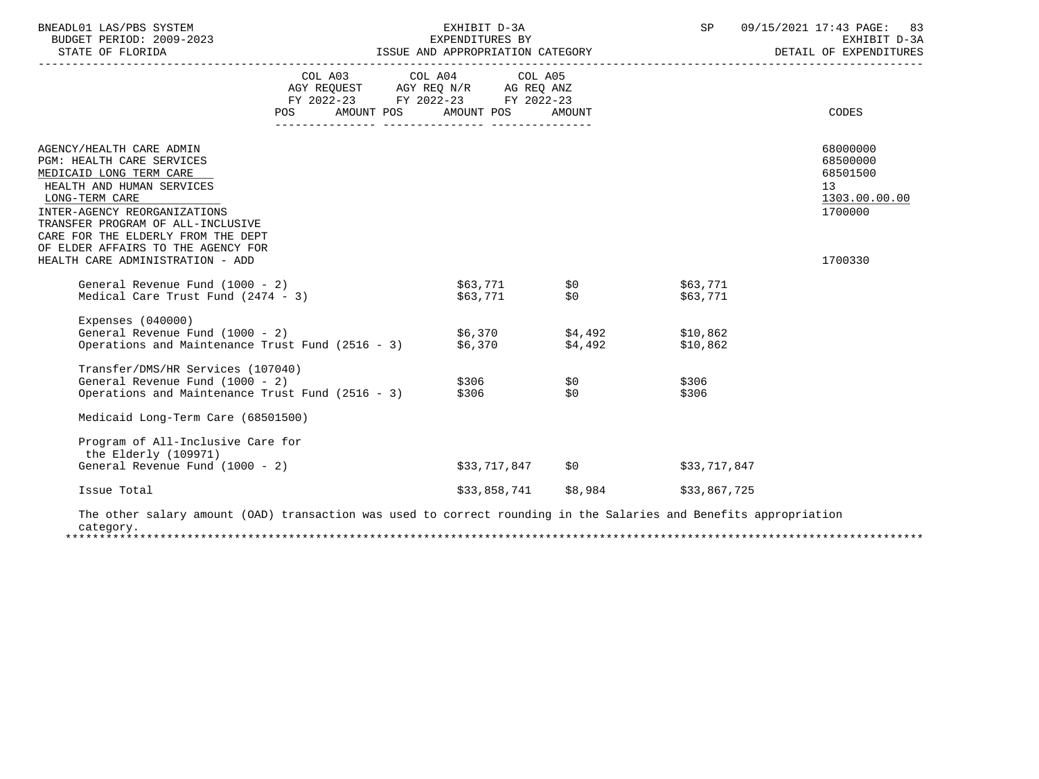BNEADL01 LAS/PBS SYSTEM — EXHIBIT D-3A — EXPENDITURES BY ISSUE AND APPROPRIATION CATEGORY — BUDGET PERIOD: 2009-2023 — STATE OF FLORIDA — DETAIL OF EXPENDITURES

| | COL A03 AGY REQUEST FY 2022-23 AMOUNT | COL A04 AGY REQ N/R FY 2022-23 AMOUNT | COL A05 AG REQ ANZ FY 2022-23 AMOUNT | CODES |
|---|---|---|---|---|
| AGENCY/HEALTH CARE ADMIN | | | | 68000000 |
| PGM: HEALTH CARE SERVICES | | | | 68500000 |
| MEDICAID LONG TERM CARE | | | | 68501500 |
| HEALTH AND HUMAN SERVICES | | | | 13 |
| LONG-TERM CARE | | | | 1303.00.00.00 |
| INTER-AGENCY REORGANIZATIONS | | | | 1700000 |
| TRANSFER PROGRAM OF ALL-INCLUSIVE CARE FOR THE ELDERLY FROM THE DEPT OF ELDER AFFAIRS TO THE AGENCY FOR HEALTH CARE ADMINISTRATION - ADD | | | | 1700330 |
| General Revenue Fund (1000 - 2) | $63,771 | $0 | $63,771 | |
| Medical Care Trust Fund (2474 - 3) | $63,771 | $0 | $63,771 | |
| Expenses (040000) | | | | |
| General Revenue Fund (1000 - 2) | $6,370 | $4,492 | $10,862 | |
| Operations and Maintenance Trust Fund (2516 - 3) | $6,370 | $4,492 | $10,862 | |
| Transfer/DMS/HR Services (107040) | | | | |
| General Revenue Fund (1000 - 2) | $306 | $0 | $306 | |
| Operations and Maintenance Trust Fund (2516 - 3) | $306 | $0 | $306 | |
| Medicaid Long-Term Care (68501500) | | | | |
| Program of All-Inclusive Care for the Elderly (109971) | | | | |
| General Revenue Fund (1000 - 2) | $33,717,847 | $0 | $33,717,847 | |
| Issue Total | $33,858,741 | $8,984 | $33,867,725 | |

The other salary amount (OAD) transaction was used to correct rounding in the Salaries and Benefits appropriation category.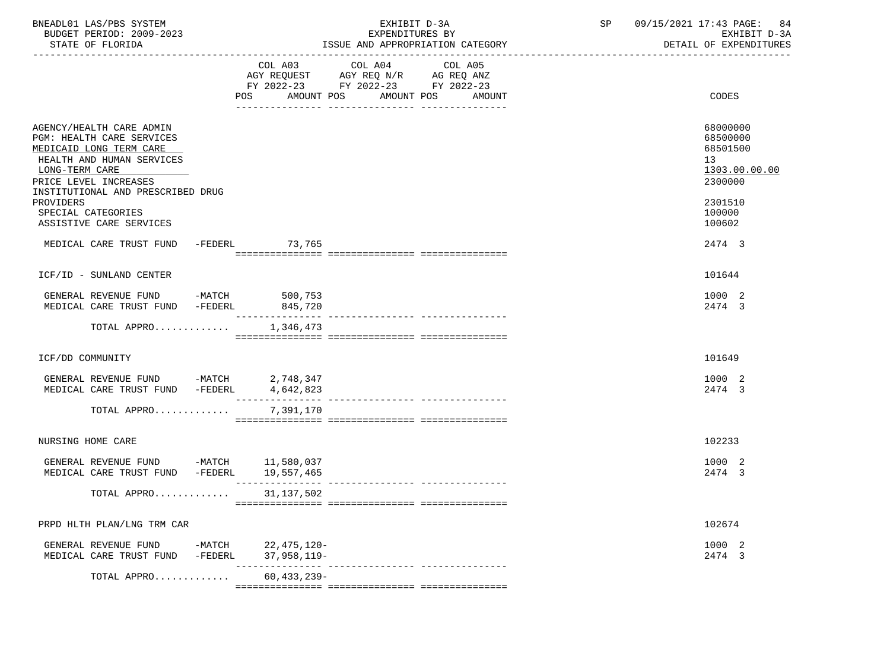BNEADL01 LAS/PBS SYSTEM — EXHIBIT D-3A — SP 09/15/2021 17:43 PAGE: 84
BUDGET PERIOD: 2009-2023 — EXPENDITURES BY — EXHIBIT D-3A
STATE OF FLORIDA — ISSUE AND APPROPRIATION CATEGORY — DETAIL OF EXPENDITURES

| | COL A03 AGY REQUEST FY 2022-23 POS AMOUNT | COL A04 AGY REQ N/R FY 2022-23 POS AMOUNT | COL A05 AG REQ ANZ FY 2022-23 POS AMOUNT | CODES |
|---|---|---|---|---|
| AGENCY/HEALTH CARE ADMIN | | | | 68000000 |
| PGM: HEALTH CARE SERVICES | | | | 68500000 |
| MEDICAID LONG TERM CARE | | | | 68501500 |
| HEALTH AND HUMAN SERVICES | | | | 13 |
| LONG-TERM CARE | | | | 1303.00.00.00 |
| PRICE LEVEL INCREASES | | | | 2300000 |
| INSTITUTIONAL AND PRESCRIBED DRUG PROVIDERS | | | | 2301510 |
| SPECIAL CATEGORIES | | | | 100000 |
| ASSISTIVE CARE SERVICES | | | | 100602 |
| MEDICAL CARE TRUST FUND -FEDERL | 73,765 | | | 2474 3 |
| ICF/ID - SUNLAND CENTER | | | | 101644 |
| GENERAL REVENUE FUND -MATCH | 500,753 | | | 1000 2 |
| MEDICAL CARE TRUST FUND -FEDERL | 845,720 | | | 2474 3 |
| TOTAL APPRO............ | 1,346,473 | | | |
| ICF/DD COMMUNITY | | | | 101649 |
| GENERAL REVENUE FUND -MATCH | 2,748,347 | | | 1000 2 |
| MEDICAL CARE TRUST FUND -FEDERL | 4,642,823 | | | 2474 3 |
| TOTAL APPRO............ | 7,391,170 | | | |
| NURSING HOME CARE | | | | 102233 |
| GENERAL REVENUE FUND -MATCH | 11,580,037 | | | 1000 2 |
| MEDICAL CARE TRUST FUND -FEDERL | 19,557,465 | | | 2474 3 |
| TOTAL APPRO............ | 31,137,502 | | | |
| PRPD HLTH PLAN/LNG TRM CAR | | | | 102674 |
| GENERAL REVENUE FUND -MATCH | 22,475,120- | | | 1000 2 |
| MEDICAL CARE TRUST FUND -FEDERL | 37,958,119- | | | 2474 3 |
| TOTAL APPRO............ | 60,433,239- | | | |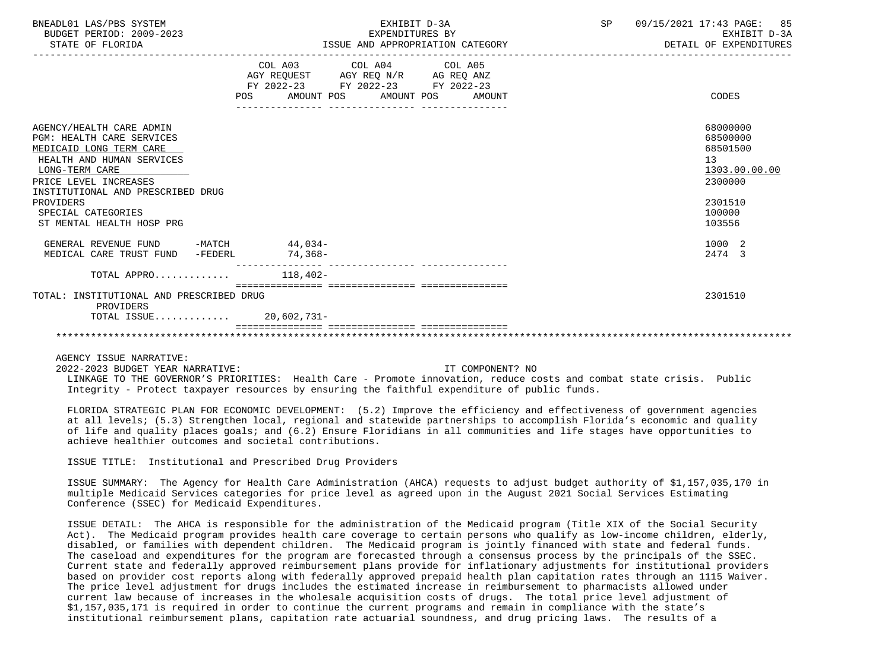| | COL A03 AGY REQUEST FY 2022-23 POS AMOUNT | COL A04 AGY REQ N/R FY 2022-23 POS AMOUNT | COL A05 AG REQ ANZ FY 2022-23 POS AMOUNT | CODES |
|---|---|---|---|---|
| AGENCY/HEALTH CARE ADMIN | | | | 68000000 |
| PGM: HEALTH CARE SERVICES | | | | 68500000 |
| MEDICAID LONG TERM CARE | | | | 68501500 |
| HEALTH AND HUMAN SERVICES | | | | 13 |
| LONG-TERM CARE | | | | 1303.00.00.00 |
| PRICE LEVEL INCREASES | | | | 2300000 |
| INSTITUTIONAL AND PRESCRIBED DRUG PROVIDERS | | | | 2301510 |
| SPECIAL CATEGORIES | | | | 100000 |
| ST MENTAL HEALTH HOSP PRG | | | | 103556 |
| GENERAL REVENUE FUND -MATCH | 44,034- | | | 1000 2 |
| MEDICAL CARE TRUST FUND -FEDERL | 74,368- | | | 2474 3 |
| TOTAL APPRO............ | 118,402- | | | |
| TOTAL: INSTITUTIONAL AND PRESCRIBED DRUG PROVIDERS | | | | 2301510 |
| TOTAL ISSUE............ | 20,602,731- | | | |

AGENCY ISSUE NARRATIVE:

2022-2023 BUDGET YEAR NARRATIVE: IT COMPONENT? NO

LINKAGE TO THE GOVERNOR'S PRIORITIES: Health Care - Promote innovation, reduce costs and combat state crisis. Public Integrity - Protect taxpayer resources by ensuring the faithful expenditure of public funds.

FLORIDA STRATEGIC PLAN FOR ECONOMIC DEVELOPMENT: (5.2) Improve the efficiency and effectiveness of government agencies at all levels; (5.3) Strengthen local, regional and statewide partnerships to accomplish Florida's economic and quality of life and quality places goals; and (6.2) Ensure Floridians in all communities and life stages have opportunities to achieve healthier outcomes and societal contributions.

ISSUE TITLE: Institutional and Prescribed Drug Providers

ISSUE SUMMARY: The Agency for Health Care Administration (AHCA) requests to adjust budget authority of $1,157,035,170 in multiple Medicaid Services categories for price level as agreed upon in the August 2021 Social Services Estimating Conference (SSEC) for Medicaid Expenditures.

ISSUE DETAIL: The AHCA is responsible for the administration of the Medicaid program (Title XIX of the Social Security Act). The Medicaid program provides health care coverage to certain persons who qualify as low-income children, elderly, disabled, or families with dependent children. The Medicaid program is jointly financed with state and federal funds. The caseload and expenditures for the program are forecasted through a consensus process by the principals of the SSEC. Current state and federally approved reimbursement plans provide for inflationary adjustments for institutional providers based on provider cost reports along with federally approved prepaid health plan capitation rates through an 1115 Waiver. The price level adjustment for drugs includes the estimated increase in reimbursement to pharmacists allowed under current law because of increases in the wholesale acquisition costs of drugs. The total price level adjustment of $1,157,035,171 is required in order to continue the current programs and remain in compliance with the state's institutional reimbursement plans, capitation rate actuarial soundness, and drug pricing laws. The results of a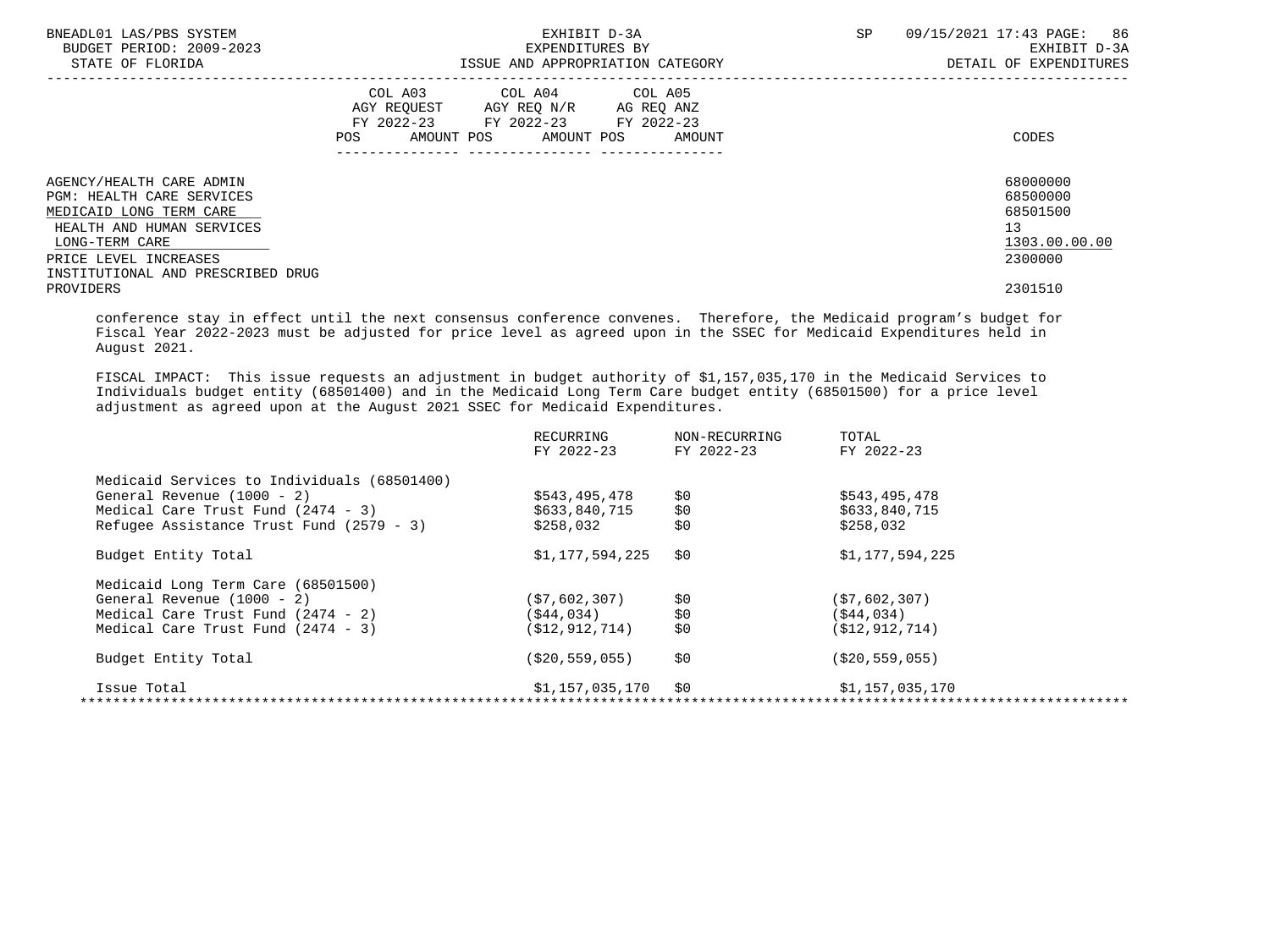| | COL A03 AGY REQUEST FY 2022-23 POS AMOUNT | COL A04 AGY REQ N/R FY 2022-23 POS AMOUNT | COL A05 AG REQ ANZ FY 2022-23 POS AMOUNT | CODES |
|---|---|---|---|---|
| AGENCY/HEALTH CARE ADMIN | | | | 68000000 |
| PGM: HEALTH CARE SERVICES | | | | 68500000 |
| MEDICAID LONG TERM CARE | | | | 68501500 |
| HEALTH AND HUMAN SERVICES | | | | 13 |
| LONG-TERM CARE | | | | 1303.00.00.00 |
| PRICE LEVEL INCREASES | | | | 2300000 |
| INSTITUTIONAL AND PRESCRIBED DRUG PROVIDERS | | | | 2301510 |

conference stay in effect until the next consensus conference convenes. Therefore, the Medicaid program's budget for Fiscal Year 2022-2023 must be adjusted for price level as agreed upon in the SSEC for Medicaid Expenditures held in August 2021.

FISCAL IMPACT: This issue requests an adjustment in budget authority of $1,157,035,170 in the Medicaid Services to Individuals budget entity (68501400) and in the Medicaid Long Term Care budget entity (68501500) for a price level adjustment as agreed upon at the August 2021 SSEC for Medicaid Expenditures.

| | RECURRING FY 2022-23 | NON-RECURRING FY 2022-23 | TOTAL FY 2022-23 |
|---|---|---|---|
| Medicaid Services to Individuals (68501400) | | | |
| General Revenue (1000 - 2) | $543,495,478 | $0 | $543,495,478 |
| Medical Care Trust Fund (2474 - 3) | $633,840,715 | $0 | $633,840,715 |
| Refugee Assistance Trust Fund (2579 - 3) | $258,032 | $0 | $258,032 |
| Budget Entity Total | $1,177,594,225 | $0 | $1,177,594,225 |
| Medicaid Long Term Care (68501500) | | | |
| General Revenue (1000 - 2) | ($7,602,307) | $0 | ($7,602,307) |
| Medical Care Trust Fund (2474 - 2) | ($44,034) | $0 | ($44,034) |
| Medical Care Trust Fund (2474 - 3) | ($12,912,714) | $0 | ($12,912,714) |
| Budget Entity Total | ($20,559,055) | $0 | ($20,559,055) |
| Issue Total | $1,157,035,170 | $0 | $1,157,035,170 |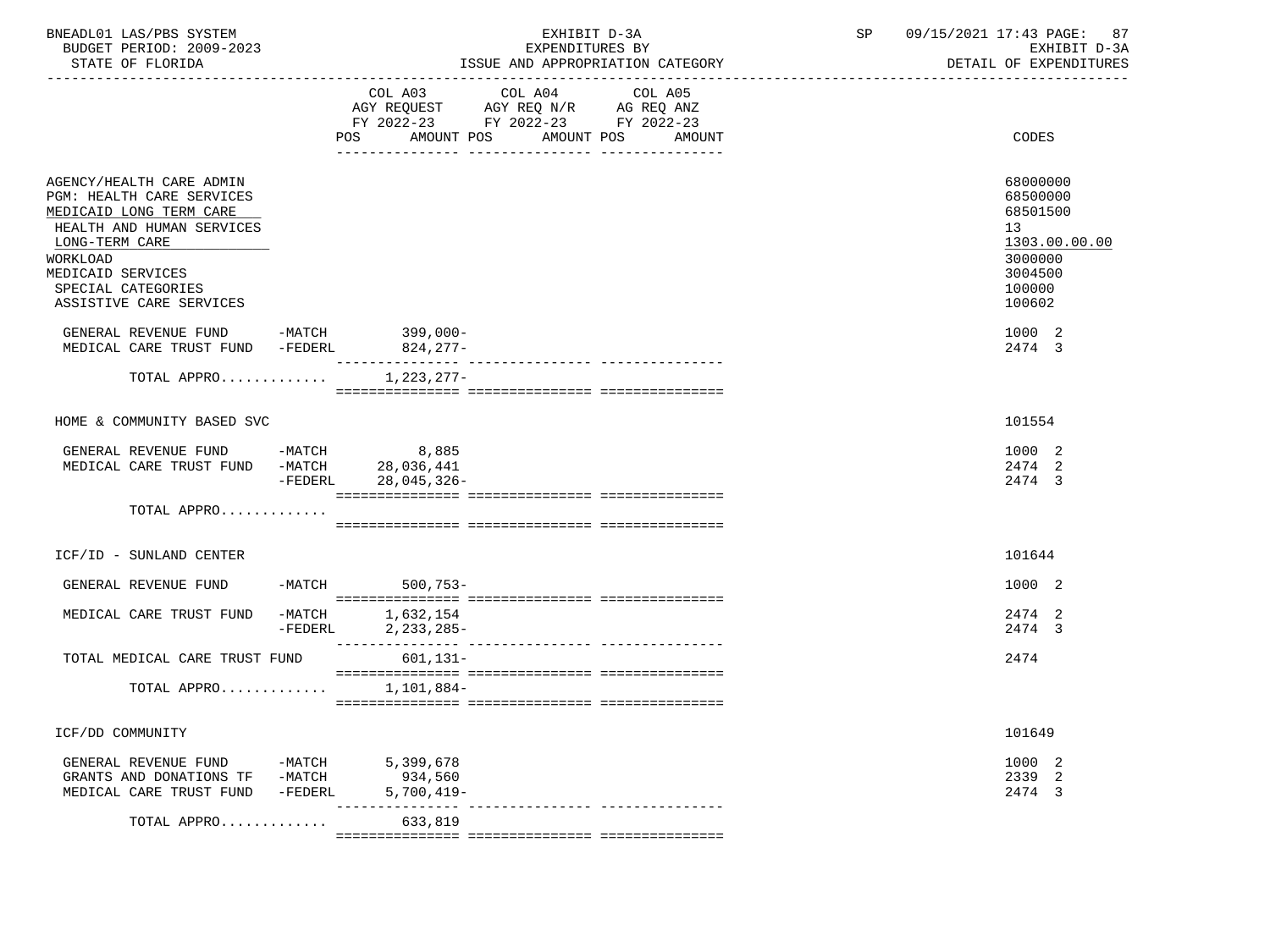BNEADL01 LAS/PBS SYSTEM
BUDGET PERIOD: 2009-2023
STATE OF FLORIDA

EXHIBIT D-3A
EXPENDITURES BY
ISSUE AND APPROPRIATION CATEGORY

SP 09/15/2021 17:43
EXHIBIT D-3A
DETAIL OF EXPENDITURES

| | | COL A03 AGY REQUEST FY 2022-23 POS AMOUNT | COL A04 AGY REQ N/R FY 2022-23 POS AMOUNT | COL A05 AG REQ ANZ FY 2022-23 POS AMOUNT | CODES |
|---|---|---|---|---|---|
| AGENCY/HEALTH CARE ADMIN | | | | | 68000000 |
| PGM: HEALTH CARE SERVICES | | | | | 68500000 |
| MEDICAID LONG TERM CARE | | | | | 68501500 |
| HEALTH AND HUMAN SERVICES | | | | | 13 |
| LONG-TERM CARE | | | | | 1303.00.00.00 |
| WORKLOAD | | | | | 3000000 |
| MEDICAID SERVICES | | | | | 3004500 |
| SPECIAL CATEGORIES | | | | | 100000 |
| ASSISTIVE CARE SERVICES | | | | | 100602 |
| GENERAL REVENUE FUND | -MATCH | 399,000- | | | 1000 2 |
| MEDICAL CARE TRUST FUND | -FEDERL | 824,277- | | | 2474 3 |
| TOTAL APPRO............ | | 1,223,277- | | | |
| HOME & COMMUNITY BASED SVC | | | | | 101554 |
| GENERAL REVENUE FUND | -MATCH | 8,885 | | | 1000 2 |
| MEDICAL CARE TRUST FUND | -MATCH | 28,036,441 | | | 2474 2 |
| | -FEDERL | 28,045,326- | | | 2474 3 |
| TOTAL APPRO............ | | | | | |
| ICF/ID - SUNLAND CENTER | | | | | 101644 |
| GENERAL REVENUE FUND | -MATCH | 500,753- | | | 1000 2 |
| MEDICAL CARE TRUST FUND | -MATCH | 1,632,154 | | | 2474 2 |
| | -FEDERL | 2,233,285- | | | 2474 3 |
| TOTAL MEDICAL CARE TRUST FUND | | 601,131- | | | 2474 |
| TOTAL APPRO............ | | 1,101,884- | | | |
| ICF/DD COMMUNITY | | | | | 101649 |
| GENERAL REVENUE FUND | -MATCH | 5,399,678 | | | 1000 2 |
| GRANTS AND DONATIONS TF | -MATCH | 934,560 | | | 2339 2 |
| MEDICAL CARE TRUST FUND | -FEDERL | 5,700,419- | | | 2474 3 |
| TOTAL APPRO............ | | 633,819 | | | |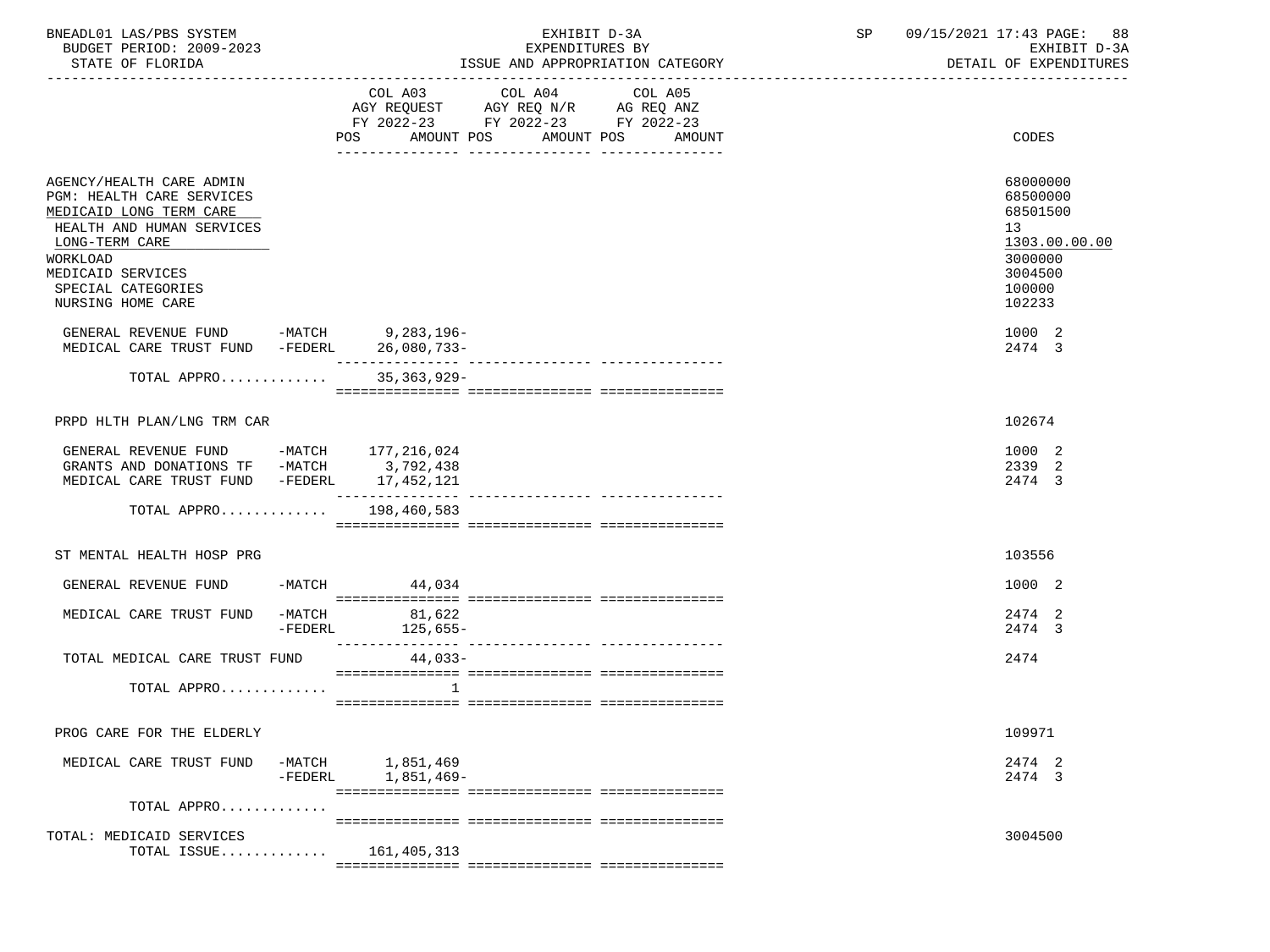BNEADL01 LAS/PBS SYSTEM
BUDGET PERIOD: 2009-2023
STATE OF FLORIDA

EXHIBIT D-3A
EXPENDITURES BY
ISSUE AND APPROPRIATION CATEGORY

SP 09/15/2021 17:43
EXHIBIT D-3A
DETAIL OF EXPENDITURES

| | COL A03 AGY REQUEST FY 2022-23 POS AMOUNT | COL A04 AGY REQ N/R FY 2022-23 POS AMOUNT | COL A05 AG REQ ANZ FY 2022-23 POS AMOUNT | CODES |
|---|---|---|---|---|
| AGENCY/HEALTH CARE ADMIN | | | | 68000000 |
| PGM: HEALTH CARE SERVICES | | | | 68500000 |
| MEDICAID LONG TERM CARE | | | | 68501500 |
| HEALTH AND HUMAN SERVICES | | | | 13 |
| LONG-TERM CARE | | | | 1303.00.00.00 |
| WORKLOAD | | | | 3000000 |
| MEDICAID SERVICES | | | | 3004500 |
| SPECIAL CATEGORIES | | | | 100000 |
| NURSING HOME CARE | | | | 102233 |
| GENERAL REVENUE FUND -MATCH | 9,283,196- | | | 1000 2 |
| MEDICAL CARE TRUST FUND -FEDERL | 26,080,733- | | | 2474 3 |
| TOTAL APPRO............ | 35,363,929- | | | |
| PRPD HLTH PLAN/LNG TRM CAR | | | | 102674 |
| GENERAL REVENUE FUND -MATCH | 177,216,024 | | | 1000 2 |
| GRANTS AND DONATIONS TF -MATCH | 3,792,438 | | | 2339 2 |
| MEDICAL CARE TRUST FUND -FEDERL | 17,452,121 | | | 2474 3 |
| TOTAL APPRO............ | 198,460,583 | | | |
| ST MENTAL HEALTH HOSP PRG | | | | 103556 |
| GENERAL REVENUE FUND -MATCH | 44,034 | | | 1000 2 |
| MEDICAL CARE TRUST FUND -MATCH | 81,622 | | | 2474 2 |
| -FEDERL | 125,655- | | | 2474 3 |
| TOTAL MEDICAL CARE TRUST FUND | 44,033- | | | 2474 |
| TOTAL APPRO............ | 1 | | | |
| PROG CARE FOR THE ELDERLY | | | | 109971 |
| MEDICAL CARE TRUST FUND -MATCH | 1,851,469 | | | 2474 2 |
| -FEDERL | 1,851,469- | | | 2474 3 |
| TOTAL APPRO............ | | | | |
| TOTAL: MEDICAID SERVICES | | | | 3004500 |
| TOTAL ISSUE............ | 161,405,313 | | | |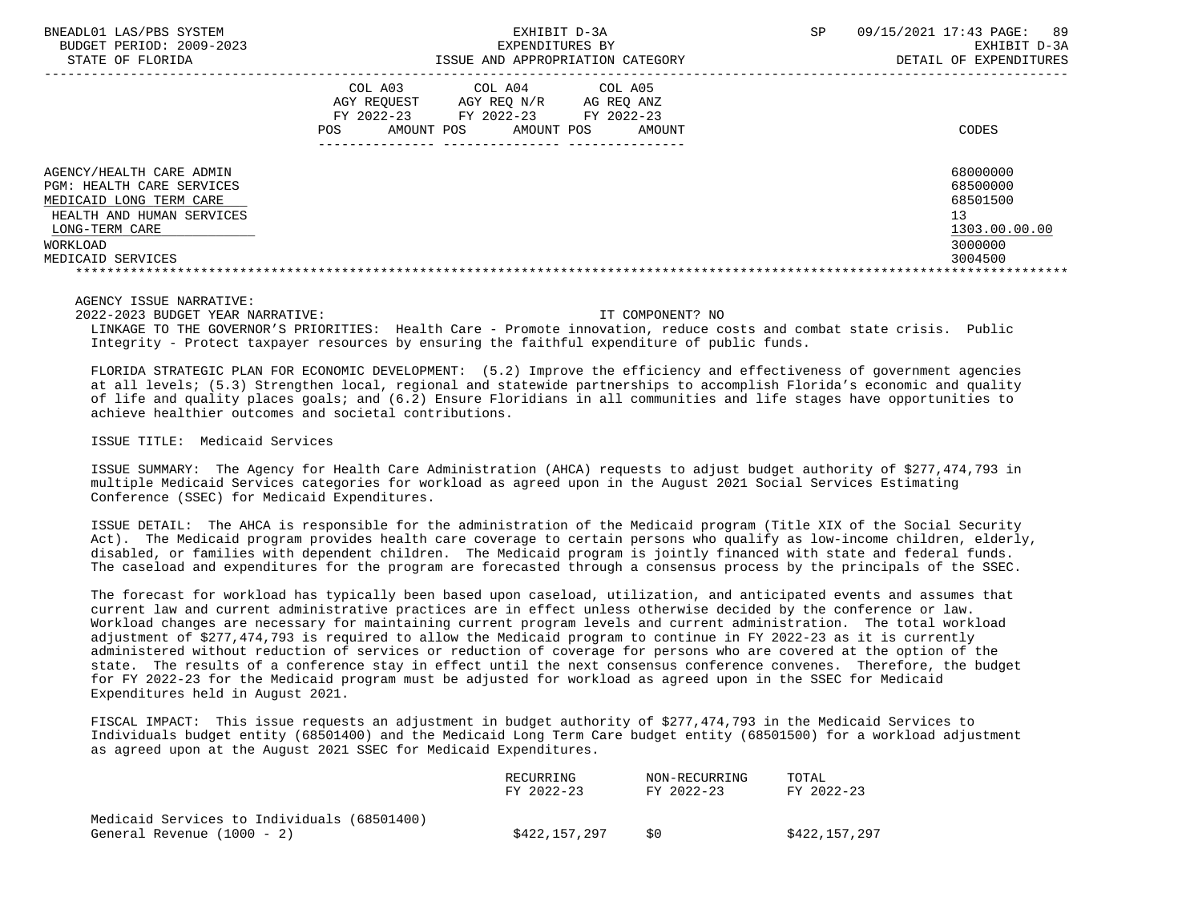| | COL A03 AGY REQUEST FY 2022-23 POS AMOUNT | COL A04 AGY REQ N/R FY 2022-23 POS AMOUNT | COL A05 AG REQ ANZ FY 2022-23 POS AMOUNT | CODES |
|---|---|---|---|---|
| AGENCY/HEALTH CARE ADMIN | | | | 68000000 |
| PGM: HEALTH CARE SERVICES | | | | 68500000 |
| MEDICAID LONG TERM CARE | | | | 68501500 |
| HEALTH AND HUMAN SERVICES | | | | 13 |
| LONG-TERM CARE | | | | 1303.00.00.00 |
| WORKLOAD | | | | 3000000 |
| MEDICAID SERVICES | | | | 3004500 |

AGENCY ISSUE NARRATIVE:

2022-2023 BUDGET YEAR NARRATIVE: IT COMPONENT? NO

LINKAGE TO THE GOVERNOR'S PRIORITIES: Health Care - Promote innovation, reduce costs and combat state crisis. Public Integrity - Protect taxpayer resources by ensuring the faithful expenditure of public funds.

FLORIDA STRATEGIC PLAN FOR ECONOMIC DEVELOPMENT: (5.2) Improve the efficiency and effectiveness of government agencies at all levels; (5.3) Strengthen local, regional and statewide partnerships to accomplish Florida's economic and quality of life and quality places goals; and (6.2) Ensure Floridians in all communities and life stages have opportunities to achieve healthier outcomes and societal contributions.

ISSUE TITLE: Medicaid Services

ISSUE SUMMARY: The Agency for Health Care Administration (AHCA) requests to adjust budget authority of $277,474,793 in multiple Medicaid Services categories for workload as agreed upon in the August 2021 Social Services Estimating Conference (SSEC) for Medicaid Expenditures.

ISSUE DETAIL: The AHCA is responsible for the administration of the Medicaid program (Title XIX of the Social Security Act). The Medicaid program provides health care coverage to certain persons who qualify as low-income children, elderly, disabled, or families with dependent children. The Medicaid program is jointly financed with state and federal funds. The caseload and expenditures for the program are forecasted through a consensus process by the principals of the SSEC.

The forecast for workload has typically been based upon caseload, utilization, and anticipated events and assumes that current law and current administrative practices are in effect unless otherwise decided by the conference or law. Workload changes are necessary for maintaining current program levels and current administration. The total workload adjustment of $277,474,793 is required to allow the Medicaid program to continue in FY 2022-23 as it is currently administered without reduction of services or reduction of coverage for persons who are covered at the option of the state. The results of a conference stay in effect until the next consensus conference convenes. Therefore, the budget for FY 2022-23 for the Medicaid program must be adjusted for workload as agreed upon in the SSEC for Medicaid Expenditures held in August 2021.

FISCAL IMPACT: This issue requests an adjustment in budget authority of $277,474,793 in the Medicaid Services to Individuals budget entity (68501400) and the Medicaid Long Term Care budget entity (68501500) for a workload adjustment as agreed upon at the August 2021 SSEC for Medicaid Expenditures.

| | RECURRING FY 2022-23 | NON-RECURRING FY 2022-23 | TOTAL FY 2022-23 |
|---|---|---|---|
| Medicaid Services to Individuals (68501400) | | | |
| General Revenue (1000 - 2) | $422,157,297 | $0 | $422,157,297 |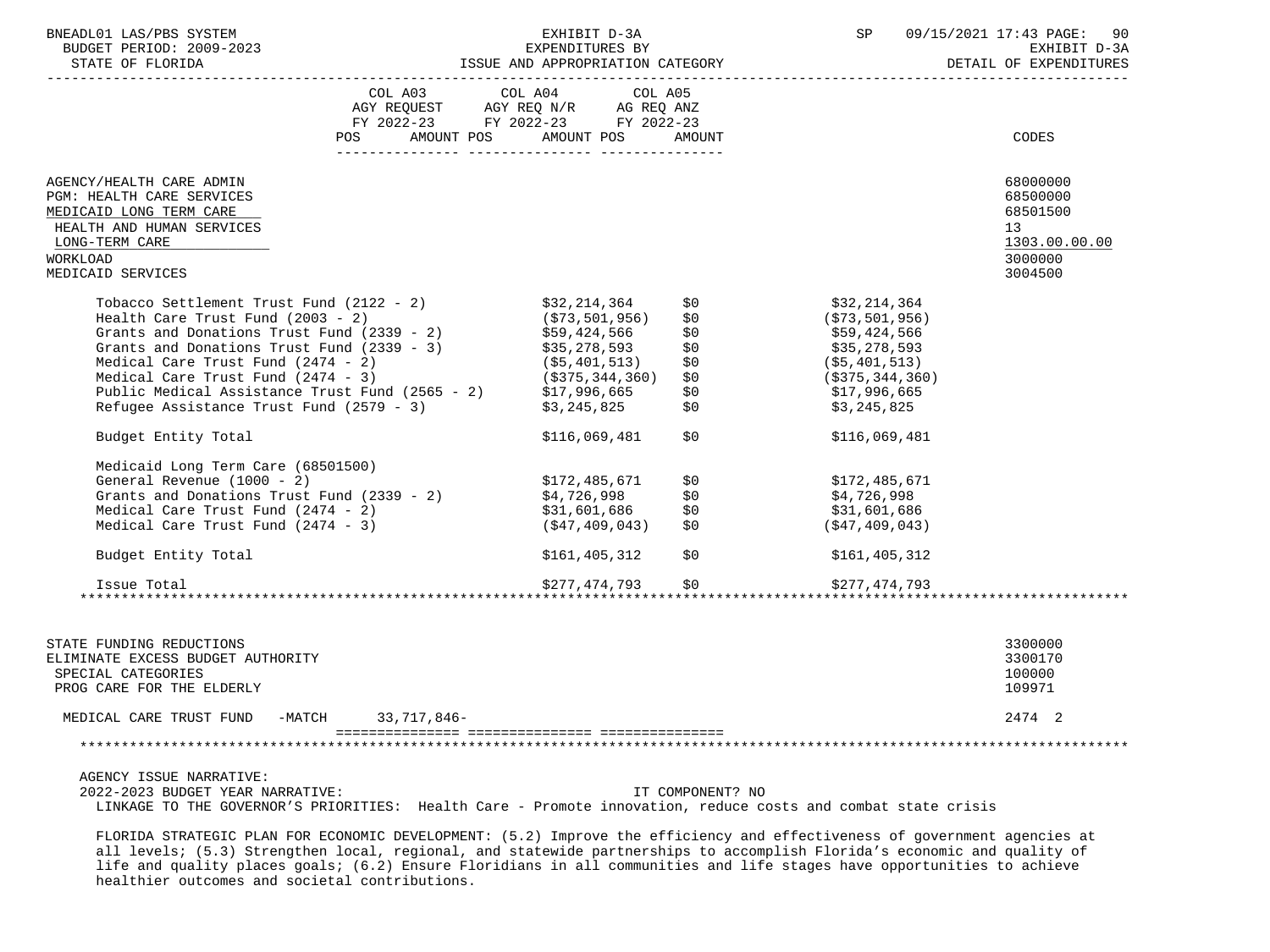| | COL A03 AGY REQUEST FY 2022-23 POS AMOUNT | COL A04 AGY REQ N/R FY 2022-23 POS AMOUNT | COL A05 AG REQ ANZ FY 2022-23 POS AMOUNT | CODES |
|---|---|---|---|---|
| AGENCY/HEALTH CARE ADMIN | | | | 68000000 |
| PGM: HEALTH CARE SERVICES | | | | 68500000 |
| MEDICAID LONG TERM CARE | | | | 68501500 |
| HEALTH AND HUMAN SERVICES | | | | 13 |
| LONG-TERM CARE | | | | 1303.00.00.00 |
| WORKLOAD | | | | 3000000 |
| MEDICAID SERVICES | | | | 3004500 |

| | | | |
|---|---|---|---|
| Tobacco Settlement Trust Fund (2122 - 2) | $32,214,364 | $0 | $32,214,364 |
| Health Care Trust Fund (2003 - 2) | ($73,501,956) | $0 | ($73,501,956) |
| Grants and Donations Trust Fund (2339 - 2) | $59,424,566 | $0 | $59,424,566 |
| Grants and Donations Trust Fund (2339 - 3) | $35,278,593 | $0 | $35,278,593 |
| Medical Care Trust Fund (2474 - 2) | ($5,401,513) | $0 | ($5,401,513) |
| Medical Care Trust Fund (2474 - 3) | ($375,344,360) | $0 | ($375,344,360) |
| Public Medical Assistance Trust Fund (2565 - 2) | $17,996,665 | $0 | $17,996,665 |
| Refugee Assistance Trust Fund (2579 - 3) | $3,245,825 | $0 | $3,245,825 |
| Budget Entity Total | $116,069,481 | $0 | $116,069,481 |
| Medicaid Long Term Care (68501500) | | | |
| General Revenue (1000 - 2) | $172,485,671 | $0 | $172,485,671 |
| Grants and Donations Trust Fund (2339 - 2) | $4,726,998 | $0 | $4,726,998 |
| Medical Care Trust Fund (2474 - 2) | $31,601,686 | $0 | $31,601,686 |
| Medical Care Trust Fund (2474 - 3) | ($47,409,043) | $0 | ($47,409,043) |
| Budget Entity Total | $161,405,312 | $0 | $161,405,312 |
| Issue Total | $277,474,793 | $0 | $277,474,793 |

| | | | | CODES |
|---|---|---|---|---|
| STATE FUNDING REDUCTIONS | | | | 3300000 |
| ELIMINATE EXCESS BUDGET AUTHORITY | | | | 3300170 |
| SPECIAL CATEGORIES | | | | 100000 |
| PROG CARE FOR THE ELDERLY | | | | 109971 |
| MEDICAL CARE TRUST FUND -MATCH | 33,717,846- | | | 2474 2 |

AGENCY ISSUE NARRATIVE:

2022-2023 BUDGET YEAR NARRATIVE: IT COMPONENT? NO

LINKAGE TO THE GOVERNOR'S PRIORITIES: Health Care - Promote innovation, reduce costs and combat state crisis

FLORIDA STRATEGIC PLAN FOR ECONOMIC DEVELOPMENT: (5.2) Improve the efficiency and effectiveness of government agencies at all levels; (5.3) Strengthen local, regional, and statewide partnerships to accomplish Florida's economic and quality of life and quality places goals; (6.2) Ensure Floridians in all communities and life stages have opportunities to achieve healthier outcomes and societal contributions.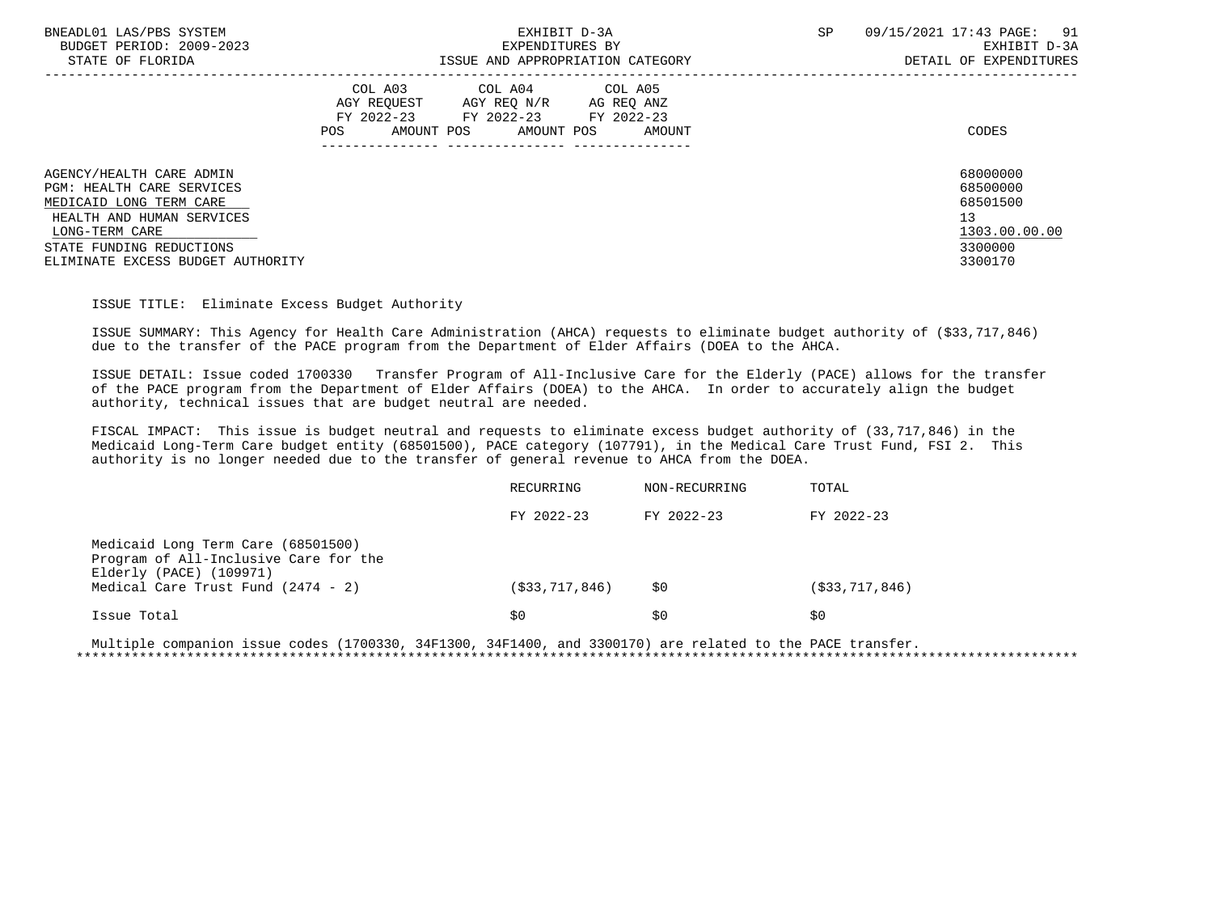| | COL A03 AGY REQUEST FY 2022-23 POS AMOUNT | COL A04 AGY REQ N/R FY 2022-23 POS AMOUNT | COL A05 AG REQ ANZ FY 2022-23 POS AMOUNT | CODES |
|---|---|---|---|---|
| AGENCY/HEALTH CARE ADMIN | | | | 68000000 |
| PGM: HEALTH CARE SERVICES | | | | 68500000 |
| MEDICAID LONG TERM CARE | | | | 68501500 |
| HEALTH AND HUMAN SERVICES | | | | 13 |
| LONG-TERM CARE | | | | 1303.00.00.00 |
| STATE FUNDING REDUCTIONS | | | | 3300000 |
| ELIMINATE EXCESS BUDGET AUTHORITY | | | | 3300170 |

ISSUE TITLE: Eliminate Excess Budget Authority

ISSUE SUMMARY: This Agency for Health Care Administration (AHCA) requests to eliminate budget authority of ($33,717,846) due to the transfer of the PACE program from the Department of Elder Affairs (DOEA to the AHCA.

ISSUE DETAIL: Issue coded 1700330 Transfer Program of All-Inclusive Care for the Elderly (PACE) allows for the transfer of the PACE program from the Department of Elder Affairs (DOEA) to the AHCA. In order to accurately align the budget authority, technical issues that are budget neutral are needed.

FISCAL IMPACT: This issue is budget neutral and requests to eliminate excess budget authority of (33,717,846) in the Medicaid Long-Term Care budget entity (68501500), PACE category (107791), in the Medical Care Trust Fund, FSI 2. This authority is no longer needed due to the transfer of general revenue to AHCA from the DOEA.

| | RECURRING FY 2022-23 | NON-RECURRING FY 2022-23 | TOTAL FY 2022-23 |
|---|---|---|---|
| Medicaid Long Term Care (68501500) Program of All-Inclusive Care for the Elderly (PACE) (109971) Medical Care Trust Fund (2474 - 2) | ($33,717,846) | $0 | ($33,717,846) |
| Issue Total | $0 | $0 | $0 |

Multiple companion issue codes (1700330, 34F1300, 34F1400, and 3300170) are related to the PACE transfer.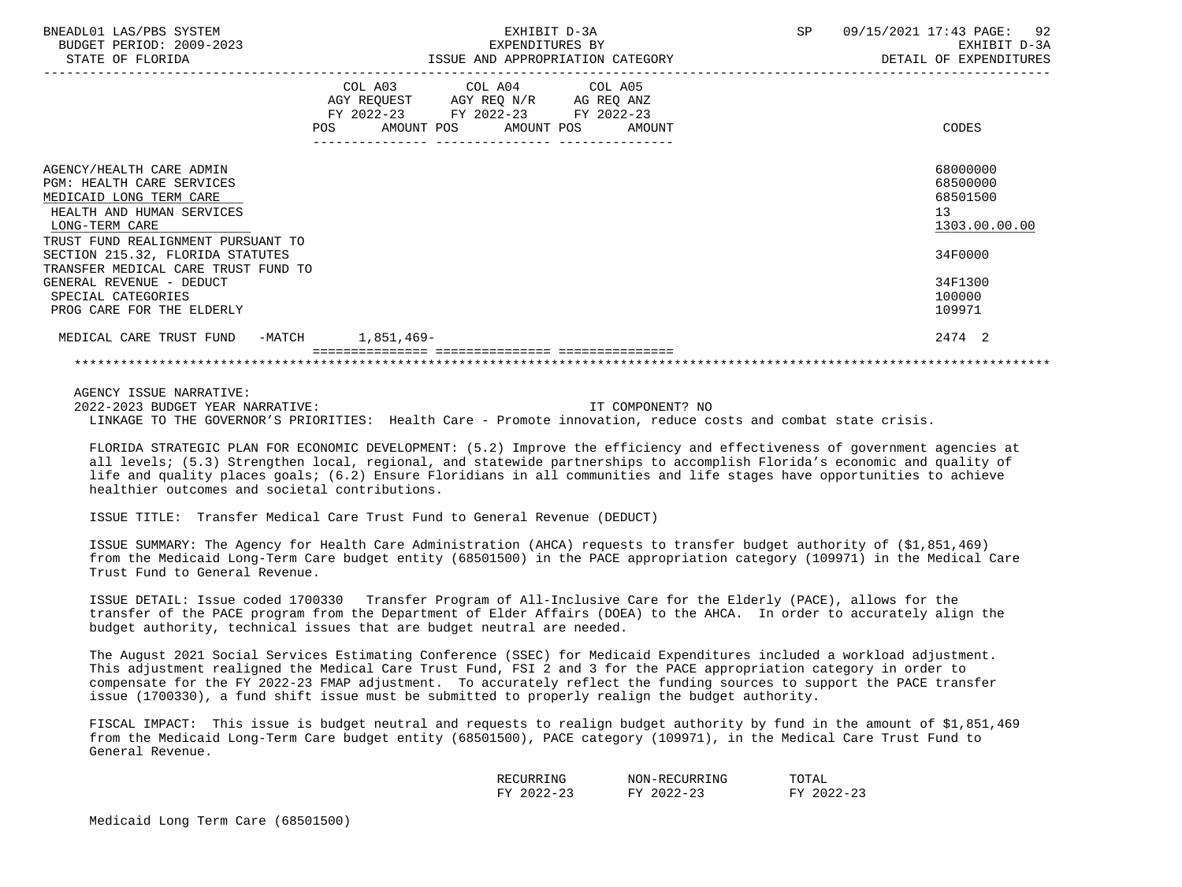BNEADL01 LAS/PBS SYSTEM — EXHIBIT D-3A — SP 09/15/2021 17:43 PAGE: 92
BUDGET PERIOD: 2009-2023 — EXPENDITURES BY — EXHIBIT D-3A
STATE OF FLORIDA — ISSUE AND APPROPRIATION CATEGORY — DETAIL OF EXPENDITURES

| | COL A03 AGY REQUEST FY 2022-23 POS AMOUNT | COL A04 AGY REQ N/R FY 2022-23 POS AMOUNT | COL A05 AG REQ ANZ FY 2022-23 POS AMOUNT | CODES |
|---|---|---|---|---|
| AGENCY/HEALTH CARE ADMIN | | | | 68000000 |
| PGM: HEALTH CARE SERVICES | | | | 68500000 |
| MEDICAID LONG TERM CARE | | | | 68501500 |
| HEALTH AND HUMAN SERVICES | | | | 13 |
| LONG-TERM CARE | | | | 1303.00.00.00 |
| TRUST FUND REALIGNMENT PURSUANT TO SECTION 215.32, FLORIDA STATUTES | | | | 34F0000 |
| TRANSFER MEDICAL CARE TRUST FUND TO GENERAL REVENUE - DEDUCT | | | | 34F1300 |
| SPECIAL CATEGORIES | | | | 100000 |
| PROG CARE FOR THE ELDERLY | | | | 109971 |
| MEDICAL CARE TRUST FUND -MATCH | 1,851,469- | | | 2474 2 |

AGENCY ISSUE NARRATIVE:
2022-2023 BUDGET YEAR NARRATIVE: IT COMPONENT? NO
LINKAGE TO THE GOVERNOR'S PRIORITIES: Health Care - Promote innovation, reduce costs and combat state crisis.

FLORIDA STRATEGIC PLAN FOR ECONOMIC DEVELOPMENT: (5.2) Improve the efficiency and effectiveness of government agencies at all levels; (5.3) Strengthen local, regional, and statewide partnerships to accomplish Florida's economic and quality of life and quality places goals; (6.2) Ensure Floridians in all communities and life stages have opportunities to achieve healthier outcomes and societal contributions.

ISSUE TITLE: Transfer Medical Care Trust Fund to General Revenue (DEDUCT)

ISSUE SUMMARY: The Agency for Health Care Administration (AHCA) requests to transfer budget authority of ($1,851,469) from the Medicaid Long-Term Care budget entity (68501500) in the PACE appropriation category (109971) in the Medical Care Trust Fund to General Revenue.

ISSUE DETAIL: Issue coded 1700330 Transfer Program of All-Inclusive Care for the Elderly (PACE), allows for the transfer of the PACE program from the Department of Elder Affairs (DOEA) to the AHCA. In order to accurately align the budget authority, technical issues that are budget neutral are needed.

The August 2021 Social Services Estimating Conference (SSEC) for Medicaid Expenditures included a workload adjustment. This adjustment realigned the Medical Care Trust Fund, FSI 2 and 3 for the PACE appropriation category in order to compensate for the FY 2022-23 FMAP adjustment. To accurately reflect the funding sources to support the PACE transfer issue (1700330), a fund shift issue must be submitted to properly realign the budget authority.

FISCAL IMPACT: This issue is budget neutral and requests to realign budget authority by fund in the amount of $1,851,469 from the Medicaid Long-Term Care budget entity (68501500), PACE category (109971), in the Medical Care Trust Fund to General Revenue.

| | RECURRING FY 2022-23 | NON-RECURRING FY 2022-23 | TOTAL FY 2022-23 |
|---|---|---|---|
| Medicaid Long Term Care (68501500) | | | |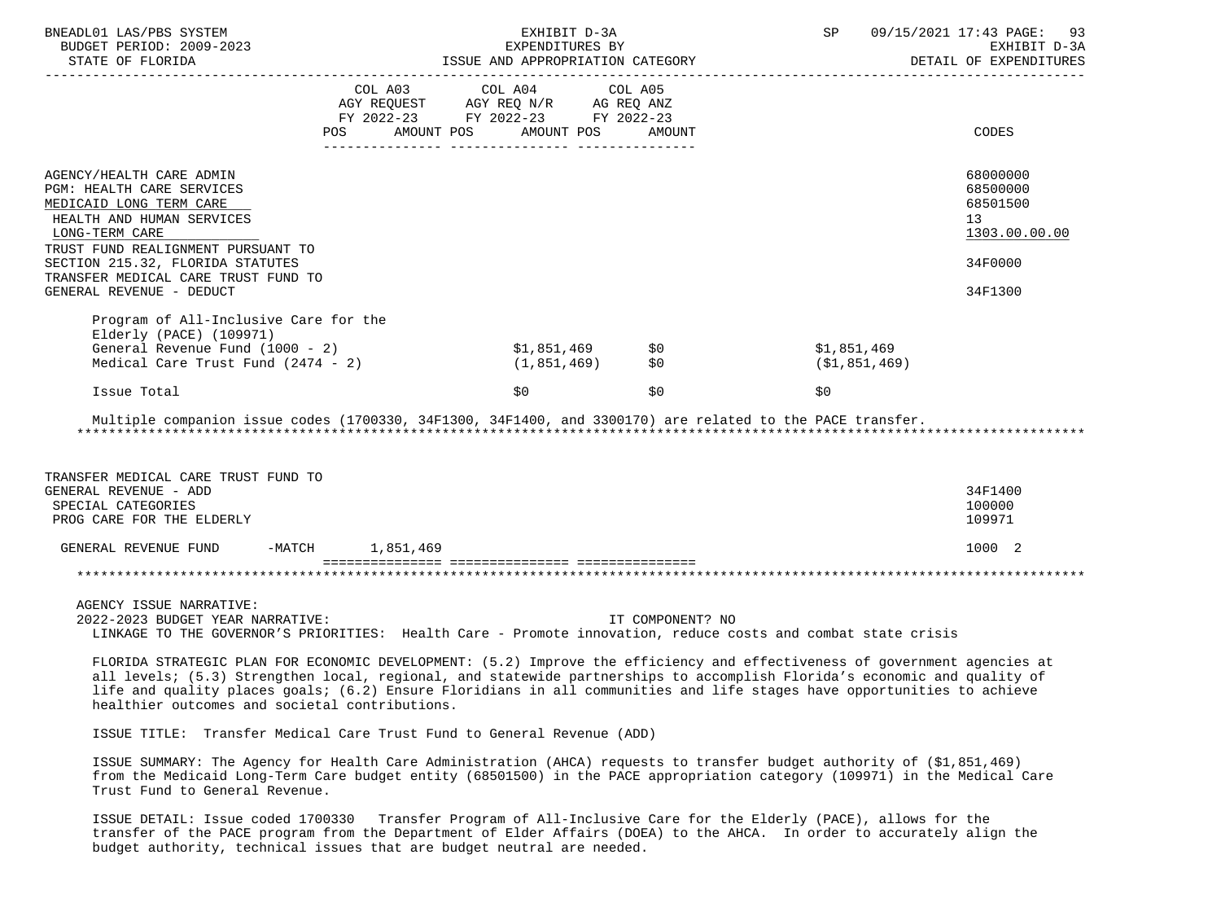BNEADL01 LAS/PBS SYSTEM — EXHIBIT D-3A — EXPENDITURES BY ISSUE AND APPROPRIATION CATEGORY — DETAIL OF EXPENDITURES

BUDGET PERIOD: 2009-2023 — STATE OF FLORIDA — SP 09/15/2021 17:43

| | COL A03 AGY REQUEST FY 2022-23 POS AMOUNT | COL A04 AGY REQ N/R FY 2022-23 POS AMOUNT | COL A05 AG REQ ANZ FY 2022-23 POS AMOUNT | CODES |
|---|---|---|---|---|
| AGENCY/HEALTH CARE ADMIN | | | | 68000000 |
| PGM: HEALTH CARE SERVICES | | | | 68500000 |
| MEDICAID LONG TERM CARE | | | | 68501500 |
| HEALTH AND HUMAN SERVICES | | | | 13 |
| LONG-TERM CARE | | | | 1303.00.00.00 |
| TRUST FUND REALIGNMENT PURSUANT TO SECTION 215.32, FLORIDA STATUTES | | | | 34F0000 |
| TRANSFER MEDICAL CARE TRUST FUND TO GENERAL REVENUE - DEDUCT | | | | 34F1300 |

Program of All-Inclusive Care for the Elderly (PACE) (109971)

| | | | |
|---|---|---|---|
| General Revenue Fund (1000 - 2) | $1,851,469 | $0 | $1,851,469 |
| Medical Care Trust Fund (2474 - 2) | (1,851,469) | $0 | ($1,851,469) |
| Issue Total | $0 | $0 | $0 |

Multiple companion issue codes (1700330, 34F1300, 34F1400, and 3300170) are related to the PACE transfer.

| | COL A03 | COL A04 | COL A05 | CODES |
|---|---|---|---|---|
| TRANSFER MEDICAL CARE TRUST FUND TO GENERAL REVENUE - ADD | | | | 34F1400 |
| SPECIAL CATEGORIES | | | | 100000 |
| PROG CARE FOR THE ELDERLY | | | | 109971 |
| GENERAL REVENUE FUND -MATCH | 1,851,469 | | | 1000 2 |

AGENCY ISSUE NARRATIVE:

2022-2023 BUDGET YEAR NARRATIVE: IT COMPONENT? NO

LINKAGE TO THE GOVERNOR'S PRIORITIES: Health Care - Promote innovation, reduce costs and combat state crisis

FLORIDA STRATEGIC PLAN FOR ECONOMIC DEVELOPMENT: (5.2) Improve the efficiency and effectiveness of government agencies at all levels; (5.3) Strengthen local, regional, and statewide partnerships to accomplish Florida's economic and quality of life and quality places goals; (6.2) Ensure Floridians in all communities and life stages have opportunities to achieve healthier outcomes and societal contributions.

ISSUE TITLE: Transfer Medical Care Trust Fund to General Revenue (ADD)

ISSUE SUMMARY: The Agency for Health Care Administration (AHCA) requests to transfer budget authority of ($1,851,469) from the Medicaid Long-Term Care budget entity (68501500) in the PACE appropriation category (109971) in the Medical Care Trust Fund to General Revenue.

ISSUE DETAIL: Issue coded 1700330 Transfer Program of All-Inclusive Care for the Elderly (PACE), allows for the transfer of the PACE program from the Department of Elder Affairs (DOEA) to the AHCA. In order to accurately align the budget authority, technical issues that are budget neutral are needed.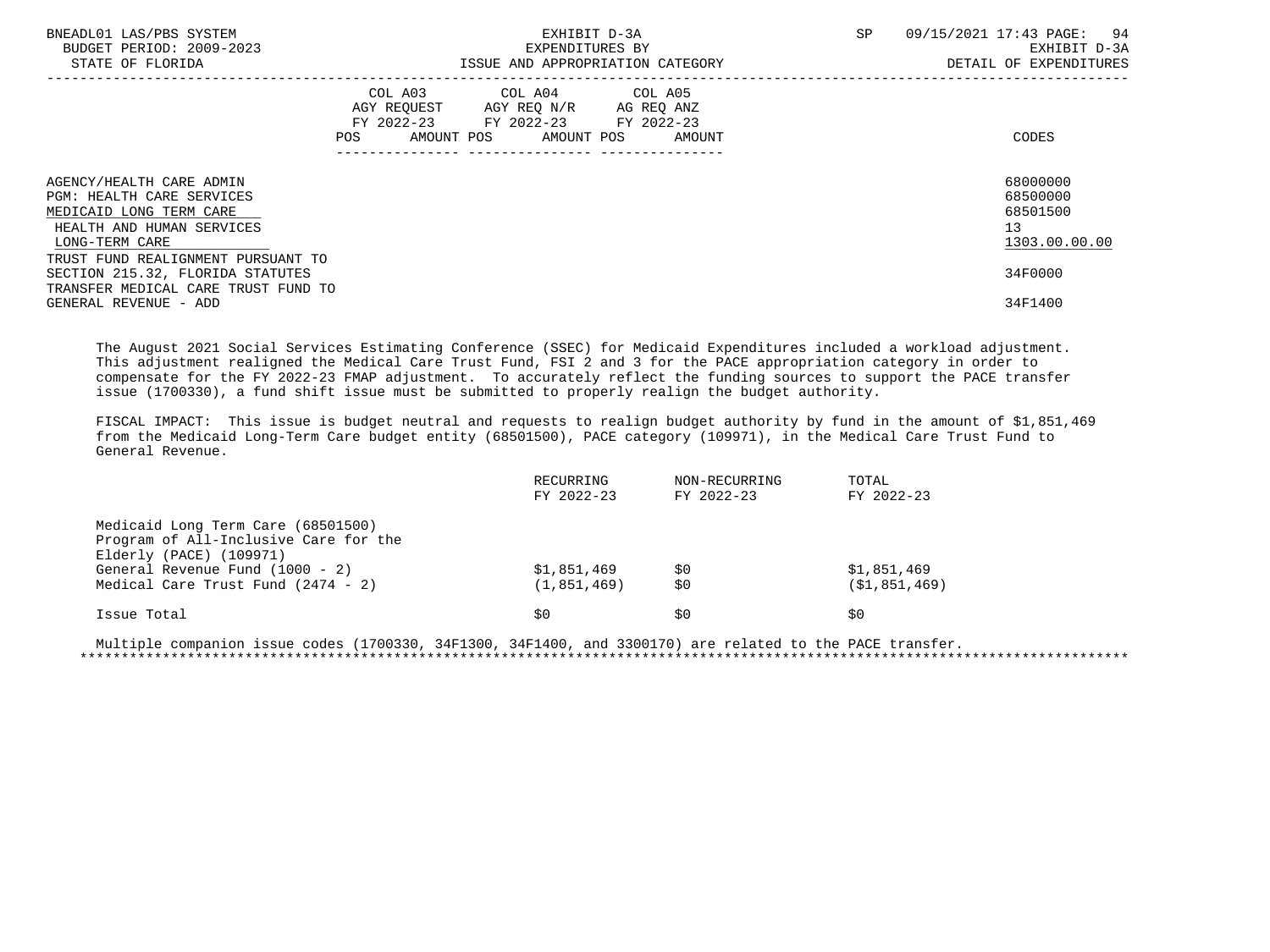| | COL A03 AGY REQUEST FY 2022-23 POS AMOUNT | COL A04 AGY REQ N/R FY 2022-23 POS AMOUNT | COL A05 AG REQ ANZ FY 2022-23 POS AMOUNT | CODES |
|---|---|---|---|---|
| AGENCY/HEALTH CARE ADMIN | | | | 68000000 |
| PGM: HEALTH CARE SERVICES | | | | 68500000 |
| MEDICAID LONG TERM CARE | | | | 68501500 |
| HEALTH AND HUMAN SERVICES | | | | 13 |
| LONG-TERM CARE | | | | 1303.00.00.00 |
| TRUST FUND REALIGNMENT PURSUANT TO SECTION 215.32, FLORIDA STATUTES | | | | 34F0000 |
| TRANSFER MEDICAL CARE TRUST FUND TO GENERAL REVENUE - ADD | | | | 34F1400 |

The August 2021 Social Services Estimating Conference (SSEC) for Medicaid Expenditures included a workload adjustment. This adjustment realigned the Medical Care Trust Fund, FSI 2 and 3 for the PACE appropriation category in order to compensate for the FY 2022-23 FMAP adjustment. To accurately reflect the funding sources to support the PACE transfer issue (1700330), a fund shift issue must be submitted to properly realign the budget authority.

FISCAL IMPACT: This issue is budget neutral and requests to realign budget authority by fund in the amount of $1,851,469 from the Medicaid Long-Term Care budget entity (68501500), PACE category (109971), in the Medical Care Trust Fund to General Revenue.

| | RECURRING FY 2022-23 | NON-RECURRING FY 2022-23 | TOTAL FY 2022-23 |
|---|---|---|---|
| Medicaid Long Term Care (68501500) Program of All-Inclusive Care for the Elderly (PACE) (109971) | | | |
| General Revenue Fund (1000 - 2) | $1,851,469 | $0 | $1,851,469 |
| Medical Care Trust Fund (2474 - 2) | (1,851,469) | $0 | ($1,851,469) |
| Issue Total | $0 | $0 | $0 |

Multiple companion issue codes (1700330, 34F1300, 34F1400, and 3300170) are related to the PACE transfer.

*******************************************************************************************************************************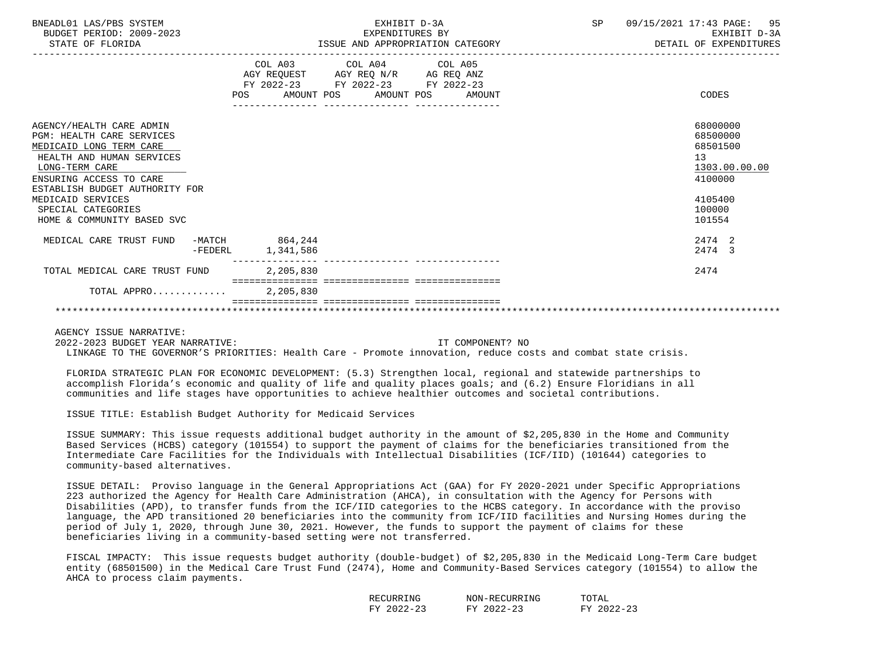| | COL A03 AGY REQUEST FY 2022-23 POS AMOUNT | COL A04 AGY REQ N/R FY 2022-23 POS AMOUNT | COL A05 AG REQ ANZ FY 2022-23 POS AMOUNT | CODES |
|---|---|---|---|---|
| AGENCY/HEALTH CARE ADMIN | | | | 68000000 |
| PGM: HEALTH CARE SERVICES | | | | 68500000 |
| MEDICAID LONG TERM CARE | | | | 68501500 |
| HEALTH AND HUMAN SERVICES | | | | 13 |
| LONG-TERM CARE | | | | 1303.00.00.00 |
| ENSURING ACCESS TO CARE | | | | 4100000 |
| ESTABLISH BUDGET AUTHORITY FOR MEDICAID SERVICES | | | | 4105400 |
| SPECIAL CATEGORIES | | | | 100000 |
| HOME & COMMUNITY BASED SVC | | | | 101554 |
| MEDICAL CARE TRUST FUND -MATCH | 864,244 | | | 2474 2 |
| -FEDERL | 1,341,586 | | | 2474 3 |
| TOTAL MEDICAL CARE TRUST FUND | 2,205,830 | | | 2474 |
| TOTAL APPRO............ | 2,205,830 | | | |

AGENCY ISSUE NARRATIVE:

2022-2023 BUDGET YEAR NARRATIVE: IT COMPONENT? NO

LINKAGE TO THE GOVERNOR'S PRIORITIES: Health Care - Promote innovation, reduce costs and combat state crisis.

FLORIDA STRATEGIC PLAN FOR ECONOMIC DEVELOPMENT: (5.3) Strengthen local, regional and statewide partnerships to accomplish Florida's economic and quality of life and quality places goals; and (6.2) Ensure Floridians in all communities and life stages have opportunities to achieve healthier outcomes and societal contributions.

ISSUE TITLE: Establish Budget Authority for Medicaid Services

ISSUE SUMMARY: This issue requests additional budget authority in the amount of $2,205,830 in the Home and Community Based Services (HCBS) category (101554) to support the payment of claims for the beneficiaries transitioned from the Intermediate Care Facilities for the Individuals with Intellectual Disabilities (ICF/IID) (101644) categories to community-based alternatives.

ISSUE DETAIL: Proviso language in the General Appropriations Act (GAA) for FY 2020-2021 under Specific Appropriations 223 authorized the Agency for Health Care Administration (AHCA), in consultation with the Agency for Persons with Disabilities (APD), to transfer funds from the ICF/IID categories to the HCBS category. In accordance with the proviso language, the APD transitioned 20 beneficiaries into the community from ICF/IID facilities and Nursing Homes during the period of July 1, 2020, through June 30, 2021. However, the funds to support the payment of claims for these beneficiaries living in a community-based setting were not transferred.

FISCAL IMPACTY: This issue requests budget authority (double-budget) of $2,205,830 in the Medicaid Long-Term Care budget entity (68501500) in the Medical Care Trust Fund (2474), Home and Community-Based Services category (101554) to allow the AHCA to process claim payments.

| RECURRING FY 2022-23 | NON-RECURRING FY 2022-23 | TOTAL FY 2022-23 |
|---|---|---|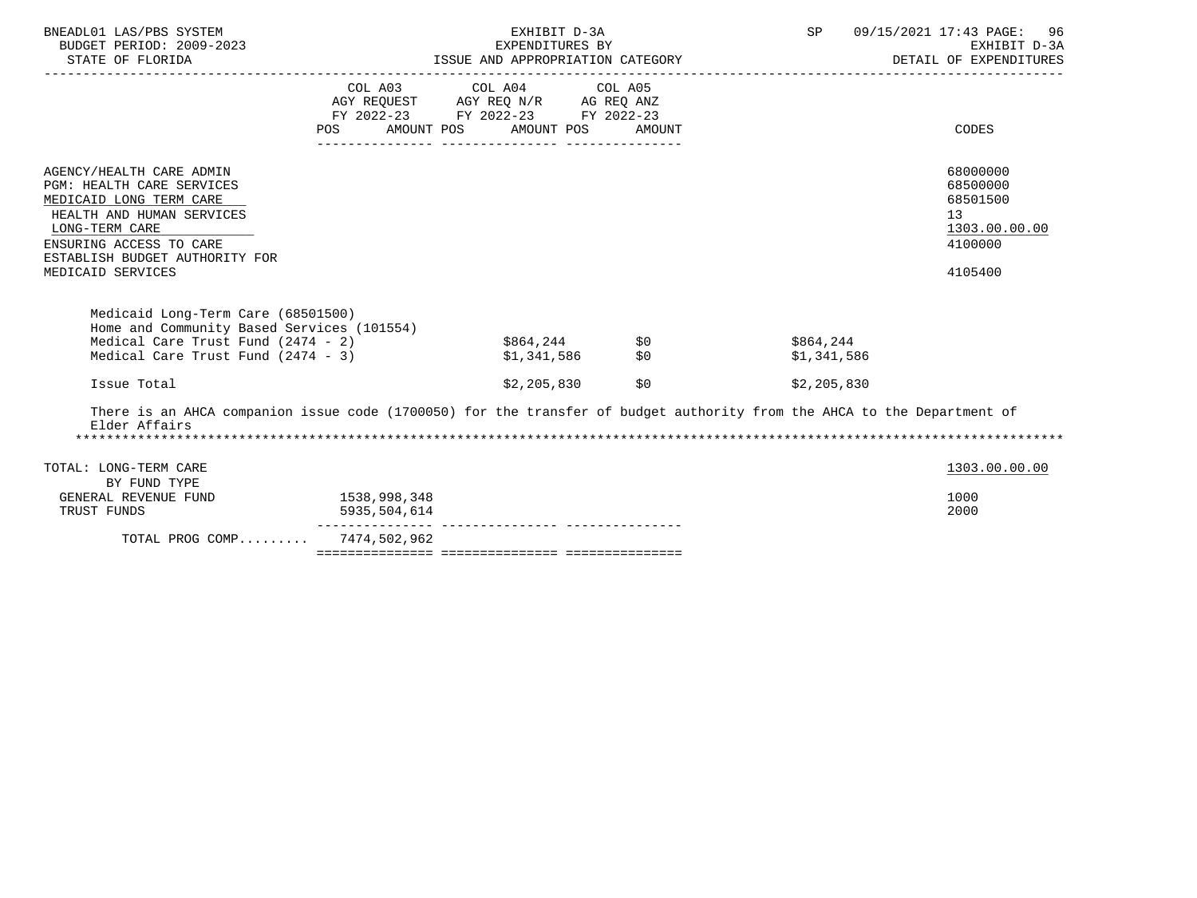| | COL A03 AGY REQUEST FY 2022-23 POS AMOUNT | COL A04 AGY REQ N/R FY 2022-23 POS AMOUNT | COL A05 AG REQ ANZ FY 2022-23 POS AMOUNT | | CODES |
|---|---|---|---|---|---|
| AGENCY/HEALTH CARE ADMIN | | | | | 68000000 |
| PGM: HEALTH CARE SERVICES | | | | | 68500000 |
| MEDICAID LONG TERM CARE | | | | | 68501500 |
| HEALTH AND HUMAN SERVICES | | | | | 13 |
| LONG-TERM CARE | | | | | 1303.00.00.00 |
| ENSURING ACCESS TO CARE | | | | | 4100000 |
| ESTABLISH BUDGET AUTHORITY FOR MEDICAID SERVICES | | | | | 4105400 |

Medicaid Long-Term Care (68501500)
Home and Community Based Services (101554)

| | | | |
|---|---|---|---|
| Medical Care Trust Fund (2474 - 2) | $864,244 | $0 | $864,244 |
| Medical Care Trust Fund (2474 - 3) | $1,341,586 | $0 | $1,341,586 |
| Issue Total | $2,205,830 | $0 | $2,205,830 |

There is an AHCA companion issue code (1700050) for the transfer of budget authority from the AHCA to the Department of Elder Affairs

*****************************************************************************************************************************

| | COL A03 | COL A04 | COL A05 | CODES |
|---|---|---|---|---|
| TOTAL: LONG-TERM CARE | | | | 1303.00.00.00 |
| BY FUND TYPE | | | | |
| GENERAL REVENUE FUND | 1538,998,348 | | | 1000 |
| TRUST FUNDS | 5935,504,614 | | | 2000 |
| TOTAL PROG COMP......... | 7474,502,962 | | | |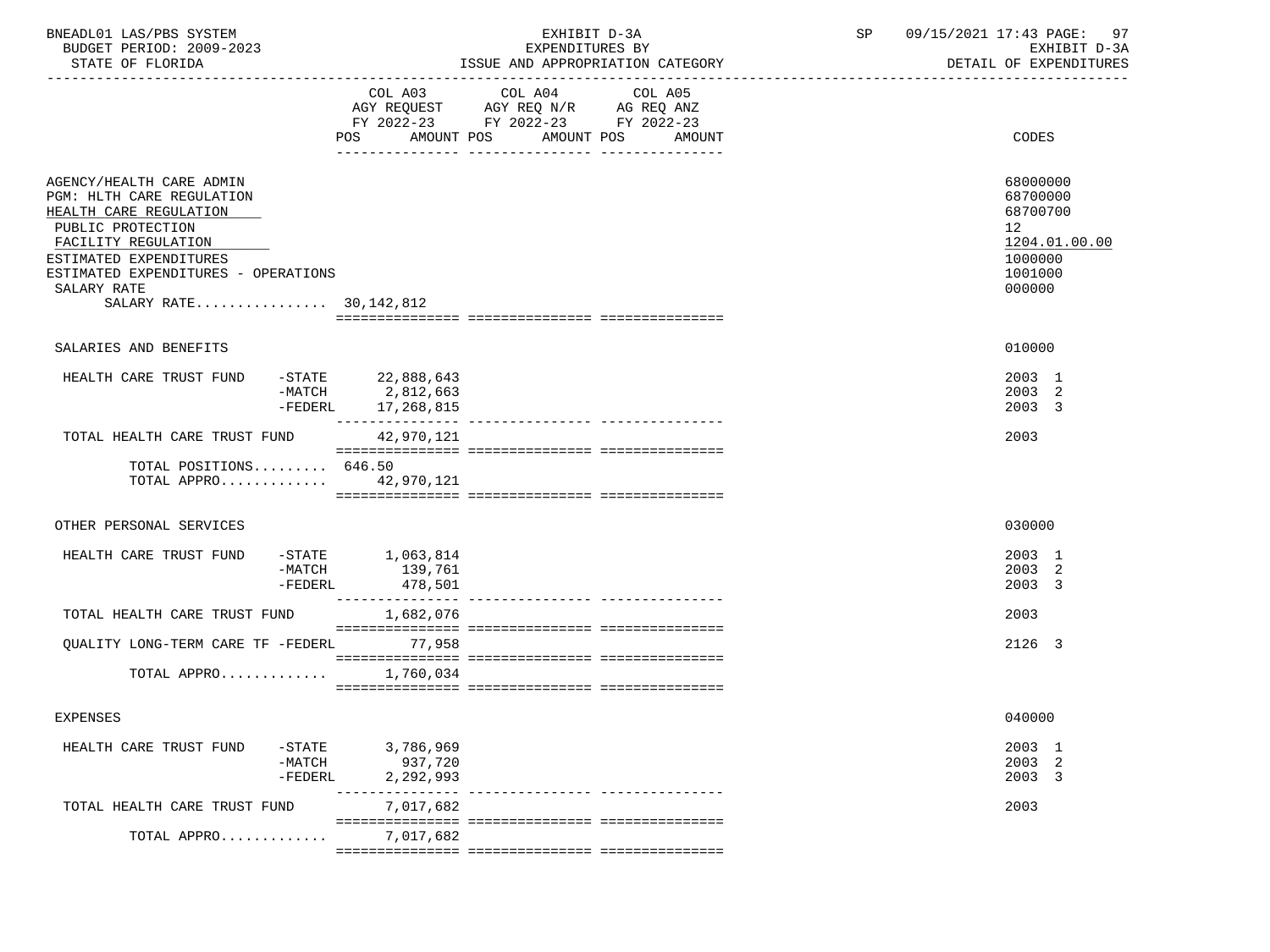BNEADL01 LAS/PBS SYSTEM | EXHIBIT D-3A | SP 09/15/2021 17:43

BUDGET PERIOD: 2009-2023 | EXPENDITURES BY | EXHIBIT D-3A

STATE OF FLORIDA | ISSUE AND APPROPRIATION CATEGORY | DETAIL OF EXPENDITURES

| | COL A03 AGY REQUEST FY 2022-23 POS AMOUNT | COL A04 AGY REQ N/R FY 2022-23 POS AMOUNT | COL A05 AG REQ ANZ FY 2022-23 POS AMOUNT | CODES |
|---|---|---|---|---|
| AGENCY/HEALTH CARE ADMIN | | | | 68000000 |
| PGM: HLTH CARE REGULATION | | | | 68700000 |
| HEALTH CARE REGULATION | | | | 68700700 |
| PUBLIC PROTECTION | | | | 12 |
| FACILITY REGULATION | | | | 1204.01.00.00 |
| ESTIMATED EXPENDITURES | | | | 1000000 |
| ESTIMATED EXPENDITURES - OPERATIONS | | | | 1001000 |
| SALARY RATE | | | | 000000 |
| SALARY RATE................ | 30,142,812 | | | |
| SALARIES AND BENEFITS | | | | 010000 |
| HEALTH CARE TRUST FUND -STATE | 22,888,643 | | | 2003 1 |
| -MATCH | 2,812,663 | | | 2003 2 |
| -FEDERL | 17,268,815 | | | 2003 3 |
| TOTAL HEALTH CARE TRUST FUND | 42,970,121 | | | 2003 |
| TOTAL POSITIONS......... | 646.50 | | | |
| TOTAL APPRO............. | 42,970,121 | | | |
| OTHER PERSONAL SERVICES | | | | 030000 |
| HEALTH CARE TRUST FUND -STATE | 1,063,814 | | | 2003 1 |
| -MATCH | 139,761 | | | 2003 2 |
| -FEDERL | 478,501 | | | 2003 3 |
| TOTAL HEALTH CARE TRUST FUND | 1,682,076 | | | 2003 |
| QUALITY LONG-TERM CARE TF -FEDERL | 77,958 | | | 2126 3 |
| TOTAL APPRO............. | 1,760,034 | | | |
| EXPENSES | | | | 040000 |
| HEALTH CARE TRUST FUND -STATE | 3,786,969 | | | 2003 1 |
| -MATCH | 937,720 | | | 2003 2 |
| -FEDERL | 2,292,993 | | | 2003 3 |
| TOTAL HEALTH CARE TRUST FUND | 7,017,682 | | | 2003 |
| TOTAL APPRO............. | 7,017,682 | | | |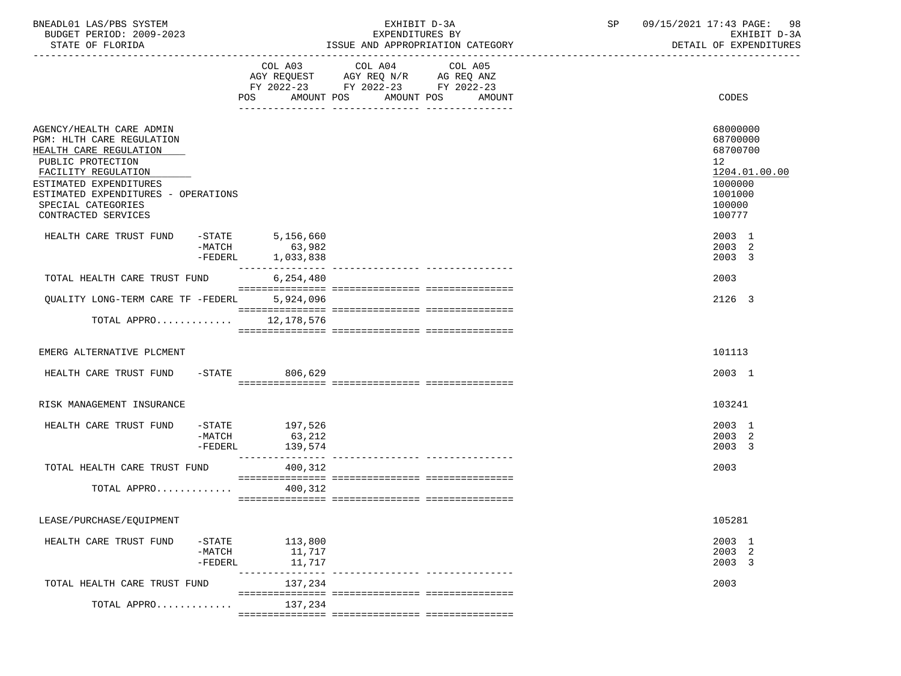BNEADL01 LAS/PBS SYSTEM — EXHIBIT D-3A — EXPENDITURES BY ISSUE AND APPROPRIATION CATEGORY

BUDGET PERIOD: 2009-2023 — STATE OF FLORIDA — SP 09/15/2021 17:43 — EXHIBIT D-3A DETAIL OF EXPENDITURES

| | COL A03 AGY REQUEST FY 2022-23 POS AMOUNT | COL A04 AGY REQ N/R FY 2022-23 POS AMOUNT | COL A05 AG REQ ANZ FY 2022-23 POS AMOUNT | CODES |
|---|---|---|---|---|
| AGENCY/HEALTH CARE ADMIN | | | | 68000000 |
| PGM: HLTH CARE REGULATION | | | | 68700000 |
| HEALTH CARE REGULATION | | | | 68700700 |
| PUBLIC PROTECTION | | | | 12 |
| FACILITY REGULATION | | | | 1204.01.00.00 |
| ESTIMATED EXPENDITURES | | | | 1000000 |
| ESTIMATED EXPENDITURES - OPERATIONS | | | | 1001000 |
| SPECIAL CATEGORIES | | | | 100000 |
| CONTRACTED SERVICES | | | | 100777 |
| HEALTH CARE TRUST FUND -STATE | 5,156,660 | | | 2003 1 |
| -MATCH | 63,982 | | | 2003 2 |
| -FEDERL | 1,033,838 | | | 2003 3 |
| TOTAL HEALTH CARE TRUST FUND | 6,254,480 | | | 2003 |
| QUALITY LONG-TERM CARE TF -FEDERL | 5,924,096 | | | 2126 3 |
| TOTAL APPRO............ | 12,178,576 | | | |
| EMERG ALTERNATIVE PLCMENT | | | | 101113 |
| HEALTH CARE TRUST FUND -STATE | 806,629 | | | 2003 1 |
| RISK MANAGEMENT INSURANCE | | | | 103241 |
| HEALTH CARE TRUST FUND -STATE | 197,526 | | | 2003 1 |
| -MATCH | 63,212 | | | 2003 2 |
| -FEDERL | 139,574 | | | 2003 3 |
| TOTAL HEALTH CARE TRUST FUND | 400,312 | | | 2003 |
| TOTAL APPRO............ | 400,312 | | | |
| LEASE/PURCHASE/EQUIPMENT | | | | 105281 |
| HEALTH CARE TRUST FUND -STATE | 113,800 | | | 2003 1 |
| -MATCH | 11,717 | | | 2003 2 |
| -FEDERL | 11,717 | | | 2003 3 |
| TOTAL HEALTH CARE TRUST FUND | 137,234 | | | 2003 |
| TOTAL APPRO............ | 137,234 | | | |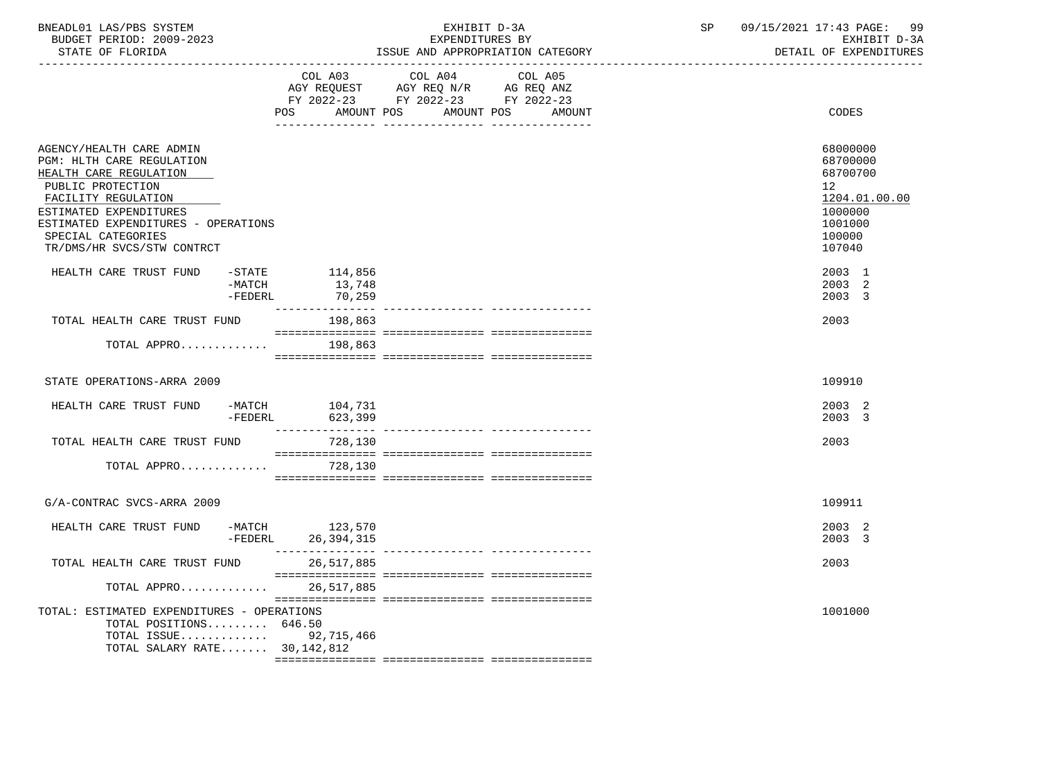BNEADL01 LAS/PBS SYSTEM — EXHIBIT D-3A — EXPENDITURES BY ISSUE AND APPROPRIATION CATEGORY
BUDGET PERIOD: 2009-2023 — STATE OF FLORIDA — SP 09/15/2021 17:43 — EXHIBIT D-3A DETAIL OF EXPENDITURES

| | COL A03 AGY REQUEST FY 2022-23 POS AMOUNT | COL A04 AGY REQ N/R FY 2022-23 POS AMOUNT | COL A05 AG REQ ANZ FY 2022-23 POS AMOUNT | CODES |
|---|---|---|---|---|
| AGENCY/HEALTH CARE ADMIN | | | | 68000000 |
| PGM: HLTH CARE REGULATION | | | | 68700000 |
| HEALTH CARE REGULATION | | | | 68700700 |
| PUBLIC PROTECTION | | | | 12 |
| FACILITY REGULATION | | | | 1204.01.00.00 |
| ESTIMATED EXPENDITURES | | | | 1000000 |
| ESTIMATED EXPENDITURES - OPERATIONS | | | | 1001000 |
| SPECIAL CATEGORIES | | | | 100000 |
| TR/DMS/HR SVCS/STW CONTRCT | | | | 107040 |
| HEALTH CARE TRUST FUND -STATE | 114,856 | | | 2003 1 |
| -MATCH | 13,748 | | | 2003 2 |
| -FEDERL | 70,259 | | | 2003 3 |
| TOTAL HEALTH CARE TRUST FUND | 198,863 | | | 2003 |
| TOTAL APPRO............ | 198,863 | | | |
| STATE OPERATIONS-ARRA 2009 | | | | 109910 |
| HEALTH CARE TRUST FUND -MATCH | 104,731 | | | 2003 2 |
| -FEDERL | 623,399 | | | 2003 3 |
| TOTAL HEALTH CARE TRUST FUND | 728,130 | | | 2003 |
| TOTAL APPRO............ | 728,130 | | | |
| G/A-CONTRAC SVCS-ARRA 2009 | | | | 109911 |
| HEALTH CARE TRUST FUND -MATCH | 123,570 | | | 2003 2 |
| -FEDERL | 26,394,315 | | | 2003 3 |
| TOTAL HEALTH CARE TRUST FUND | 26,517,885 | | | 2003 |
| TOTAL APPRO............ | 26,517,885 | | | |
| TOTAL: ESTIMATED EXPENDITURES - OPERATIONS | | | | 1001000 |
| TOTAL POSITIONS......... | 646.50 | | | |
| TOTAL ISSUE............ | 92,715,466 | | | |
| TOTAL SALARY RATE....... | 30,142,812 | | | |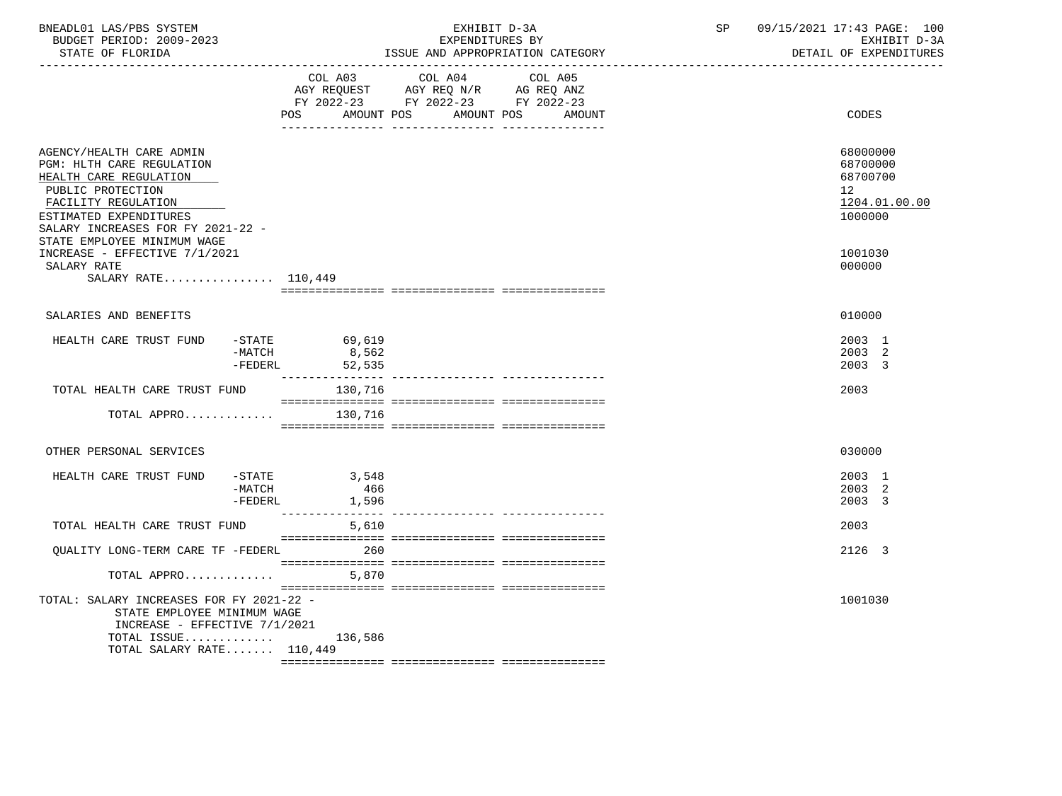BNEADL01 LAS/PBS SYSTEM — BUDGET PERIOD: 2009-2023 — STATE OF FLORIDA

EXHIBIT D-3A — EXPENDITURES BY ISSUE AND APPROPRIATION CATEGORY

SP 09/15/2021 17:43 — EXHIBIT D-3A — DETAIL OF EXPENDITURES

| | COL A03 AGY REQUEST FY 2022-23 POS | AMOUNT | COL A04 AGY REQ N/R FY 2022-23 POS | AMOUNT | COL A05 AG REQ ANZ FY 2022-23 POS | AMOUNT | CODES |
|---|---|---|---|---|---|---|---|
| AGENCY/HEALTH CARE ADMIN | | | | | | | 68000000 |
| PGM: HLTH CARE REGULATION | | | | | | | 68700000 |
| HEALTH CARE REGULATION | | | | | | | 68700700 |
| PUBLIC PROTECTION | | | | | | | 12 |
| FACILITY REGULATION | | | | | | | 1204.01.00.00 |
| ESTIMATED EXPENDITURES | | | | | | | 1000000 |
| SALARY INCREASES FOR FY 2021-22 - STATE EMPLOYEE MINIMUM WAGE INCREASE - EFFECTIVE 7/1/2021 | | | | | | | 1001030 |
| SALARY RATE | | | | | | | 000000 |
| SALARY RATE................ 110,449 | | | | | | | |
| SALARIES AND BENEFITS | | | | | | | 010000 |
| HEALTH CARE TRUST FUND -STATE | | 69,619 | | | | | 2003 1 |
| -MATCH | | 8,562 | | | | | 2003 2 |
| -FEDERL | | 52,535 | | | | | 2003 3 |
| TOTAL HEALTH CARE TRUST FUND | | 130,716 | | | | | 2003 |
| TOTAL APPRO............. | | 130,716 | | | | | |
| OTHER PERSONAL SERVICES | | | | | | | 030000 |
| HEALTH CARE TRUST FUND -STATE | | 3,548 | | | | | 2003 1 |
| -MATCH | | 466 | | | | | 2003 2 |
| -FEDERL | | 1,596 | | | | | 2003 3 |
| TOTAL HEALTH CARE TRUST FUND | | 5,610 | | | | | 2003 |
| QUALITY LONG-TERM CARE TF -FEDERL | | 260 | | | | | 2126 3 |
| TOTAL APPRO............. | | 5,870 | | | | | |
| TOTAL: SALARY INCREASES FOR FY 2021-22 - STATE EMPLOYEE MINIMUM WAGE INCREASE - EFFECTIVE 7/1/2021 | | | | | | | 1001030 |
| TOTAL ISSUE............. | | 136,586 | | | | | |
| TOTAL SALARY RATE....... 110,449 | | | | | | | |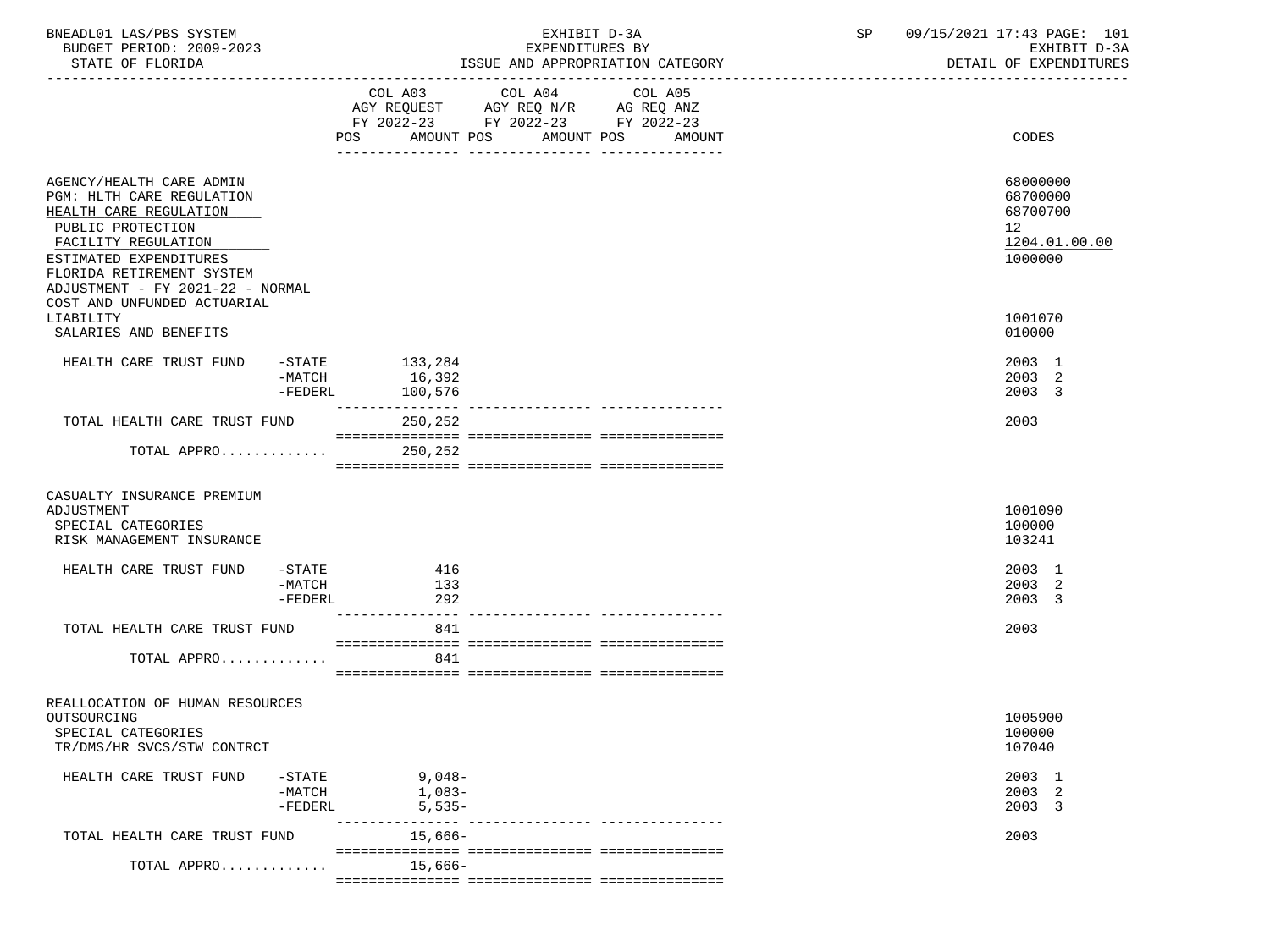BNEADL01 LAS/PBS SYSTEM — EXHIBIT D-3A — SP 09/15/2021 17:43 PAGE: 101
BUDGET PERIOD: 2009-2023 — EXPENDITURES BY — EXHIBIT D-3A
STATE OF FLORIDA — ISSUE AND APPROPRIATION CATEGORY — DETAIL OF EXPENDITURES

| | COL A03 AGY REQUEST FY 2022-23 POS AMOUNT | COL A04 AGY REQ N/R FY 2022-23 POS AMOUNT | COL A05 AG REQ ANZ FY 2022-23 POS AMOUNT | CODES |
|---|---|---|---|---|
| AGENCY/HEALTH CARE ADMIN | | | | 68000000 |
| PGM: HLTH CARE REGULATION | | | | 68700000 |
| HEALTH CARE REGULATION | | | | 68700700 |
| PUBLIC PROTECTION | | | | 12 |
| FACILITY REGULATION | | | | 1204.01.00.00 |
| ESTIMATED EXPENDITURES | | | | 1000000 |
| FLORIDA RETIREMENT SYSTEM ADJUSTMENT - FY 2021-22 - NORMAL COST AND UNFUNDED ACTUARIAL LIABILITY | | | | 1001070 |
| SALARIES AND BENEFITS | | | | 010000 |
| HEALTH CARE TRUST FUND -STATE | 133,284 | | | 2003 1 |
| -MATCH | 16,392 | | | 2003 2 |
| -FEDERL | 100,576 | | | 2003 3 |
| TOTAL HEALTH CARE TRUST FUND | 250,252 | | | 2003 |
| TOTAL APPRO............ | 250,252 | | | |
| CASUALTY INSURANCE PREMIUM ADJUSTMENT | | | | 1001090 |
| SPECIAL CATEGORIES | | | | 100000 |
| RISK MANAGEMENT INSURANCE | | | | 103241 |
| HEALTH CARE TRUST FUND -STATE | 416 | | | 2003 1 |
| -MATCH | 133 | | | 2003 2 |
| -FEDERL | 292 | | | 2003 3 |
| TOTAL HEALTH CARE TRUST FUND | 841 | | | 2003 |
| TOTAL APPRO............ | 841 | | | |
| REALLOCATION OF HUMAN RESOURCES OUTSOURCING | | | | 1005900 |
| SPECIAL CATEGORIES | | | | 100000 |
| TR/DMS/HR SVCS/STW CONTRCT | | | | 107040 |
| HEALTH CARE TRUST FUND -STATE | 9,048- | | | 2003 1 |
| -MATCH | 1,083- | | | 2003 2 |
| -FEDERL | 5,535- | | | 2003 3 |
| TOTAL HEALTH CARE TRUST FUND | 15,666- | | | 2003 |
| TOTAL APPRO............ | 15,666- | | | |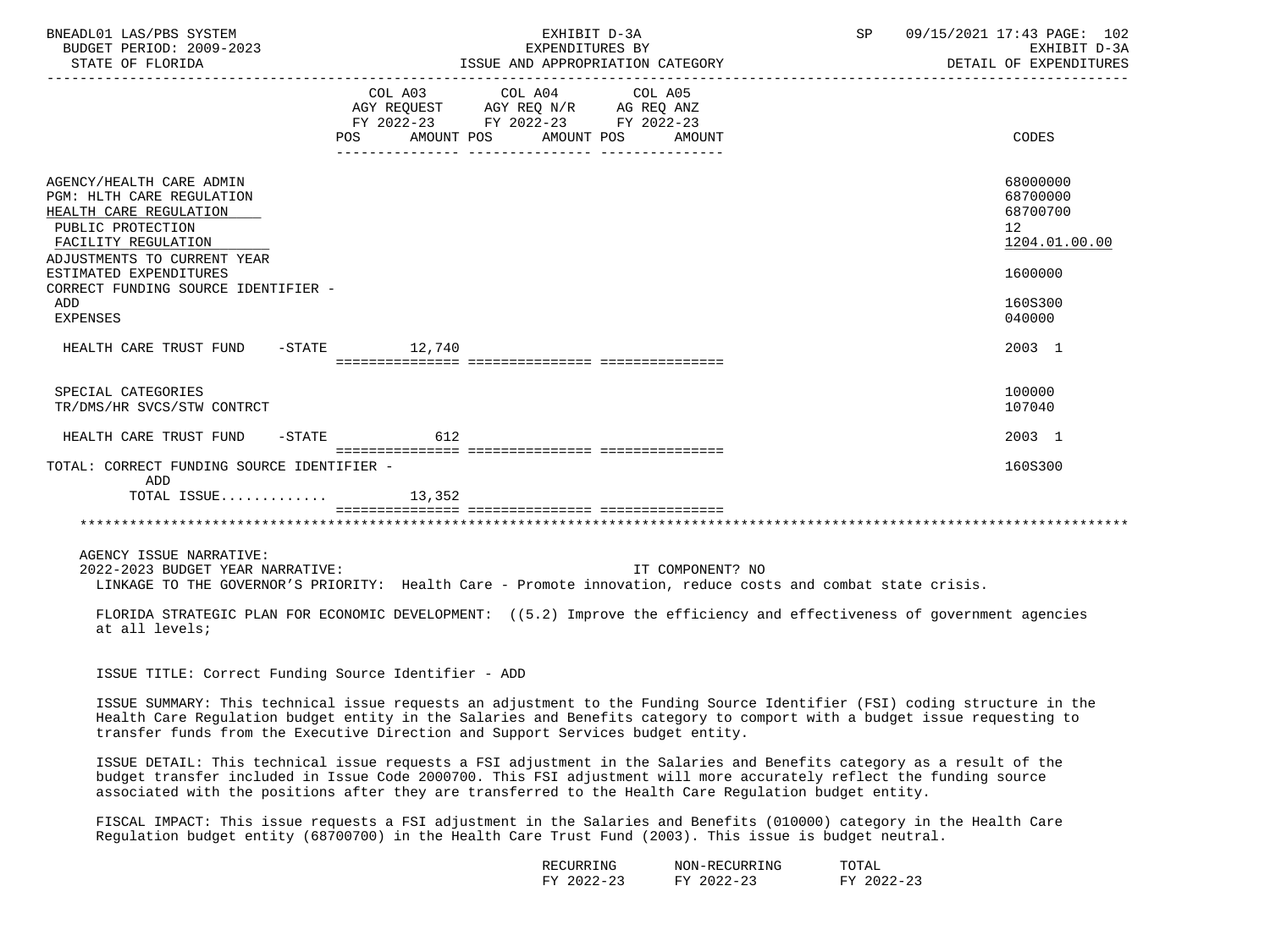| | COL A03 AGY REQUEST FY 2022-23 POS AMOUNT | COL A04 AGY REQ N/R FY 2022-23 POS AMOUNT | COL A05 AG REQ ANZ FY 2022-23 POS AMOUNT | CODES |
|---|---|---|---|---|
| AGENCY/HEALTH CARE ADMIN | | | | 68000000 |
| PGM: HLTH CARE REGULATION | | | | 68700000 |
| HEALTH CARE REGULATION | | | | 68700700 |
| PUBLIC PROTECTION | | | | 12 |
| FACILITY REGULATION | | | | 1204.01.00.00 |
| ADJUSTMENTS TO CURRENT YEAR ESTIMATED EXPENDITURES | | | | 1600000 |
| CORRECT FUNDING SOURCE IDENTIFIER - ADD | | | | 160S300 |
| EXPENSES | | | | 040000 |
| HEALTH CARE TRUST FUND -STATE | 12,740 | | | 2003 1 |
| SPECIAL CATEGORIES | | | | 100000 |
| TR/DMS/HR SVCS/STW CONTRCT | | | | 107040 |
| HEALTH CARE TRUST FUND -STATE | 612 | | | 2003 1 |
| TOTAL: CORRECT FUNDING SOURCE IDENTIFIER - ADD | | | | 160S300 |
| TOTAL ISSUE............ | 13,352 | | | |

AGENCY ISSUE NARRATIVE:

2022-2023 BUDGET YEAR NARRATIVE: IT COMPONENT? NO

LINKAGE TO THE GOVERNOR'S PRIORITY: Health Care - Promote innovation, reduce costs and combat state crisis.

FLORIDA STRATEGIC PLAN FOR ECONOMIC DEVELOPMENT: ((5.2) Improve the efficiency and effectiveness of government agencies at all levels;

ISSUE TITLE: Correct Funding Source Identifier - ADD

ISSUE SUMMARY: This technical issue requests an adjustment to the Funding Source Identifier (FSI) coding structure in the Health Care Regulation budget entity in the Salaries and Benefits category to comport with a budget issue requesting to transfer funds from the Executive Direction and Support Services budget entity.

ISSUE DETAIL: This technical issue requests a FSI adjustment in the Salaries and Benefits category as a result of the budget transfer included in Issue Code 2000700. This FSI adjustment will more accurately reflect the funding source associated with the positions after they are transferred to the Health Care Regulation budget entity.

FISCAL IMPACT: This issue requests a FSI adjustment in the Salaries and Benefits (010000) category in the Health Care Regulation budget entity (68700700) in the Health Care Trust Fund (2003). This issue is budget neutral.

| RECURRING FY 2022-23 | NON-RECURRING FY 2022-23 | TOTAL FY 2022-23 |
|---|---|---|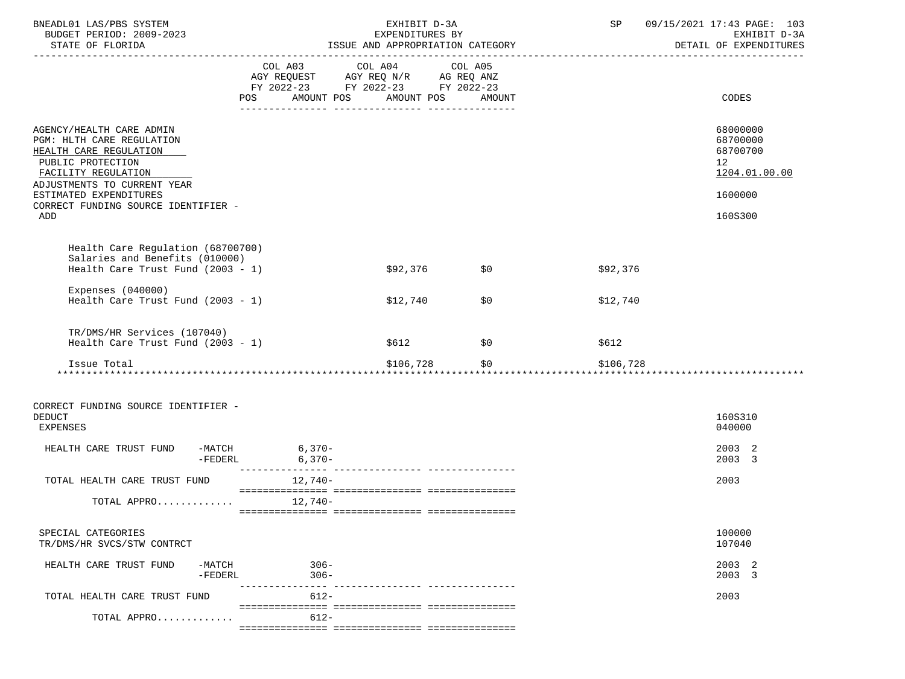BNEADL01 LAS/PBS SYSTEM | EXHIBIT D-3A | SP 09/15/2021 17:43 PAGE: 103
BUDGET PERIOD: 2009-2023 | EXPENDITURES BY | EXHIBIT D-3A
STATE OF FLORIDA | ISSUE AND APPROPRIATION CATEGORY | DETAIL OF EXPENDITURES

| | COL A03 AGY REQUEST FY 2022-23 POS AMOUNT | COL A04 AGY REQ N/R FY 2022-23 POS AMOUNT | COL A05 AG REQ ANZ FY 2022-23 POS AMOUNT | | CODES |
|---|---|---|---|---|---|
| AGENCY/HEALTH CARE ADMIN | | | | | 68000000 |
| PGM: HLTH CARE REGULATION | | | | | 68700000 |
| HEALTH CARE REGULATION | | | | | 68700700 |
| PUBLIC PROTECTION | | | | | 12 |
| FACILITY REGULATION | | | | | 1204.01.00.00 |
| ADJUSTMENTS TO CURRENT YEAR ESTIMATED EXPENDITURES | | | | | 1600000 |
| CORRECT FUNDING SOURCE IDENTIFIER - ADD | | | | | 160S300 |

| | | | |
|---|---|---|---|
| Health Care Regulation (68700700) Salaries and Benefits (010000) Health Care Trust Fund (2003 - 1) | $92,376 | $0 | $92,376 |
| Expenses (040000) Health Care Trust Fund (2003 - 1) | $12,740 | $0 | $12,740 |
| TR/DMS/HR Services (107040) Health Care Trust Fund (2003 - 1) | $612 | $0 | $612 |
| Issue Total | $106,728 | $0 | $106,728 |

********************************************************************************************************

| | COL A03 | COL A04 | COL A05 | CODES |
|---|---|---|---|---|
| CORRECT FUNDING SOURCE IDENTIFIER - DEDUCT | | | | 160S310 |
| EXPENSES | | | | 040000 |
| HEALTH CARE TRUST FUND -MATCH | 6,370- | | | 2003 2 |
| -FEDERL | 6,370- | | | 2003 3 |
| TOTAL HEALTH CARE TRUST FUND | 12,740- | | | 2003 |
| TOTAL APPRO............. | 12,740- | | | |
| SPECIAL CATEGORIES | | | | 100000 |
| TR/DMS/HR SVCS/STW CONTRCT | | | | 107040 |
| HEALTH CARE TRUST FUND -MATCH | 306- | | | 2003 2 |
| -FEDERL | 306- | | | 2003 3 |
| TOTAL HEALTH CARE TRUST FUND | 612- | | | 2003 |
| TOTAL APPRO............. | 612- | | | |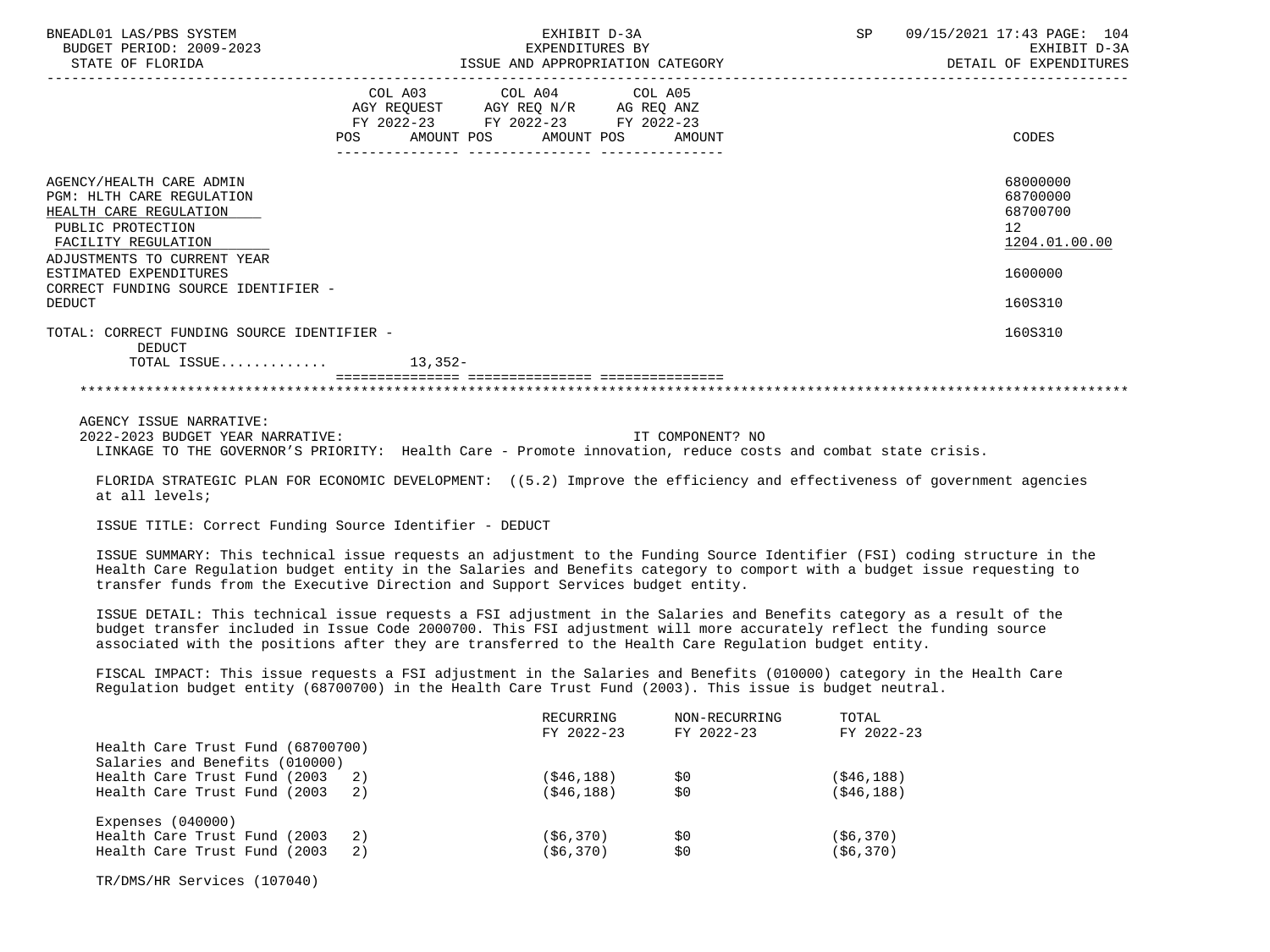| | COL A03 AGY REQUEST FY 2022-23 POS AMOUNT | COL A04 AGY REQ N/R FY 2022-23 POS AMOUNT | COL A05 AG REQ ANZ FY 2022-23 POS AMOUNT | CODES |
|---|---|---|---|---|
| AGENCY/HEALTH CARE ADMIN | | | | 68000000 |
| PGM: HLTH CARE REGULATION | | | | 68700000 |
| HEALTH CARE REGULATION | | | | 68700700 |
| PUBLIC PROTECTION | | | | 12 |
| FACILITY REGULATION | | | | 1204.01.00.00 |
| ADJUSTMENTS TO CURRENT YEAR ESTIMATED EXPENDITURES | | | | 1600000 |
| CORRECT FUNDING SOURCE IDENTIFIER - DEDUCT | | | | 160S310 |
| TOTAL: CORRECT FUNDING SOURCE IDENTIFIER - DEDUCT | | | | 160S310 |
| TOTAL ISSUE............ | 13,352- | | | |

AGENCY ISSUE NARRATIVE:

2022-2023 BUDGET YEAR NARRATIVE: IT COMPONENT? NO

LINKAGE TO THE GOVERNOR'S PRIORITY: Health Care - Promote innovation, reduce costs and combat state crisis.

FLORIDA STRATEGIC PLAN FOR ECONOMIC DEVELOPMENT: ((5.2) Improve the efficiency and effectiveness of government agencies at all levels;

ISSUE TITLE: Correct Funding Source Identifier - DEDUCT

ISSUE SUMMARY: This technical issue requests an adjustment to the Funding Source Identifier (FSI) coding structure in the Health Care Regulation budget entity in the Salaries and Benefits category to comport with a budget issue requesting to transfer funds from the Executive Direction and Support Services budget entity.

ISSUE DETAIL: This technical issue requests a FSI adjustment in the Salaries and Benefits category as a result of the budget transfer included in Issue Code 2000700. This FSI adjustment will more accurately reflect the funding source associated with the positions after they are transferred to the Health Care Regulation budget entity.

FISCAL IMPACT: This issue requests a FSI adjustment in the Salaries and Benefits (010000) category in the Health Care Regulation budget entity (68700700) in the Health Care Trust Fund (2003). This issue is budget neutral.

| | RECURRING FY 2022-23 | NON-RECURRING FY 2022-23 | TOTAL FY 2022-23 |
|---|---|---|---|
| Health Care Trust Fund (68700700) | | | |
| Salaries and Benefits (010000) | | | |
| Health Care Trust Fund (2003 2) | ($46,188) | $0 | ($46,188) |
| Health Care Trust Fund (2003 2) | ($46,188) | $0 | ($46,188) |
| Expenses (040000) | | | |
| Health Care Trust Fund (2003 2) | ($6,370) | $0 | ($6,370) |
| Health Care Trust Fund (2003 2) | ($6,370) | $0 | ($6,370) |

TR/DMS/HR Services (107040)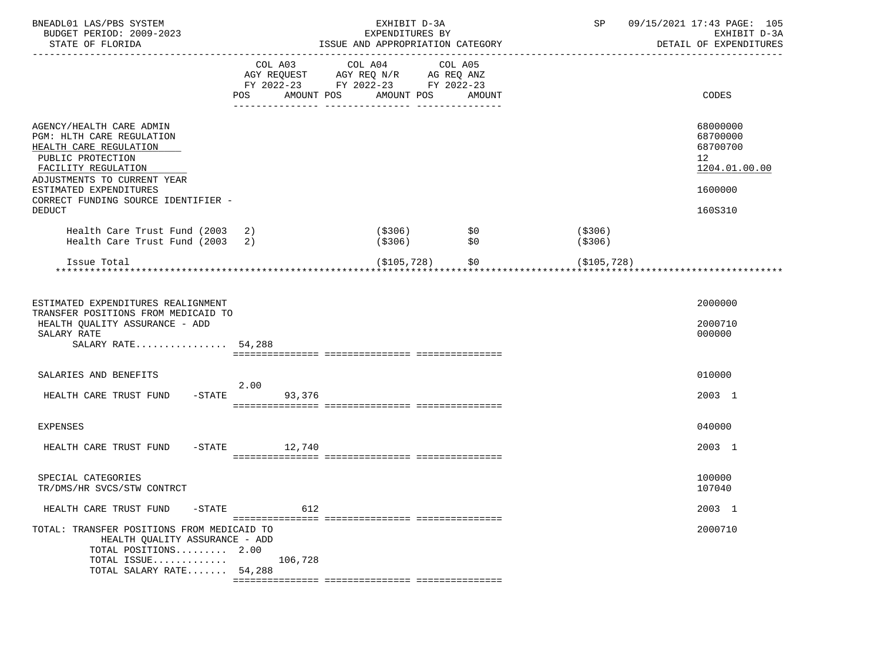BNEADL01 LAS/PBS SYSTEM — BUDGET PERIOD: 2009-2023 — STATE OF FLORIDA

EXHIBIT D-3A — EXPENDITURES BY ISSUE AND APPROPRIATION CATEGORY

SP 09/15/2021 17:43 — EXHIBIT D-3A — DETAIL OF EXPENDITURES

| | COL A03 AGY REQUEST FY 2022-23 POS | AMOUNT | COL A04 AGY REQ N/R FY 2022-23 POS | AMOUNT | COL A05 AG REQ ANZ FY 2022-23 POS | AMOUNT | | CODES |
|---|---|---|---|---|---|---|---|---|
| AGENCY/HEALTH CARE ADMIN | | | | | | | | 68000000 |
| PGM: HLTH CARE REGULATION | | | | | | | | 68700000 |
| HEALTH CARE REGULATION | | | | | | | | 68700700 |
| PUBLIC PROTECTION | | | | | | | | 12 |
| FACILITY REGULATION | | | | | | | | 1204.01.00.00 |
| ADJUSTMENTS TO CURRENT YEAR ESTIMATED EXPENDITURES | | | | | | | | 1600000 |
| CORRECT FUNDING SOURCE IDENTIFIER - DEDUCT | | | | | | | | 160S310 |
| Health Care Trust Fund (2003 2) | | | | ($306) | | $0 | ($306) | |
| Health Care Trust Fund (2003 2) | | | | ($306) | | $0 | ($306) | |
| Issue Total | | | | ($105,728) | | $0 | ($105,728) | |
| ESTIMATED EXPENDITURES REALIGNMENT | | | | | | | | 2000000 |
| TRANSFER POSITIONS FROM MEDICAID TO HEALTH QUALITY ASSURANCE - ADD | | | | | | | | 2000710 |
| SALARY RATE | | | | | | | | 000000 |
| SALARY RATE................ | 54,288 | | | | | | | |
| SALARIES AND BENEFITS | | | | | | | | 010000 |
| HEALTH CARE TRUST FUND -STATE | 2.00 | 93,376 | | | | | | 2003 1 |
| EXPENSES | | | | | | | | 040000 |
| HEALTH CARE TRUST FUND -STATE | | 12,740 | | | | | | 2003 1 |
| SPECIAL CATEGORIES | | | | | | | | 100000 |
| TR/DMS/HR SVCS/STW CONTRCT | | | | | | | | 107040 |
| HEALTH CARE TRUST FUND -STATE | | 612 | | | | | | 2003 1 |
| TOTAL: TRANSFER POSITIONS FROM MEDICAID TO HEALTH QUALITY ASSURANCE - ADD | | | | | | | | 2000710 |
| TOTAL POSITIONS......... | 2.00 | | | | | | | |
| TOTAL ISSUE............. | | 106,728 | | | | | | |
| TOTAL SALARY RATE....... | 54,288 | | | | | | | |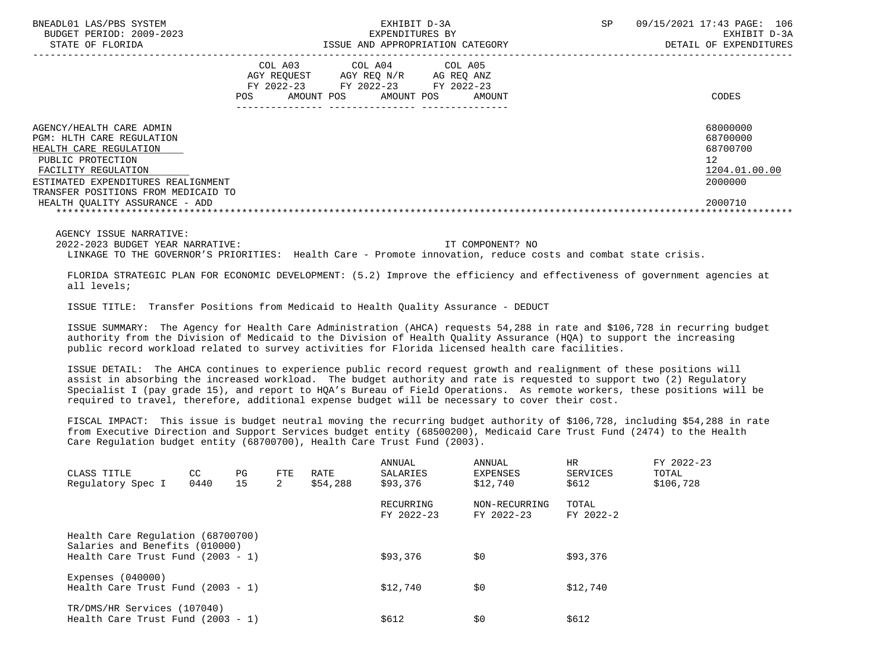| | COL A03 AGY REQUEST FY 2022-23 | | COL A04 AGY REQ N/R FY 2022-23 | | COL A05 AG REQ ANZ FY 2022-23 | | |
|---|---|---|---|---|---|---|---|
| | POS | AMOUNT | POS | AMOUNT | POS | AMOUNT | CODES |
| AGENCY/HEALTH CARE ADMIN | | | | | | | 68000000 |
| PGM: HLTH CARE REGULATION | | | | | | | 68700000 |
| HEALTH CARE REGULATION | | | | | | | 68700700 |
| PUBLIC PROTECTION | | | | | | | 12 |
| FACILITY REGULATION | | | | | | | 1204.01.00.00 |
| ESTIMATED EXPENDITURES REALIGNMENT | | | | | | | 2000000 |
| TRANSFER POSITIONS FROM MEDICAID TO HEALTH QUALITY ASSURANCE - ADD | | | | | | | 2000710 |

AGENCY ISSUE NARRATIVE:

2022-2023 BUDGET YEAR NARRATIVE: IT COMPONENT? NO

LINKAGE TO THE GOVERNOR'S PRIORITIES: Health Care - Promote innovation, reduce costs and combat state crisis.

FLORIDA STRATEGIC PLAN FOR ECONOMIC DEVELOPMENT: (5.2) Improve the efficiency and effectiveness of government agencies at all levels;

ISSUE TITLE: Transfer Positions from Medicaid to Health Quality Assurance - DEDUCT

ISSUE SUMMARY: The Agency for Health Care Administration (AHCA) requests 54,288 in rate and $106,728 in recurring budget authority from the Division of Medicaid to the Division of Health Quality Assurance (HQA) to support the increasing public record workload related to survey activities for Florida licensed health care facilities.

ISSUE DETAIL: The AHCA continues to experience public record request growth and realignment of these positions will assist in absorbing the increased workload. The budget authority and rate is requested to support two (2) Regulatory Specialist I (pay grade 15), and report to HQA's Bureau of Field Operations. As remote workers, these positions will be required to travel, therefore, additional expense budget will be necessary to cover their cost.

FISCAL IMPACT: This issue is budget neutral moving the recurring budget authority of $106,728, including $54,288 in rate from Executive Direction and Support Services budget entity (68500200), Medicaid Care Trust Fund (2474) to the Health Care Regulation budget entity (68700700), Health Care Trust Fund (2003).

| CLASS TITLE | CC | PG | FTE | RATE | ANNUAL SALARIES | ANNUAL EXPENSES | HR SERVICES | FY 2022-23 TOTAL |
|---|---|---|---|---|---|---|---|---|
| Regulatory Spec I | 0440 | 15 | 2 | $54,288 | $93,376 | $12,740 | $612 | $106,728 |

| | RECURRING FY 2022-23 | NON-RECURRING FY 2022-23 | TOTAL FY 2022-2 |
|---|---|---|---|
| Health Care Regulation (68700700) Salaries and Benefits (010000) Health Care Trust Fund (2003 - 1) | $93,376 | $0 | $93,376 |
| Expenses (040000) Health Care Trust Fund (2003 - 1) | $12,740 | $0 | $12,740 |
| TR/DMS/HR Services (107040) Health Care Trust Fund (2003 - 1) | $612 | $0 | $612 |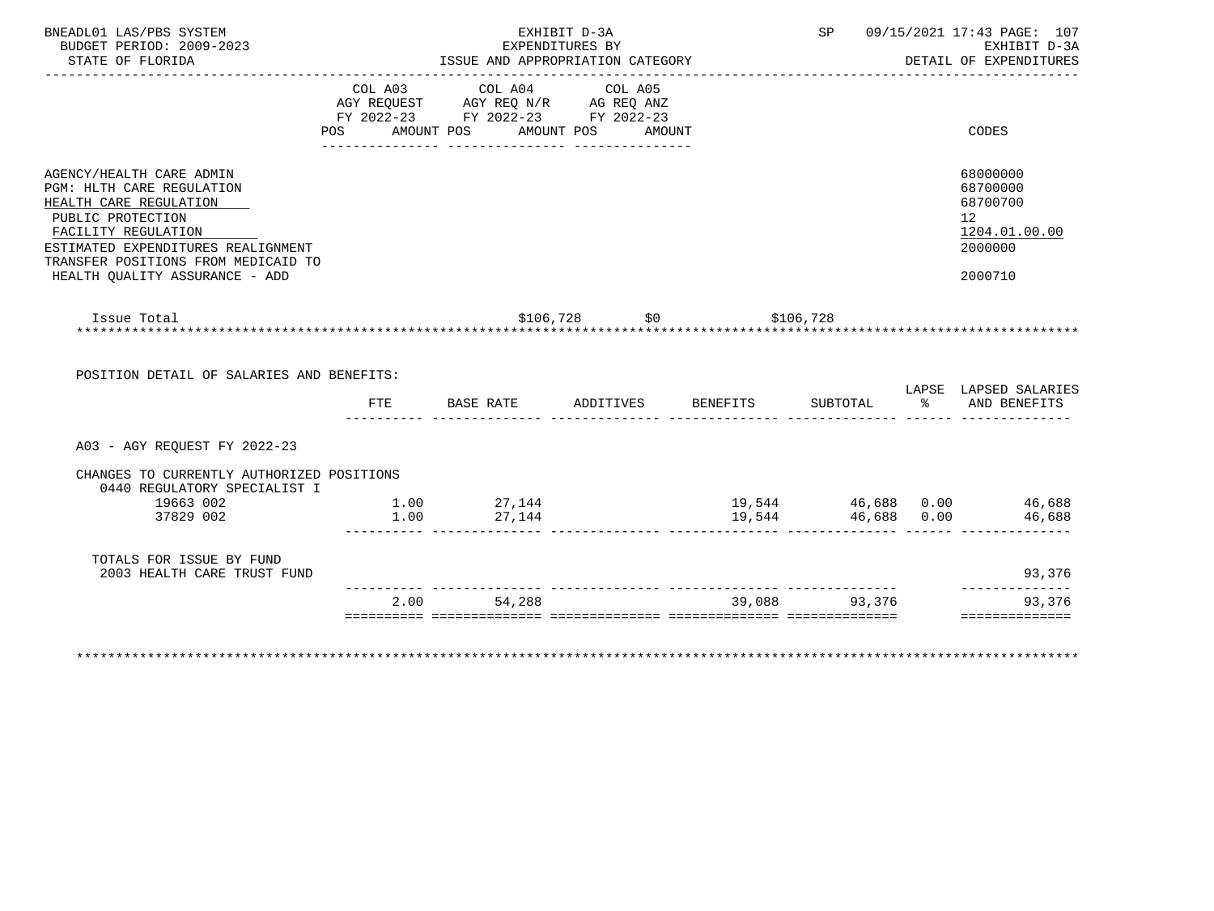BNEADL01 LAS/PBS SYSTEM
BUDGET PERIOD: 2009-2023
STATE OF FLORIDA

EXHIBIT D-3A
EXPENDITURES BY
ISSUE AND APPROPRIATION CATEGORY

SP 09/15/2021 17:43 PAGE: 107
EXHIBIT D-3A
DETAIL OF EXPENDITURES

| | COL A03 AGY REQUEST FY 2022-23 POS AMOUNT | COL A04 AGY REQ N/R FY 2022-23 POS AMOUNT | COL A05 AG REQ ANZ FY 2022-23 POS AMOUNT | CODES |
|---|---|---|---|---|
| AGENCY/HEALTH CARE ADMIN | | | | 68000000 |
| PGM: HLTH CARE REGULATION | | | | 68700000 |
| HEALTH CARE REGULATION | | | | 68700700 |
| PUBLIC PROTECTION | | | | 12 |
| FACILITY REGULATION | | | | 1204.01.00.00 |
| ESTIMATED EXPENDITURES REALIGNMENT | | | | 2000000 |
| TRANSFER POSITIONS FROM MEDICAID TO HEALTH QUALITY ASSURANCE - ADD | | | | 2000710 |
| Issue Total | $106,728 | $0 | $106,728 | |

POSITION DETAIL OF SALARIES AND BENEFITS:

| | FTE | BASE RATE | ADDITIVES | BENEFITS | SUBTOTAL | LAPSE % | LAPSED SALARIES AND BENEFITS |
|---|---|---|---|---|---|---|---|
| A03 - AGY REQUEST FY 2022-23 | | | | | | | |
| CHANGES TO CURRENTLY AUTHORIZED POSITIONS | | | | | | | |
| 0440 REGULATORY SPECIALIST I | | | | | | | |
| 19663 002 | 1.00 | 27,144 | | 19,544 | 46,688 | 0.00 | 46,688 |
| 37829 002 | 1.00 | 27,144 | | 19,544 | 46,688 | 0.00 | 46,688 |
| TOTALS FOR ISSUE BY FUND | | | | | | | |
| 2003 HEALTH CARE TRUST FUND | | | | | | | 93,376 |
| | 2.00 | 54,288 | | 39,088 | 93,376 | | 93,376 |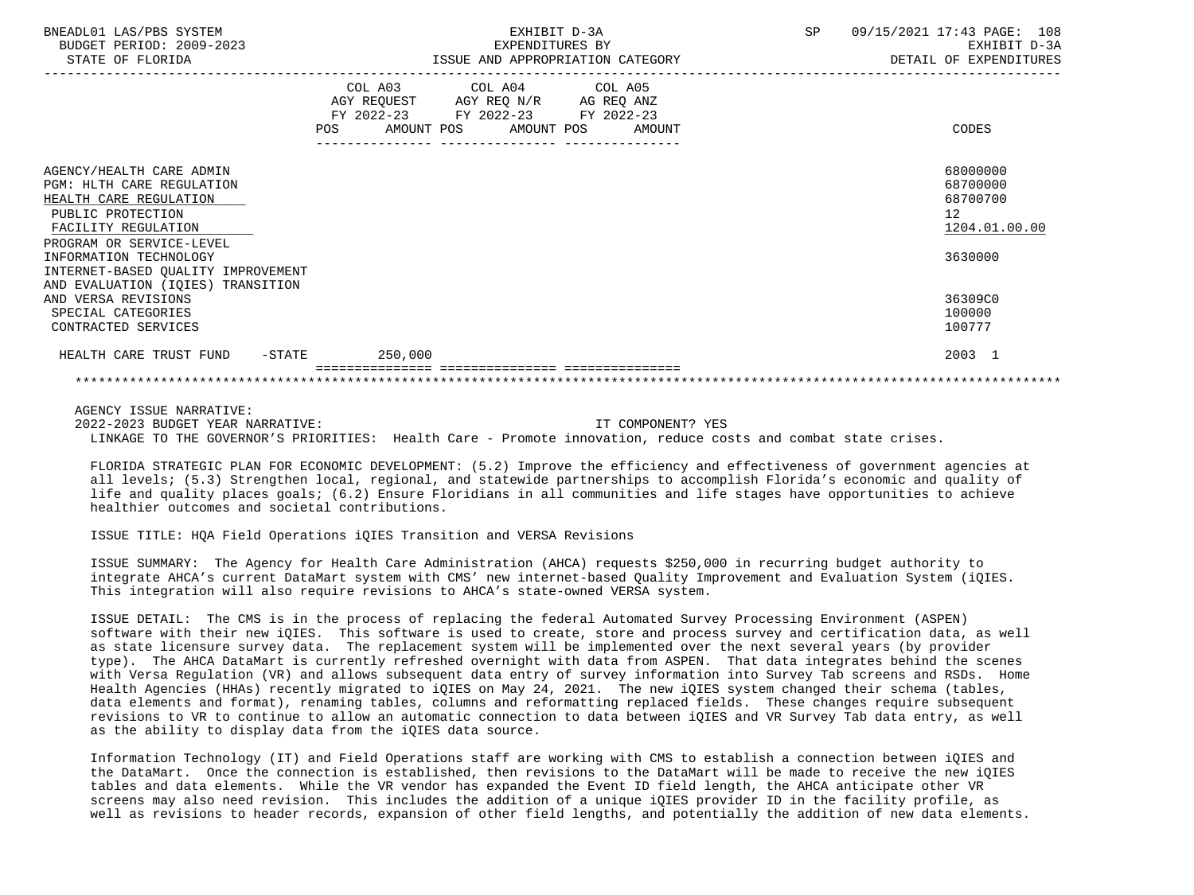| | COL A03 AGY REQUEST FY 2022-23 POS AMOUNT | COL A04 AGY REQ N/R FY 2022-23 POS AMOUNT | COL A05 AG REQ ANZ FY 2022-23 POS AMOUNT | CODES |
|---|---|---|---|---|
| AGENCY/HEALTH CARE ADMIN | | | | 68000000 |
| PGM: HLTH CARE REGULATION | | | | 68700000 |
| HEALTH CARE REGULATION | | | | 68700700 |
| PUBLIC PROTECTION | | | | 12 |
| FACILITY REGULATION | | | | 1204.01.00.00 |
| PROGRAM OR SERVICE-LEVEL INFORMATION TECHNOLOGY | | | | 3630000 |
| INTERNET-BASED QUALITY IMPROVEMENT AND EVALUATION (IQIES) TRANSITION AND VERSA REVISIONS | | | | 36309C0 |
| SPECIAL CATEGORIES | | | | 100000 |
| CONTRACTED SERVICES | | | | 100777 |
| HEALTH CARE TRUST FUND -STATE | 250,000 | | | 2003 1 |

AGENCY ISSUE NARRATIVE:

2022-2023 BUDGET YEAR NARRATIVE: IT COMPONENT? YES

LINKAGE TO THE GOVERNOR'S PRIORITIES: Health Care - Promote innovation, reduce costs and combat state crises.

FLORIDA STRATEGIC PLAN FOR ECONOMIC DEVELOPMENT: (5.2) Improve the efficiency and effectiveness of government agencies at all levels; (5.3) Strengthen local, regional, and statewide partnerships to accomplish Florida's economic and quality of life and quality places goals; (6.2) Ensure Floridians in all communities and life stages have opportunities to achieve healthier outcomes and societal contributions.

ISSUE TITLE: HQA Field Operations iQIES Transition and VERSA Revisions

ISSUE SUMMARY: The Agency for Health Care Administration (AHCA) requests $250,000 in recurring budget authority to integrate AHCA's current DataMart system with CMS' new internet-based Quality Improvement and Evaluation System (iQIES. This integration will also require revisions to AHCA's state-owned VERSA system.

ISSUE DETAIL: The CMS is in the process of replacing the federal Automated Survey Processing Environment (ASPEN) software with their new iQIES. This software is used to create, store and process survey and certification data, as well as state licensure survey data. The replacement system will be implemented over the next several years (by provider type). The AHCA DataMart is currently refreshed overnight with data from ASPEN. That data integrates behind the scenes with Versa Regulation (VR) and allows subsequent data entry of survey information into Survey Tab screens and RSDs. Home Health Agencies (HHAs) recently migrated to iQIES on May 24, 2021. The new iQIES system changed their schema (tables, data elements and format), renaming tables, columns and reformatting replaced fields. These changes require subsequent revisions to VR to continue to allow an automatic connection to data between iQIES and VR Survey Tab data entry, as well as the ability to display data from the iQIES data source.

Information Technology (IT) and Field Operations staff are working with CMS to establish a connection between iQIES and the DataMart. Once the connection is established, then revisions to the DataMart will be made to receive the new iQIES tables and data elements. While the VR vendor has expanded the Event ID field length, the AHCA anticipate other VR screens may also need revision. This includes the addition of a unique iQIES provider ID in the facility profile, as well as revisions to header records, expansion of other field lengths, and potentially the addition of new data elements.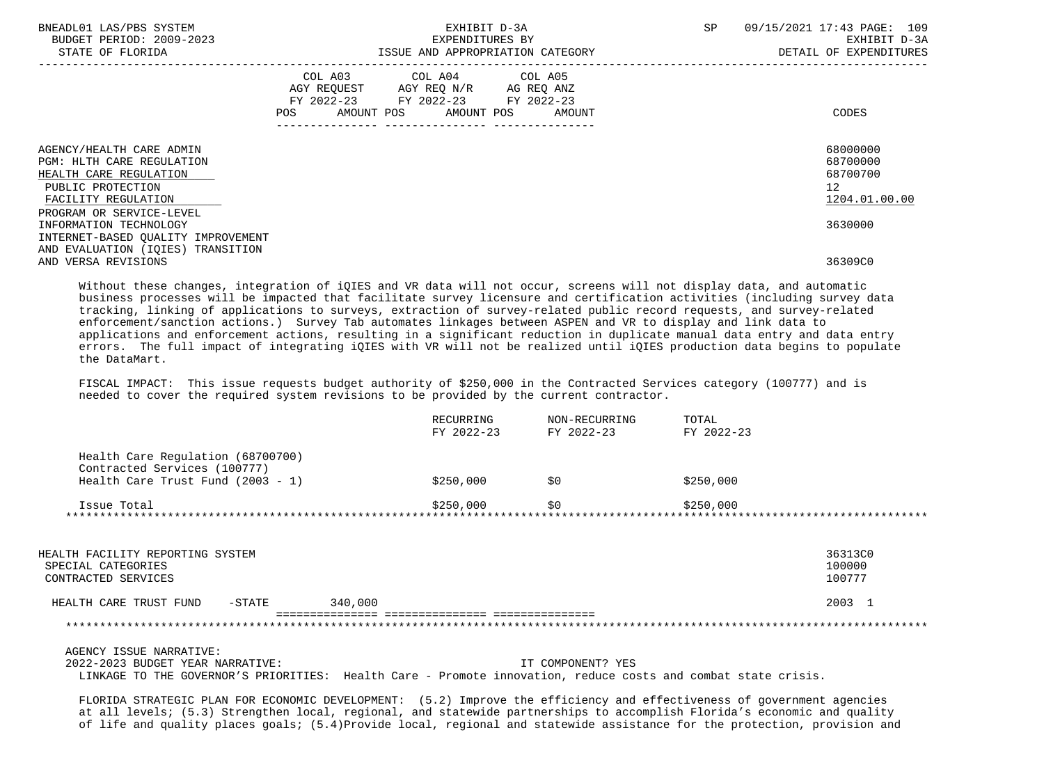| | COL A03 AGY REQUEST FY 2022-23 POS AMOUNT | COL A04 AGY REQ N/R FY 2022-23 POS AMOUNT | COL A05 AG REQ ANZ FY 2022-23 POS AMOUNT | CODES |
|---|---|---|---|---|
| AGENCY/HEALTH CARE ADMIN | | | | 68000000 |
| PGM: HLTH CARE REGULATION | | | | 68700000 |
| HEALTH CARE REGULATION | | | | 68700700 |
| PUBLIC PROTECTION | | | | 12 |
| FACILITY REGULATION | | | | 1204.01.00.00 |
| PROGRAM OR SERVICE-LEVEL INFORMATION TECHNOLOGY | | | | 3630000 |
| INTERNET-BASED QUALITY IMPROVEMENT AND EVALUATION (IQIES) TRANSITION AND VERSA REVISIONS | | | | 36309C0 |

Without these changes, integration of iQIES and VR data will not occur, screens will not display data, and automatic business processes will be impacted that facilitate survey licensure and certification activities (including survey data tracking, linking of applications to surveys, extraction of survey-related public record requests, and survey-related enforcement/sanction actions.) Survey Tab automates linkages between ASPEN and VR to display and link data to applications and enforcement actions, resulting in a significant reduction in duplicate manual data entry and data entry errors. The full impact of integrating iQIES with VR will not be realized until iQIES production data begins to populate the DataMart.

FISCAL IMPACT: This issue requests budget authority of $250,000 in the Contracted Services category (100777) and is needed to cover the required system revisions to be provided by the current contractor.

| | RECURRING FY 2022-23 | NON-RECURRING FY 2022-23 | TOTAL FY 2022-23 |
|---|---|---|---|
| Health Care Regulation (68700700) Contracted Services (100777) Health Care Trust Fund (2003 - 1) | $250,000 | $0 | $250,000 |
| Issue Total | $250,000 | $0 | $250,000 |

*****************************************************************************************************************************

| | COL A03 | COL A04 | COL A05 | CODES |
|---|---|---|---|---|
| HEALTH FACILITY REPORTING SYSTEM | | | | 36313C0 |
| SPECIAL CATEGORIES | | | | 100000 |
| CONTRACTED SERVICES | | | | 100777 |
| HEALTH CARE TRUST FUND -STATE | 340,000 | | | 2003 1 |

*****************************************************************************************************************************

AGENCY ISSUE NARRATIVE:

2022-2023 BUDGET YEAR NARRATIVE: IT COMPONENT? YES

LINKAGE TO THE GOVERNOR'S PRIORITIES: Health Care - Promote innovation, reduce costs and combat state crisis.

FLORIDA STRATEGIC PLAN FOR ECONOMIC DEVELOPMENT: (5.2) Improve the efficiency and effectiveness of government agencies at all levels; (5.3) Strengthen local, regional, and statewide partnerships to accomplish Florida's economic and quality of life and quality places goals; (5.4)Provide local, regional and statewide assistance for the protection, provision and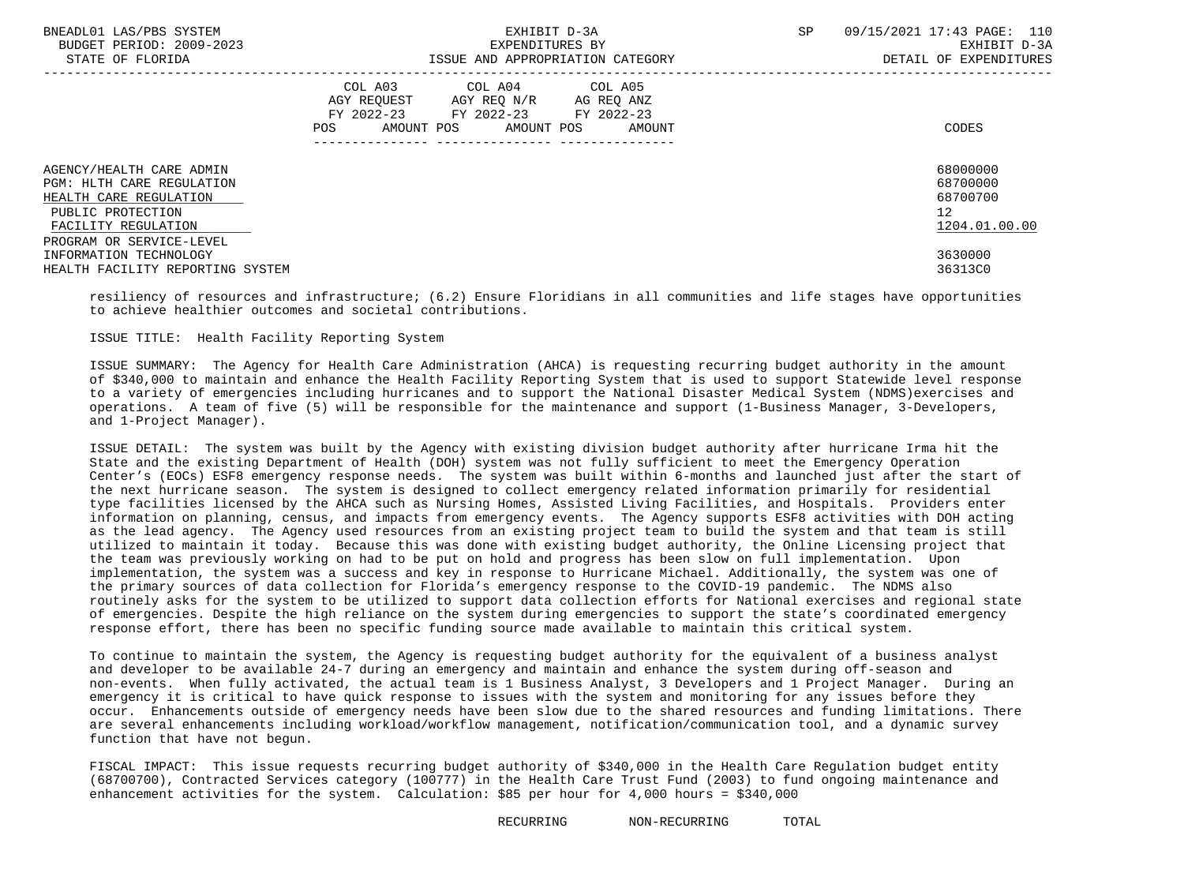| | COL A03 AGY REQUEST FY 2022-23 POS AMOUNT | COL A04 AGY REQ N/R FY 2022-23 POS AMOUNT | COL A05 AG REQ ANZ FY 2022-23 POS AMOUNT | CODES |
|---|---|---|---|---|
| AGENCY/HEALTH CARE ADMIN | | | | 68000000 |
| PGM: HLTH CARE REGULATION | | | | 68700000 |
| HEALTH CARE REGULATION | | | | 68700700 |
| PUBLIC PROTECTION | | | | 12 |
| FACILITY REGULATION | | | | 1204.01.00.00 |
| PROGRAM OR SERVICE-LEVEL | | | | |
| INFORMATION TECHNOLOGY | | | | 3630000 |
| HEALTH FACILITY REPORTING SYSTEM | | | | 36313C0 |

resiliency of resources and infrastructure; (6.2) Ensure Floridians in all communities and life stages have opportunities to achieve healthier outcomes and societal contributions.

ISSUE TITLE: Health Facility Reporting System

ISSUE SUMMARY: The Agency for Health Care Administration (AHCA) is requesting recurring budget authority in the amount of $340,000 to maintain and enhance the Health Facility Reporting System that is used to support Statewide level response to a variety of emergencies including hurricanes and to support the National Disaster Medical System (NDMS)exercises and operations. A team of five (5) will be responsible for the maintenance and support (1-Business Manager, 3-Developers, and 1-Project Manager).

ISSUE DETAIL: The system was built by the Agency with existing division budget authority after hurricane Irma hit the State and the existing Department of Health (DOH) system was not fully sufficient to meet the Emergency Operation Center's (EOCs) ESF8 emergency response needs. The system was built within 6-months and launched just after the start of the next hurricane season. The system is designed to collect emergency related information primarily for residential type facilities licensed by the AHCA such as Nursing Homes, Assisted Living Facilities, and Hospitals. Providers enter information on planning, census, and impacts from emergency events. The Agency supports ESF8 activities with DOH acting as the lead agency. The Agency used resources from an existing project team to build the system and that team is still utilized to maintain it today. Because this was done with existing budget authority, the Online Licensing project that the team was previously working on had to be put on hold and progress has been slow on full implementation. Upon implementation, the system was a success and key in response to Hurricane Michael. Additionally, the system was one of the primary sources of data collection for Florida's emergency response to the COVID-19 pandemic. The NDMS also routinely asks for the system to be utilized to support data collection efforts for National exercises and regional state of emergencies. Despite the high reliance on the system during emergencies to support the state's coordinated emergency response effort, there has been no specific funding source made available to maintain this critical system.

To continue to maintain the system, the Agency is requesting budget authority for the equivalent of a business analyst and developer to be available 24-7 during an emergency and maintain and enhance the system during off-season and non-events. When fully activated, the actual team is 1 Business Analyst, 3 Developers and 1 Project Manager. During an emergency it is critical to have quick response to issues with the system and monitoring for any issues before they occur. Enhancements outside of emergency needs have been slow due to the shared resources and funding limitations. There are several enhancements including workload/workflow management, notification/communication tool, and a dynamic survey function that have not begun.

FISCAL IMPACT: This issue requests recurring budget authority of $340,000 in the Health Care Regulation budget entity (68700700), Contracted Services category (100777) in the Health Care Trust Fund (2003) to fund ongoing maintenance and enhancement activities for the system. Calculation: $85 per hour for 4,000 hours = $340,000

RECURRING NON-RECURRING TOTAL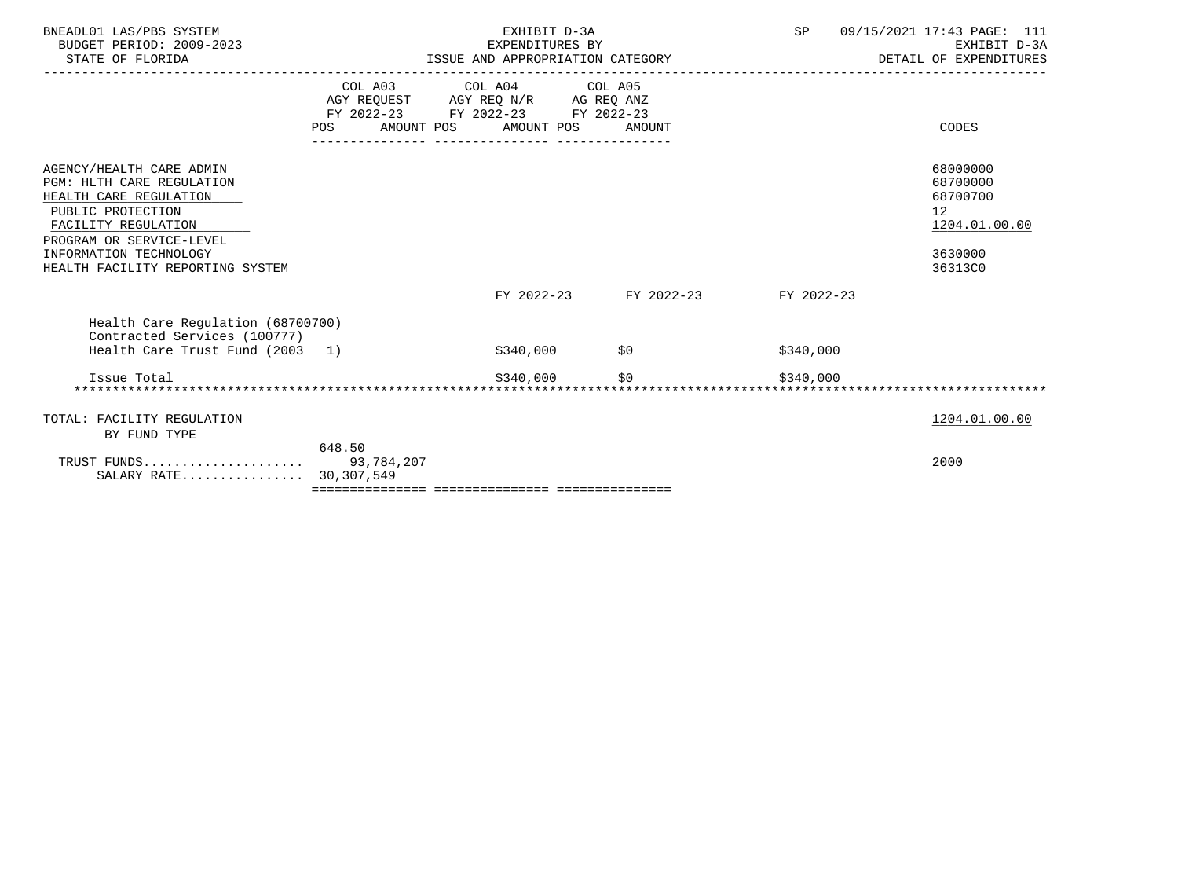BNEADL01 LAS/PBS SYSTEM — EXHIBIT D-3A — EXPENDITURES BY ISSUE AND APPROPRIATION CATEGORY

BUDGET PERIOD: 2009-2023 — STATE OF FLORIDA — SP 09/15/2021 17:43 — EXHIBIT D-3A DETAIL OF EXPENDITURES

| | COL A03 AGY REQUEST FY 2022-23 POS AMOUNT | COL A04 AGY REQ N/R FY 2022-23 POS AMOUNT | COL A05 AG REQ ANZ FY 2022-23 POS AMOUNT | CODES |
|---|---|---|---|---|
| AGENCY/HEALTH CARE ADMIN | | | | 68000000 |
| PGM: HLTH CARE REGULATION | | | | 68700000 |
| HEALTH CARE REGULATION | | | | 68700700 |
| PUBLIC PROTECTION | | | | 12 |
| FACILITY REGULATION | | | | 1204.01.00.00 |
| PROGRAM OR SERVICE-LEVEL | | | | |
| INFORMATION TECHNOLOGY | | | | 3630000 |
| HEALTH FACILITY REPORTING SYSTEM | | | | 36313C0 |

| | FY 2022-23 | FY 2022-23 | FY 2022-23 |
|---|---|---|---|
| Health Care Regulation (68700700) | | | |
| Contracted Services (100777) | | | |
| Health Care Trust Fund (2003 1) | \$340,000 | \$0 | \$340,000 |
| Issue Total | \$340,000 | \$0 | \$340,000 |

| | POS | AMOUNT | CODES |
|---|---|---|---|
| TOTAL: FACILITY REGULATION | | | 1204.01.00.00 |
| BY FUND TYPE | | | |
| TRUST FUNDS | 648.50 | 93,784,207 | 2000 |
| SALARY RATE | | 30,307,549 | |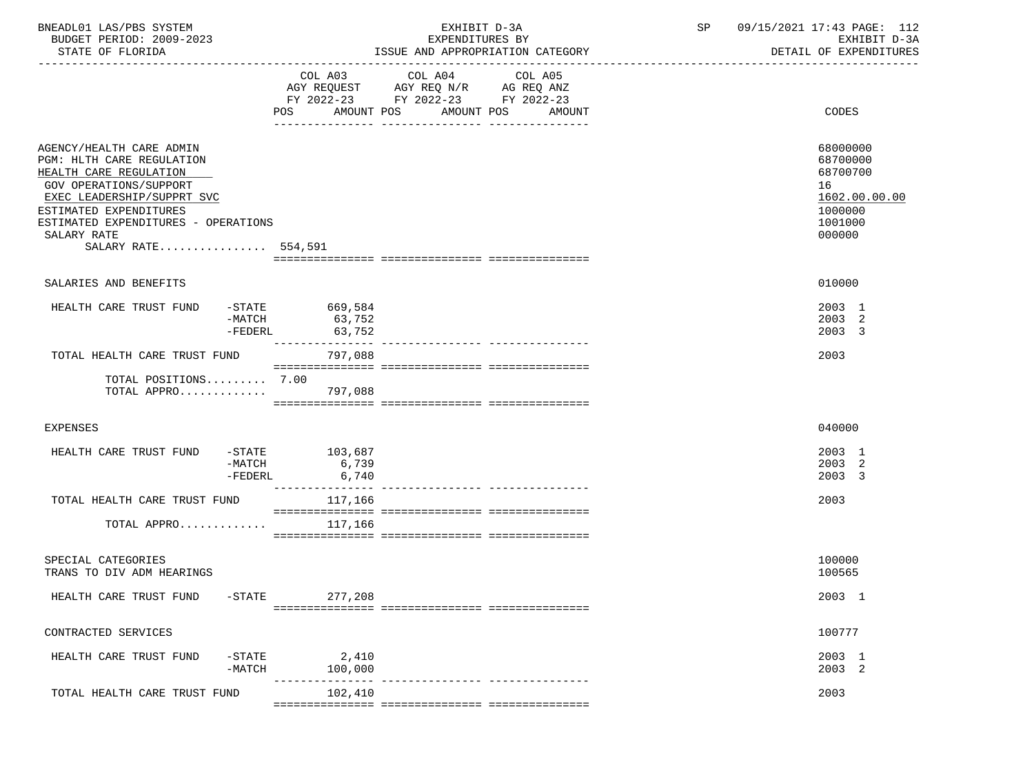BNEADL01 LAS/PBS SYSTEM
BUDGET PERIOD: 2009-2023
STATE OF FLORIDA

EXHIBIT D-3A
EXPENDITURES BY
ISSUE AND APPROPRIATION CATEGORY

SP 09/15/2021 17:43
EXHIBIT D-3A
DETAIL OF EXPENDITURES

| | COL A03 AGY REQUEST FY 2022-23 POS | AMOUNT | COL A04 AGY REQ N/R FY 2022-23 POS | AMOUNT | COL A05 AG REQ ANZ FY 2022-23 POS | AMOUNT | CODES |
|---|---|---|---|---|---|---|---|
| AGENCY/HEALTH CARE ADMIN | | | | | | | 68000000 |
| PGM: HLTH CARE REGULATION | | | | | | | 68700000 |
| HEALTH CARE REGULATION | | | | | | | 68700700 |
| GOV OPERATIONS/SUPPORT | | | | | | | 16 |
| EXEC LEADERSHIP/SUPPRT SVC | | | | | | | 1602.00.00.00 |
| ESTIMATED EXPENDITURES | | | | | | | 1000000 |
| ESTIMATED EXPENDITURES - OPERATIONS | | | | | | | 1001000 |
| SALARY RATE | | | | | | | 000000 |
| SALARY RATE................ | 554,591 | | | | | | |
| SALARIES AND BENEFITS | | | | | | | 010000 |
| HEALTH CARE TRUST FUND -STATE | | 669,584 | | | | | 2003 1 |
| -MATCH | | 63,752 | | | | | 2003 2 |
| -FEDERL | | 63,752 | | | | | 2003 3 |
| TOTAL HEALTH CARE TRUST FUND | | 797,088 | | | | | 2003 |
| TOTAL POSITIONS......... | 7.00 | | | | | | |
| TOTAL APPRO............. | | 797,088 | | | | | |
| EXPENSES | | | | | | | 040000 |
| HEALTH CARE TRUST FUND -STATE | | 103,687 | | | | | 2003 1 |
| -MATCH | | 6,739 | | | | | 2003 2 |
| -FEDERL | | 6,740 | | | | | 2003 3 |
| TOTAL HEALTH CARE TRUST FUND | | 117,166 | | | | | 2003 |
| TOTAL APPRO............. | | 117,166 | | | | | |
| SPECIAL CATEGORIES | | | | | | | 100000 |
| TRANS TO DIV ADM HEARINGS | | | | | | | 100565 |
| HEALTH CARE TRUST FUND -STATE | | 277,208 | | | | | 2003 1 |
| CONTRACTED SERVICES | | | | | | | 100777 |
| HEALTH CARE TRUST FUND -STATE | | 2,410 | | | | | 2003 1 |
| -MATCH | | 100,000 | | | | | 2003 2 |
| TOTAL HEALTH CARE TRUST FUND | | 102,410 | | | | | 2003 |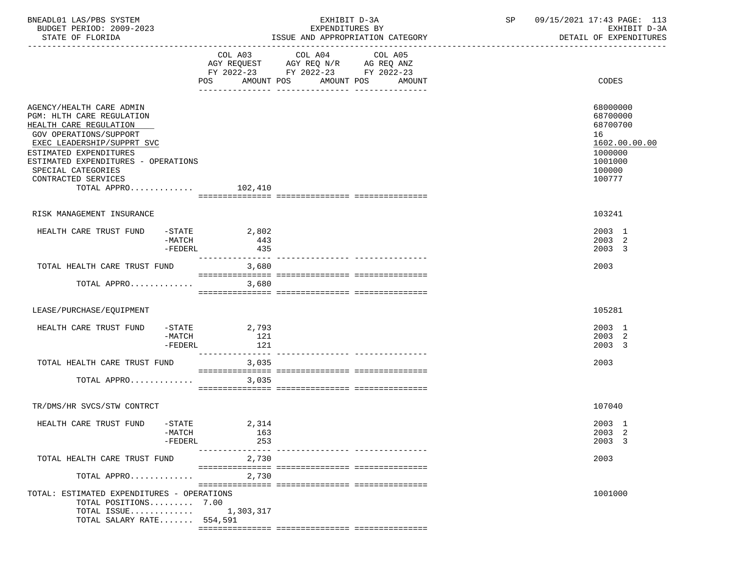BNEADL01 LAS/PBS SYSTEM — EXHIBIT D-3A — SP 09/15/2021 17:43 PAGE: 113
BUDGET PERIOD: 2009-2023 — EXPENDITURES BY — EXHIBIT D-3A
STATE OF FLORIDA — ISSUE AND APPROPRIATION CATEGORY — DETAIL OF EXPENDITURES

| | COL A03 AGY REQUEST FY 2022-23 POS AMOUNT | COL A04 AGY REQ N/R FY 2022-23 POS AMOUNT | COL A05 AG REQ ANZ FY 2022-23 POS AMOUNT | CODES |
|---|---|---|---|---|
| AGENCY/HEALTH CARE ADMIN | | | | 68000000 |
| PGM: HLTH CARE REGULATION | | | | 68700000 |
| HEALTH CARE REGULATION | | | | 68700700 |
| GOV OPERATIONS/SUPPORT | | | | 16 |
| EXEC LEADERSHIP/SUPPRT SVC | | | | 1602.00.00.00 |
| ESTIMATED EXPENDITURES | | | | 1000000 |
| ESTIMATED EXPENDITURES - OPERATIONS | | | | 1001000 |
| SPECIAL CATEGORIES | | | | 100000 |
| CONTRACTED SERVICES | | | | 100777 |
| TOTAL APPRO............. | 102,410 | | | |
| RISK MANAGEMENT INSURANCE | | | | 103241 |
| HEALTH CARE TRUST FUND -STATE | 2,802 | | | 2003 1 |
| -MATCH | 443 | | | 2003 2 |
| -FEDERL | 435 | | | 2003 3 |
| TOTAL HEALTH CARE TRUST FUND | 3,680 | | | 2003 |
| TOTAL APPRO............. | 3,680 | | | |
| LEASE/PURCHASE/EQUIPMENT | | | | 105281 |
| HEALTH CARE TRUST FUND -STATE | 2,793 | | | 2003 1 |
| -MATCH | 121 | | | 2003 2 |
| -FEDERL | 121 | | | 2003 3 |
| TOTAL HEALTH CARE TRUST FUND | 3,035 | | | 2003 |
| TOTAL APPRO............. | 3,035 | | | |
| TR/DMS/HR SVCS/STW CONTRCT | | | | 107040 |
| HEALTH CARE TRUST FUND -STATE | 2,314 | | | 2003 1 |
| -MATCH | 163 | | | 2003 2 |
| -FEDERL | 253 | | | 2003 3 |
| TOTAL HEALTH CARE TRUST FUND | 2,730 | | | 2003 |
| TOTAL APPRO............. | 2,730 | | | |
| TOTAL: ESTIMATED EXPENDITURES - OPERATIONS | | | | 1001000 |
| TOTAL POSITIONS......... | 7.00 | | | |
| TOTAL ISSUE............. | 1,303,317 | | | |
| TOTAL SALARY RATE....... | 554,591 | | | |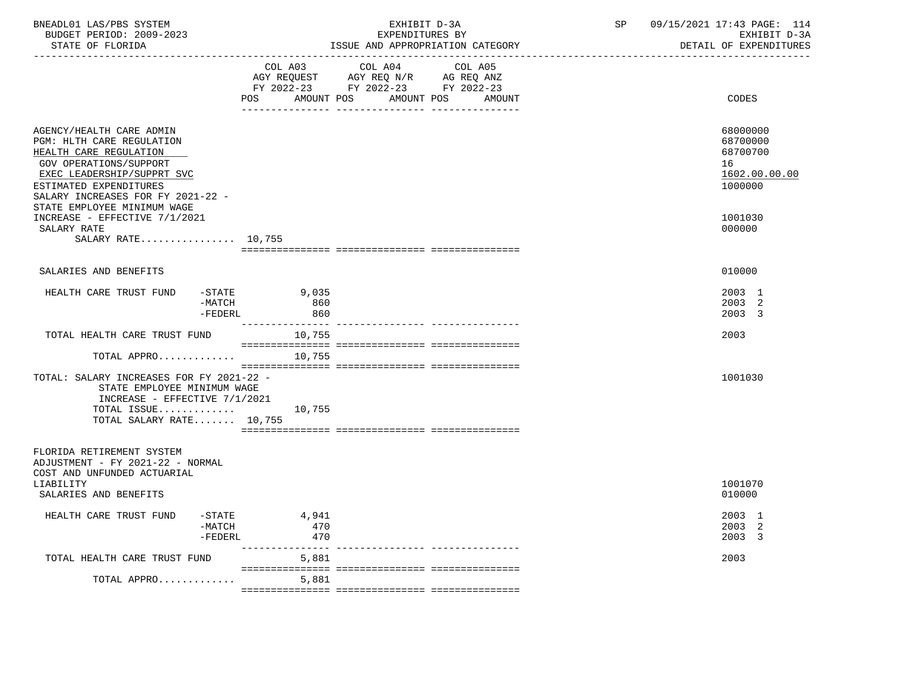BNEADL01 LAS/PBS SYSTEM | BUDGET PERIOD: 2009-2023 | STATE OF FLORIDA

EXHIBIT D-3A
EXPENDITURES BY
ISSUE AND APPROPRIATION CATEGORY

SP 09/15/2021 17:43 PAGE: 114
EXHIBIT D-3A
DETAIL OF EXPENDITURES

| | COL A03 AGY REQUEST FY 2022-23 POS AMOUNT | COL A04 AGY REQ N/R FY 2022-23 POS AMOUNT | COL A05 AG REQ ANZ FY 2022-23 POS AMOUNT | CODES |
|---|---|---|---|---|
| AGENCY/HEALTH CARE ADMIN | | | | 68000000 |
| PGM: HLTH CARE REGULATION | | | | 68700000 |
| HEALTH CARE REGULATION | | | | 68700700 |
| GOV OPERATIONS/SUPPORT | | | | 16 |
| EXEC LEADERSHIP/SUPPRT SVC | | | | 1602.00.00.00 |
| ESTIMATED EXPENDITURES | | | | 1000000 |
| SALARY INCREASES FOR FY 2021-22 - STATE EMPLOYEE MINIMUM WAGE INCREASE - EFFECTIVE 7/1/2021 | | | | 1001030 |
| SALARY RATE | | | | 000000 |
| SALARY RATE................ 10,755 | | | | |
| SALARIES AND BENEFITS | | | | 010000 |
| HEALTH CARE TRUST FUND -STATE | 9,035 | | | 2003 1 |
| -MATCH | 860 | | | 2003 2 |
| -FEDERL | 860 | | | 2003 3 |
| TOTAL HEALTH CARE TRUST FUND | 10,755 | | | 2003 |
| TOTAL APPRO............. | 10,755 | | | |
| TOTAL: SALARY INCREASES FOR FY 2021-22 - STATE EMPLOYEE MINIMUM WAGE INCREASE - EFFECTIVE 7/1/2021 | | | | 1001030 |
| TOTAL ISSUE............. | 10,755 | | | |
| TOTAL SALARY RATE....... 10,755 | | | | |
| FLORIDA RETIREMENT SYSTEM ADJUSTMENT - FY 2021-22 - NORMAL COST AND UNFUNDED ACTUARIAL LIABILITY | | | | 1001070 |
| SALARIES AND BENEFITS | | | | 010000 |
| HEALTH CARE TRUST FUND -STATE | 4,941 | | | 2003 1 |
| -MATCH | 470 | | | 2003 2 |
| -FEDERL | 470 | | | 2003 3 |
| TOTAL HEALTH CARE TRUST FUND | 5,881 | | | 2003 |
| TOTAL APPRO............. | 5,881 | | | |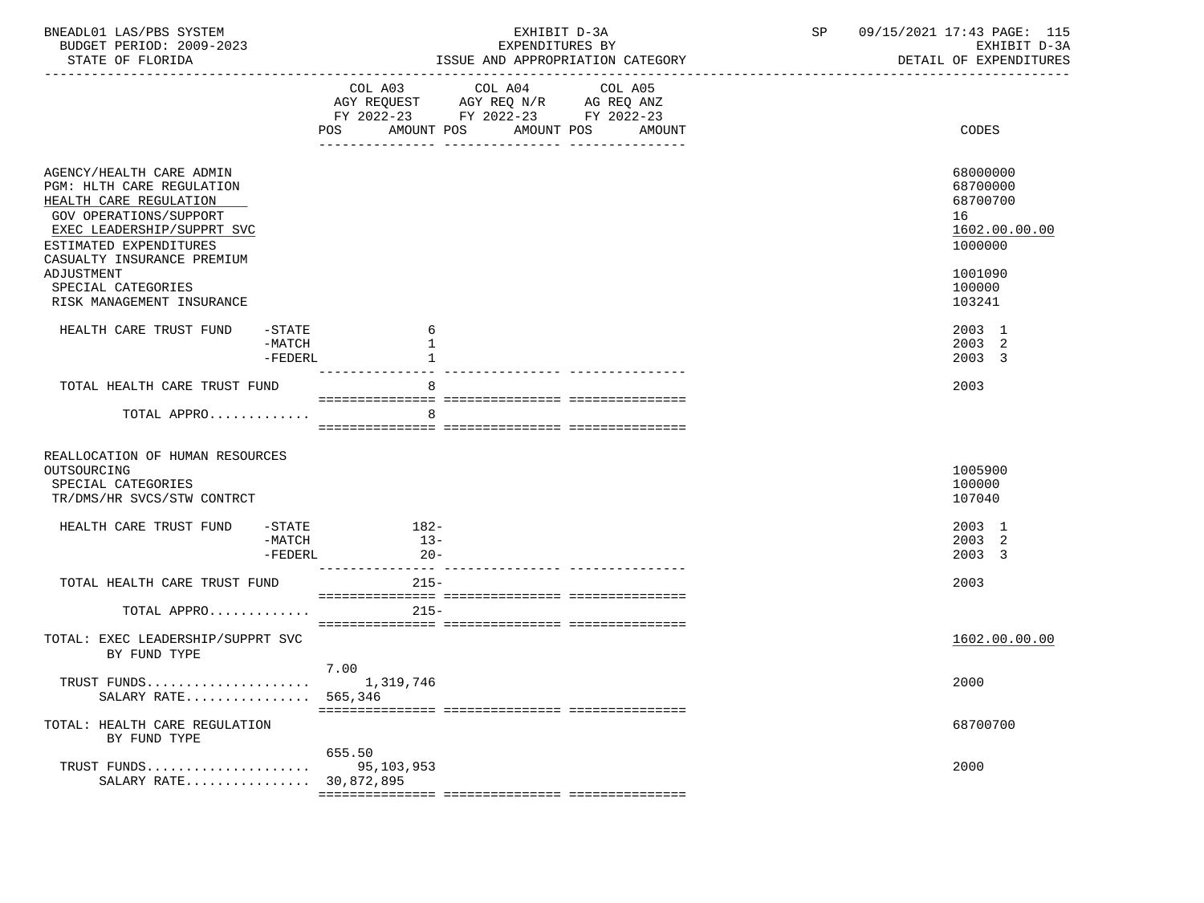BNEADL01 LAS/PBS SYSTEM
BUDGET PERIOD: 2009-2023
STATE OF FLORIDA

EXHIBIT D-3A
EXPENDITURES BY
ISSUE AND APPROPRIATION CATEGORY

SP 09/15/2021 17:43 PAGE: 115
EXHIBIT D-3A
DETAIL OF EXPENDITURES

| | COL A03 AGY REQUEST FY 2022-23 POS | AMOUNT | COL A04 AGY REQ N/R FY 2022-23 POS | AMOUNT | COL A05 AG REQ ANZ FY 2022-23 POS | AMOUNT | CODES |
|---|---|---|---|---|---|---|---|
| AGENCY/HEALTH CARE ADMIN | | | | | | | 68000000 |
| PGM: HLTH CARE REGULATION | | | | | | | 68700000 |
| HEALTH CARE REGULATION | | | | | | | 68700700 |
| GOV OPERATIONS/SUPPORT | | | | | | | 16 |
| EXEC LEADERSHIP/SUPPRT SVC | | | | | | | 1602.00.00.00 |
| ESTIMATED EXPENDITURES | | | | | | | 1000000 |
| CASUALTY INSURANCE PREMIUM ADJUSTMENT | | | | | | | 1001090 |
| SPECIAL CATEGORIES | | | | | | | 100000 |
| RISK MANAGEMENT INSURANCE | | | | | | | 103241 |
| HEALTH CARE TRUST FUND -STATE | | 6 | | | | | 2003 1 |
| -MATCH | | 1 | | | | | 2003 2 |
| -FEDERL | | 1 | | | | | 2003 3 |
| TOTAL HEALTH CARE TRUST FUND | | 8 | | | | | 2003 |
| TOTAL APPRO............. | | 8 | | | | | |
| REALLOCATION OF HUMAN RESOURCES OUTSOURCING | | | | | | | 1005900 |
| SPECIAL CATEGORIES | | | | | | | 100000 |
| TR/DMS/HR SVCS/STW CONTRCT | | | | | | | 107040 |
| HEALTH CARE TRUST FUND -STATE | | 182- | | | | | 2003 1 |
| -MATCH | | 13- | | | | | 2003 2 |
| -FEDERL | | 20- | | | | | 2003 3 |
| TOTAL HEALTH CARE TRUST FUND | | 215- | | | | | 2003 |
| TOTAL APPRO............. | | 215- | | | | | |
| TOTAL: EXEC LEADERSHIP/SUPPRT SVC BY FUND TYPE | | | | | | | 1602.00.00.00 |
| TRUST FUNDS..................... | 7.00 | 1,319,746 | | | | | 2000 |
| SALARY RATE................ | 565,346 | | | | | | |
| TOTAL: HEALTH CARE REGULATION BY FUND TYPE | | | | | | | 68700700 |
| TRUST FUNDS..................... | 655.50 | 95,103,953 | | | | | 2000 |
| SALARY RATE................ | 30,872,895 | | | | | | |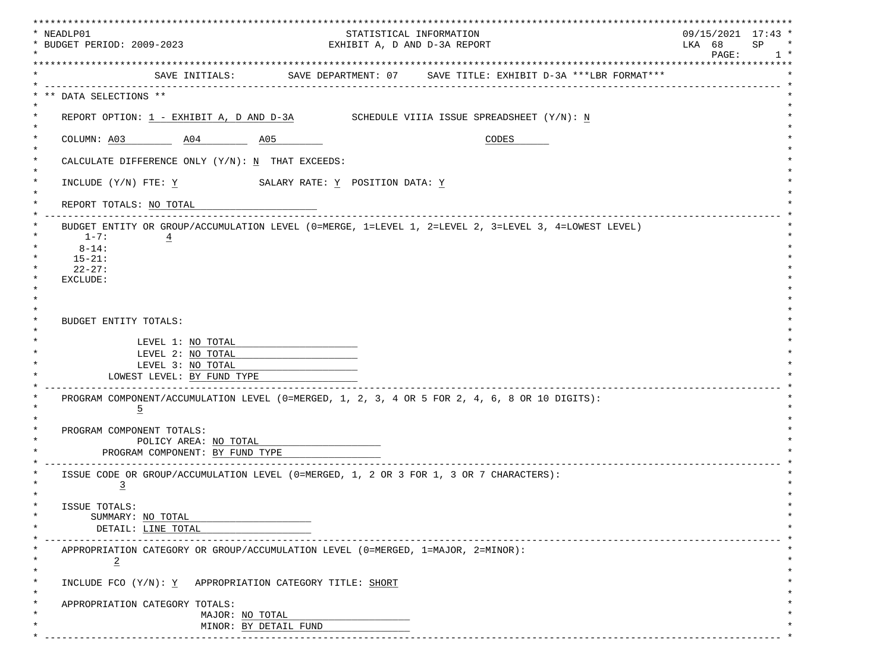```
**********************************************************************************************************************************
* NEADLP01                                     STATISTICAL INFORMATION                                          09/15/2021  17:43 *
* BUDGET PERIOD: 2009-2023                    EXHIBIT A, D AND D-3A REPORT                                      LKA  68     SP    *
*                                                                                                                   PAGE:      1 *
**********************************************************************************************************************************
*                   SAVE INITIALS:         SAVE DEPARTMENT: 07     SAVE TITLE: EXHIBIT D-3A ***LBR FORMAT***                      *
* ------------------------------------------------------------------------------------------------------------------------------ *
* ** DATA SELECTIONS **                                                                                                          *
*                                                                                                                                *
*    REPORT OPTION: 1 - EXHIBIT A, D AND D-3A          SCHEDULE VIIIA ISSUE SPREADSHEET (Y/N): N                                 *
*                                                                                                                                *
*    COLUMN: A03         A04         A05                                  CODES                                                  *
*                                                                                                                                *
*    CALCULATE DIFFERENCE ONLY (Y/N): N  THAT EXCEEDS:                                                                           *
*                                                                                                                                *
*    INCLUDE (Y/N) FTE: Y             SALARY RATE: Y  POSITION DATA: Y                                                           *
*                                                                                                                                *
*    REPORT TOTALS: NO TOTAL                                                                                                     *
* ------------------------------------------------------------------------------------------------------------------------------ *
*    BUDGET ENTITY OR GROUP/ACCUMULATION LEVEL (0=MERGE, 1=LEVEL 1, 2=LEVEL 2, 3=LEVEL 3, 4=LOWEST LEVEL)                        *
*        1-7:          4                                                                                                         *
*       8-14:                                                                                                                    *
*      15-21:                                                                                                                    *
*      22-27:                                                                                                                    *
*    EXCLUDE:                                                                                                                    *
*                                                                                                                                *
*                                                                                                                                *
*                                                                                                                                *
*    BUDGET ENTITY TOTALS:                                                                                                       *
*                                                                                                                                *
*                 LEVEL 1: NO TOTAL                                                                                              *
*                 LEVEL 2: NO TOTAL                                                                                              *
*                 LEVEL 3: NO TOTAL                                                                                              *
*            LOWEST LEVEL: BY FUND TYPE                                                                                          *
* ------------------------------------------------------------------------------------------------------------------------------ *
*    PROGRAM COMPONENT/ACCUMULATION LEVEL (0=MERGED, 1, 2, 3, 4 OR 5 FOR 2, 4, 6, 8 OR 10 DIGITS):                               *
*                 5                                                                                                              *
*                                                                                                                                *
*    PROGRAM COMPONENT TOTALS:                                                                                                   *
*                 POLICY AREA: NO TOTAL                                                                                          *
*           PROGRAM COMPONENT: BY FUND TYPE                                                                                      *
* ------------------------------------------------------------------------------------------------------------------------------ *
*    ISSUE CODE OR GROUP/ACCUMULATION LEVEL (0=MERGED, 1, 2 OR 3 FOR 1, 3 OR 7 CHARACTERS):                                      *
*             3                                                                                                                  *
*                                                                                                                                *
*    ISSUE TOTALS:                                                                                                               *
*         SUMMARY: NO TOTAL                                                                                                      *
*          DETAIL: LINE TOTAL                                                                                                    *
* ------------------------------------------------------------------------------------------------------------------------------ *
*    APPROPRIATION CATEGORY OR GROUP/ACCUMULATION LEVEL (0=MERGED, 1=MAJOR, 2=MINOR):                                            *
*            2                                                                                                                   *
*                                                                                                                                *
*    INCLUDE FCO (Y/N): Y   APPROPRIATION CATEGORY TITLE: SHORT                                                                  *
*                                                                                                                                *
*    APPROPRIATION CATEGORY TOTALS:                                                                                              *
*                           MAJOR: NO TOTAL                                                                                      *
*                           MINOR: BY DETAIL FUND                                                                                *
* ------------------------------------------------------------------------------------------------------------------------------ *
```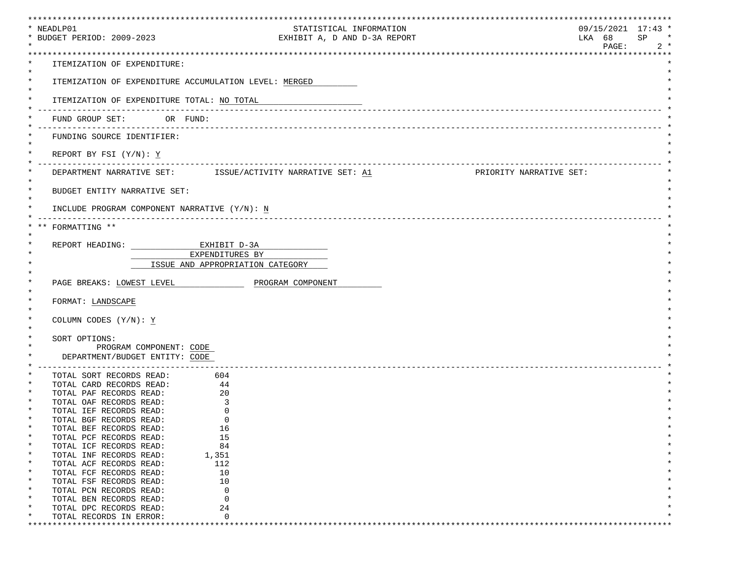```
NEADLP01                                   STATISTICAL INFORMATION                         09/15/2021  17:43
BUDGET PERIOD: 2009-2023                   EXHIBIT A, D AND D-3A REPORT                    LKA 68    SP
                                                                                           PAGE:      2

ITEMIZATION OF EXPENDITURE:

ITEMIZATION OF EXPENDITURE ACCUMULATION LEVEL: MERGED

ITEMIZATION OF EXPENDITURE TOTAL: NO TOTAL
-----------------------------------------------------------------------------------------------------------
FUND GROUP SET:        OR  FUND:
-----------------------------------------------------------------------------------------------------------
FUNDING SOURCE IDENTIFIER:

REPORT BY FSI (Y/N): Y
-----------------------------------------------------------------------------------------------------------
DEPARTMENT NARRATIVE SET:       ISSUE/ACTIVITY NARRATIVE SET: A1                PRIORITY NARRATIVE SET:

BUDGET ENTITY NARRATIVE SET:

INCLUDE PROGRAM COMPONENT NARRATIVE (Y/N): N
-----------------------------------------------------------------------------------------------------------
** FORMATTING **

REPORT HEADING:             EXHIBIT D-3A
                          EXPENDITURES BY
                   ISSUE AND APPROPRIATION CATEGORY

PAGE BREAKS: LOWEST LEVEL             PROGRAM COMPONENT

FORMAT: LANDSCAPE

COLUMN CODES (Y/N): Y

SORT OPTIONS:
          PROGRAM COMPONENT: CODE
  DEPARTMENT/BUDGET ENTITY: CODE
-----------------------------------------------------------------------------------------------------------
TOTAL SORT RECORDS READ:         604
TOTAL CARD RECORDS READ:          44
TOTAL PAF RECORDS READ:           20
TOTAL OAF RECORDS READ:            3
TOTAL IEF RECORDS READ:            0
TOTAL BGF RECORDS READ:            0
TOTAL BEF RECORDS READ:           16
TOTAL PCF RECORDS READ:           15
TOTAL ICF RECORDS READ:           84
TOTAL INF RECORDS READ:        1,351
TOTAL ACF RECORDS READ:          112
TOTAL FCF RECORDS READ:           10
TOTAL FSF RECORDS READ:           10
TOTAL PCN RECORDS READ:            0
TOTAL BEN RECORDS READ:            0
TOTAL DPC RECORDS READ:           24
TOTAL RECORDS IN ERROR:            0
```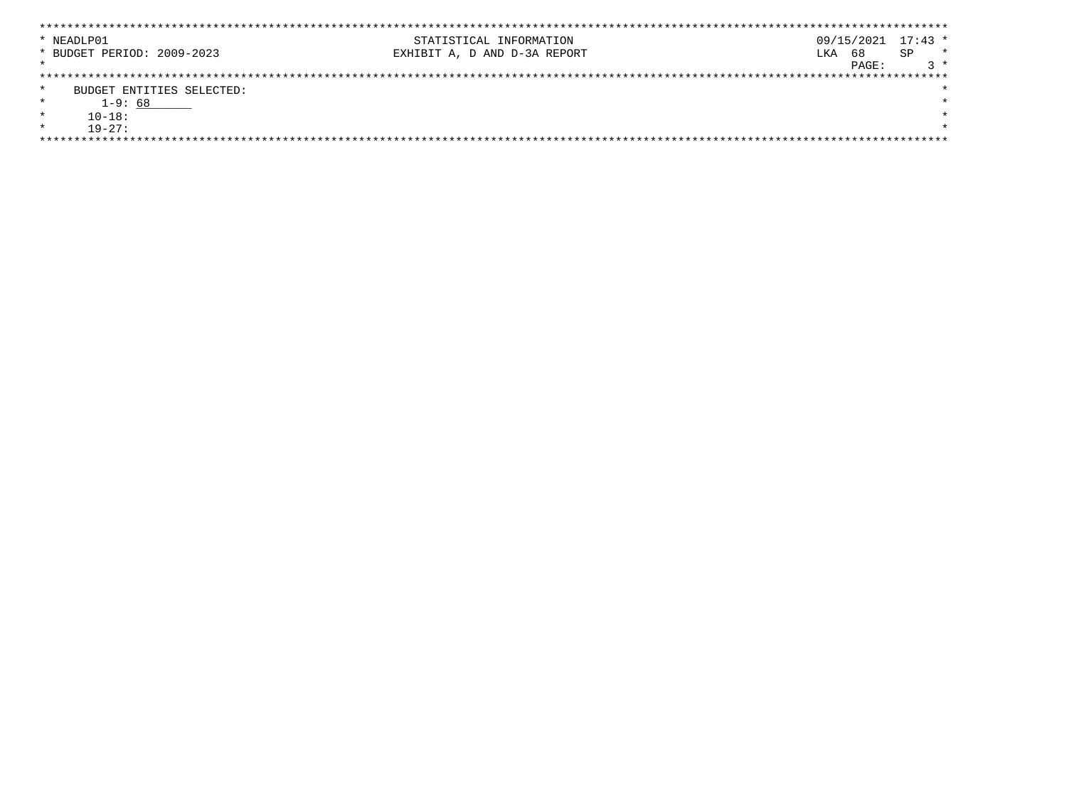```
*******************************************************************************************************************
* NEADLP01                                    STATISTICAL INFORMATION                            09/15/2021  17:43 *
* BUDGET PERIOD: 2009-2023                   EXHIBIT A, D AND D-3A REPORT                        LKA  68    SP     *
*                                                                                                       PAGE:     3 *
*******************************************************************************************************************
*    BUDGET ENTITIES SELECTED:                                                                                    *
*       1-9: 68______                                                                                             *
*      10-18:                                                                                                     *
*      19-27:                                                                                                     *
*******************************************************************************************************************
```